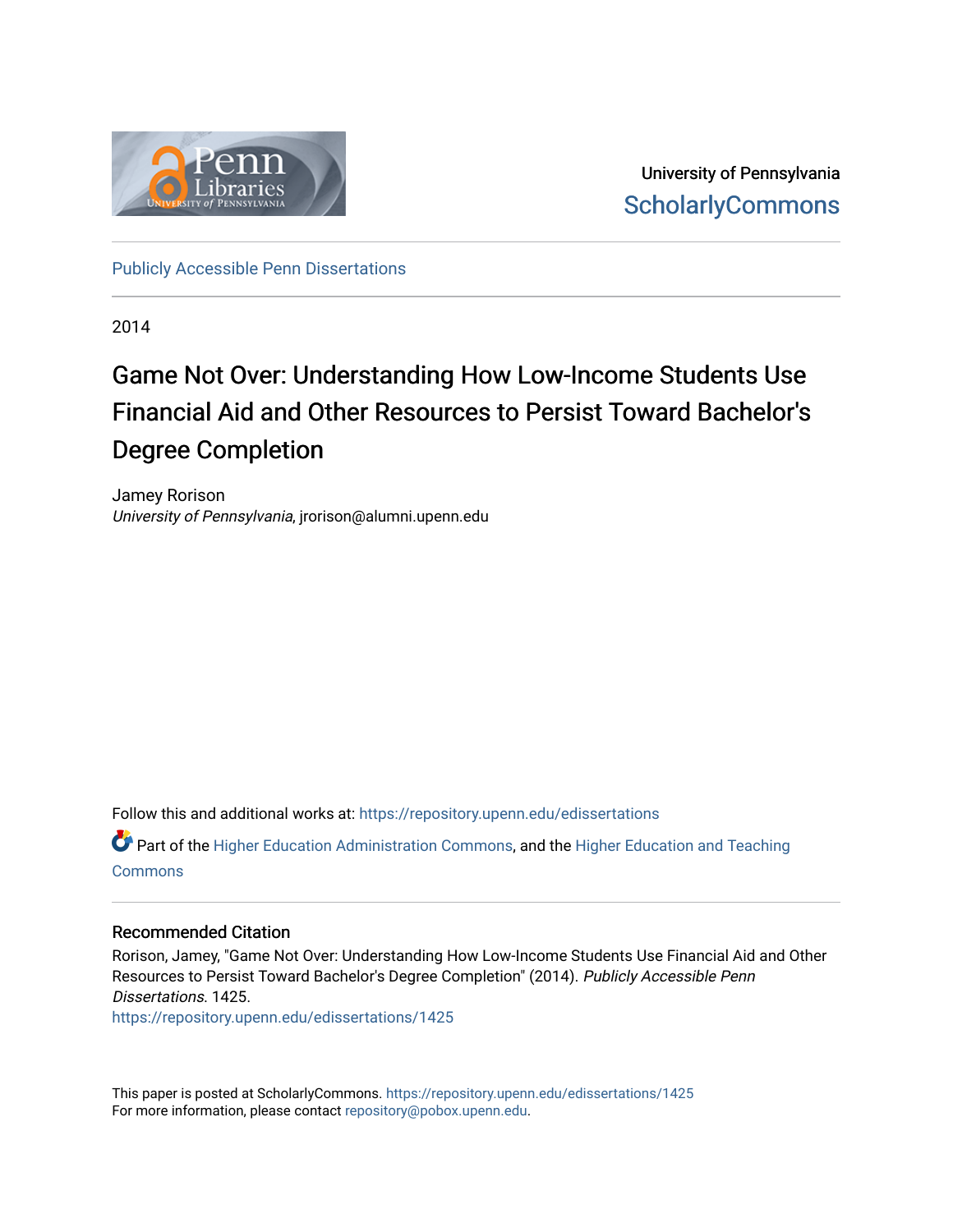University of Pennsylvania
ScholarlyCommons

Publicly Accessible Penn Dissertations

2014

# Game Not Over: Understanding How Low-Income Students Use Financial Aid and Other Resources to Persist Toward Bachelor's Degree Completion

Jamey Rorison
*University of Pennsylvania*, jrorison@alumni.upenn.edu

Follow this and additional works at: https://repository.upenn.edu/edissertations

Part of the Higher Education Administration Commons, and the Higher Education and Teaching Commons

## Recommended Citation

Rorison, Jamey, "Game Not Over: Understanding How Low-Income Students Use Financial Aid and Other Resources to Persist Toward Bachelor's Degree Completion" (2014). *Publicly Accessible Penn Dissertations*. 1425.
https://repository.upenn.edu/edissertations/1425

This paper is posted at ScholarlyCommons. https://repository.upenn.edu/edissertations/1425
For more information, please contact repository@pobox.upenn.edu.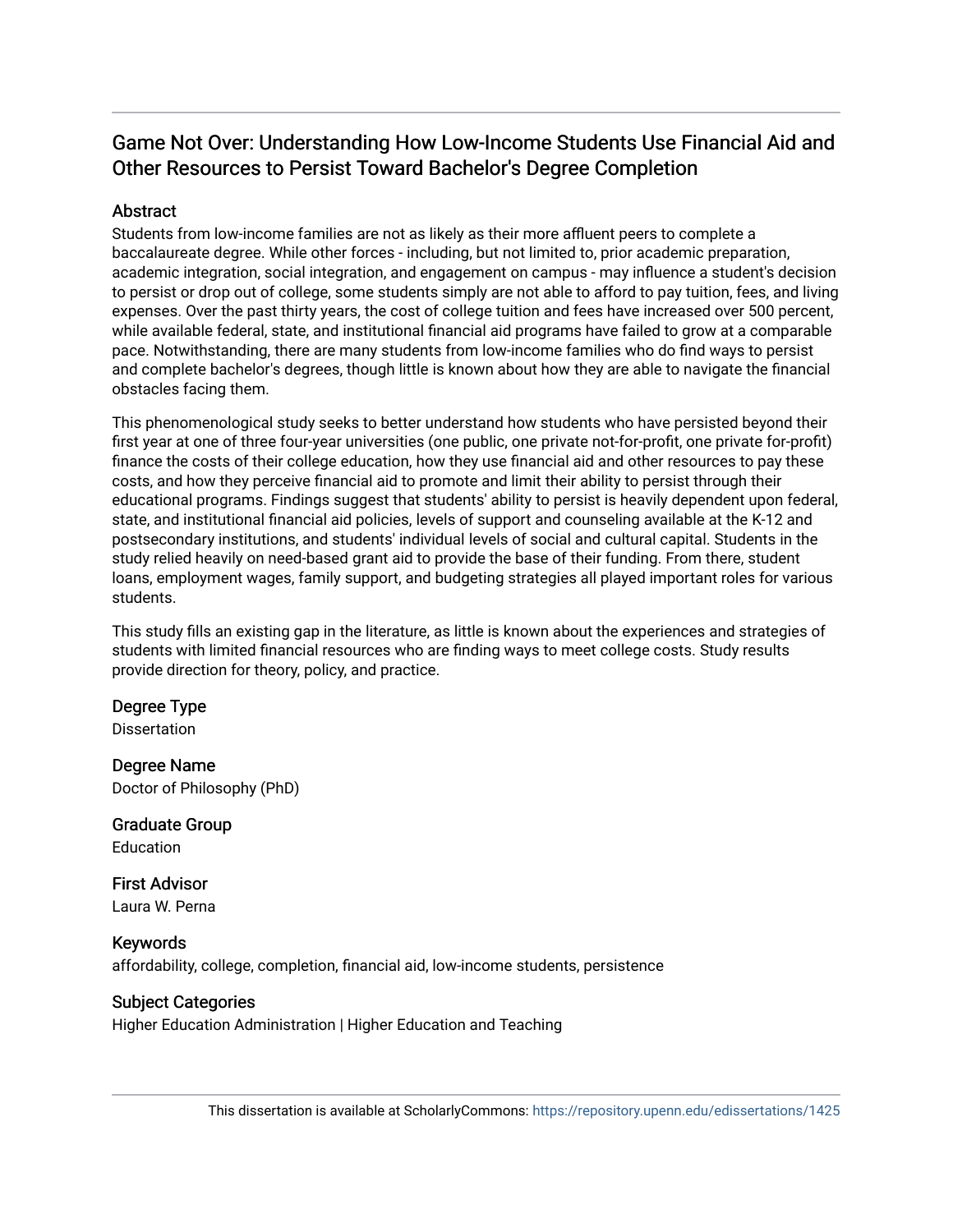## Game Not Over: Understanding How Low-Income Students Use Financial Aid and Other Resources to Persist Toward Bachelor's Degree Completion

### Abstract

Students from low-income families are not as likely as their more affluent peers to complete a baccalaureate degree. While other forces - including, but not limited to, prior academic preparation, academic integration, social integration, and engagement on campus - may influence a student's decision to persist or drop out of college, some students simply are not able to afford to pay tuition, fees, and living expenses. Over the past thirty years, the cost of college tuition and fees have increased over 500 percent, while available federal, state, and institutional financial aid programs have failed to grow at a comparable pace. Notwithstanding, there are many students from low-income families who do find ways to persist and complete bachelor's degrees, though little is known about how they are able to navigate the financial obstacles facing them.

This phenomenological study seeks to better understand how students who have persisted beyond their first year at one of three four-year universities (one public, one private not-for-profit, one private for-profit) finance the costs of their college education, how they use financial aid and other resources to pay these costs, and how they perceive financial aid to promote and limit their ability to persist through their educational programs. Findings suggest that students' ability to persist is heavily dependent upon federal, state, and institutional financial aid policies, levels of support and counseling available at the K-12 and postsecondary institutions, and students' individual levels of social and cultural capital. Students in the study relied heavily on need-based grant aid to provide the base of their funding. From there, student loans, employment wages, family support, and budgeting strategies all played important roles for various students.

This study fills an existing gap in the literature, as little is known about the experiences and strategies of students with limited financial resources who are finding ways to meet college costs. Study results provide direction for theory, policy, and practice.

### Degree Type

Dissertation

### Degree Name

Doctor of Philosophy (PhD)

### Graduate Group

Education

### First Advisor

Laura W. Perna

### Keywords

affordability, college, completion, financial aid, low-income students, persistence

### Subject Categories

Higher Education Administration | Higher Education and Teaching

This dissertation is available at ScholarlyCommons: https://repository.upenn.edu/edissertations/1425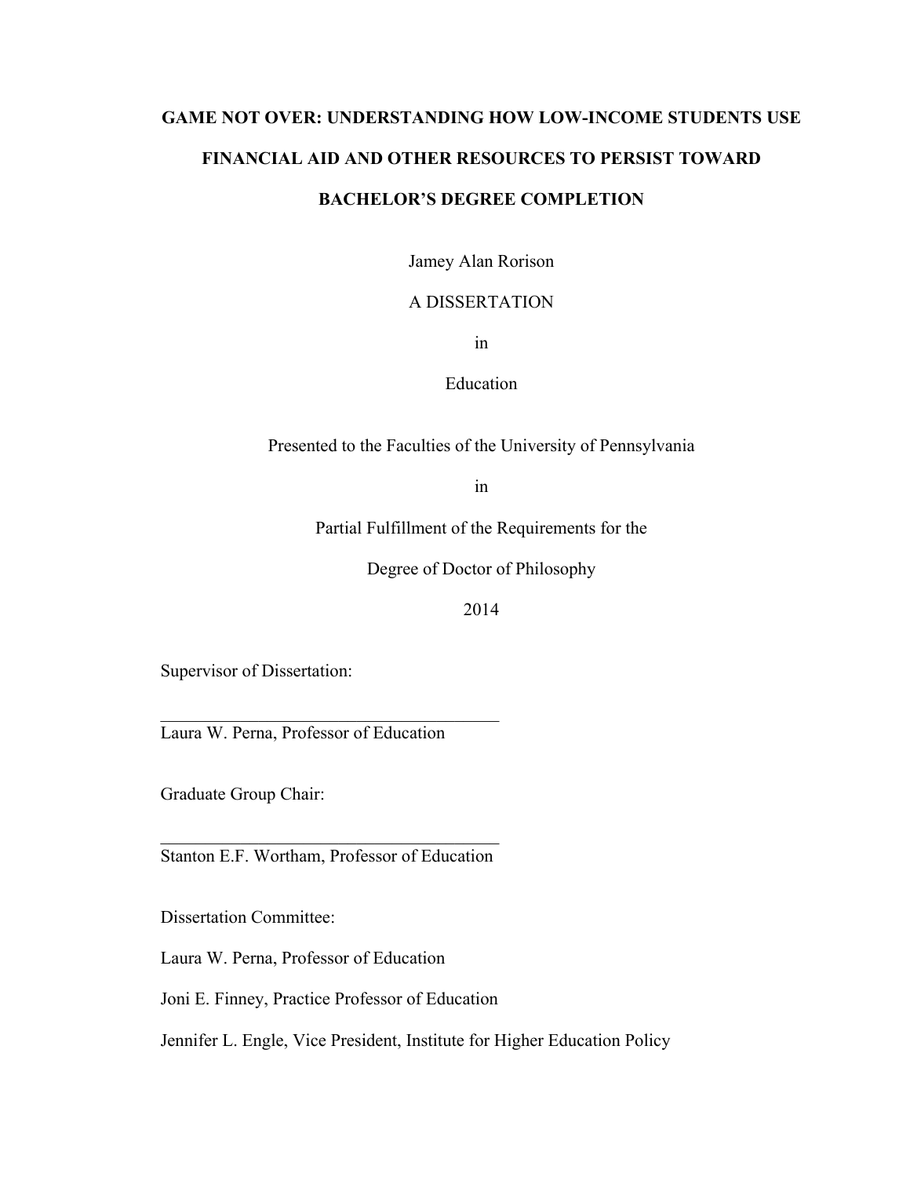# GAME NOT OVER: UNDERSTANDING HOW LOW-INCOME STUDENTS USE FINANCIAL AID AND OTHER RESOURCES TO PERSIST TOWARD BACHELOR'S DEGREE COMPLETION

Jamey Alan Rorison

A DISSERTATION

in

Education

Presented to the Faculties of the University of Pennsylvania

in

Partial Fulfillment of the Requirements for the

Degree of Doctor of Philosophy

2014

Supervisor of Dissertation:

\_\_\_\_\_\_\_\_\_\_\_\_\_\_\_\_\_\_\_\_\_\_\_\_\_\_\_\_\_\_\_\_\_\_\_\_\_\_\_\_

Laura W. Perna, Professor of Education

Graduate Group Chair:

\_\_\_\_\_\_\_\_\_\_\_\_\_\_\_\_\_\_\_\_\_\_\_\_\_\_\_\_\_\_\_\_\_\_\_\_\_\_\_\_

Stanton E.F. Wortham, Professor of Education

Dissertation Committee:

Laura W. Perna, Professor of Education

Joni E. Finney, Practice Professor of Education

Jennifer L. Engle, Vice President, Institute for Higher Education Policy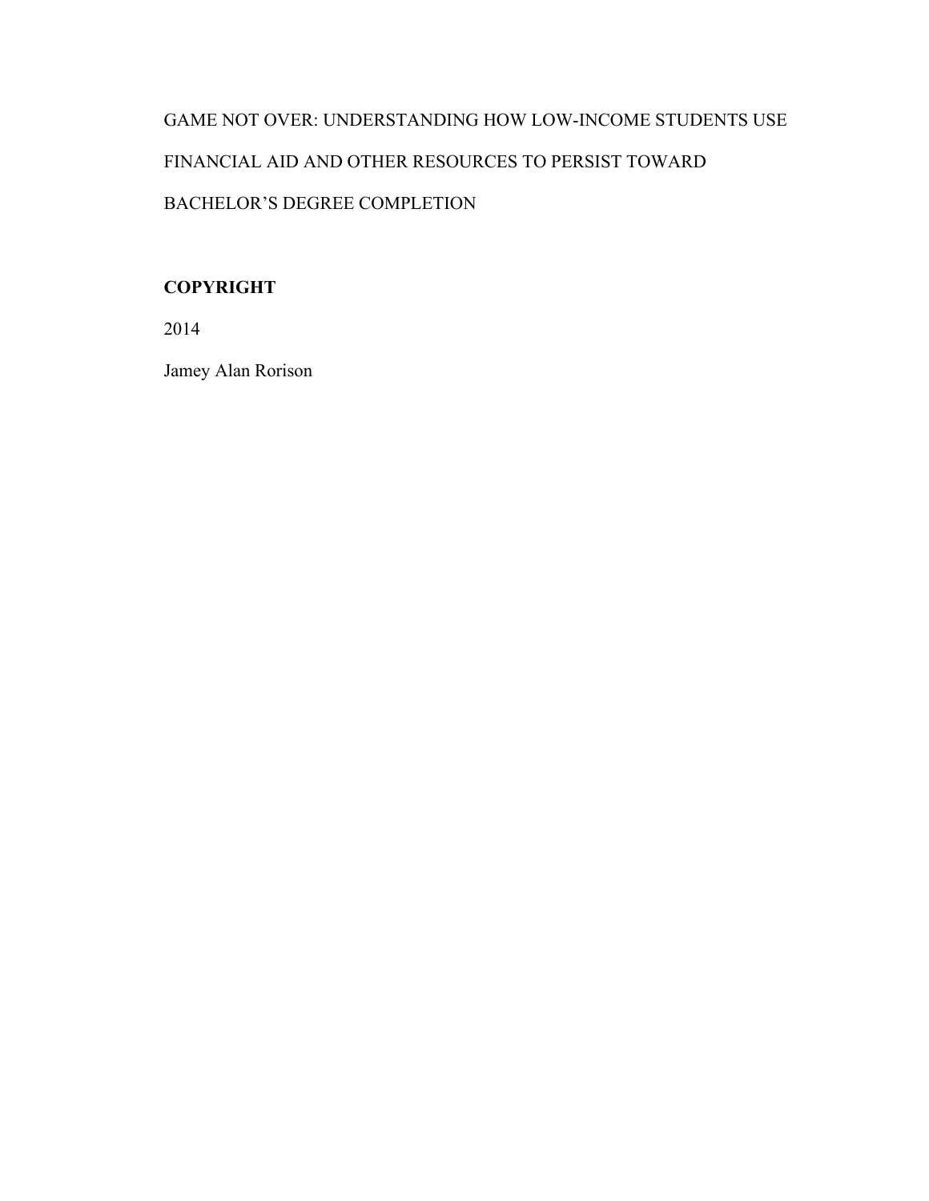GAME NOT OVER: UNDERSTANDING HOW LOW-INCOME STUDENTS USE FINANCIAL AID AND OTHER RESOURCES TO PERSIST TOWARD BACHELOR'S DEGREE COMPLETION

**COPYRIGHT**

2014

Jamey Alan Rorison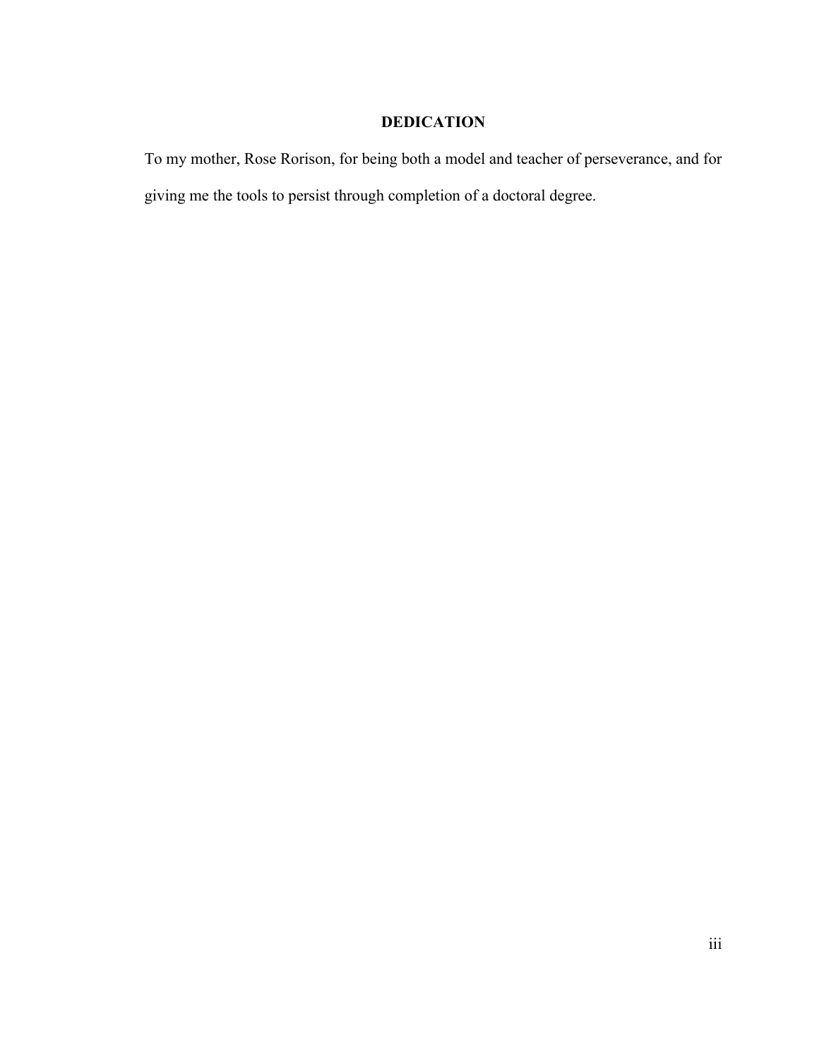# DEDICATION

To my mother, Rose Rorison, for being both a model and teacher of perseverance, and for giving me the tools to persist through completion of a doctoral degree.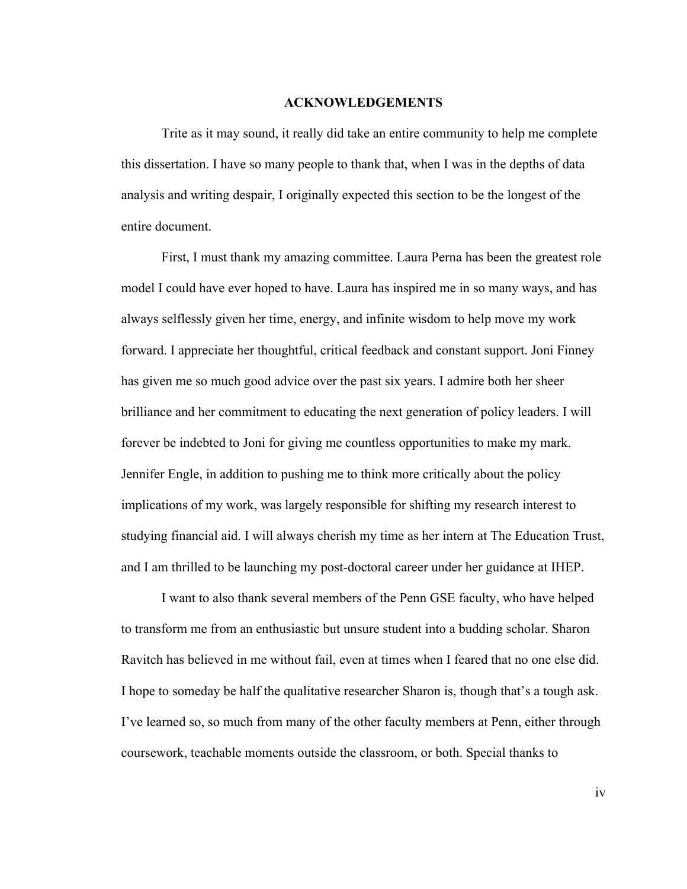# ACKNOWLEDGEMENTS

Trite as it may sound, it really did take an entire community to help me complete this dissertation. I have so many people to thank that, when I was in the depths of data analysis and writing despair, I originally expected this section to be the longest of the entire document.

First, I must thank my amazing committee. Laura Perna has been the greatest role model I could have ever hoped to have. Laura has inspired me in so many ways, and has always selflessly given her time, energy, and infinite wisdom to help move my work forward. I appreciate her thoughtful, critical feedback and constant support. Joni Finney has given me so much good advice over the past six years. I admire both her sheer brilliance and her commitment to educating the next generation of policy leaders. I will forever be indebted to Joni for giving me countless opportunities to make my mark. Jennifer Engle, in addition to pushing me to think more critically about the policy implications of my work, was largely responsible for shifting my research interest to studying financial aid. I will always cherish my time as her intern at The Education Trust, and I am thrilled to be launching my post-doctoral career under her guidance at IHEP.

I want to also thank several members of the Penn GSE faculty, who have helped to transform me from an enthusiastic but unsure student into a budding scholar. Sharon Ravitch has believed in me without fail, even at times when I feared that no one else did. I hope to someday be half the qualitative researcher Sharon is, though that's a tough ask. I've learned so, so much from many of the other faculty members at Penn, either through coursework, teachable moments outside the classroom, or both. Special thanks to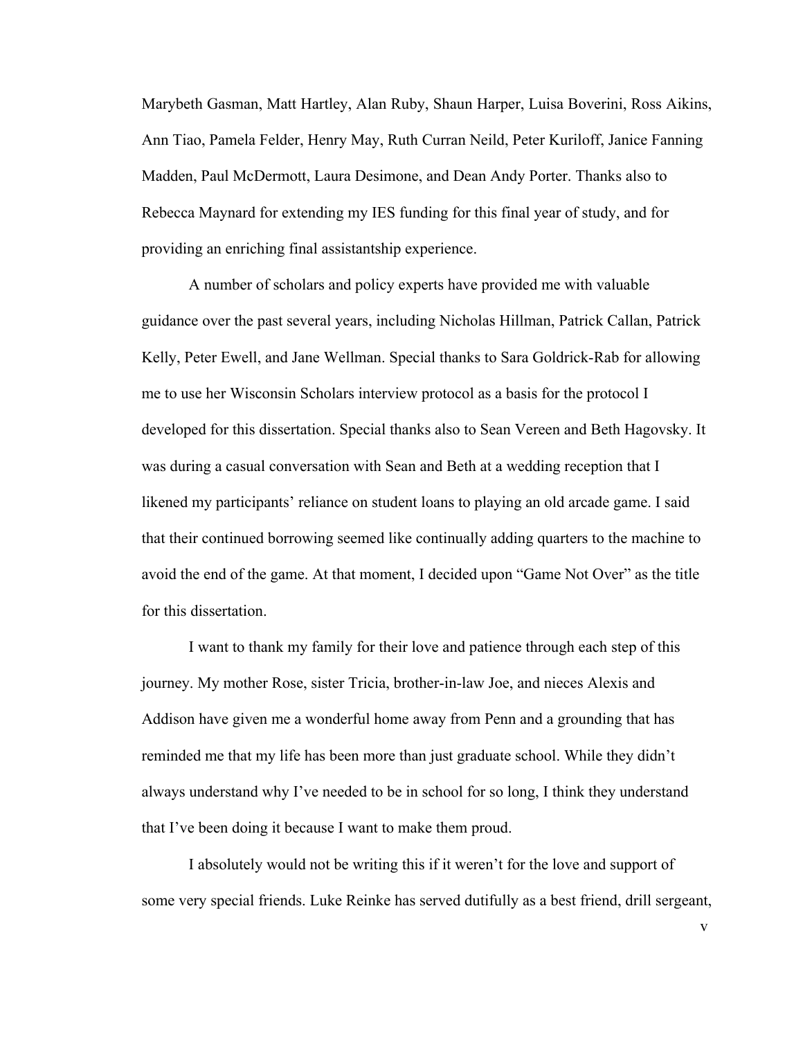Marybeth Gasman, Matt Hartley, Alan Ruby, Shaun Harper, Luisa Boverini, Ross Aikins, Ann Tiao, Pamela Felder, Henry May, Ruth Curran Neild, Peter Kuriloff, Janice Fanning Madden, Paul McDermott, Laura Desimone, and Dean Andy Porter. Thanks also to Rebecca Maynard for extending my IES funding for this final year of study, and for providing an enriching final assistantship experience.

A number of scholars and policy experts have provided me with valuable guidance over the past several years, including Nicholas Hillman, Patrick Callan, Patrick Kelly, Peter Ewell, and Jane Wellman. Special thanks to Sara Goldrick-Rab for allowing me to use her Wisconsin Scholars interview protocol as a basis for the protocol I developed for this dissertation. Special thanks also to Sean Vereen and Beth Hagovsky. It was during a casual conversation with Sean and Beth at a wedding reception that I likened my participants' reliance on student loans to playing an old arcade game. I said that their continued borrowing seemed like continually adding quarters to the machine to avoid the end of the game. At that moment, I decided upon "Game Not Over" as the title for this dissertation.

I want to thank my family for their love and patience through each step of this journey. My mother Rose, sister Tricia, brother-in-law Joe, and nieces Alexis and Addison have given me a wonderful home away from Penn and a grounding that has reminded me that my life has been more than just graduate school. While they didn't always understand why I've needed to be in school for so long, I think they understand that I've been doing it because I want to make them proud.

I absolutely would not be writing this if it weren't for the love and support of some very special friends. Luke Reinke has served dutifully as a best friend, drill sergeant,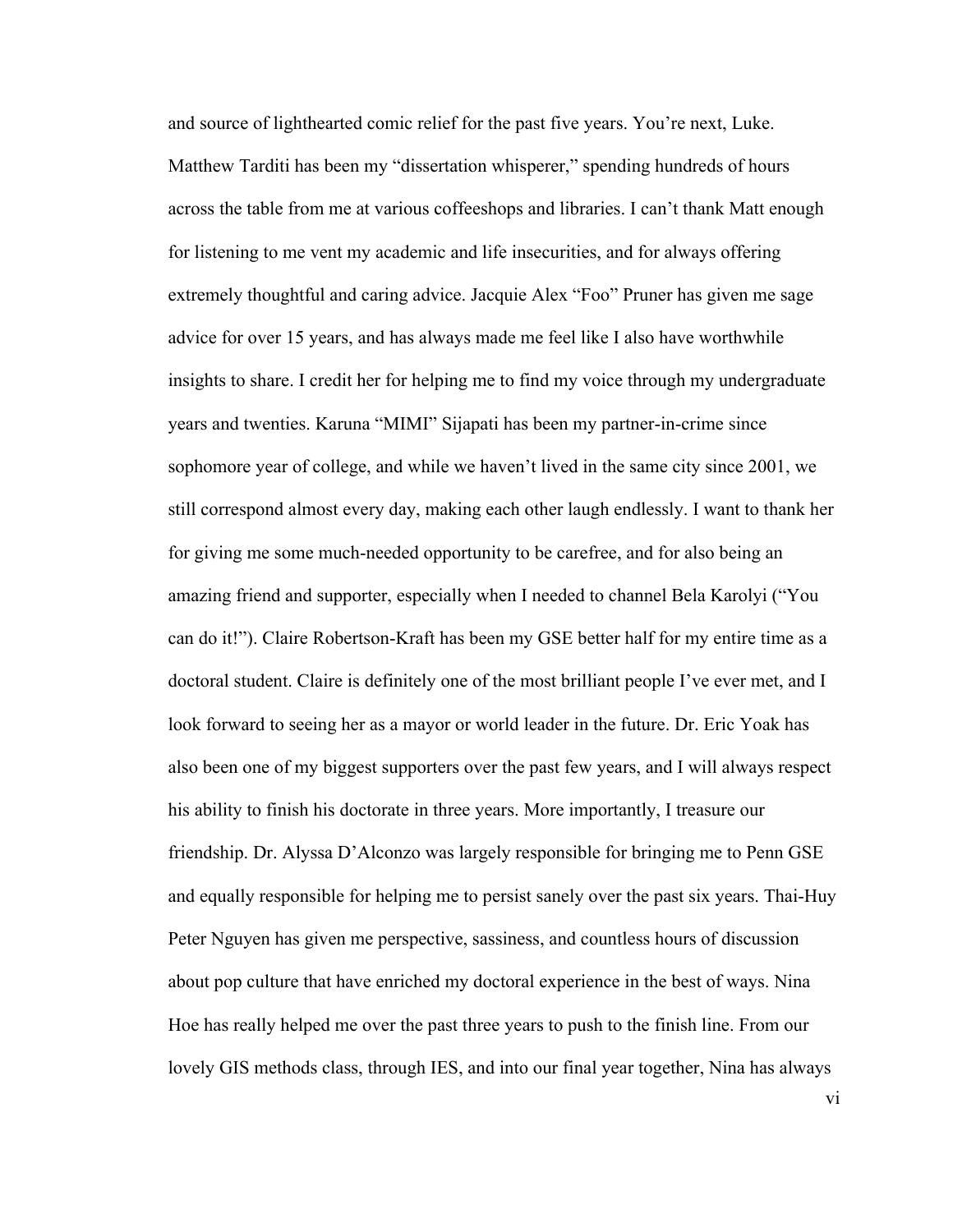and source of lighthearted comic relief for the past five years. You're next, Luke. Matthew Tarditi has been my "dissertation whisperer," spending hundreds of hours across the table from me at various coffeeshops and libraries. I can't thank Matt enough for listening to me vent my academic and life insecurities, and for always offering extremely thoughtful and caring advice. Jacquie Alex "Foo" Pruner has given me sage advice for over 15 years, and has always made me feel like I also have worthwhile insights to share. I credit her for helping me to find my voice through my undergraduate years and twenties. Karuna "MIMI" Sijapati has been my partner-in-crime since sophomore year of college, and while we haven't lived in the same city since 2001, we still correspond almost every day, making each other laugh endlessly. I want to thank her for giving me some much-needed opportunity to be carefree, and for also being an amazing friend and supporter, especially when I needed to channel Bela Karolyi ("You can do it!"). Claire Robertson-Kraft has been my GSE better half for my entire time as a doctoral student. Claire is definitely one of the most brilliant people I've ever met, and I look forward to seeing her as a mayor or world leader in the future. Dr. Eric Yoak has also been one of my biggest supporters over the past few years, and I will always respect his ability to finish his doctorate in three years. More importantly, I treasure our friendship. Dr. Alyssa D'Alconzo was largely responsible for bringing me to Penn GSE and equally responsible for helping me to persist sanely over the past six years. Thai-Huy Peter Nguyen has given me perspective, sassiness, and countless hours of discussion about pop culture that have enriched my doctoral experience in the best of ways. Nina Hoe has really helped me over the past three years to push to the finish line. From our lovely GIS methods class, through IES, and into our final year together, Nina has always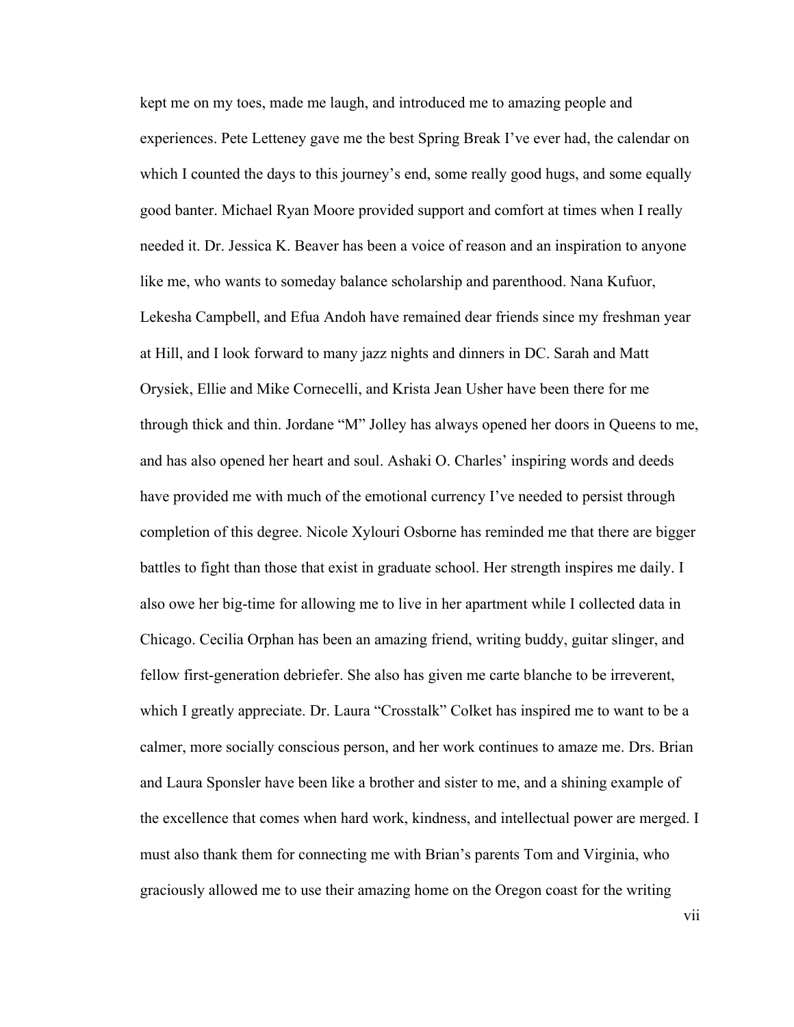kept me on my toes, made me laugh, and introduced me to amazing people and experiences. Pete Letteney gave me the best Spring Break I've ever had, the calendar on which I counted the days to this journey's end, some really good hugs, and some equally good banter. Michael Ryan Moore provided support and comfort at times when I really needed it. Dr. Jessica K. Beaver has been a voice of reason and an inspiration to anyone like me, who wants to someday balance scholarship and parenthood. Nana Kufuor, Lekesha Campbell, and Efua Andoh have remained dear friends since my freshman year at Hill, and I look forward to many jazz nights and dinners in DC. Sarah and Matt Orysiek, Ellie and Mike Cornecelli, and Krista Jean Usher have been there for me through thick and thin. Jordane "M" Jolley has always opened her doors in Queens to me, and has also opened her heart and soul. Ashaki O. Charles' inspiring words and deeds have provided me with much of the emotional currency I've needed to persist through completion of this degree. Nicole Xylouri Osborne has reminded me that there are bigger battles to fight than those that exist in graduate school. Her strength inspires me daily. I also owe her big-time for allowing me to live in her apartment while I collected data in Chicago. Cecilia Orphan has been an amazing friend, writing buddy, guitar slinger, and fellow first-generation debriefer. She also has given me carte blanche to be irreverent, which I greatly appreciate. Dr. Laura "Crosstalk" Colket has inspired me to want to be a calmer, more socially conscious person, and her work continues to amaze me. Drs. Brian and Laura Sponsler have been like a brother and sister to me, and a shining example of the excellence that comes when hard work, kindness, and intellectual power are merged. I must also thank them for connecting me with Brian's parents Tom and Virginia, who graciously allowed me to use their amazing home on the Oregon coast for the writing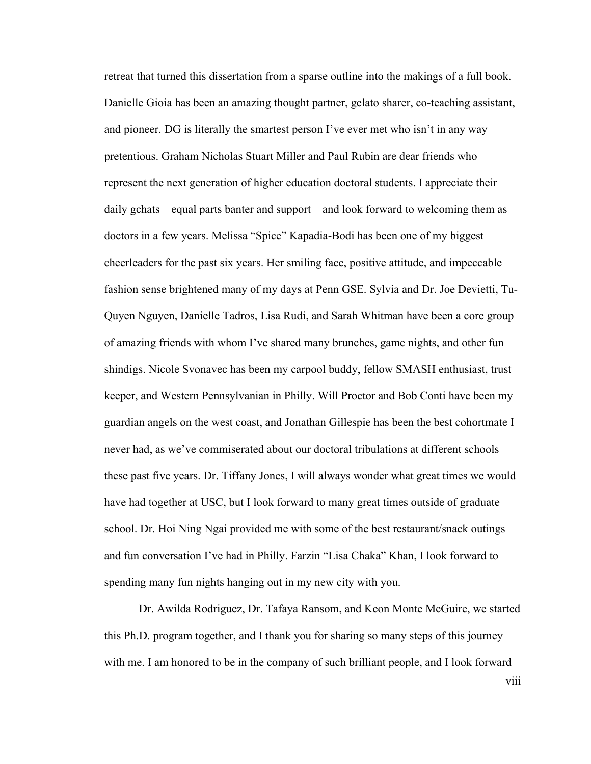retreat that turned this dissertation from a sparse outline into the makings of a full book. Danielle Gioia has been an amazing thought partner, gelato sharer, co-teaching assistant, and pioneer. DG is literally the smartest person I've ever met who isn't in any way pretentious. Graham Nicholas Stuart Miller and Paul Rubin are dear friends who represent the next generation of higher education doctoral students. I appreciate their daily gchats – equal parts banter and support – and look forward to welcoming them as doctors in a few years. Melissa "Spice" Kapadia-Bodi has been one of my biggest cheerleaders for the past six years. Her smiling face, positive attitude, and impeccable fashion sense brightened many of my days at Penn GSE. Sylvia and Dr. Joe Devietti, Tu-Quyen Nguyen, Danielle Tadros, Lisa Rudi, and Sarah Whitman have been a core group of amazing friends with whom I've shared many brunches, game nights, and other fun shindigs. Nicole Svonavec has been my carpool buddy, fellow SMASH enthusiast, trust keeper, and Western Pennsylvanian in Philly. Will Proctor and Bob Conti have been my guardian angels on the west coast, and Jonathan Gillespie has been the best cohortmate I never had, as we've commiserated about our doctoral tribulations at different schools these past five years. Dr. Tiffany Jones, I will always wonder what great times we would have had together at USC, but I look forward to many great times outside of graduate school. Dr. Hoi Ning Ngai provided me with some of the best restaurant/snack outings and fun conversation I've had in Philly. Farzin "Lisa Chaka" Khan, I look forward to spending many fun nights hanging out in my new city with you.

Dr. Awilda Rodriguez, Dr. Tafaya Ransom, and Keon Monte McGuire, we started this Ph.D. program together, and I thank you for sharing so many steps of this journey with me. I am honored to be in the company of such brilliant people, and I look forward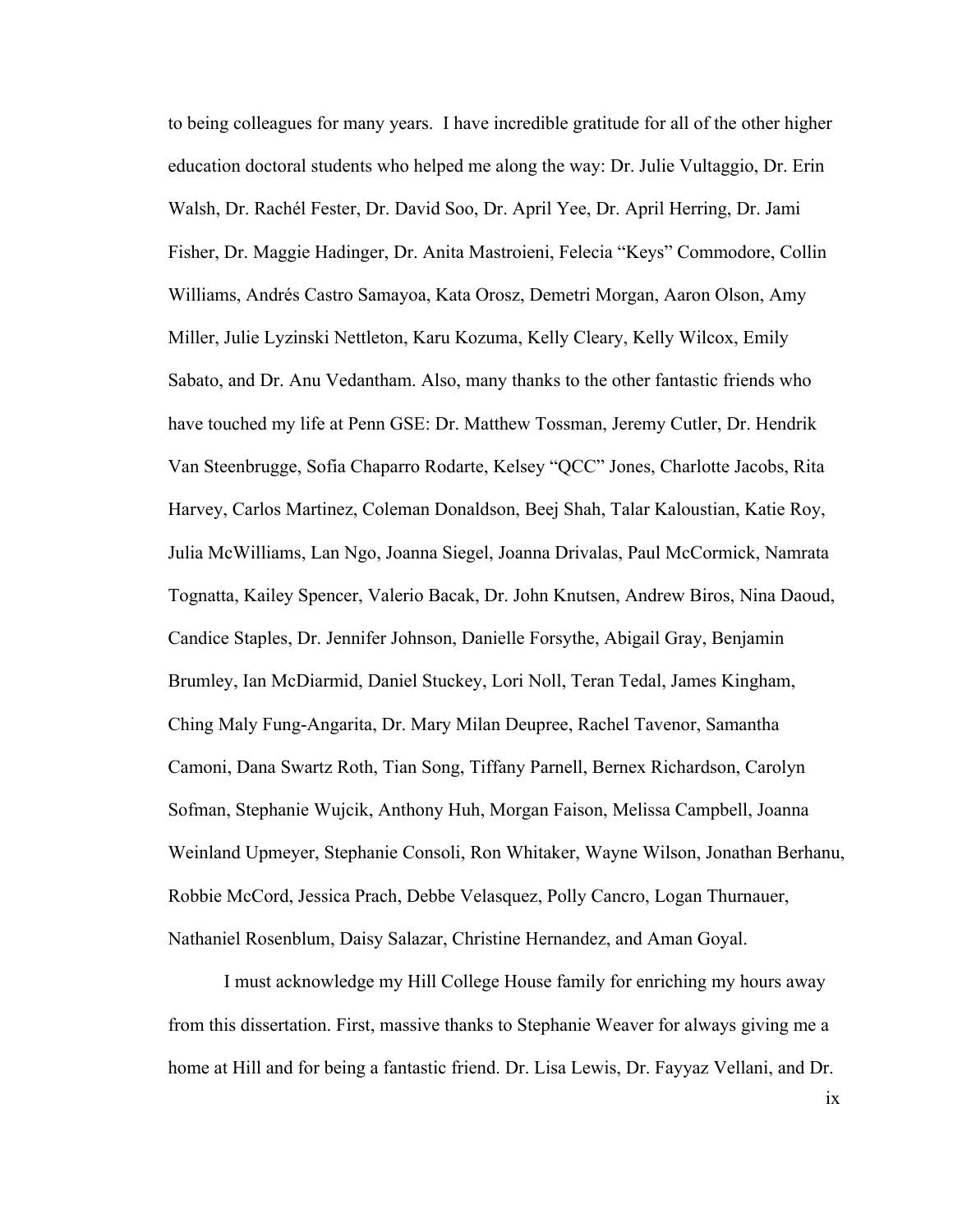to being colleagues for many years. I have incredible gratitude for all of the other higher education doctoral students who helped me along the way: Dr. Julie Vultaggio, Dr. Erin Walsh, Dr. Rachél Fester, Dr. David Soo, Dr. April Yee, Dr. April Herring, Dr. Jami Fisher, Dr. Maggie Hadinger, Dr. Anita Mastroieni, Felecia "Keys" Commodore, Collin Williams, Andrés Castro Samayoa, Kata Orosz, Demetri Morgan, Aaron Olson, Amy Miller, Julie Lyzinski Nettleton, Karu Kozuma, Kelly Cleary, Kelly Wilcox, Emily Sabato, and Dr. Anu Vedantham. Also, many thanks to the other fantastic friends who have touched my life at Penn GSE: Dr. Matthew Tossman, Jeremy Cutler, Dr. Hendrik Van Steenbrugge, Sofia Chaparro Rodarte, Kelsey "QCC" Jones, Charlotte Jacobs, Rita Harvey, Carlos Martinez, Coleman Donaldson, Beej Shah, Talar Kaloustian, Katie Roy, Julia McWilliams, Lan Ngo, Joanna Siegel, Joanna Drivalas, Paul McCormick, Namrata Tognatta, Kailey Spencer, Valerio Bacak, Dr. John Knutsen, Andrew Biros, Nina Daoud, Candice Staples, Dr. Jennifer Johnson, Danielle Forsythe, Abigail Gray, Benjamin Brumley, Ian McDiarmid, Daniel Stuckey, Lori Noll, Teran Tedal, James Kingham, Ching Maly Fung-Angarita, Dr. Mary Milan Deupree, Rachel Tavenor, Samantha Camoni, Dana Swartz Roth, Tian Song, Tiffany Parnell, Bernex Richardson, Carolyn Sofman, Stephanie Wujcik, Anthony Huh, Morgan Faison, Melissa Campbell, Joanna Weinland Upmeyer, Stephanie Consoli, Ron Whitaker, Wayne Wilson, Jonathan Berhanu, Robbie McCord, Jessica Prach, Debbe Velasquez, Polly Cancro, Logan Thurnauer, Nathaniel Rosenblum, Daisy Salazar, Christine Hernandez, and Aman Goyal.

I must acknowledge my Hill College House family for enriching my hours away from this dissertation. First, massive thanks to Stephanie Weaver for always giving me a home at Hill and for being a fantastic friend. Dr. Lisa Lewis, Dr. Fayyaz Vellani, and Dr.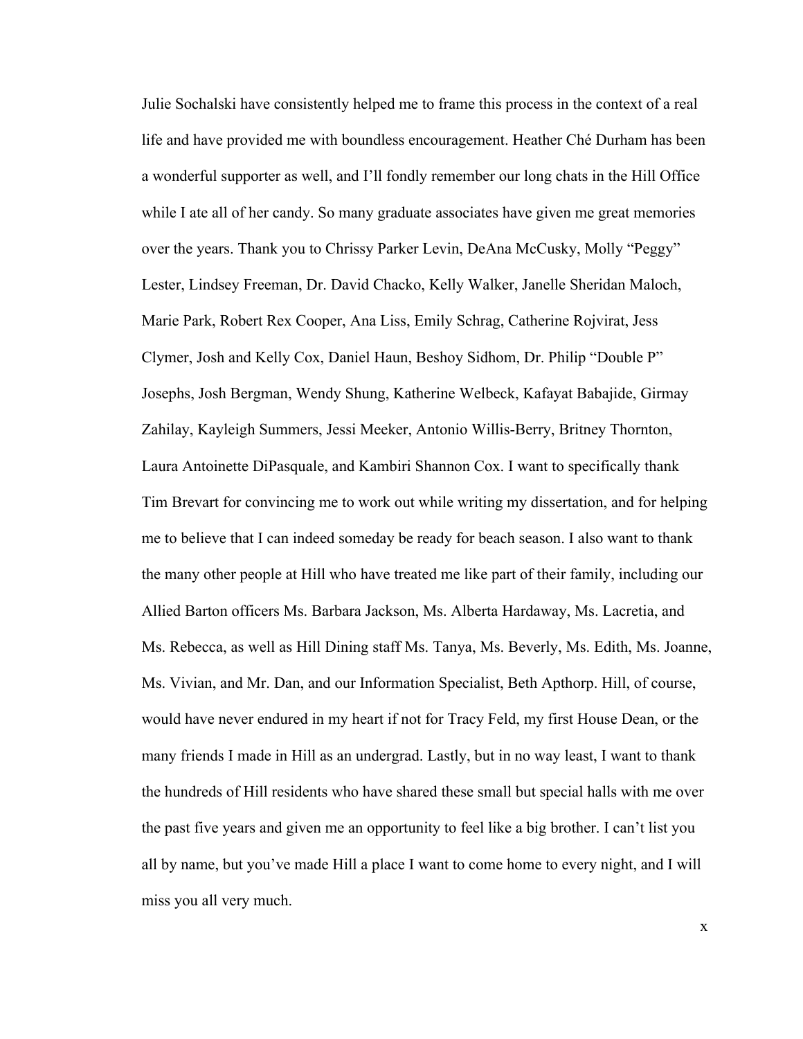Julie Sochalski have consistently helped me to frame this process in the context of a real life and have provided me with boundless encouragement. Heather Ché Durham has been a wonderful supporter as well, and I'll fondly remember our long chats in the Hill Office while I ate all of her candy. So many graduate associates have given me great memories over the years. Thank you to Chrissy Parker Levin, DeAna McCusky, Molly "Peggy" Lester, Lindsey Freeman, Dr. David Chacko, Kelly Walker, Janelle Sheridan Maloch, Marie Park, Robert Rex Cooper, Ana Liss, Emily Schrag, Catherine Rojvirat, Jess Clymer, Josh and Kelly Cox, Daniel Haun, Beshoy Sidhom, Dr. Philip "Double P" Josephs, Josh Bergman, Wendy Shung, Katherine Welbeck, Kafayat Babajide, Girmay Zahilay, Kayleigh Summers, Jessi Meeker, Antonio Willis-Berry, Britney Thornton, Laura Antoinette DiPasquale, and Kambiri Shannon Cox. I want to specifically thank Tim Brevart for convincing me to work out while writing my dissertation, and for helping me to believe that I can indeed someday be ready for beach season. I also want to thank the many other people at Hill who have treated me like part of their family, including our Allied Barton officers Ms. Barbara Jackson, Ms. Alberta Hardaway, Ms. Lacretia, and Ms. Rebecca, as well as Hill Dining staff Ms. Tanya, Ms. Beverly, Ms. Edith, Ms. Joanne, Ms. Vivian, and Mr. Dan, and our Information Specialist, Beth Apthorp. Hill, of course, would have never endured in my heart if not for Tracy Feld, my first House Dean, or the many friends I made in Hill as an undergrad. Lastly, but in no way least, I want to thank the hundreds of Hill residents who have shared these small but special halls with me over the past five years and given me an opportunity to feel like a big brother. I can't list you all by name, but you've made Hill a place I want to come home to every night, and I will miss you all very much.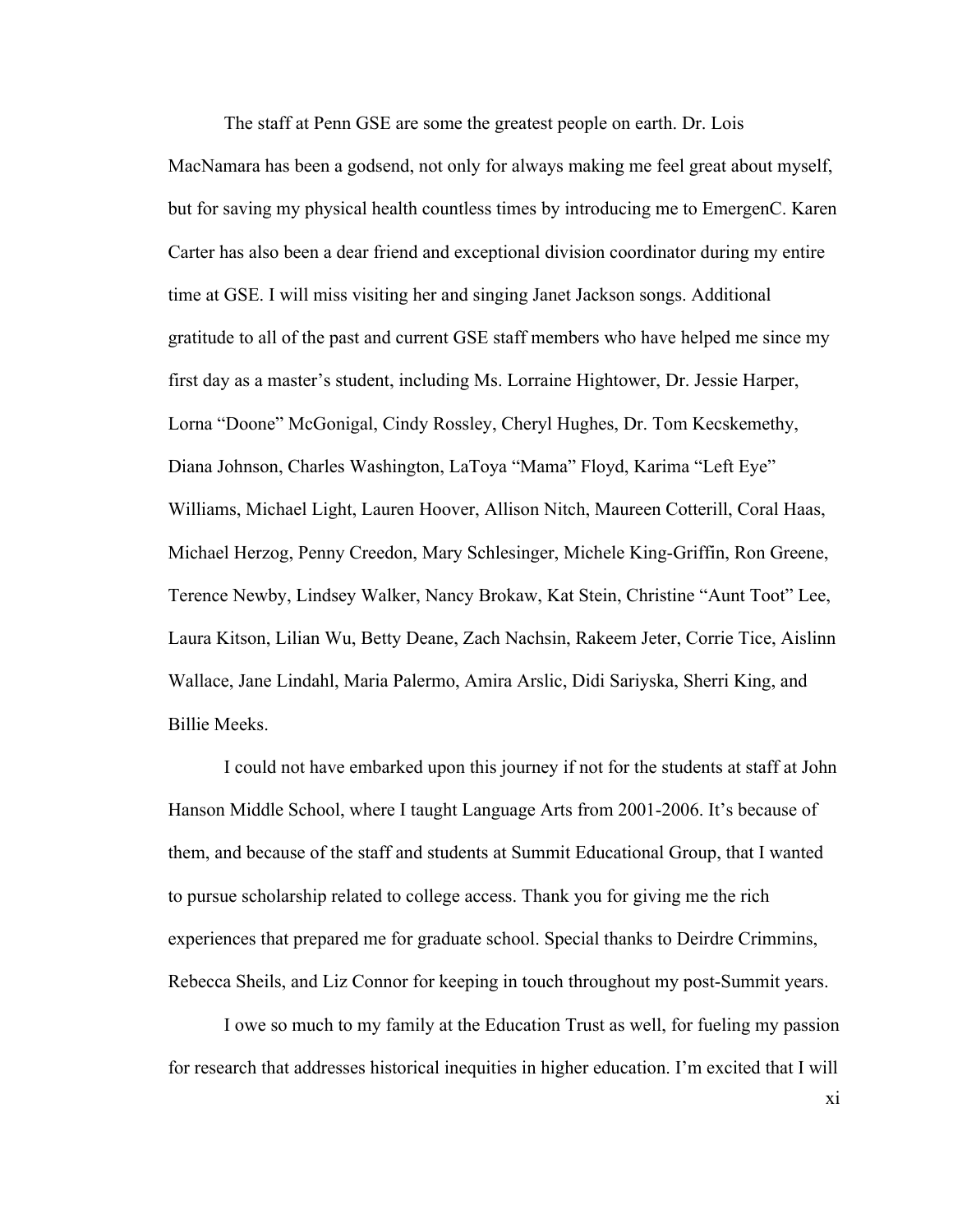The staff at Penn GSE are some the greatest people on earth. Dr. Lois MacNamara has been a godsend, not only for always making me feel great about myself, but for saving my physical health countless times by introducing me to EmergenC. Karen Carter has also been a dear friend and exceptional division coordinator during my entire time at GSE. I will miss visiting her and singing Janet Jackson songs. Additional gratitude to all of the past and current GSE staff members who have helped me since my first day as a master's student, including Ms. Lorraine Hightower, Dr. Jessie Harper, Lorna "Doone" McGonigal, Cindy Rossley, Cheryl Hughes, Dr. Tom Kecskemethy, Diana Johnson, Charles Washington, LaToya "Mama" Floyd, Karima "Left Eye" Williams, Michael Light, Lauren Hoover, Allison Nitch, Maureen Cotterill, Coral Haas, Michael Herzog, Penny Creedon, Mary Schlesinger, Michele King-Griffin, Ron Greene, Terence Newby, Lindsey Walker, Nancy Brokaw, Kat Stein, Christine "Aunt Toot" Lee, Laura Kitson, Lilian Wu, Betty Deane, Zach Nachsin, Rakeem Jeter, Corrie Tice, Aislinn Wallace, Jane Lindahl, Maria Palermo, Amira Arslic, Didi Sariyska, Sherri King, and Billie Meeks.

I could not have embarked upon this journey if not for the students at staff at John Hanson Middle School, where I taught Language Arts from 2001-2006. It's because of them, and because of the staff and students at Summit Educational Group, that I wanted to pursue scholarship related to college access. Thank you for giving me the rich experiences that prepared me for graduate school. Special thanks to Deirdre Crimmins, Rebecca Sheils, and Liz Connor for keeping in touch throughout my post-Summit years.

I owe so much to my family at the Education Trust as well, for fueling my passion for research that addresses historical inequities in higher education. I'm excited that I will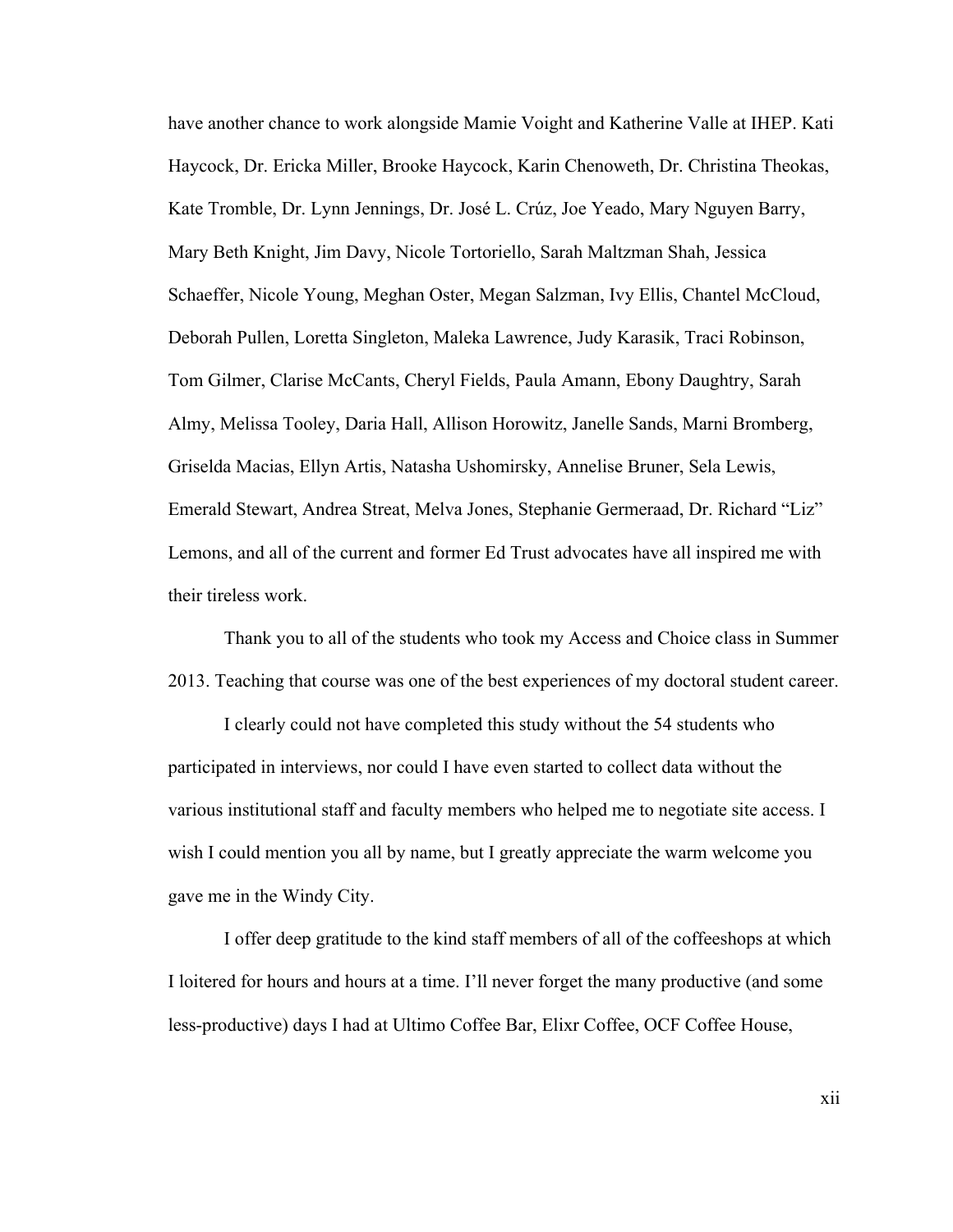have another chance to work alongside Mamie Voight and Katherine Valle at IHEP. Kati Haycock, Dr. Ericka Miller, Brooke Haycock, Karin Chenoweth, Dr. Christina Theokas, Kate Tromble, Dr. Lynn Jennings, Dr. José L. Crúz, Joe Yeado, Mary Nguyen Barry, Mary Beth Knight, Jim Davy, Nicole Tortoriello, Sarah Maltzman Shah, Jessica Schaeffer, Nicole Young, Meghan Oster, Megan Salzman, Ivy Ellis, Chantel McCloud, Deborah Pullen, Loretta Singleton, Maleka Lawrence, Judy Karasik, Traci Robinson, Tom Gilmer, Clarise McCants, Cheryl Fields, Paula Amann, Ebony Daughtry, Sarah Almy, Melissa Tooley, Daria Hall, Allison Horowitz, Janelle Sands, Marni Bromberg, Griselda Macias, Ellyn Artis, Natasha Ushomirsky, Annelise Bruner, Sela Lewis, Emerald Stewart, Andrea Streat, Melva Jones, Stephanie Germeraad, Dr. Richard "Liz" Lemons, and all of the current and former Ed Trust advocates have all inspired me with their tireless work.

Thank you to all of the students who took my Access and Choice class in Summer 2013. Teaching that course was one of the best experiences of my doctoral student career.

I clearly could not have completed this study without the 54 students who participated in interviews, nor could I have even started to collect data without the various institutional staff and faculty members who helped me to negotiate site access. I wish I could mention you all by name, but I greatly appreciate the warm welcome you gave me in the Windy City.

I offer deep gratitude to the kind staff members of all of the coffeeshops at which I loitered for hours and hours at a time. I'll never forget the many productive (and some less-productive) days I had at Ultimo Coffee Bar, Elixr Coffee, OCF Coffee House,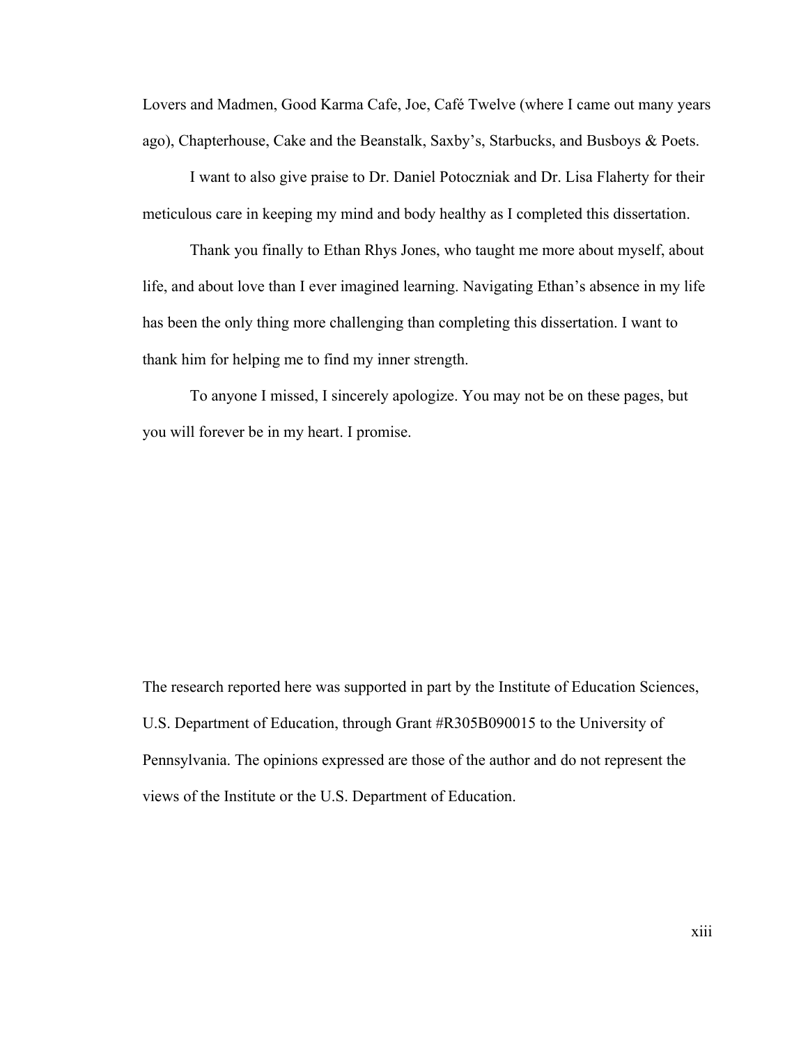Lovers and Madmen, Good Karma Cafe, Joe, Café Twelve (where I came out many years ago), Chapterhouse, Cake and the Beanstalk, Saxby's, Starbucks, and Busboys & Poets.

I want to also give praise to Dr. Daniel Potoczniak and Dr. Lisa Flaherty for their meticulous care in keeping my mind and body healthy as I completed this dissertation.

Thank you finally to Ethan Rhys Jones, who taught me more about myself, about life, and about love than I ever imagined learning. Navigating Ethan's absence in my life has been the only thing more challenging than completing this dissertation. I want to thank him for helping me to find my inner strength.

To anyone I missed, I sincerely apologize. You may not be on these pages, but you will forever be in my heart. I promise.

The research reported here was supported in part by the Institute of Education Sciences, U.S. Department of Education, through Grant #R305B090015 to the University of Pennsylvania. The opinions expressed are those of the author and do not represent the views of the Institute or the U.S. Department of Education.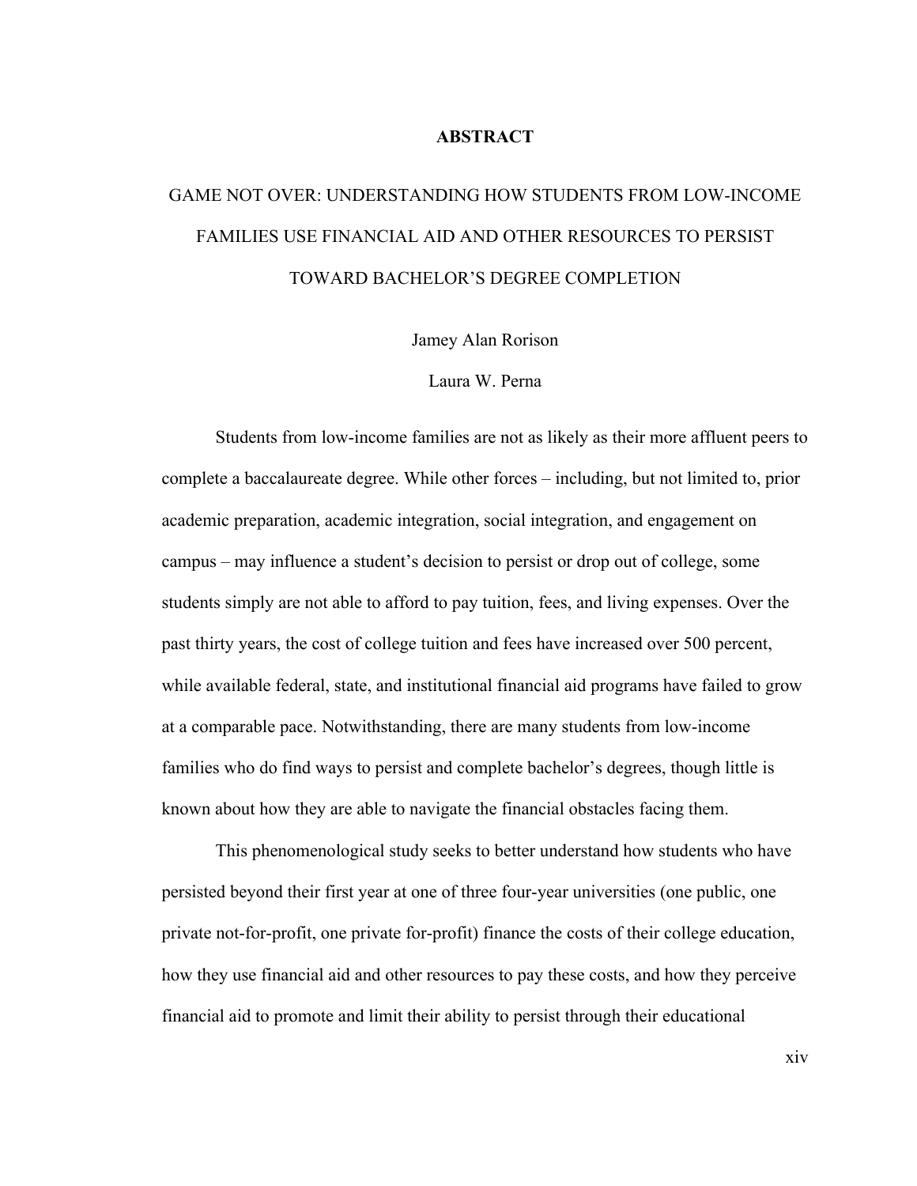# ABSTRACT

## GAME NOT OVER: UNDERSTANDING HOW STUDENTS FROM LOW-INCOME FAMILIES USE FINANCIAL AID AND OTHER RESOURCES TO PERSIST TOWARD BACHELOR'S DEGREE COMPLETION

Jamey Alan Rorison

Laura W. Perna

Students from low-income families are not as likely as their more affluent peers to complete a baccalaureate degree. While other forces – including, but not limited to, prior academic preparation, academic integration, social integration, and engagement on campus – may influence a student's decision to persist or drop out of college, some students simply are not able to afford to pay tuition, fees, and living expenses. Over the past thirty years, the cost of college tuition and fees have increased over 500 percent, while available federal, state, and institutional financial aid programs have failed to grow at a comparable pace. Notwithstanding, there are many students from low-income families who do find ways to persist and complete bachelor's degrees, though little is known about how they are able to navigate the financial obstacles facing them.

This phenomenological study seeks to better understand how students who have persisted beyond their first year at one of three four-year universities (one public, one private not-for-profit, one private for-profit) finance the costs of their college education, how they use financial aid and other resources to pay these costs, and how they perceive financial aid to promote and limit their ability to persist through their educational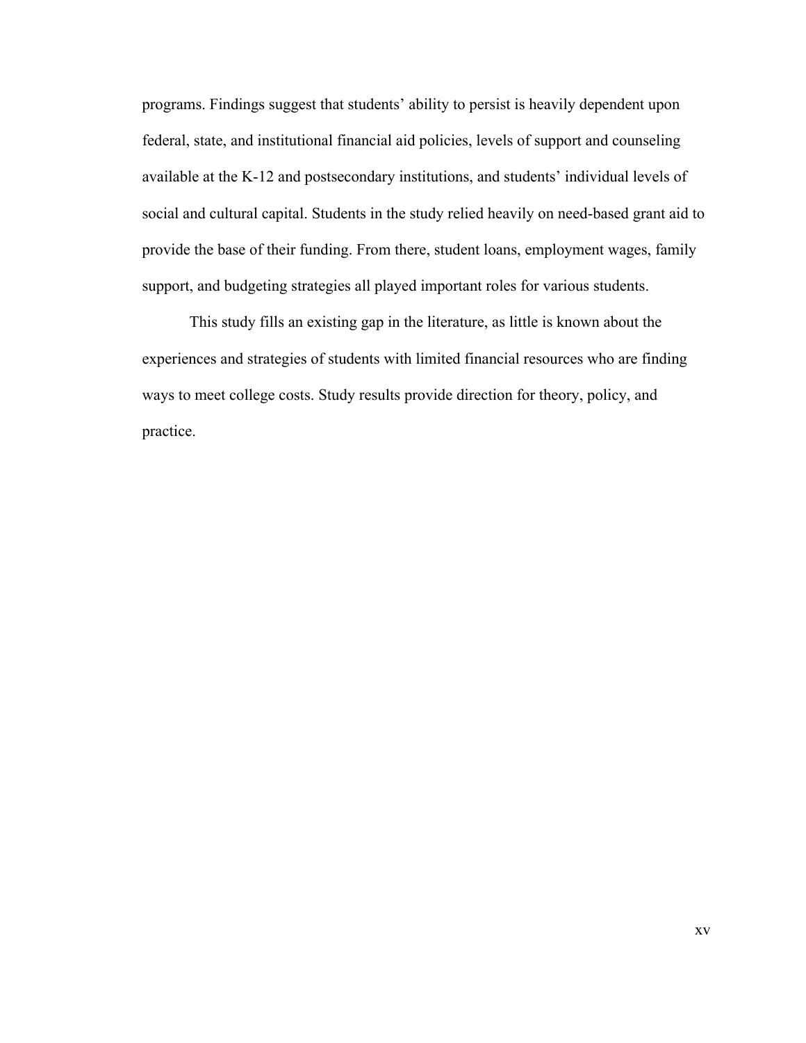programs. Findings suggest that students' ability to persist is heavily dependent upon federal, state, and institutional financial aid policies, levels of support and counseling available at the K-12 and postsecondary institutions, and students' individual levels of social and cultural capital. Students in the study relied heavily on need-based grant aid to provide the base of their funding. From there, student loans, employment wages, family support, and budgeting strategies all played important roles for various students.

This study fills an existing gap in the literature, as little is known about the experiences and strategies of students with limited financial resources who are finding ways to meet college costs. Study results provide direction for theory, policy, and practice.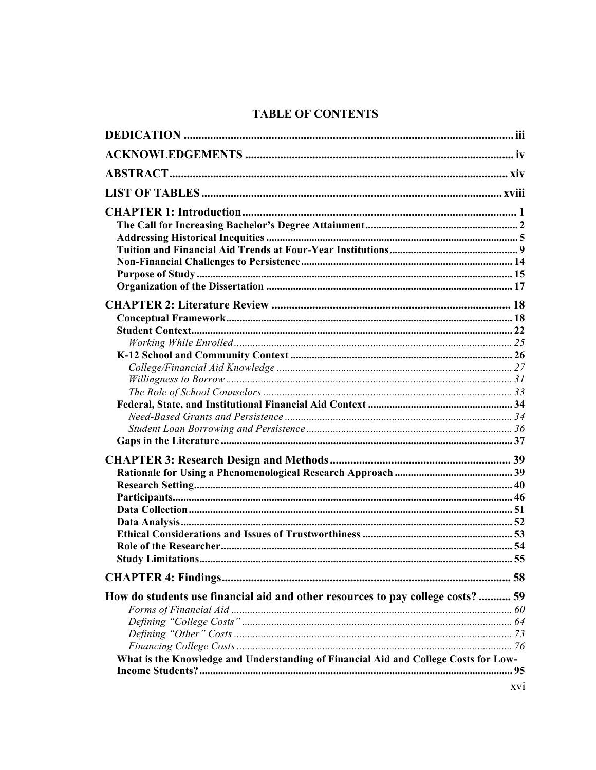# TABLE OF CONTENTS

**DEDICATION** ... iii

**ACKNOWLEDGEMENTS** ... iv

**ABSTRACT** ... xiv

**LIST OF TABLES** ... xviii

**CHAPTER 1: Introduction** ... 1
- **The Call for Increasing Bachelor's Degree Attainment** ... 2
- **Addressing Historical Inequities** ... 5
- **Tuition and Financial Aid Trends at Four-Year Institutions** ... 9
- **Non-Financial Challenges to Persistence** ... 14
- **Purpose of Study** ... 15
- **Organization of the Dissertation** ... 17

**CHAPTER 2: Literature Review** ... 18
- **Conceptual Framework** ... 18
- **Student Context** ... 22
  - *Working While Enrolled* ... 25
- **K-12 School and Community Context** ... 26
  - *College/Financial Aid Knowledge* ... 27
  - *Willingness to Borrow* ... 31
  - *The Role of School Counselors* ... 33
- **Federal, State, and Institutional Financial Aid Context** ... 34
  - *Need-Based Grants and Persistence* ... 34
  - *Student Loan Borrowing and Persistence* ... 36
- **Gaps in the Literature** ... 37

**CHAPTER 3: Research Design and Methods** ... 39
- **Rationale for Using a Phenomenological Research Approach** ... 39
- **Research Setting** ... 40
- **Participants** ... 46
- **Data Collection** ... 51
- **Data Analysis** ... 52
- **Ethical Considerations and Issues of Trustworthiness** ... 53
- **Role of the Researcher** ... 54
- **Study Limitations** ... 55

**CHAPTER 4: Findings** ... 58

**How do students use financial aid and other resources to pay college costs?** ... 59
  - *Forms of Financial Aid* ... 60
  - *Defining "College Costs"* ... 64
  - *Defining "Other" Costs* ... 73
  - *Financing College Costs* ... 76
- **What is the Knowledge and Understanding of Financial Aid and College Costs for Low-Income Students?** ... 95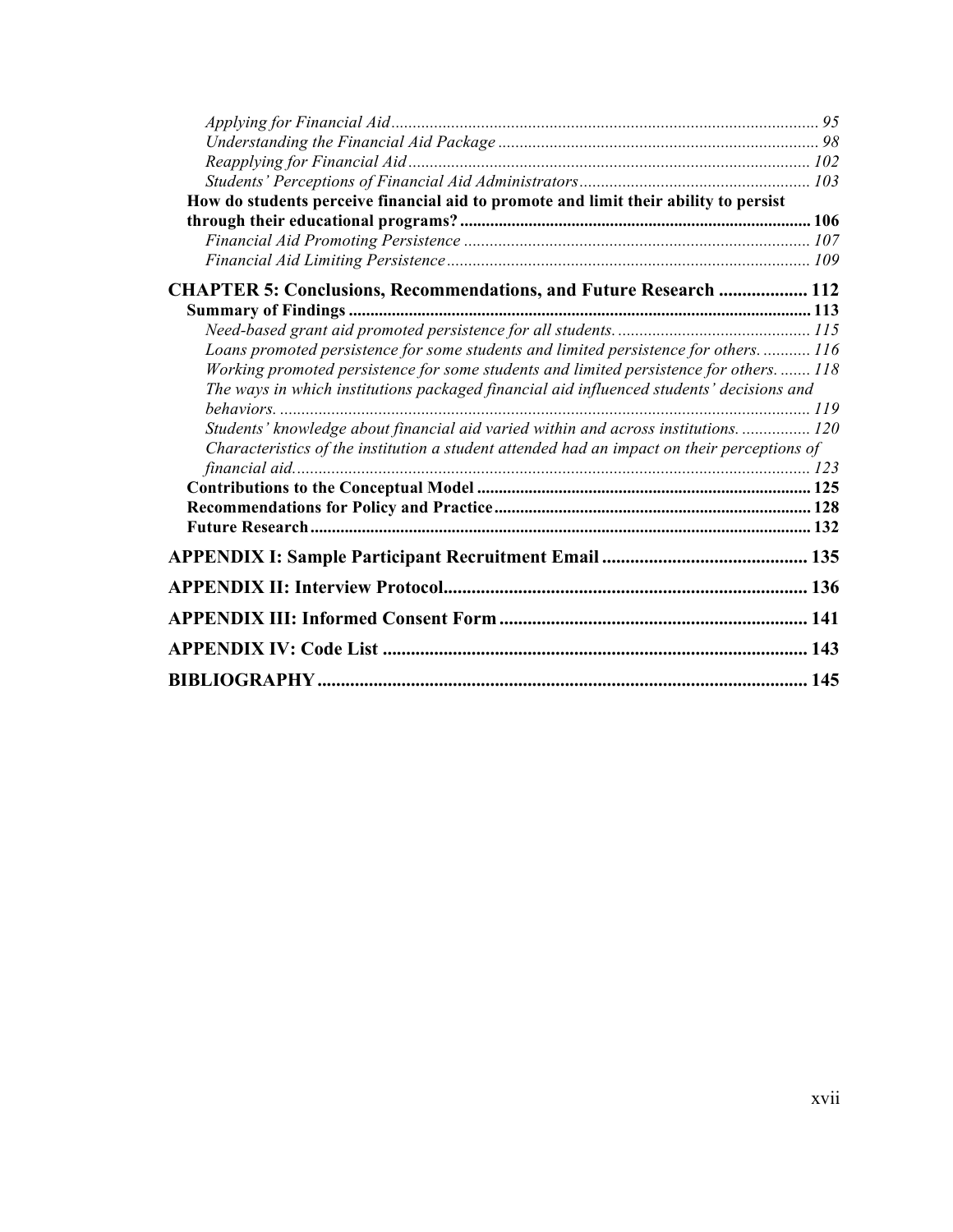*Applying for Financial Aid* ........ 95
*Understanding the Financial Aid Package* ........ 98
*Reapplying for Financial Aid* ........ 102
*Students' Perceptions of Financial Aid Administrators* ........ 103

**How do students perceive financial aid to promote and limit their ability to persist through their educational programs?** ........ 106

*Financial Aid Promoting Persistence* ........ 107
*Financial Aid Limiting Persistence* ........ 109

**CHAPTER 5: Conclusions, Recommendations, and Future Research** ........ 112

**Summary of Findings** ........ 113

*Need-based grant aid promoted persistence for all students.* ........ 115
*Loans promoted persistence for some students and limited persistence for others.* ........ 116
*Working promoted persistence for some students and limited persistence for others.* ........ 118
*The ways in which institutions packaged financial aid influenced students' decisions and behaviors.* ........ 119
*Students' knowledge about financial aid varied within and across institutions.* ........ 120
*Characteristics of the institution a student attended had an impact on their perceptions of financial aid.* ........ 123

**Contributions to the Conceptual Model** ........ 125
**Recommendations for Policy and Practice** ........ 128
**Future Research** ........ 132

**APPENDIX I: Sample Participant Recruitment Email** ........ 135

**APPENDIX II: Interview Protocol** ........ 136

**APPENDIX III: Informed Consent Form** ........ 141

**APPENDIX IV: Code List** ........ 143

**BIBLIOGRAPHY** ........ 145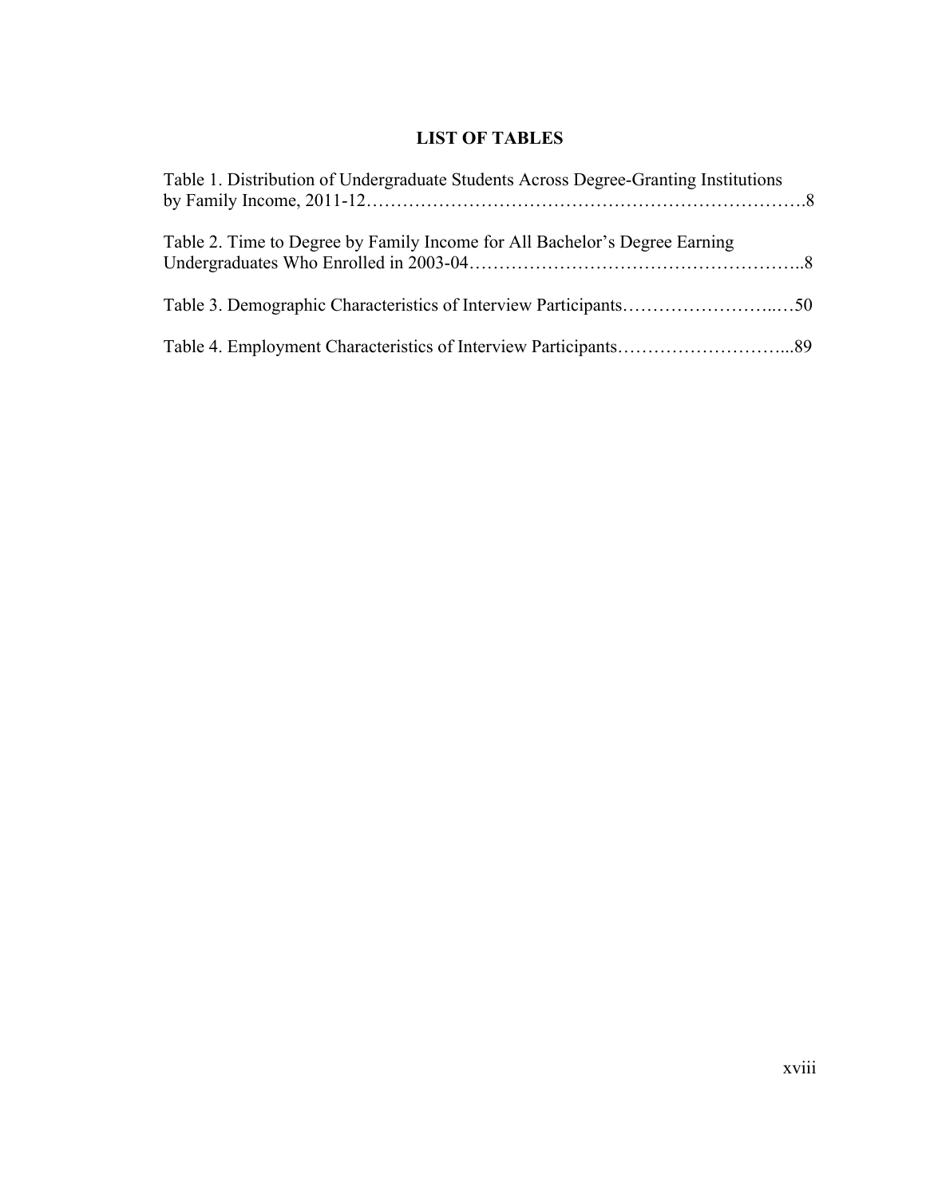# LIST OF TABLES

Table 1. Distribution of Undergraduate Students Across Degree-Granting Institutions by Family Income, 2011-12……………………………………………………………….8

Table 2. Time to Degree by Family Income for All Bachelor's Degree Earning Undergraduates Who Enrolled in 2003-04………………………………………………..8

Table 3. Demographic Characteristics of Interview Participants……………………..…50

Table 4. Employment Characteristics of Interview Participants………………………...89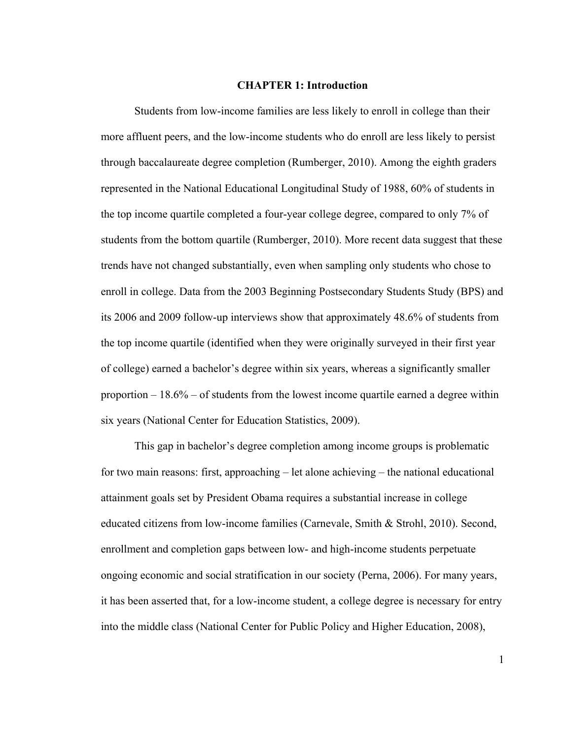# CHAPTER 1: Introduction

Students from low-income families are less likely to enroll in college than their more affluent peers, and the low-income students who do enroll are less likely to persist through baccalaureate degree completion (Rumberger, 2010). Among the eighth graders represented in the National Educational Longitudinal Study of 1988, 60% of students in the top income quartile completed a four-year college degree, compared to only 7% of students from the bottom quartile (Rumberger, 2010). More recent data suggest that these trends have not changed substantially, even when sampling only students who chose to enroll in college. Data from the 2003 Beginning Postsecondary Students Study (BPS) and its 2006 and 2009 follow-up interviews show that approximately 48.6% of students from the top income quartile (identified when they were originally surveyed in their first year of college) earned a bachelor's degree within six years, whereas a significantly smaller proportion – 18.6% – of students from the lowest income quartile earned a degree within six years (National Center for Education Statistics, 2009).

This gap in bachelor's degree completion among income groups is problematic for two main reasons: first, approaching – let alone achieving – the national educational attainment goals set by President Obama requires a substantial increase in college educated citizens from low-income families (Carnevale, Smith & Strohl, 2010). Second, enrollment and completion gaps between low- and high-income students perpetuate ongoing economic and social stratification in our society (Perna, 2006). For many years, it has been asserted that, for a low-income student, a college degree is necessary for entry into the middle class (National Center for Public Policy and Higher Education, 2008),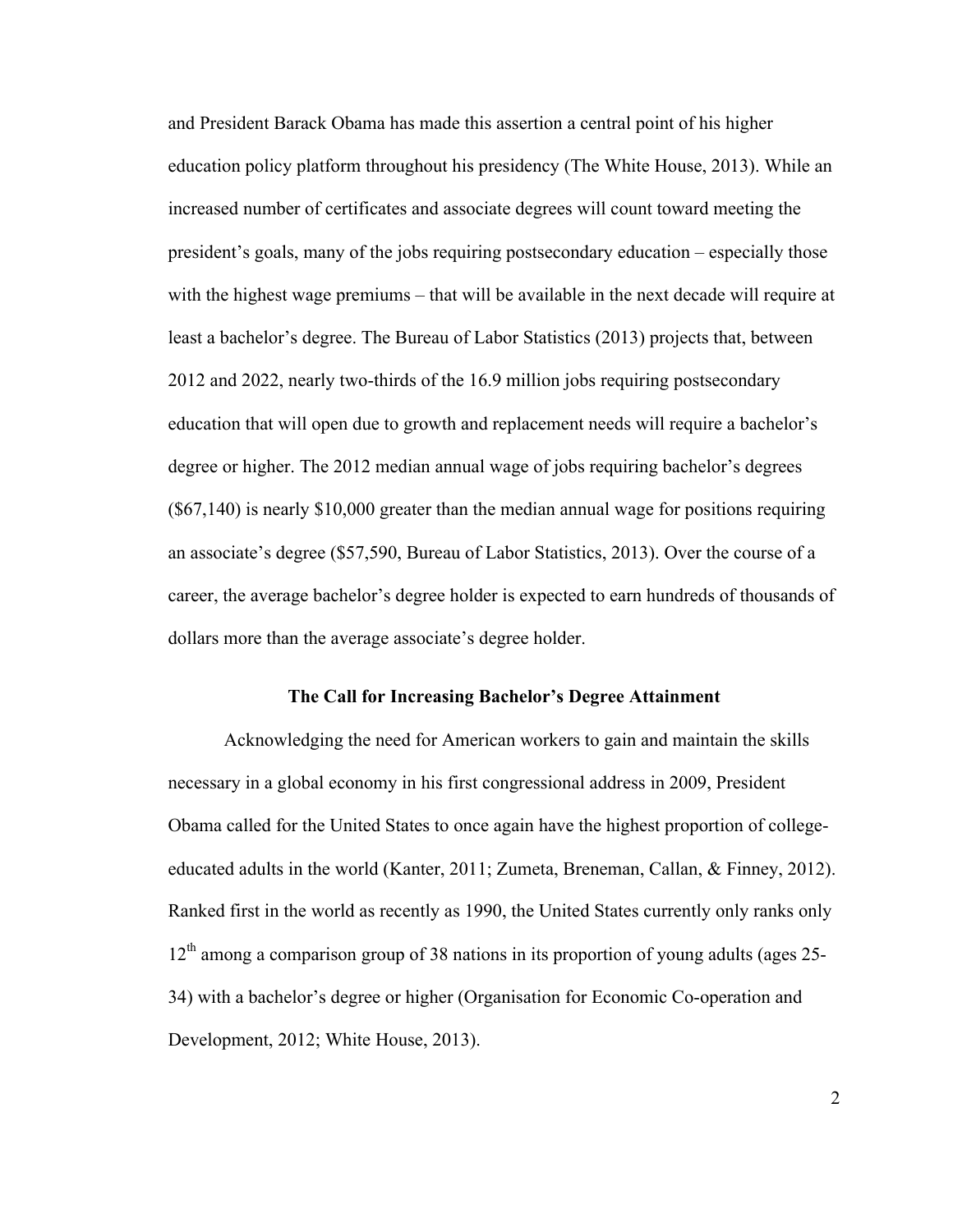and President Barack Obama has made this assertion a central point of his higher education policy platform throughout his presidency (The White House, 2013). While an increased number of certificates and associate degrees will count toward meeting the president's goals, many of the jobs requiring postsecondary education – especially those with the highest wage premiums – that will be available in the next decade will require at least a bachelor's degree. The Bureau of Labor Statistics (2013) projects that, between 2012 and 2022, nearly two-thirds of the 16.9 million jobs requiring postsecondary education that will open due to growth and replacement needs will require a bachelor's degree or higher. The 2012 median annual wage of jobs requiring bachelor's degrees ($67,140) is nearly $10,000 greater than the median annual wage for positions requiring an associate's degree ($57,590, Bureau of Labor Statistics, 2013). Over the course of a career, the average bachelor's degree holder is expected to earn hundreds of thousands of dollars more than the average associate's degree holder.

## The Call for Increasing Bachelor's Degree Attainment

Acknowledging the need for American workers to gain and maintain the skills necessary in a global economy in his first congressional address in 2009, President Obama called for the United States to once again have the highest proportion of college-educated adults in the world (Kanter, 2011; Zumeta, Breneman, Callan, & Finney, 2012). Ranked first in the world as recently as 1990, the United States currently only ranks only 12th among a comparison group of 38 nations in its proportion of young adults (ages 25-34) with a bachelor's degree or higher (Organisation for Economic Co-operation and Development, 2012; White House, 2013).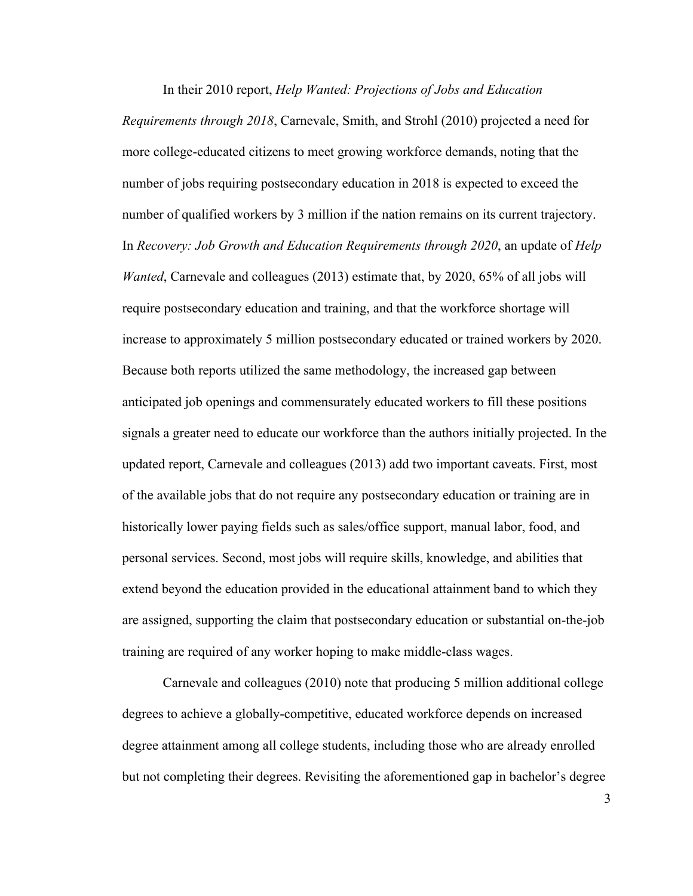In their 2010 report, *Help Wanted: Projections of Jobs and Education Requirements through 2018*, Carnevale, Smith, and Strohl (2010) projected a need for more college-educated citizens to meet growing workforce demands, noting that the number of jobs requiring postsecondary education in 2018 is expected to exceed the number of qualified workers by 3 million if the nation remains on its current trajectory. In *Recovery: Job Growth and Education Requirements through 2020*, an update of *Help Wanted*, Carnevale and colleagues (2013) estimate that, by 2020, 65% of all jobs will require postsecondary education and training, and that the workforce shortage will increase to approximately 5 million postsecondary educated or trained workers by 2020. Because both reports utilized the same methodology, the increased gap between anticipated job openings and commensurately educated workers to fill these positions signals a greater need to educate our workforce than the authors initially projected. In the updated report, Carnevale and colleagues (2013) add two important caveats. First, most of the available jobs that do not require any postsecondary education or training are in historically lower paying fields such as sales/office support, manual labor, food, and personal services. Second, most jobs will require skills, knowledge, and abilities that extend beyond the education provided in the educational attainment band to which they are assigned, supporting the claim that postsecondary education or substantial on-the-job training are required of any worker hoping to make middle-class wages.

Carnevale and colleagues (2010) note that producing 5 million additional college degrees to achieve a globally-competitive, educated workforce depends on increased degree attainment among all college students, including those who are already enrolled but not completing their degrees. Revisiting the aforementioned gap in bachelor's degree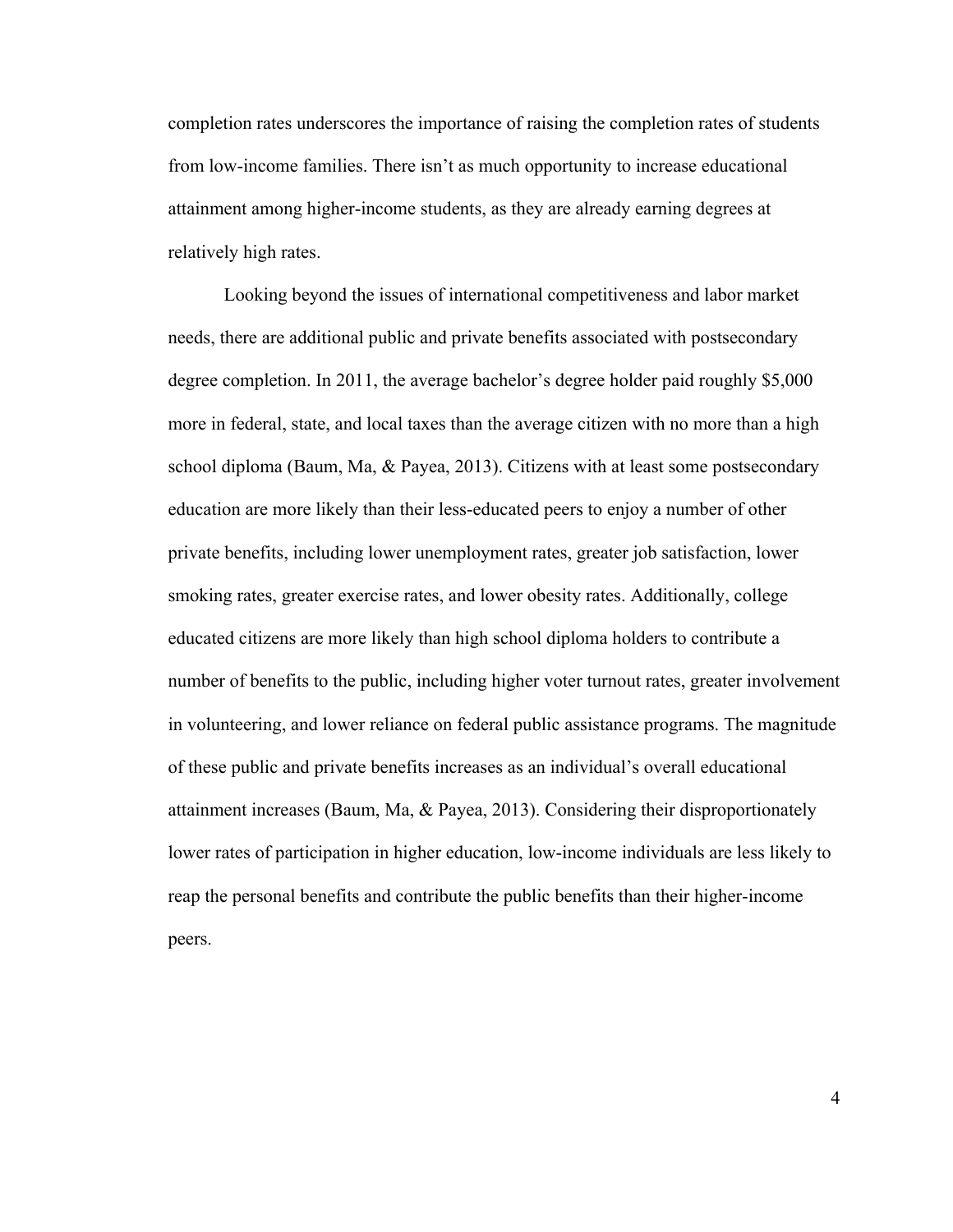completion rates underscores the importance of raising the completion rates of students from low-income families. There isn't as much opportunity to increase educational attainment among higher-income students, as they are already earning degrees at relatively high rates.

Looking beyond the issues of international competitiveness and labor market needs, there are additional public and private benefits associated with postsecondary degree completion. In 2011, the average bachelor's degree holder paid roughly $5,000 more in federal, state, and local taxes than the average citizen with no more than a high school diploma (Baum, Ma, & Payea, 2013). Citizens with at least some postsecondary education are more likely than their less-educated peers to enjoy a number of other private benefits, including lower unemployment rates, greater job satisfaction, lower smoking rates, greater exercise rates, and lower obesity rates. Additionally, college educated citizens are more likely than high school diploma holders to contribute a number of benefits to the public, including higher voter turnout rates, greater involvement in volunteering, and lower reliance on federal public assistance programs. The magnitude of these public and private benefits increases as an individual's overall educational attainment increases (Baum, Ma, & Payea, 2013). Considering their disproportionately lower rates of participation in higher education, low-income individuals are less likely to reap the personal benefits and contribute the public benefits than their higher-income peers.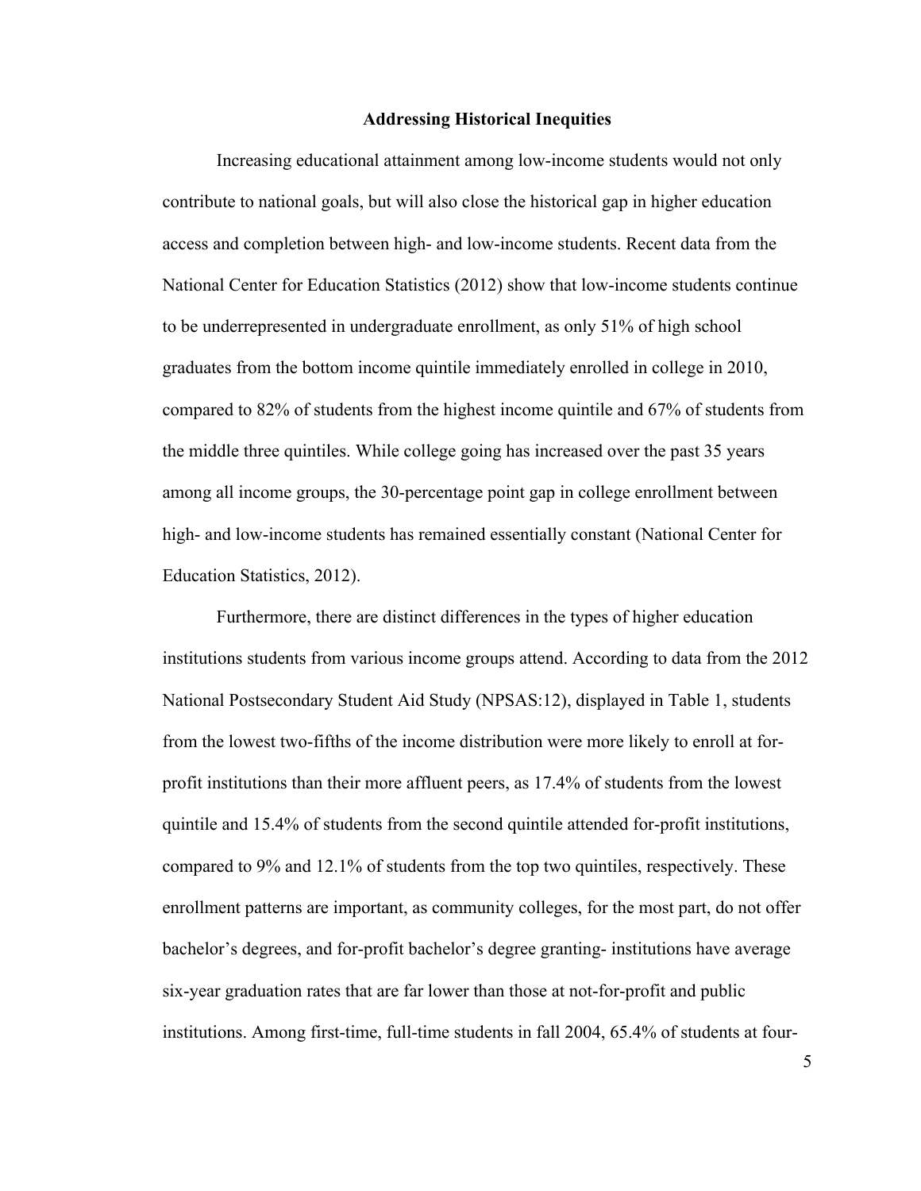## Addressing Historical Inequities

Increasing educational attainment among low-income students would not only contribute to national goals, but will also close the historical gap in higher education access and completion between high- and low-income students. Recent data from the National Center for Education Statistics (2012) show that low-income students continue to be underrepresented in undergraduate enrollment, as only 51% of high school graduates from the bottom income quintile immediately enrolled in college in 2010, compared to 82% of students from the highest income quintile and 67% of students from the middle three quintiles. While college going has increased over the past 35 years among all income groups, the 30-percentage point gap in college enrollment between high- and low-income students has remained essentially constant (National Center for Education Statistics, 2012).

Furthermore, there are distinct differences in the types of higher education institutions students from various income groups attend. According to data from the 2012 National Postsecondary Student Aid Study (NPSAS:12), displayed in Table 1, students from the lowest two-fifths of the income distribution were more likely to enroll at for-profit institutions than their more affluent peers, as 17.4% of students from the lowest quintile and 15.4% of students from the second quintile attended for-profit institutions, compared to 9% and 12.1% of students from the top two quintiles, respectively. These enrollment patterns are important, as community colleges, for the most part, do not offer bachelor's degrees, and for-profit bachelor's degree granting- institutions have average six-year graduation rates that are far lower than those at not-for-profit and public institutions. Among first-time, full-time students in fall 2004, 65.4% of students at four-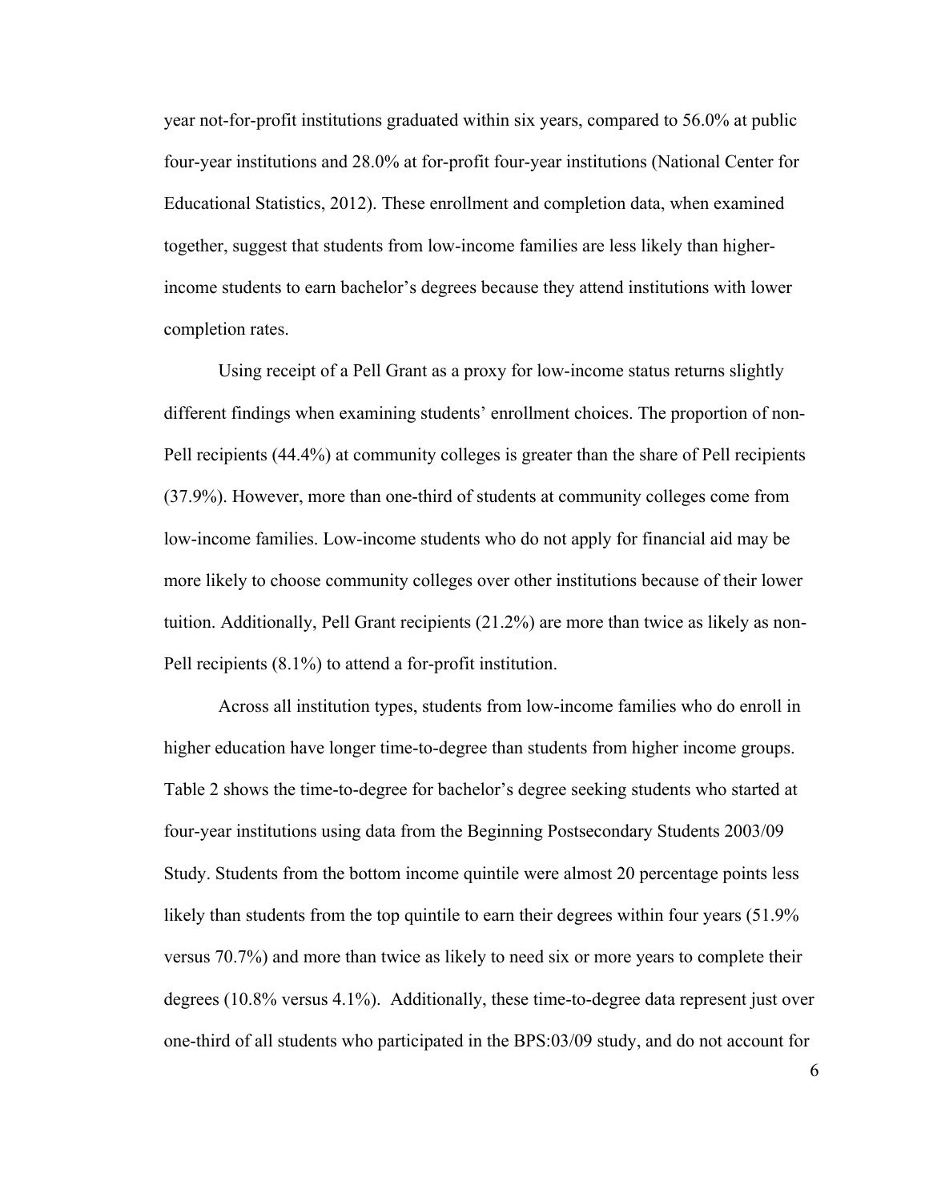year not-for-profit institutions graduated within six years, compared to 56.0% at public four-year institutions and 28.0% at for-profit four-year institutions (National Center for Educational Statistics, 2012). These enrollment and completion data, when examined together, suggest that students from low-income families are less likely than higher-income students to earn bachelor's degrees because they attend institutions with lower completion rates.

Using receipt of a Pell Grant as a proxy for low-income status returns slightly different findings when examining students' enrollment choices. The proportion of non-Pell recipients (44.4%) at community colleges is greater than the share of Pell recipients (37.9%). However, more than one-third of students at community colleges come from low-income families. Low-income students who do not apply for financial aid may be more likely to choose community colleges over other institutions because of their lower tuition. Additionally, Pell Grant recipients (21.2%) are more than twice as likely as non-Pell recipients (8.1%) to attend a for-profit institution.

Across all institution types, students from low-income families who do enroll in higher education have longer time-to-degree than students from higher income groups. Table 2 shows the time-to-degree for bachelor's degree seeking students who started at four-year institutions using data from the Beginning Postsecondary Students 2003/09 Study. Students from the bottom income quintile were almost 20 percentage points less likely than students from the top quintile to earn their degrees within four years (51.9% versus 70.7%) and more than twice as likely to need six or more years to complete their degrees (10.8% versus 4.1%). Additionally, these time-to-degree data represent just over one-third of all students who participated in the BPS:03/09 study, and do not account for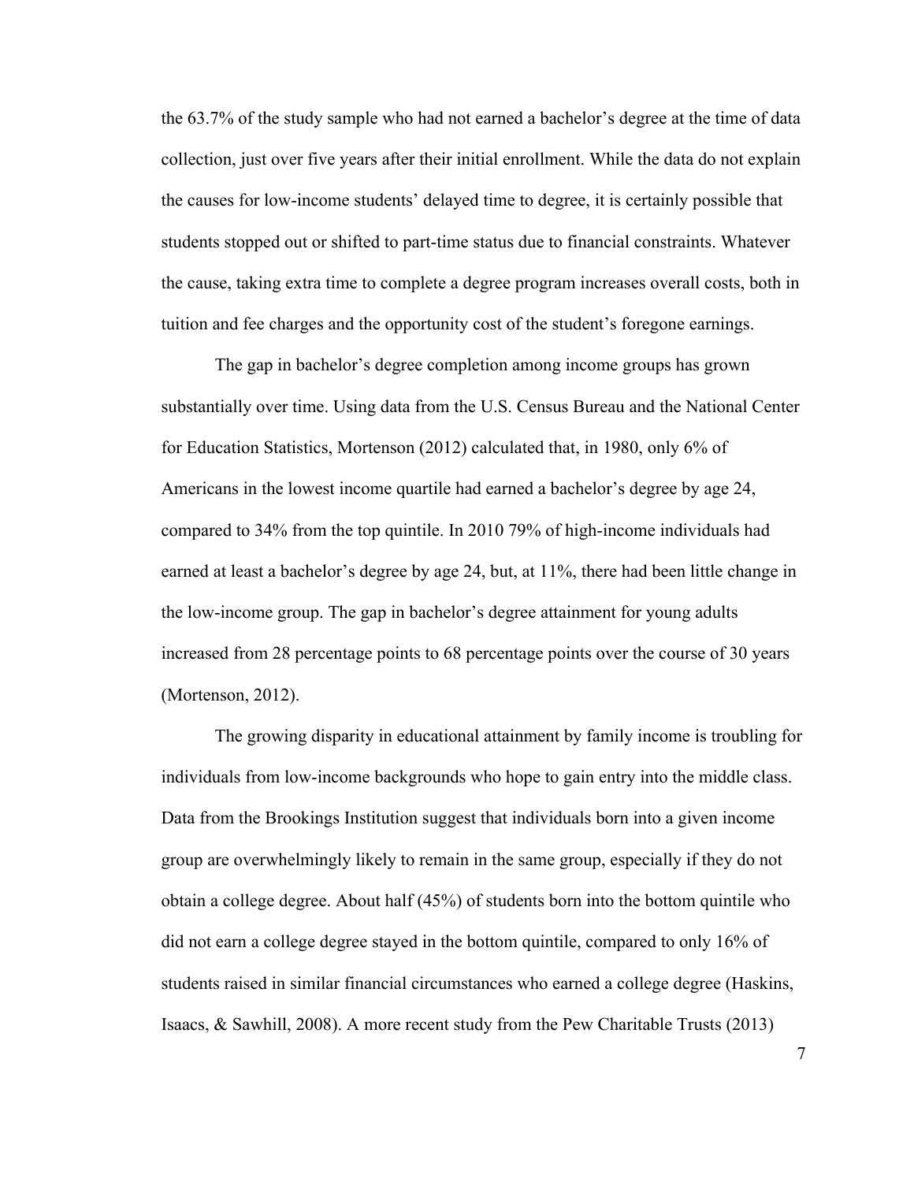the 63.7% of the study sample who had not earned a bachelor's degree at the time of data collection, just over five years after their initial enrollment. While the data do not explain the causes for low-income students' delayed time to degree, it is certainly possible that students stopped out or shifted to part-time status due to financial constraints. Whatever the cause, taking extra time to complete a degree program increases overall costs, both in tuition and fee charges and the opportunity cost of the student's foregone earnings.

The gap in bachelor's degree completion among income groups has grown substantially over time. Using data from the U.S. Census Bureau and the National Center for Education Statistics, Mortenson (2012) calculated that, in 1980, only 6% of Americans in the lowest income quartile had earned a bachelor's degree by age 24, compared to 34% from the top quintile. In 2010 79% of high-income individuals had earned at least a bachelor's degree by age 24, but, at 11%, there had been little change in the low-income group. The gap in bachelor's degree attainment for young adults increased from 28 percentage points to 68 percentage points over the course of 30 years (Mortenson, 2012).

The growing disparity in educational attainment by family income is troubling for individuals from low-income backgrounds who hope to gain entry into the middle class. Data from the Brookings Institution suggest that individuals born into a given income group are overwhelmingly likely to remain in the same group, especially if they do not obtain a college degree. About half (45%) of students born into the bottom quintile who did not earn a college degree stayed in the bottom quintile, compared to only 16% of students raised in similar financial circumstances who earned a college degree (Haskins, Isaacs, & Sawhill, 2008). A more recent study from the Pew Charitable Trusts (2013)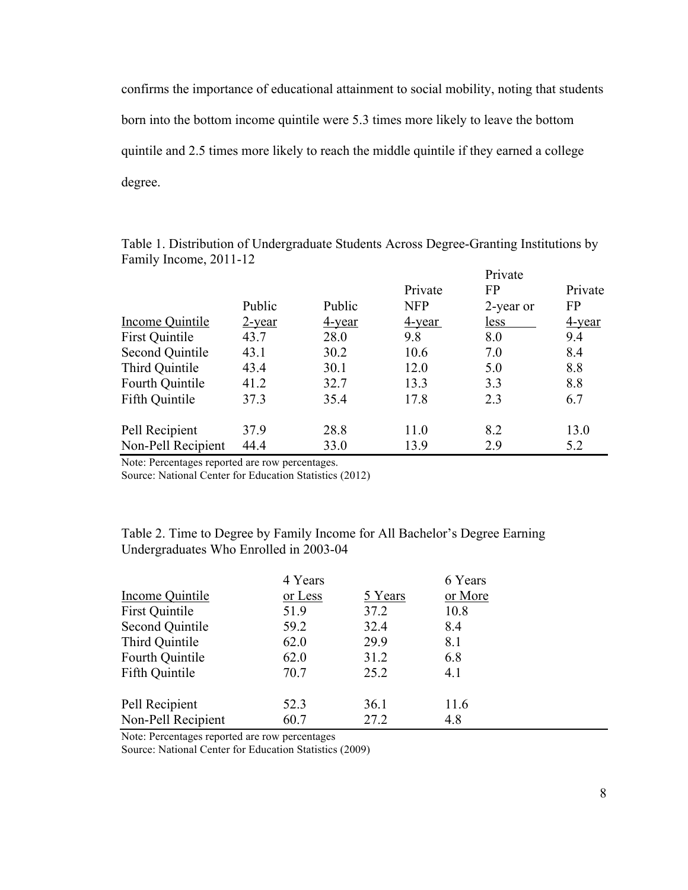confirms the importance of educational attainment to social mobility, noting that students born into the bottom income quintile were 5.3 times more likely to leave the bottom quintile and 2.5 times more likely to reach the middle quintile if they earned a college degree.

Table 1. Distribution of Undergraduate Students Across Degree-Granting Institutions by Family Income, 2011-12

| Income Quintile | Public 2-year | Public 4-year | Private NFP 4-year | Private FP 2-year or less | Private FP 4-year |
|---|---|---|---|---|---|
| First Quintile | 43.7 | 28.0 | 9.8 | 8.0 | 9.4 |
| Second Quintile | 43.1 | 30.2 | 10.6 | 7.0 | 8.4 |
| Third Quintile | 43.4 | 30.1 | 12.0 | 5.0 | 8.8 |
| Fourth Quintile | 41.2 | 32.7 | 13.3 | 3.3 | 8.8 |
| Fifth Quintile | 37.3 | 35.4 | 17.8 | 2.3 | 6.7 |
| | | | | | |
| Pell Recipient | 37.9 | 28.8 | 11.0 | 8.2 | 13.0 |
| Non-Pell Recipient | 44.4 | 33.0 | 13.9 | 2.9 | 5.2 |

Note: Percentages reported are row percentages.
Source: National Center for Education Statistics (2012)

Table 2. Time to Degree by Family Income for All Bachelor's Degree Earning Undergraduates Who Enrolled in 2003-04

| Income Quintile | 4 Years or Less | 5 Years | 6 Years or More |
|---|---|---|---|
| First Quintile | 51.9 | 37.2 | 10.8 |
| Second Quintile | 59.2 | 32.4 | 8.4 |
| Third Quintile | 62.0 | 29.9 | 8.1 |
| Fourth Quintile | 62.0 | 31.2 | 6.8 |
| Fifth Quintile | 70.7 | 25.2 | 4.1 |
| | | | |
| Pell Recipient | 52.3 | 36.1 | 11.6 |
| Non-Pell Recipient | 60.7 | 27.2 | 4.8 |

Note: Percentages reported are row percentages
Source: National Center for Education Statistics (2009)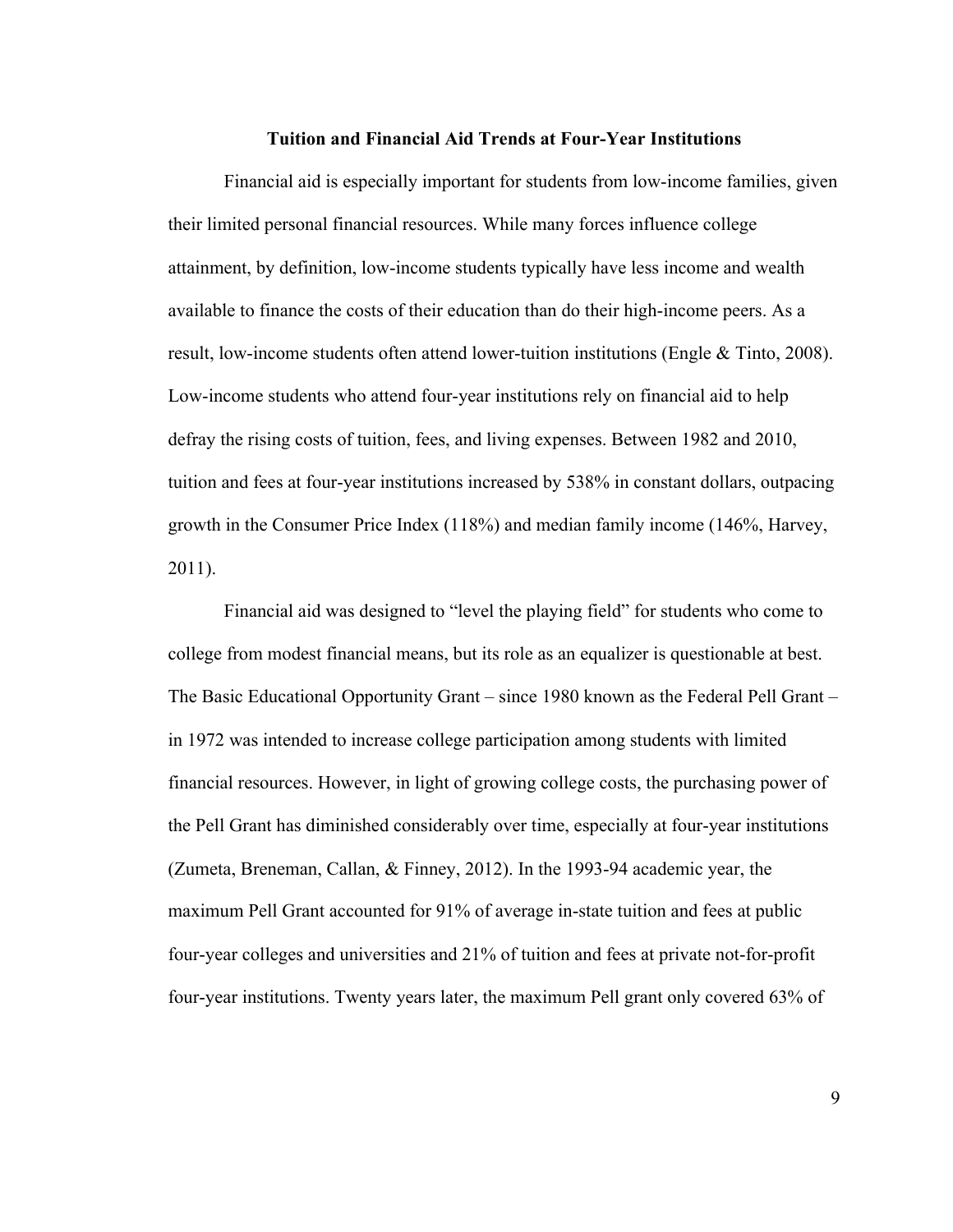## Tuition and Financial Aid Trends at Four-Year Institutions

Financial aid is especially important for students from low-income families, given their limited personal financial resources. While many forces influence college attainment, by definition, low-income students typically have less income and wealth available to finance the costs of their education than do their high-income peers. As a result, low-income students often attend lower-tuition institutions (Engle & Tinto, 2008). Low-income students who attend four-year institutions rely on financial aid to help defray the rising costs of tuition, fees, and living expenses. Between 1982 and 2010, tuition and fees at four-year institutions increased by 538% in constant dollars, outpacing growth in the Consumer Price Index (118%) and median family income (146%, Harvey, 2011).

Financial aid was designed to "level the playing field" for students who come to college from modest financial means, but its role as an equalizer is questionable at best. The Basic Educational Opportunity Grant – since 1980 known as the Federal Pell Grant – in 1972 was intended to increase college participation among students with limited financial resources. However, in light of growing college costs, the purchasing power of the Pell Grant has diminished considerably over time, especially at four-year institutions (Zumeta, Breneman, Callan, & Finney, 2012). In the 1993-94 academic year, the maximum Pell Grant accounted for 91% of average in-state tuition and fees at public four-year colleges and universities and 21% of tuition and fees at private not-for-profit four-year institutions. Twenty years later, the maximum Pell grant only covered 63% of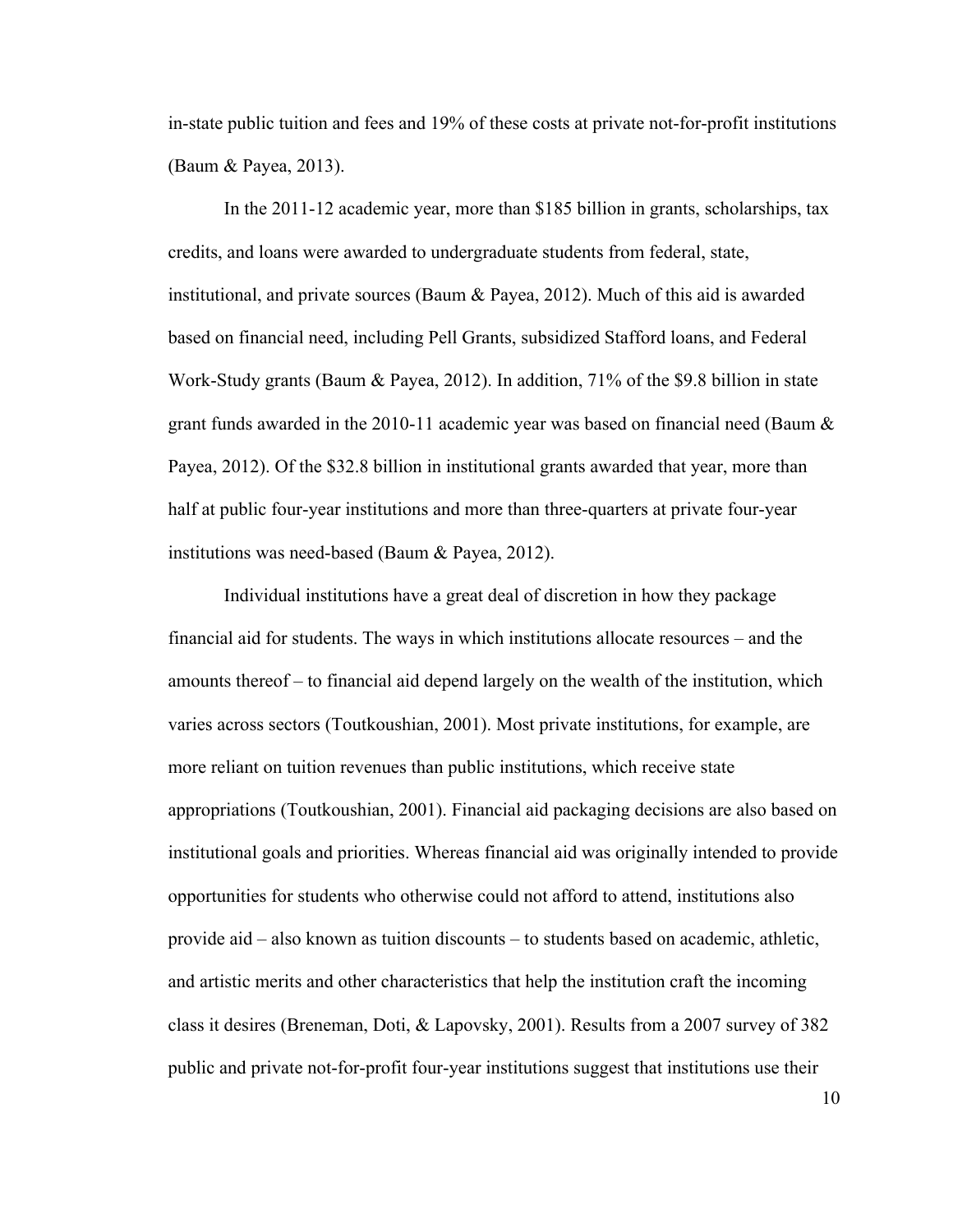in-state public tuition and fees and 19% of these costs at private not-for-profit institutions (Baum & Payea, 2013).

In the 2011-12 academic year, more than $185 billion in grants, scholarships, tax credits, and loans were awarded to undergraduate students from federal, state, institutional, and private sources (Baum & Payea, 2012). Much of this aid is awarded based on financial need, including Pell Grants, subsidized Stafford loans, and Federal Work-Study grants (Baum & Payea, 2012). In addition, 71% of the $9.8 billion in state grant funds awarded in the 2010-11 academic year was based on financial need (Baum & Payea, 2012). Of the $32.8 billion in institutional grants awarded that year, more than half at public four-year institutions and more than three-quarters at private four-year institutions was need-based (Baum & Payea, 2012).

Individual institutions have a great deal of discretion in how they package financial aid for students. The ways in which institutions allocate resources – and the amounts thereof – to financial aid depend largely on the wealth of the institution, which varies across sectors (Toutkoushian, 2001). Most private institutions, for example, are more reliant on tuition revenues than public institutions, which receive state appropriations (Toutkoushian, 2001). Financial aid packaging decisions are also based on institutional goals and priorities. Whereas financial aid was originally intended to provide opportunities for students who otherwise could not afford to attend, institutions also provide aid – also known as tuition discounts – to students based on academic, athletic, and artistic merits and other characteristics that help the institution craft the incoming class it desires (Breneman, Doti, & Lapovsky, 2001). Results from a 2007 survey of 382 public and private not-for-profit four-year institutions suggest that institutions use their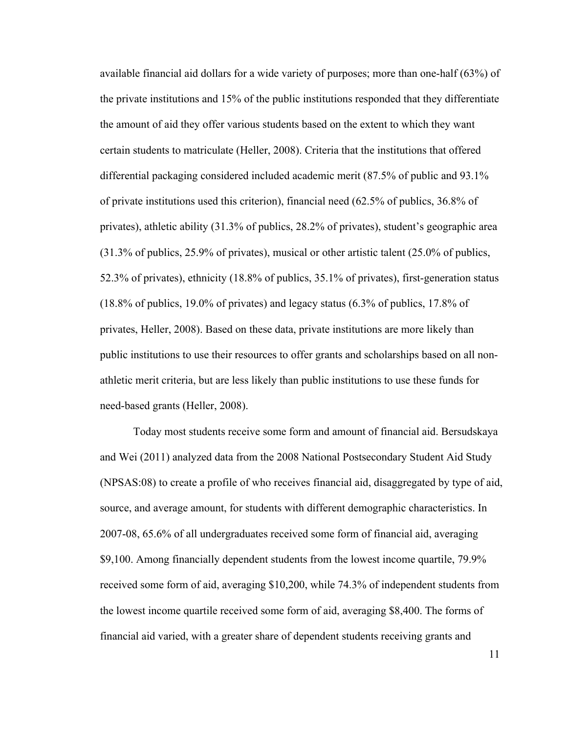available financial aid dollars for a wide variety of purposes; more than one-half (63%) of the private institutions and 15% of the public institutions responded that they differentiate the amount of aid they offer various students based on the extent to which they want certain students to matriculate (Heller, 2008). Criteria that the institutions that offered differential packaging considered included academic merit (87.5% of public and 93.1% of private institutions used this criterion), financial need (62.5% of publics, 36.8% of privates), athletic ability (31.3% of publics, 28.2% of privates), student's geographic area (31.3% of publics, 25.9% of privates), musical or other artistic talent (25.0% of publics, 52.3% of privates), ethnicity (18.8% of publics, 35.1% of privates), first-generation status (18.8% of publics, 19.0% of privates) and legacy status (6.3% of publics, 17.8% of privates, Heller, 2008). Based on these data, private institutions are more likely than public institutions to use their resources to offer grants and scholarships based on all non-athletic merit criteria, but are less likely than public institutions to use these funds for need-based grants (Heller, 2008).

Today most students receive some form and amount of financial aid. Bersudskaya and Wei (2011) analyzed data from the 2008 National Postsecondary Student Aid Study (NPSAS:08) to create a profile of who receives financial aid, disaggregated by type of aid, source, and average amount, for students with different demographic characteristics. In 2007-08, 65.6% of all undergraduates received some form of financial aid, averaging $9,100. Among financially dependent students from the lowest income quartile, 79.9% received some form of aid, averaging $10,200, while 74.3% of independent students from the lowest income quartile received some form of aid, averaging $8,400. The forms of financial aid varied, with a greater share of dependent students receiving grants and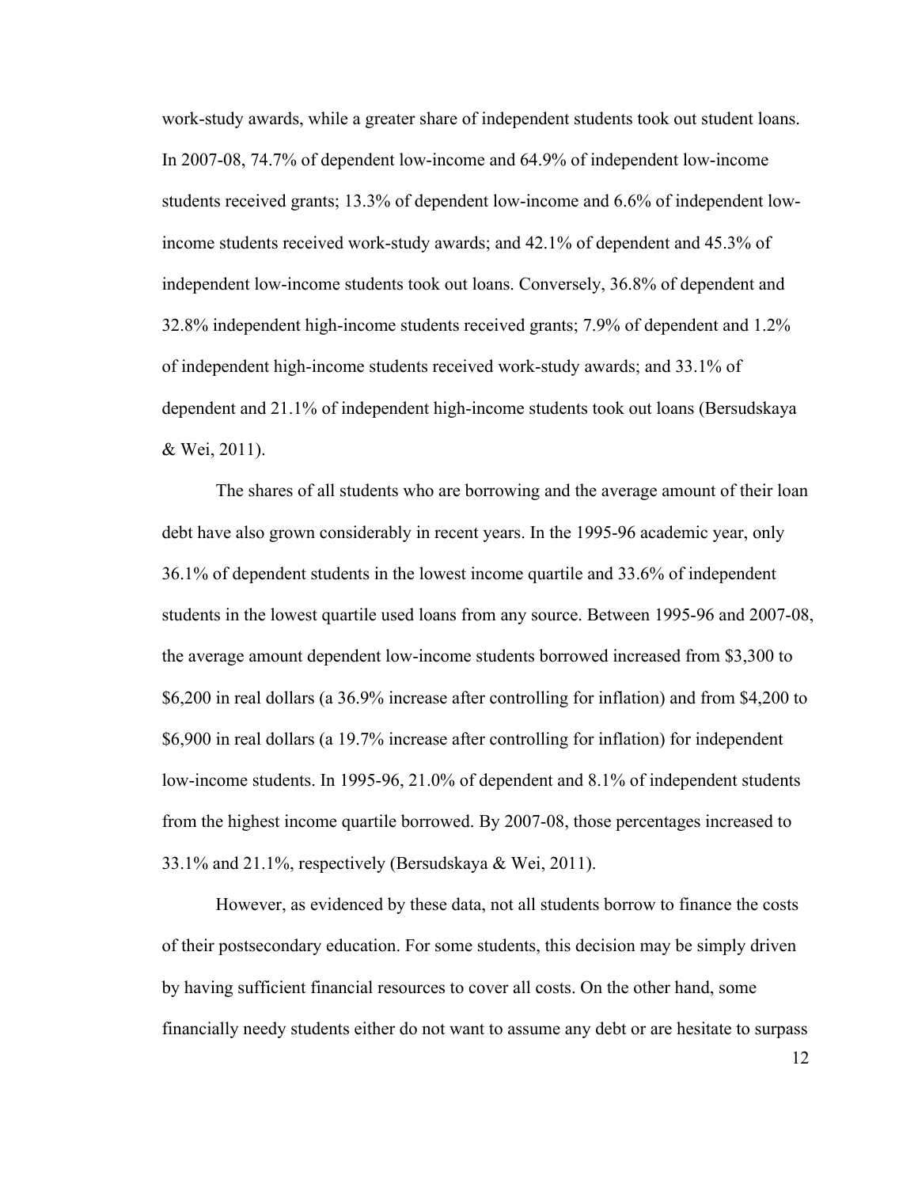work-study awards, while a greater share of independent students took out student loans. In 2007-08, 74.7% of dependent low-income and 64.9% of independent low-income students received grants; 13.3% of dependent low-income and 6.6% of independent low-income students received work-study awards; and 42.1% of dependent and 45.3% of independent low-income students took out loans. Conversely, 36.8% of dependent and 32.8% independent high-income students received grants; 7.9% of dependent and 1.2% of independent high-income students received work-study awards; and 33.1% of dependent and 21.1% of independent high-income students took out loans (Bersudskaya & Wei, 2011).

The shares of all students who are borrowing and the average amount of their loan debt have also grown considerably in recent years. In the 1995-96 academic year, only 36.1% of dependent students in the lowest income quartile and 33.6% of independent students in the lowest quartile used loans from any source. Between 1995-96 and 2007-08, the average amount dependent low-income students borrowed increased from $3,300 to $6,200 in real dollars (a 36.9% increase after controlling for inflation) and from $4,200 to $6,900 in real dollars (a 19.7% increase after controlling for inflation) for independent low-income students. In 1995-96, 21.0% of dependent and 8.1% of independent students from the highest income quartile borrowed. By 2007-08, those percentages increased to 33.1% and 21.1%, respectively (Bersudskaya & Wei, 2011).

However, as evidenced by these data, not all students borrow to finance the costs of their postsecondary education. For some students, this decision may be simply driven by having sufficient financial resources to cover all costs. On the other hand, some financially needy students either do not want to assume any debt or are hesitate to surpass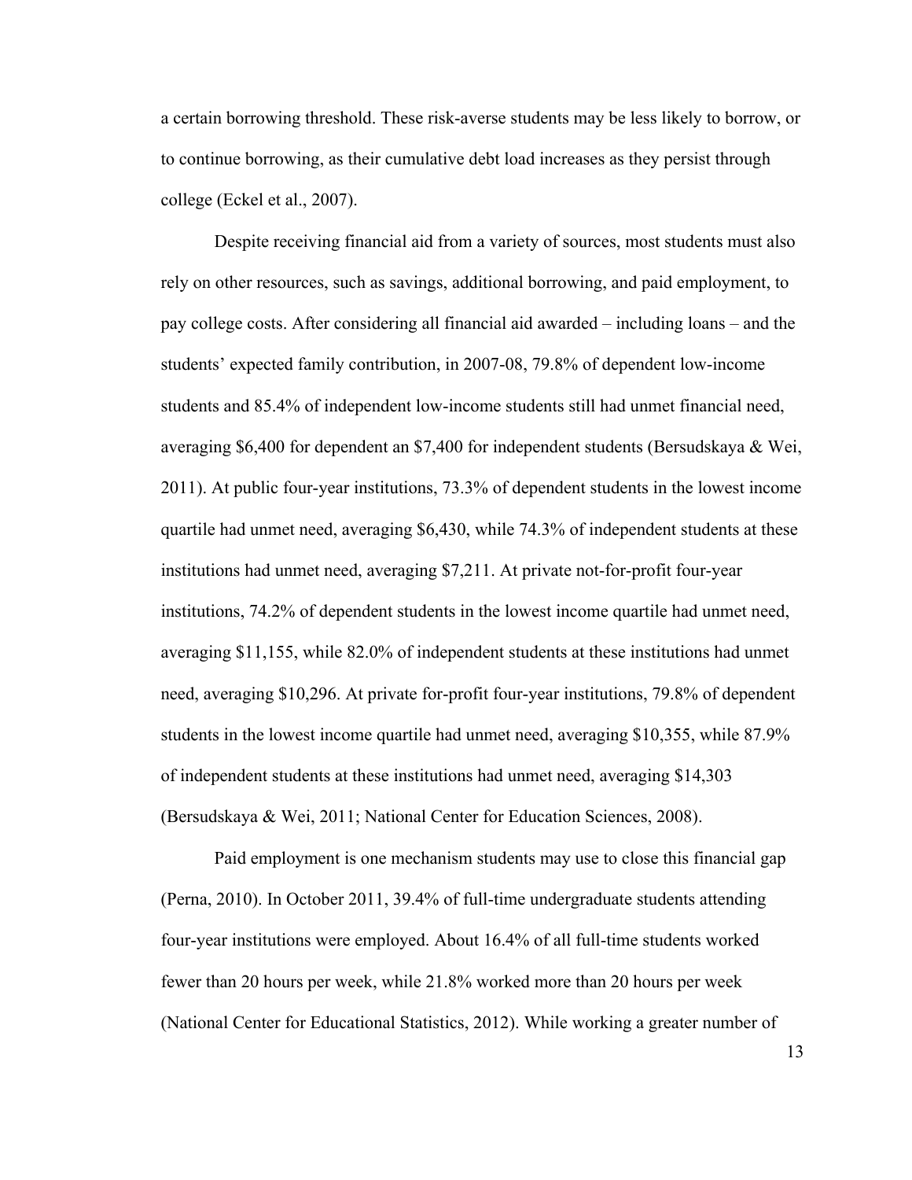a certain borrowing threshold. These risk-averse students may be less likely to borrow, or to continue borrowing, as their cumulative debt load increases as they persist through college (Eckel et al., 2007).

Despite receiving financial aid from a variety of sources, most students must also rely on other resources, such as savings, additional borrowing, and paid employment, to pay college costs. After considering all financial aid awarded – including loans – and the students' expected family contribution, in 2007-08, 79.8% of dependent low-income students and 85.4% of independent low-income students still had unmet financial need, averaging $6,400 for dependent an $7,400 for independent students (Bersudskaya & Wei, 2011). At public four-year institutions, 73.3% of dependent students in the lowest income quartile had unmet need, averaging $6,430, while 74.3% of independent students at these institutions had unmet need, averaging $7,211. At private not-for-profit four-year institutions, 74.2% of dependent students in the lowest income quartile had unmet need, averaging $11,155, while 82.0% of independent students at these institutions had unmet need, averaging $10,296. At private for-profit four-year institutions, 79.8% of dependent students in the lowest income quartile had unmet need, averaging $10,355, while 87.9% of independent students at these institutions had unmet need, averaging $14,303 (Bersudskaya & Wei, 2011; National Center for Education Sciences, 2008).

Paid employment is one mechanism students may use to close this financial gap (Perna, 2010). In October 2011, 39.4% of full-time undergraduate students attending four-year institutions were employed. About 16.4% of all full-time students worked fewer than 20 hours per week, while 21.8% worked more than 20 hours per week (National Center for Educational Statistics, 2012). While working a greater number of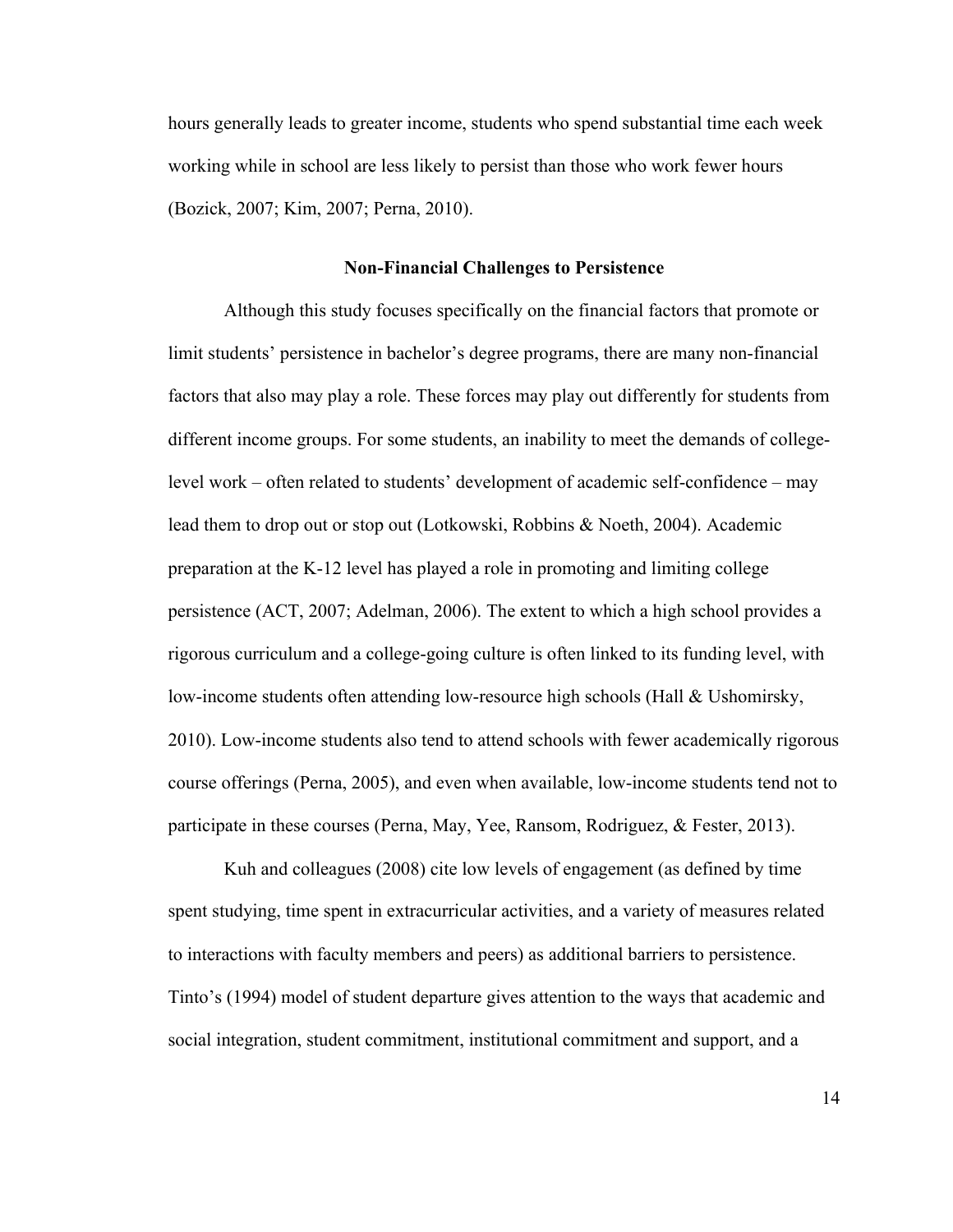hours generally leads to greater income, students who spend substantial time each week working while in school are less likely to persist than those who work fewer hours (Bozick, 2007; Kim, 2007; Perna, 2010).

## Non-Financial Challenges to Persistence

Although this study focuses specifically on the financial factors that promote or limit students' persistence in bachelor's degree programs, there are many non-financial factors that also may play a role. These forces may play out differently for students from different income groups. For some students, an inability to meet the demands of college-level work – often related to students' development of academic self-confidence – may lead them to drop out or stop out (Lotkowski, Robbins & Noeth, 2004). Academic preparation at the K-12 level has played a role in promoting and limiting college persistence (ACT, 2007; Adelman, 2006). The extent to which a high school provides a rigorous curriculum and a college-going culture is often linked to its funding level, with low-income students often attending low-resource high schools (Hall & Ushomirsky, 2010). Low-income students also tend to attend schools with fewer academically rigorous course offerings (Perna, 2005), and even when available, low-income students tend not to participate in these courses (Perna, May, Yee, Ransom, Rodriguez, & Fester, 2013).

Kuh and colleagues (2008) cite low levels of engagement (as defined by time spent studying, time spent in extracurricular activities, and a variety of measures related to interactions with faculty members and peers) as additional barriers to persistence. Tinto's (1994) model of student departure gives attention to the ways that academic and social integration, student commitment, institutional commitment and support, and a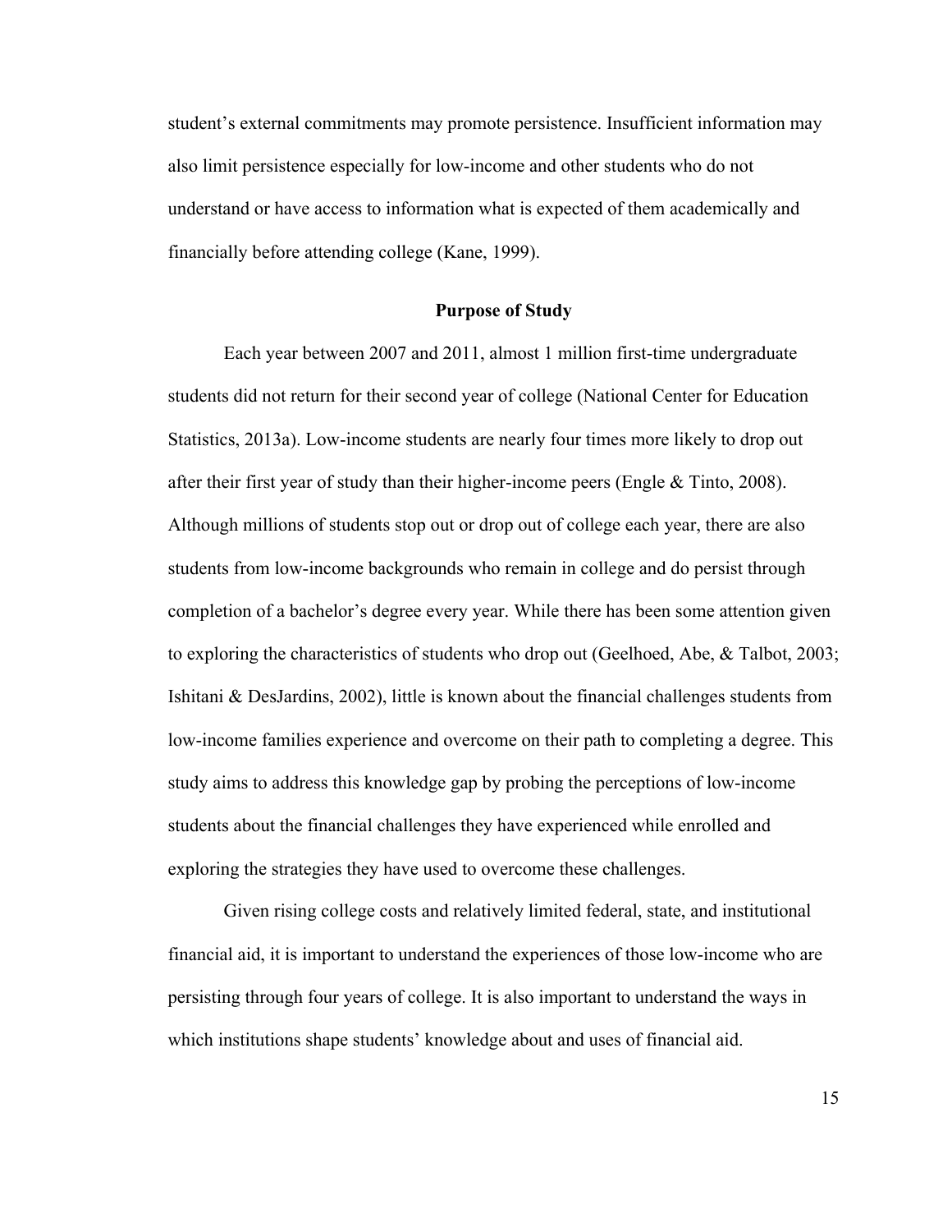student's external commitments may promote persistence. Insufficient information may also limit persistence especially for low-income and other students who do not understand or have access to information what is expected of them academically and financially before attending college (Kane, 1999).

## Purpose of Study

Each year between 2007 and 2011, almost 1 million first-time undergraduate students did not return for their second year of college (National Center for Education Statistics, 2013a). Low-income students are nearly four times more likely to drop out after their first year of study than their higher-income peers (Engle & Tinto, 2008). Although millions of students stop out or drop out of college each year, there are also students from low-income backgrounds who remain in college and do persist through completion of a bachelor's degree every year. While there has been some attention given to exploring the characteristics of students who drop out (Geelhoed, Abe, & Talbot, 2003; Ishitani & DesJardins, 2002), little is known about the financial challenges students from low-income families experience and overcome on their path to completing a degree. This study aims to address this knowledge gap by probing the perceptions of low-income students about the financial challenges they have experienced while enrolled and exploring the strategies they have used to overcome these challenges.

Given rising college costs and relatively limited federal, state, and institutional financial aid, it is important to understand the experiences of those low-income who are persisting through four years of college. It is also important to understand the ways in which institutions shape students' knowledge about and uses of financial aid.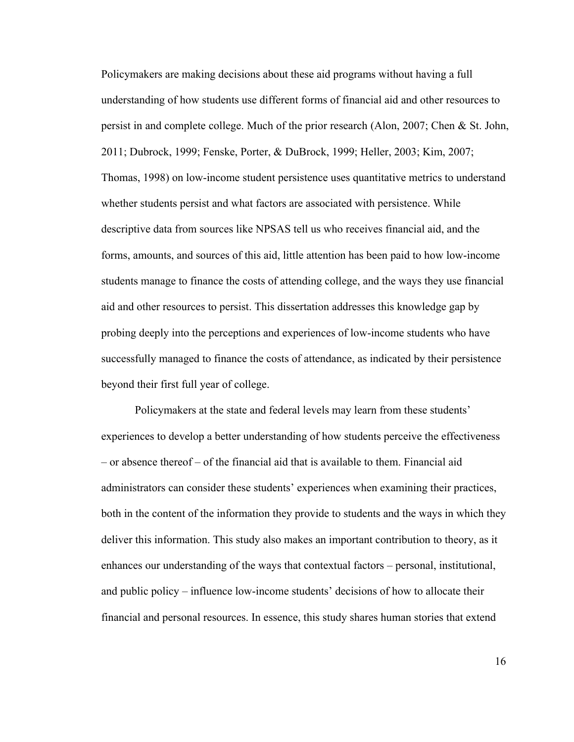Policymakers are making decisions about these aid programs without having a full understanding of how students use different forms of financial aid and other resources to persist in and complete college. Much of the prior research (Alon, 2007; Chen & St. John, 2011; Dubrock, 1999; Fenske, Porter, & DuBrock, 1999; Heller, 2003; Kim, 2007; Thomas, 1998) on low-income student persistence uses quantitative metrics to understand whether students persist and what factors are associated with persistence. While descriptive data from sources like NPSAS tell us who receives financial aid, and the forms, amounts, and sources of this aid, little attention has been paid to how low-income students manage to finance the costs of attending college, and the ways they use financial aid and other resources to persist. This dissertation addresses this knowledge gap by probing deeply into the perceptions and experiences of low-income students who have successfully managed to finance the costs of attendance, as indicated by their persistence beyond their first full year of college.

Policymakers at the state and federal levels may learn from these students' experiences to develop a better understanding of how students perceive the effectiveness – or absence thereof – of the financial aid that is available to them. Financial aid administrators can consider these students' experiences when examining their practices, both in the content of the information they provide to students and the ways in which they deliver this information. This study also makes an important contribution to theory, as it enhances our understanding of the ways that contextual factors – personal, institutional, and public policy – influence low-income students' decisions of how to allocate their financial and personal resources. In essence, this study shares human stories that extend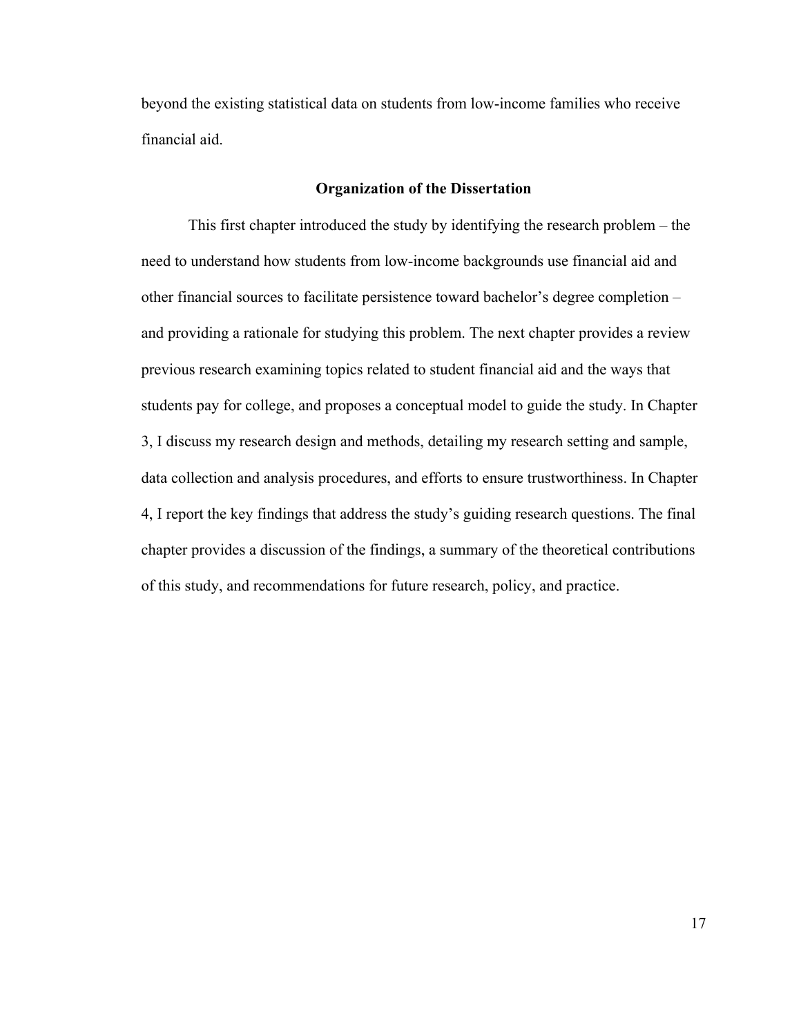beyond the existing statistical data on students from low-income families who receive financial aid.

## Organization of the Dissertation

This first chapter introduced the study by identifying the research problem – the need to understand how students from low-income backgrounds use financial aid and other financial sources to facilitate persistence toward bachelor's degree completion – and providing a rationale for studying this problem. The next chapter provides a review previous research examining topics related to student financial aid and the ways that students pay for college, and proposes a conceptual model to guide the study. In Chapter 3, I discuss my research design and methods, detailing my research setting and sample, data collection and analysis procedures, and efforts to ensure trustworthiness. In Chapter 4, I report the key findings that address the study's guiding research questions. The final chapter provides a discussion of the findings, a summary of the theoretical contributions of this study, and recommendations for future research, policy, and practice.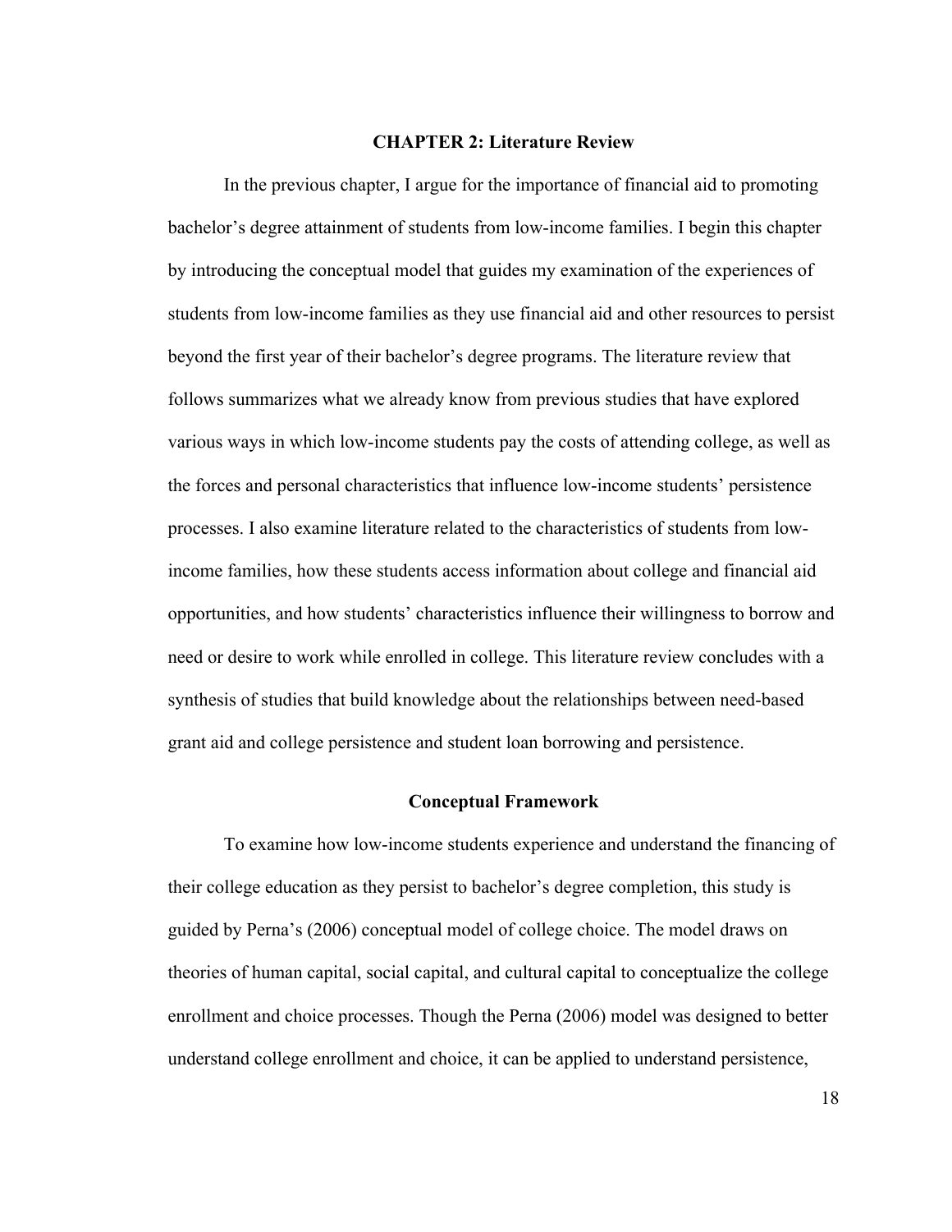# CHAPTER 2: Literature Review

In the previous chapter, I argue for the importance of financial aid to promoting bachelor's degree attainment of students from low-income families. I begin this chapter by introducing the conceptual model that guides my examination of the experiences of students from low-income families as they use financial aid and other resources to persist beyond the first year of their bachelor's degree programs. The literature review that follows summarizes what we already know from previous studies that have explored various ways in which low-income students pay the costs of attending college, as well as the forces and personal characteristics that influence low-income students' persistence processes. I also examine literature related to the characteristics of students from low-income families, how these students access information about college and financial aid opportunities, and how students' characteristics influence their willingness to borrow and need or desire to work while enrolled in college. This literature review concludes with a synthesis of studies that build knowledge about the relationships between need-based grant aid and college persistence and student loan borrowing and persistence.

## Conceptual Framework

To examine how low-income students experience and understand the financing of their college education as they persist to bachelor's degree completion, this study is guided by Perna's (2006) conceptual model of college choice. The model draws on theories of human capital, social capital, and cultural capital to conceptualize the college enrollment and choice processes. Though the Perna (2006) model was designed to better understand college enrollment and choice, it can be applied to understand persistence,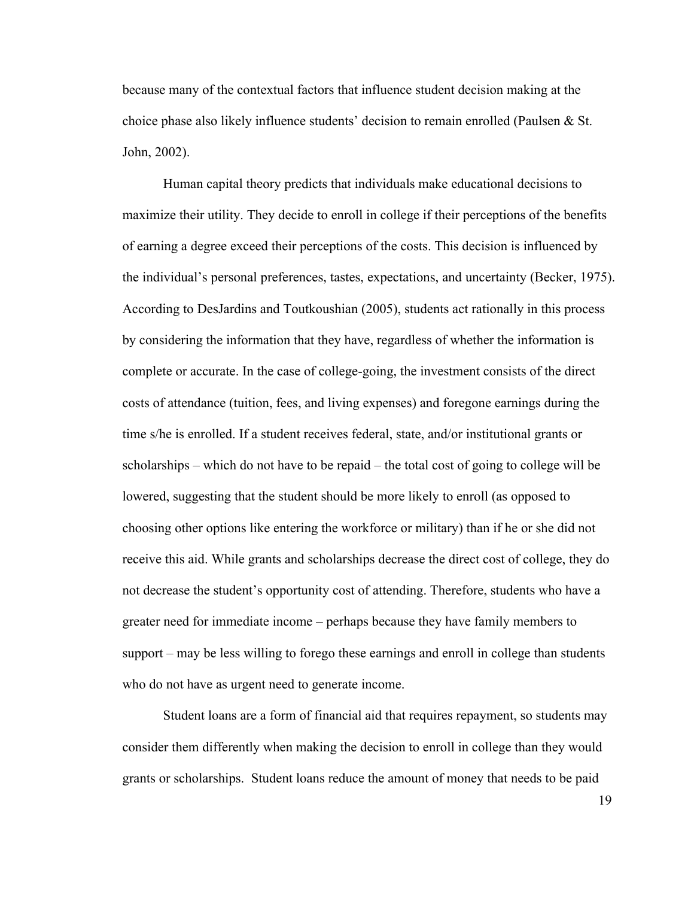because many of the contextual factors that influence student decision making at the choice phase also likely influence students' decision to remain enrolled (Paulsen & St. John, 2002).

Human capital theory predicts that individuals make educational decisions to maximize their utility. They decide to enroll in college if their perceptions of the benefits of earning a degree exceed their perceptions of the costs. This decision is influenced by the individual's personal preferences, tastes, expectations, and uncertainty (Becker, 1975). According to DesJardins and Toutkoushian (2005), students act rationally in this process by considering the information that they have, regardless of whether the information is complete or accurate. In the case of college-going, the investment consists of the direct costs of attendance (tuition, fees, and living expenses) and foregone earnings during the time s/he is enrolled. If a student receives federal, state, and/or institutional grants or scholarships – which do not have to be repaid – the total cost of going to college will be lowered, suggesting that the student should be more likely to enroll (as opposed to choosing other options like entering the workforce or military) than if he or she did not receive this aid. While grants and scholarships decrease the direct cost of college, they do not decrease the student's opportunity cost of attending. Therefore, students who have a greater need for immediate income – perhaps because they have family members to support – may be less willing to forego these earnings and enroll in college than students who do not have as urgent need to generate income.

Student loans are a form of financial aid that requires repayment, so students may consider them differently when making the decision to enroll in college than they would grants or scholarships. Student loans reduce the amount of money that needs to be paid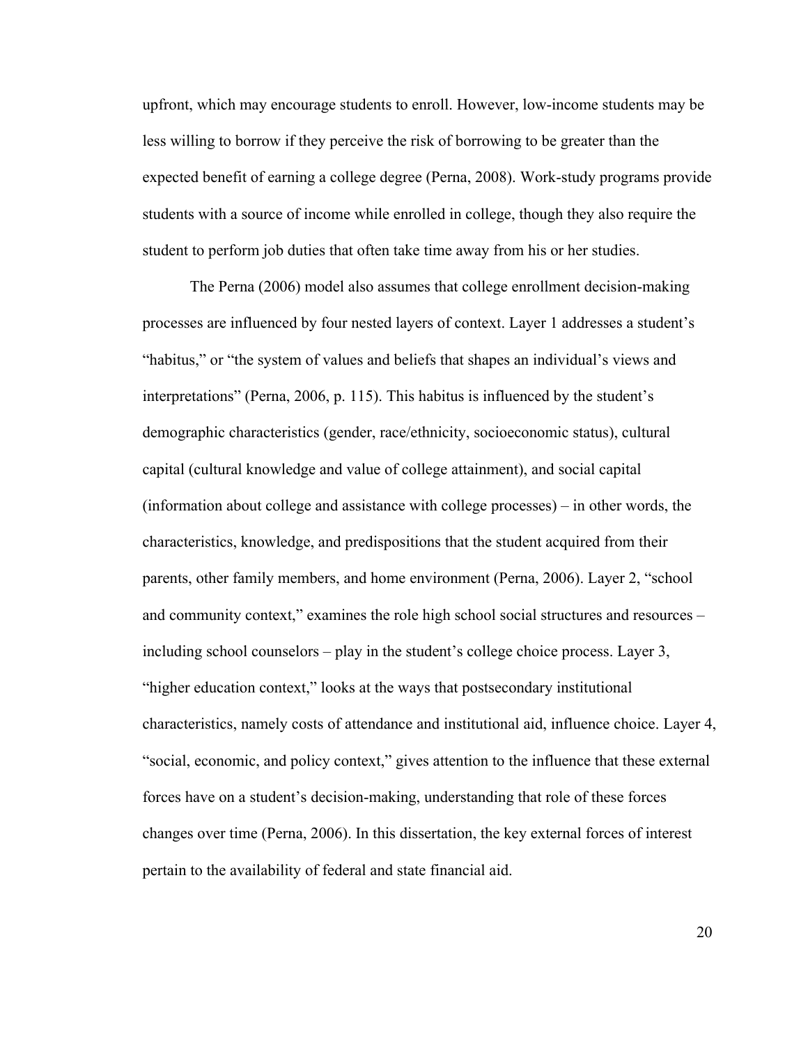upfront, which may encourage students to enroll. However, low-income students may be less willing to borrow if they perceive the risk of borrowing to be greater than the expected benefit of earning a college degree (Perna, 2008). Work-study programs provide students with a source of income while enrolled in college, though they also require the student to perform job duties that often take time away from his or her studies.

The Perna (2006) model also assumes that college enrollment decision-making processes are influenced by four nested layers of context. Layer 1 addresses a student's "habitus," or "the system of values and beliefs that shapes an individual's views and interpretations" (Perna, 2006, p. 115). This habitus is influenced by the student's demographic characteristics (gender, race/ethnicity, socioeconomic status), cultural capital (cultural knowledge and value of college attainment), and social capital (information about college and assistance with college processes) – in other words, the characteristics, knowledge, and predispositions that the student acquired from their parents, other family members, and home environment (Perna, 2006). Layer 2, "school and community context," examines the role high school social structures and resources – including school counselors – play in the student's college choice process. Layer 3, "higher education context," looks at the ways that postsecondary institutional characteristics, namely costs of attendance and institutional aid, influence choice. Layer 4, "social, economic, and policy context," gives attention to the influence that these external forces have on a student's decision-making, understanding that role of these forces changes over time (Perna, 2006). In this dissertation, the key external forces of interest pertain to the availability of federal and state financial aid.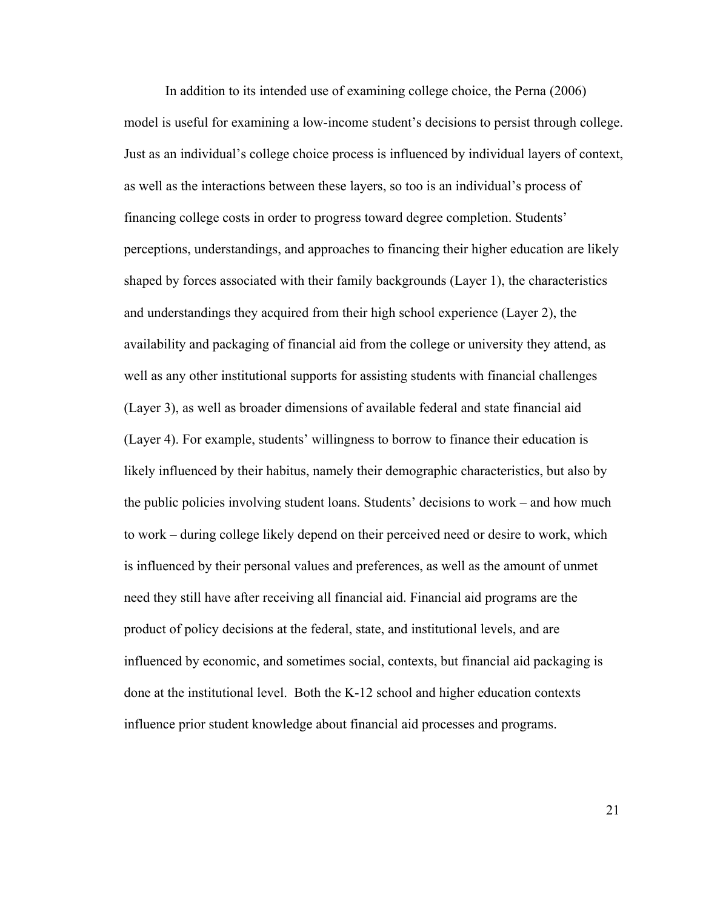In addition to its intended use of examining college choice, the Perna (2006) model is useful for examining a low-income student's decisions to persist through college. Just as an individual's college choice process is influenced by individual layers of context, as well as the interactions between these layers, so too is an individual's process of financing college costs in order to progress toward degree completion. Students' perceptions, understandings, and approaches to financing their higher education are likely shaped by forces associated with their family backgrounds (Layer 1), the characteristics and understandings they acquired from their high school experience (Layer 2), the availability and packaging of financial aid from the college or university they attend, as well as any other institutional supports for assisting students with financial challenges (Layer 3), as well as broader dimensions of available federal and state financial aid (Layer 4). For example, students' willingness to borrow to finance their education is likely influenced by their habitus, namely their demographic characteristics, but also by the public policies involving student loans. Students' decisions to work – and how much to work – during college likely depend on their perceived need or desire to work, which is influenced by their personal values and preferences, as well as the amount of unmet need they still have after receiving all financial aid. Financial aid programs are the product of policy decisions at the federal, state, and institutional levels, and are influenced by economic, and sometimes social, contexts, but financial aid packaging is done at the institutional level. Both the K-12 school and higher education contexts influence prior student knowledge about financial aid processes and programs.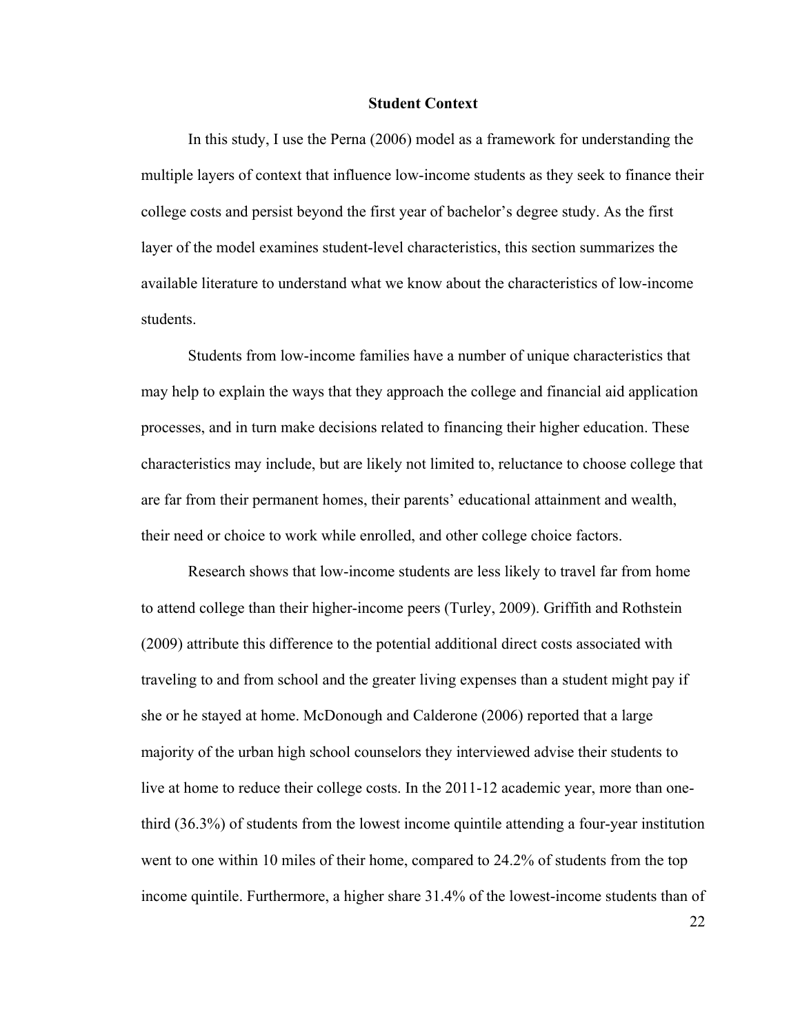## Student Context

In this study, I use the Perna (2006) model as a framework for understanding the multiple layers of context that influence low-income students as they seek to finance their college costs and persist beyond the first year of bachelor's degree study. As the first layer of the model examines student-level characteristics, this section summarizes the available literature to understand what we know about the characteristics of low-income students.

Students from low-income families have a number of unique characteristics that may help to explain the ways that they approach the college and financial aid application processes, and in turn make decisions related to financing their higher education. These characteristics may include, but are likely not limited to, reluctance to choose college that are far from their permanent homes, their parents' educational attainment and wealth, their need or choice to work while enrolled, and other college choice factors.

Research shows that low-income students are less likely to travel far from home to attend college than their higher-income peers (Turley, 2009). Griffith and Rothstein (2009) attribute this difference to the potential additional direct costs associated with traveling to and from school and the greater living expenses than a student might pay if she or he stayed at home. McDonough and Calderone (2006) reported that a large majority of the urban high school counselors they interviewed advise their students to live at home to reduce their college costs. In the 2011-12 academic year, more than one-third (36.3%) of students from the lowest income quintile attending a four-year institution went to one within 10 miles of their home, compared to 24.2% of students from the top income quintile. Furthermore, a higher share 31.4% of the lowest-income students than of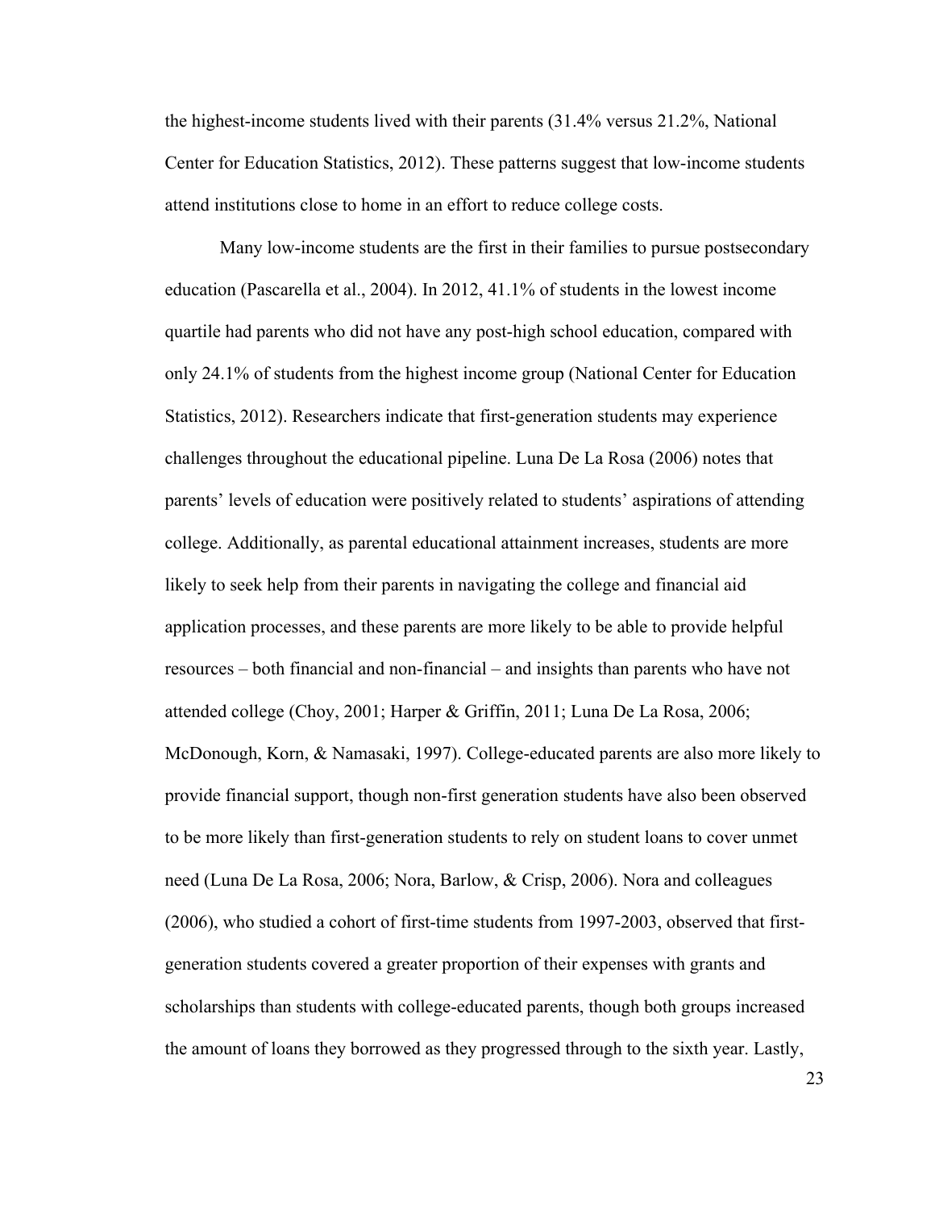the highest-income students lived with their parents (31.4% versus 21.2%, National Center for Education Statistics, 2012). These patterns suggest that low-income students attend institutions close to home in an effort to reduce college costs.

Many low-income students are the first in their families to pursue postsecondary education (Pascarella et al., 2004). In 2012, 41.1% of students in the lowest income quartile had parents who did not have any post-high school education, compared with only 24.1% of students from the highest income group (National Center for Education Statistics, 2012). Researchers indicate that first-generation students may experience challenges throughout the educational pipeline. Luna De La Rosa (2006) notes that parents' levels of education were positively related to students' aspirations of attending college. Additionally, as parental educational attainment increases, students are more likely to seek help from their parents in navigating the college and financial aid application processes, and these parents are more likely to be able to provide helpful resources – both financial and non-financial – and insights than parents who have not attended college (Choy, 2001; Harper & Griffin, 2011; Luna De La Rosa, 2006; McDonough, Korn, & Namasaki, 1997). College-educated parents are also more likely to provide financial support, though non-first generation students have also been observed to be more likely than first-generation students to rely on student loans to cover unmet need (Luna De La Rosa, 2006; Nora, Barlow, & Crisp, 2006). Nora and colleagues (2006), who studied a cohort of first-time students from 1997-2003, observed that first-generation students covered a greater proportion of their expenses with grants and scholarships than students with college-educated parents, though both groups increased the amount of loans they borrowed as they progressed through to the sixth year. Lastly,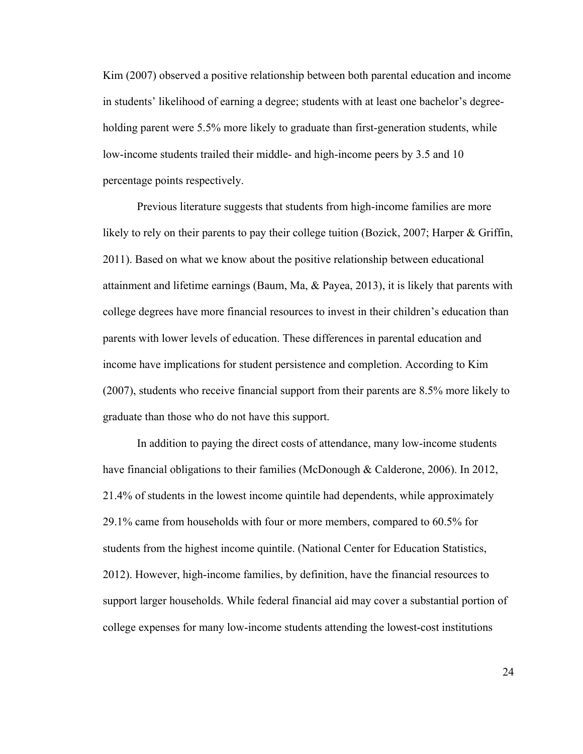Kim (2007) observed a positive relationship between both parental education and income in students' likelihood of earning a degree; students with at least one bachelor's degree-holding parent were 5.5% more likely to graduate than first-generation students, while low-income students trailed their middle- and high-income peers by 3.5 and 10 percentage points respectively.

Previous literature suggests that students from high-income families are more likely to rely on their parents to pay their college tuition (Bozick, 2007; Harper & Griffin, 2011). Based on what we know about the positive relationship between educational attainment and lifetime earnings (Baum, Ma, & Payea, 2013), it is likely that parents with college degrees have more financial resources to invest in their children's education than parents with lower levels of education. These differences in parental education and income have implications for student persistence and completion. According to Kim (2007), students who receive financial support from their parents are 8.5% more likely to graduate than those who do not have this support.

In addition to paying the direct costs of attendance, many low-income students have financial obligations to their families (McDonough & Calderone, 2006). In 2012, 21.4% of students in the lowest income quintile had dependents, while approximately 29.1% came from households with four or more members, compared to 60.5% for students from the highest income quintile. (National Center for Education Statistics, 2012). However, high-income families, by definition, have the financial resources to support larger households. While federal financial aid may cover a substantial portion of college expenses for many low-income students attending the lowest-cost institutions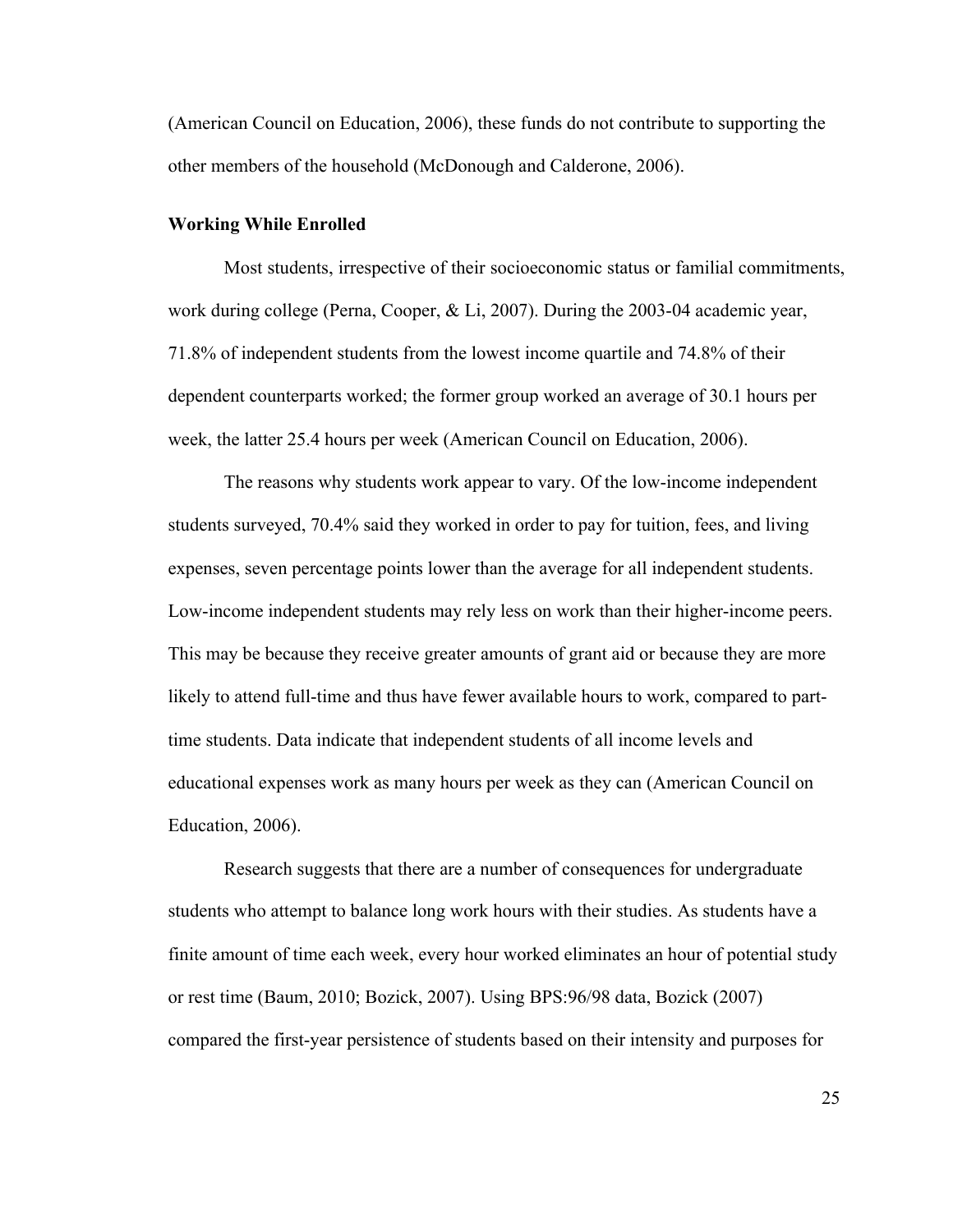(American Council on Education, 2006), these funds do not contribute to supporting the other members of the household (McDonough and Calderone, 2006).

### Working While Enrolled

Most students, irrespective of their socioeconomic status or familial commitments, work during college (Perna, Cooper, & Li, 2007). During the 2003-04 academic year, 71.8% of independent students from the lowest income quartile and 74.8% of their dependent counterparts worked; the former group worked an average of 30.1 hours per week, the latter 25.4 hours per week (American Council on Education, 2006).

The reasons why students work appear to vary. Of the low-income independent students surveyed, 70.4% said they worked in order to pay for tuition, fees, and living expenses, seven percentage points lower than the average for all independent students. Low-income independent students may rely less on work than their higher-income peers. This may be because they receive greater amounts of grant aid or because they are more likely to attend full-time and thus have fewer available hours to work, compared to part-time students. Data indicate that independent students of all income levels and educational expenses work as many hours per week as they can (American Council on Education, 2006).

Research suggests that there are a number of consequences for undergraduate students who attempt to balance long work hours with their studies. As students have a finite amount of time each week, every hour worked eliminates an hour of potential study or rest time (Baum, 2010; Bozick, 2007). Using BPS:96/98 data, Bozick (2007) compared the first-year persistence of students based on their intensity and purposes for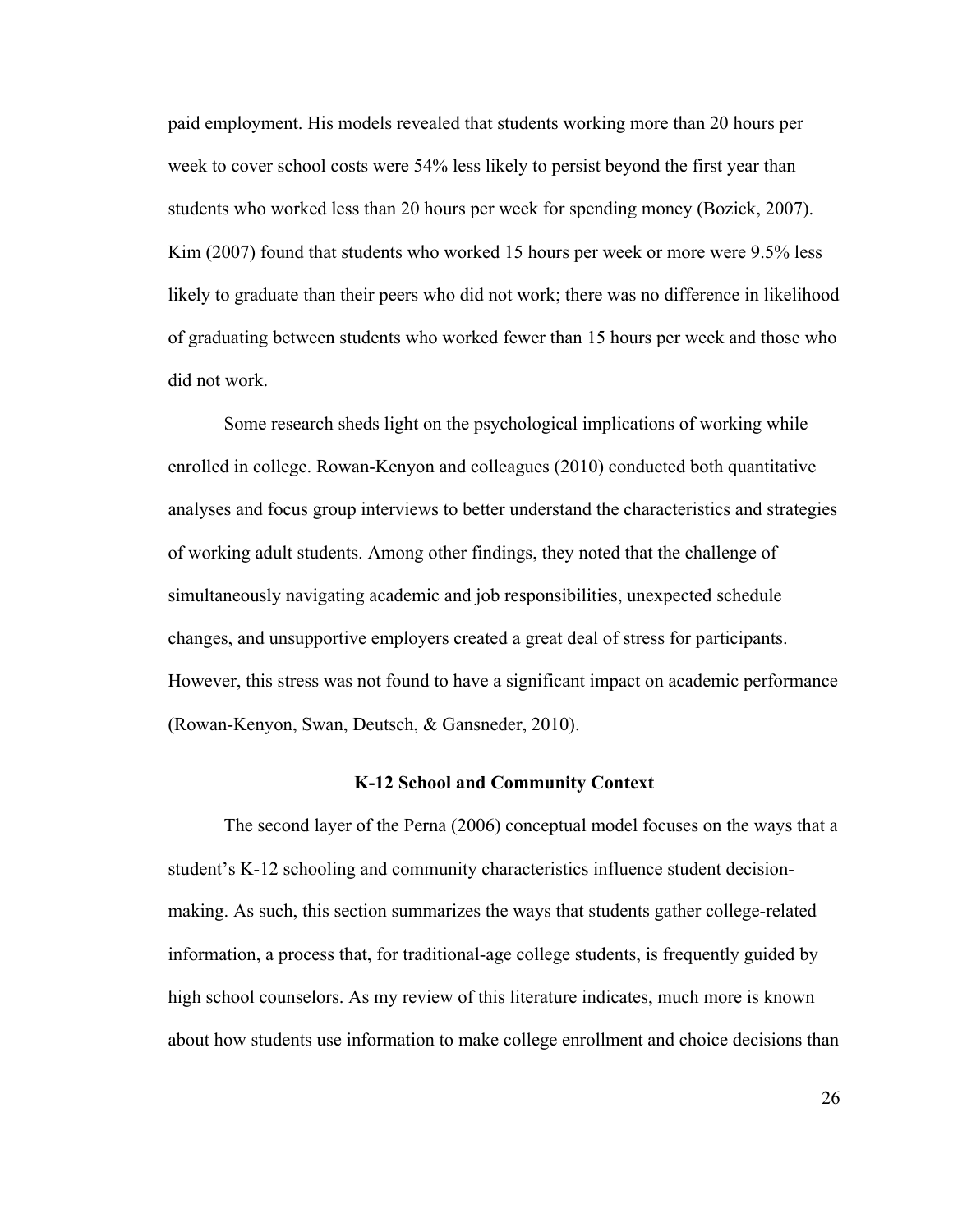paid employment. His models revealed that students working more than 20 hours per week to cover school costs were 54% less likely to persist beyond the first year than students who worked less than 20 hours per week for spending money (Bozick, 2007). Kim (2007) found that students who worked 15 hours per week or more were 9.5% less likely to graduate than their peers who did not work; there was no difference in likelihood of graduating between students who worked fewer than 15 hours per week and those who did not work.

Some research sheds light on the psychological implications of working while enrolled in college. Rowan-Kenyon and colleagues (2010) conducted both quantitative analyses and focus group interviews to better understand the characteristics and strategies of working adult students. Among other findings, they noted that the challenge of simultaneously navigating academic and job responsibilities, unexpected schedule changes, and unsupportive employers created a great deal of stress for participants. However, this stress was not found to have a significant impact on academic performance (Rowan-Kenyon, Swan, Deutsch, & Gansneder, 2010).

## K-12 School and Community Context

The second layer of the Perna (2006) conceptual model focuses on the ways that a student's K-12 schooling and community characteristics influence student decision-making. As such, this section summarizes the ways that students gather college-related information, a process that, for traditional-age college students, is frequently guided by high school counselors. As my review of this literature indicates, much more is known about how students use information to make college enrollment and choice decisions than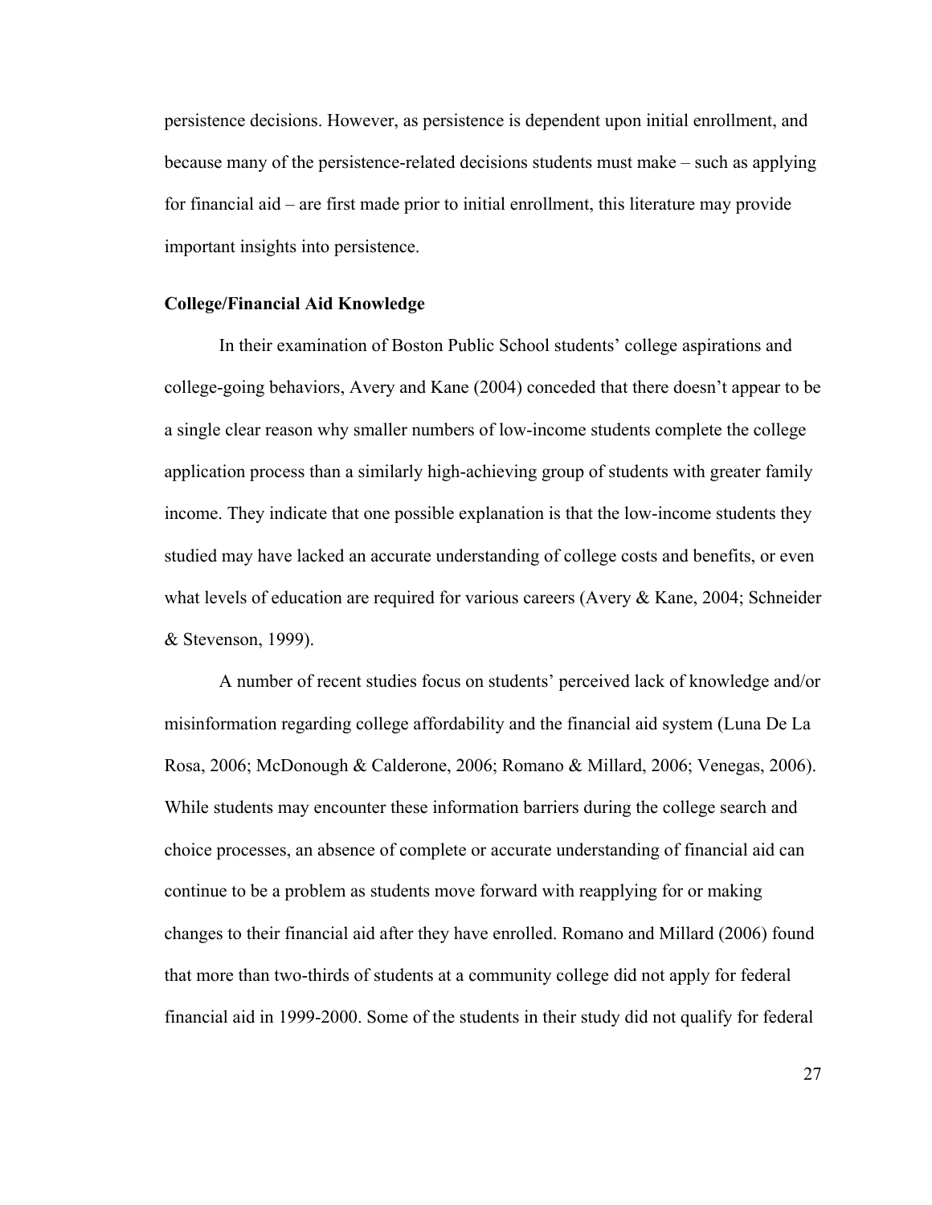persistence decisions. However, as persistence is dependent upon initial enrollment, and because many of the persistence-related decisions students must make – such as applying for financial aid – are first made prior to initial enrollment, this literature may provide important insights into persistence.

**College/Financial Aid Knowledge**

In their examination of Boston Public School students' college aspirations and college-going behaviors, Avery and Kane (2004) conceded that there doesn't appear to be a single clear reason why smaller numbers of low-income students complete the college application process than a similarly high-achieving group of students with greater family income. They indicate that one possible explanation is that the low-income students they studied may have lacked an accurate understanding of college costs and benefits, or even what levels of education are required for various careers (Avery & Kane, 2004; Schneider & Stevenson, 1999).

A number of recent studies focus on students' perceived lack of knowledge and/or misinformation regarding college affordability and the financial aid system (Luna De La Rosa, 2006; McDonough & Calderone, 2006; Romano & Millard, 2006; Venegas, 2006). While students may encounter these information barriers during the college search and choice processes, an absence of complete or accurate understanding of financial aid can continue to be a problem as students move forward with reapplying for or making changes to their financial aid after they have enrolled. Romano and Millard (2006) found that more than two-thirds of students at a community college did not apply for federal financial aid in 1999-2000. Some of the students in their study did not qualify for federal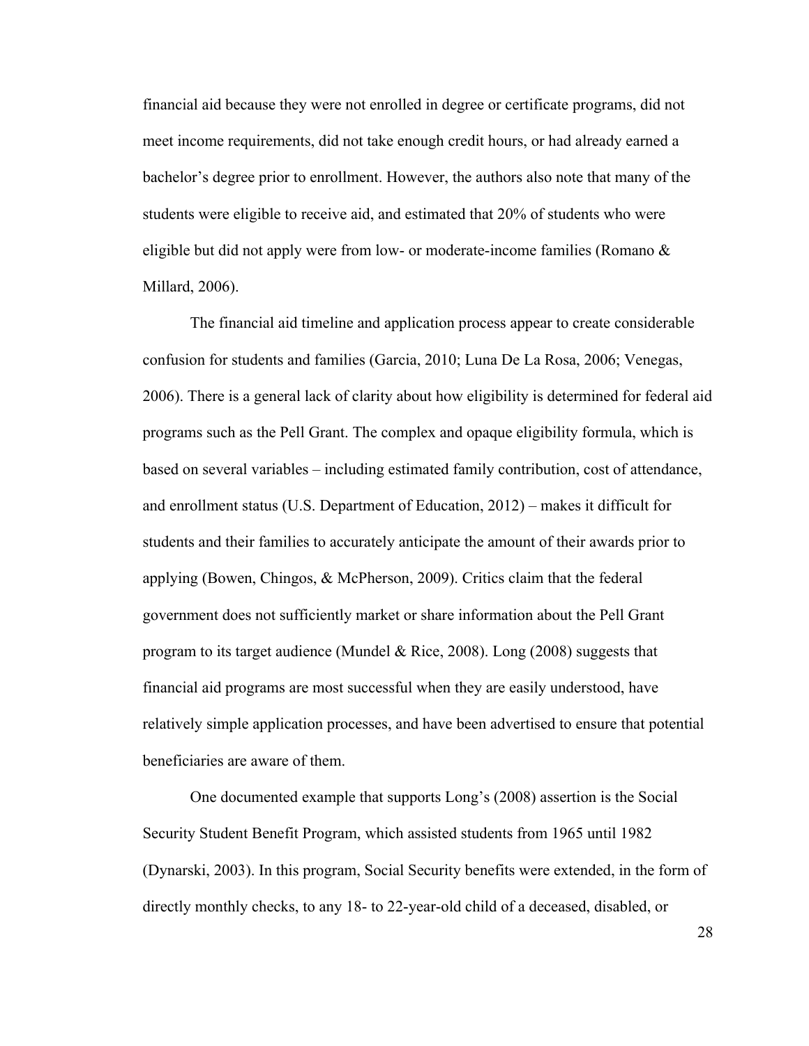financial aid because they were not enrolled in degree or certificate programs, did not meet income requirements, did not take enough credit hours, or had already earned a bachelor's degree prior to enrollment. However, the authors also note that many of the students were eligible to receive aid, and estimated that 20% of students who were eligible but did not apply were from low- or moderate-income families (Romano & Millard, 2006).

The financial aid timeline and application process appear to create considerable confusion for students and families (Garcia, 2010; Luna De La Rosa, 2006; Venegas, 2006). There is a general lack of clarity about how eligibility is determined for federal aid programs such as the Pell Grant. The complex and opaque eligibility formula, which is based on several variables – including estimated family contribution, cost of attendance, and enrollment status (U.S. Department of Education, 2012) – makes it difficult for students and their families to accurately anticipate the amount of their awards prior to applying (Bowen, Chingos, & McPherson, 2009). Critics claim that the federal government does not sufficiently market or share information about the Pell Grant program to its target audience (Mundel & Rice, 2008). Long (2008) suggests that financial aid programs are most successful when they are easily understood, have relatively simple application processes, and have been advertised to ensure that potential beneficiaries are aware of them.

One documented example that supports Long's (2008) assertion is the Social Security Student Benefit Program, which assisted students from 1965 until 1982 (Dynarski, 2003). In this program, Social Security benefits were extended, in the form of directly monthly checks, to any 18- to 22-year-old child of a deceased, disabled, or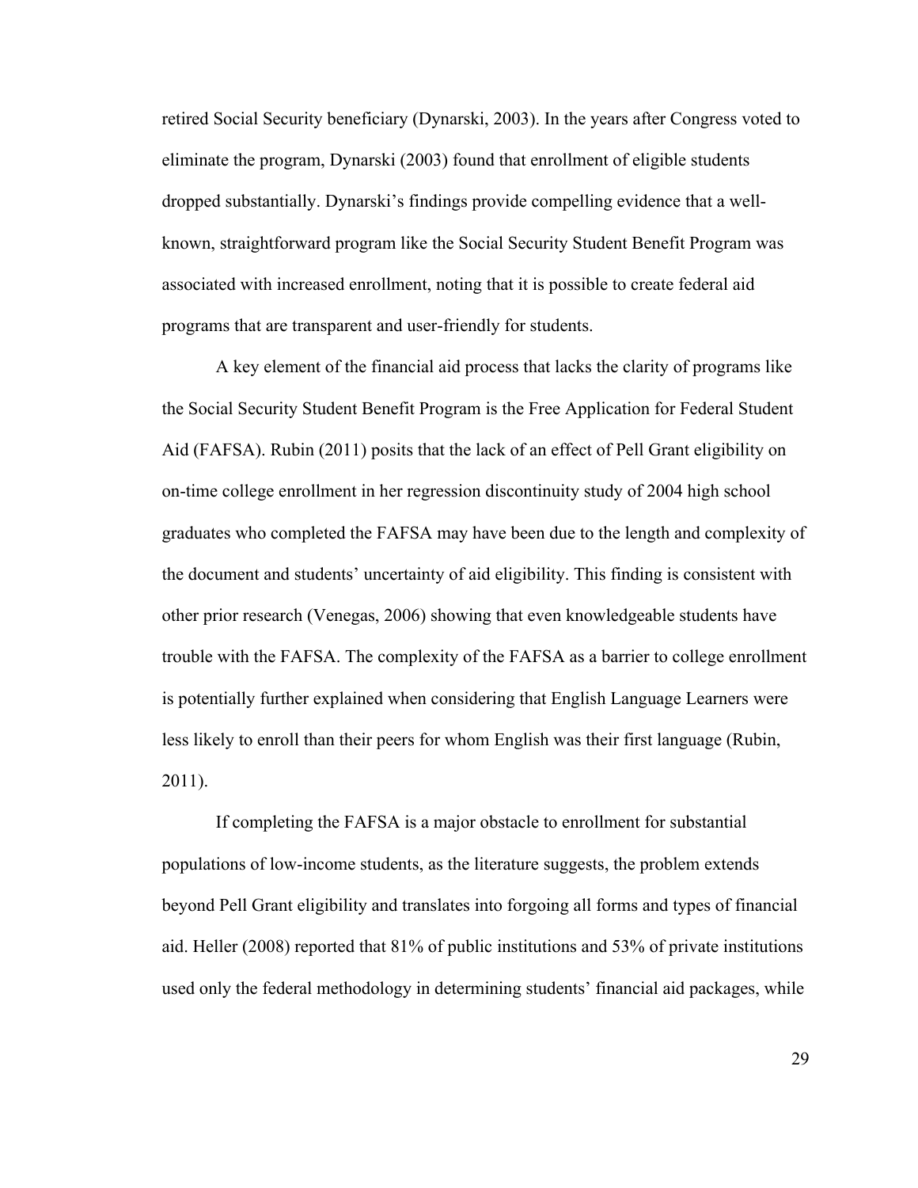retired Social Security beneficiary (Dynarski, 2003). In the years after Congress voted to eliminate the program, Dynarski (2003) found that enrollment of eligible students dropped substantially. Dynarski's findings provide compelling evidence that a well-known, straightforward program like the Social Security Student Benefit Program was associated with increased enrollment, noting that it is possible to create federal aid programs that are transparent and user-friendly for students.

A key element of the financial aid process that lacks the clarity of programs like the Social Security Student Benefit Program is the Free Application for Federal Student Aid (FAFSA). Rubin (2011) posits that the lack of an effect of Pell Grant eligibility on on-time college enrollment in her regression discontinuity study of 2004 high school graduates who completed the FAFSA may have been due to the length and complexity of the document and students' uncertainty of aid eligibility. This finding is consistent with other prior research (Venegas, 2006) showing that even knowledgeable students have trouble with the FAFSA. The complexity of the FAFSA as a barrier to college enrollment is potentially further explained when considering that English Language Learners were less likely to enroll than their peers for whom English was their first language (Rubin, 2011).

If completing the FAFSA is a major obstacle to enrollment for substantial populations of low-income students, as the literature suggests, the problem extends beyond Pell Grant eligibility and translates into forgoing all forms and types of financial aid. Heller (2008) reported that 81% of public institutions and 53% of private institutions used only the federal methodology in determining students' financial aid packages, while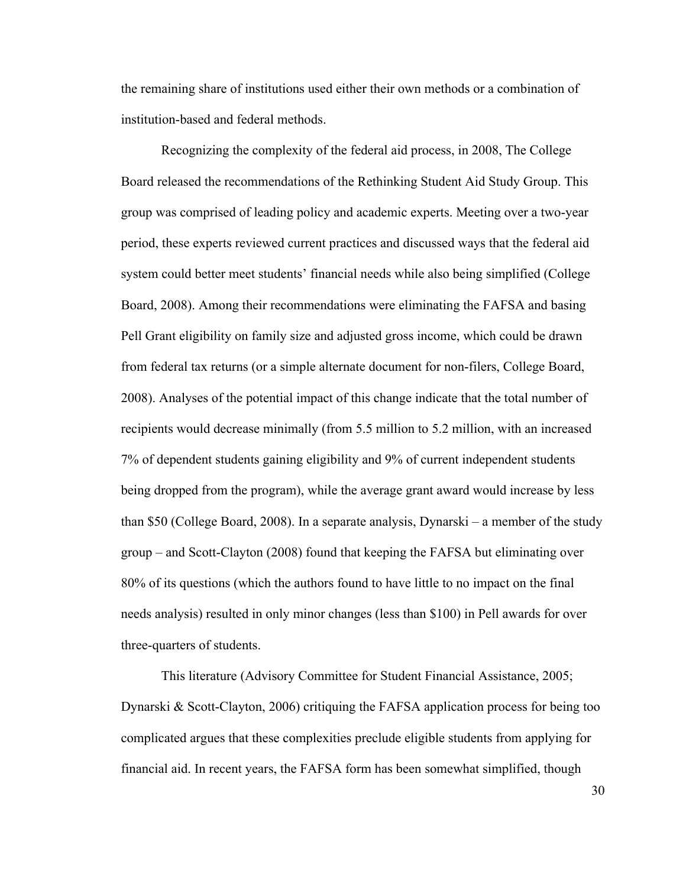the remaining share of institutions used either their own methods or a combination of institution-based and federal methods.

Recognizing the complexity of the federal aid process, in 2008, The College Board released the recommendations of the Rethinking Student Aid Study Group. This group was comprised of leading policy and academic experts. Meeting over a two-year period, these experts reviewed current practices and discussed ways that the federal aid system could better meet students' financial needs while also being simplified (College Board, 2008). Among their recommendations were eliminating the FAFSA and basing Pell Grant eligibility on family size and adjusted gross income, which could be drawn from federal tax returns (or a simple alternate document for non-filers, College Board, 2008). Analyses of the potential impact of this change indicate that the total number of recipients would decrease minimally (from 5.5 million to 5.2 million, with an increased 7% of dependent students gaining eligibility and 9% of current independent students being dropped from the program), while the average grant award would increase by less than $50 (College Board, 2008). In a separate analysis, Dynarski – a member of the study group – and Scott-Clayton (2008) found that keeping the FAFSA but eliminating over 80% of its questions (which the authors found to have little to no impact on the final needs analysis) resulted in only minor changes (less than $100) in Pell awards for over three-quarters of students.

This literature (Advisory Committee for Student Financial Assistance, 2005; Dynarski & Scott-Clayton, 2006) critiquing the FAFSA application process for being too complicated argues that these complexities preclude eligible students from applying for financial aid. In recent years, the FAFSA form has been somewhat simplified, though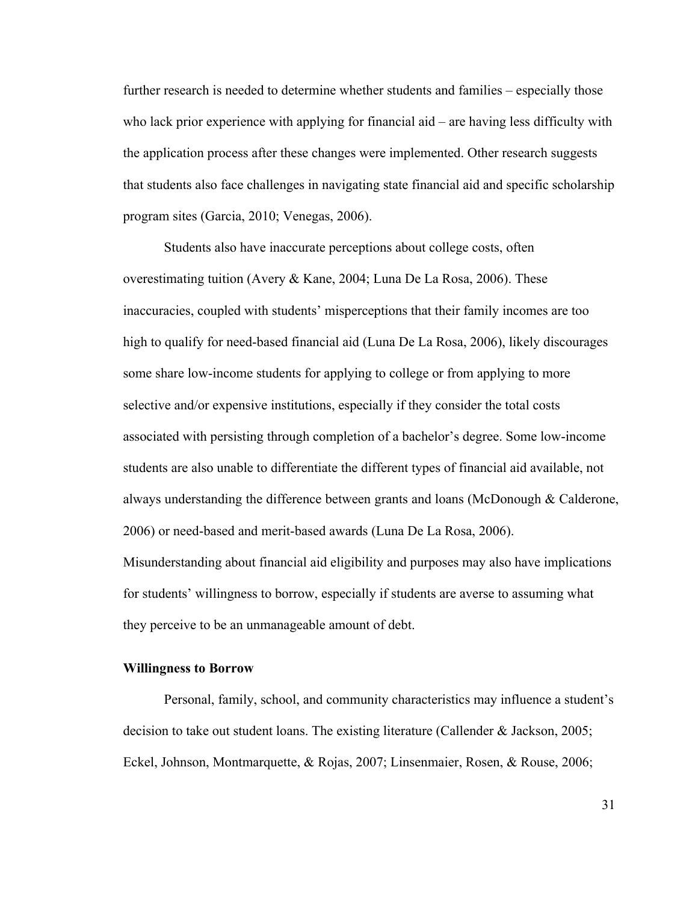further research is needed to determine whether students and families – especially those who lack prior experience with applying for financial aid – are having less difficulty with the application process after these changes were implemented. Other research suggests that students also face challenges in navigating state financial aid and specific scholarship program sites (Garcia, 2010; Venegas, 2006).

Students also have inaccurate perceptions about college costs, often overestimating tuition (Avery & Kane, 2004; Luna De La Rosa, 2006). These inaccuracies, coupled with students' misperceptions that their family incomes are too high to qualify for need-based financial aid (Luna De La Rosa, 2006), likely discourages some share low-income students for applying to college or from applying to more selective and/or expensive institutions, especially if they consider the total costs associated with persisting through completion of a bachelor's degree. Some low-income students are also unable to differentiate the different types of financial aid available, not always understanding the difference between grants and loans (McDonough & Calderone, 2006) or need-based and merit-based awards (Luna De La Rosa, 2006). Misunderstanding about financial aid eligibility and purposes may also have implications for students' willingness to borrow, especially if students are averse to assuming what they perceive to be an unmanageable amount of debt.

**Willingness to Borrow**

Personal, family, school, and community characteristics may influence a student's decision to take out student loans. The existing literature (Callender & Jackson, 2005; Eckel, Johnson, Montmarquette, & Rojas, 2007; Linsenmaier, Rosen, & Rouse, 2006;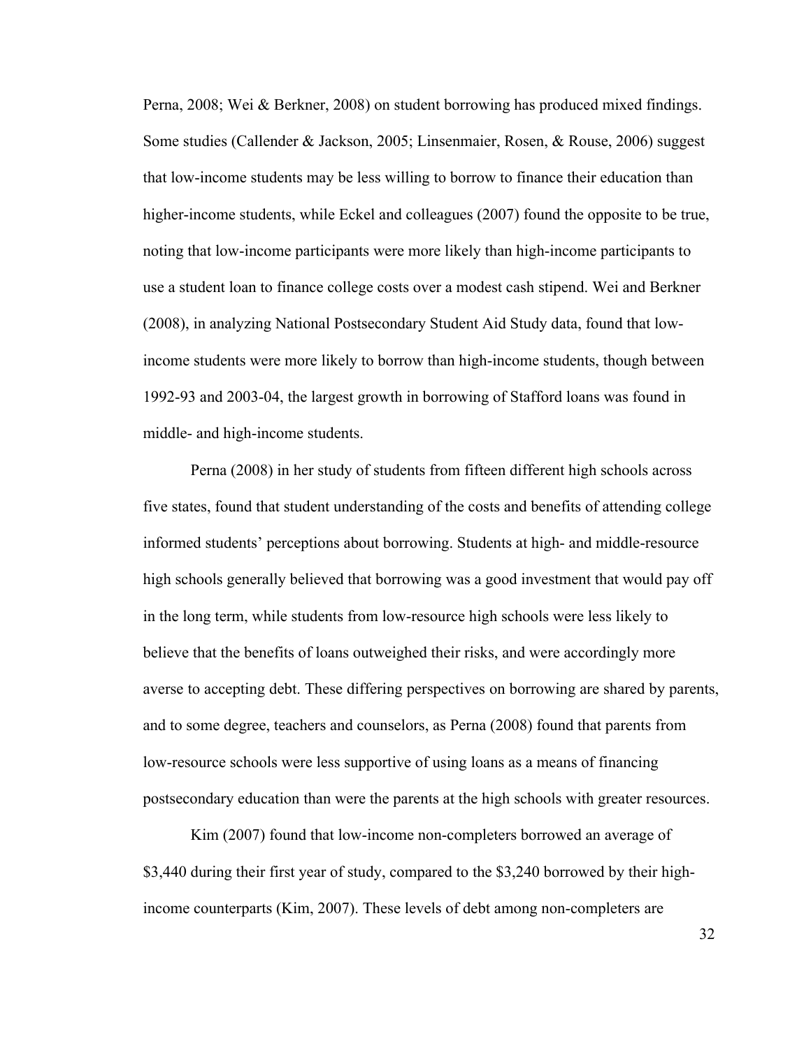Perna, 2008; Wei & Berkner, 2008) on student borrowing has produced mixed findings. Some studies (Callender & Jackson, 2005; Linsenmaier, Rosen, & Rouse, 2006) suggest that low-income students may be less willing to borrow to finance their education than higher-income students, while Eckel and colleagues (2007) found the opposite to be true, noting that low-income participants were more likely than high-income participants to use a student loan to finance college costs over a modest cash stipend. Wei and Berkner (2008), in analyzing National Postsecondary Student Aid Study data, found that low-income students were more likely to borrow than high-income students, though between 1992-93 and 2003-04, the largest growth in borrowing of Stafford loans was found in middle- and high-income students.

Perna (2008) in her study of students from fifteen different high schools across five states, found that student understanding of the costs and benefits of attending college informed students' perceptions about borrowing. Students at high- and middle-resource high schools generally believed that borrowing was a good investment that would pay off in the long term, while students from low-resource high schools were less likely to believe that the benefits of loans outweighed their risks, and were accordingly more averse to accepting debt. These differing perspectives on borrowing are shared by parents, and to some degree, teachers and counselors, as Perna (2008) found that parents from low-resource schools were less supportive of using loans as a means of financing postsecondary education than were the parents at the high schools with greater resources.

Kim (2007) found that low-income non-completers borrowed an average of $3,440 during their first year of study, compared to the $3,240 borrowed by their high-income counterparts (Kim, 2007). These levels of debt among non-completers are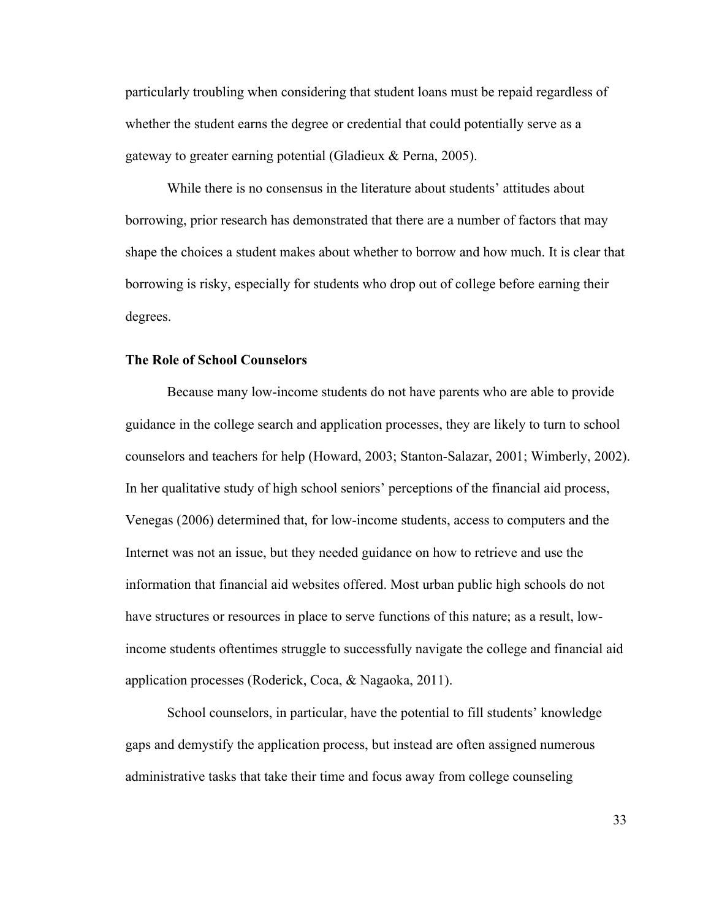particularly troubling when considering that student loans must be repaid regardless of whether the student earns the degree or credential that could potentially serve as a gateway to greater earning potential (Gladieux & Perna, 2005).

While there is no consensus in the literature about students' attitudes about borrowing, prior research has demonstrated that there are a number of factors that may shape the choices a student makes about whether to borrow and how much. It is clear that borrowing is risky, especially for students who drop out of college before earning their degrees.

**The Role of School Counselors**

Because many low-income students do not have parents who are able to provide guidance in the college search and application processes, they are likely to turn to school counselors and teachers for help (Howard, 2003; Stanton-Salazar, 2001; Wimberly, 2002). In her qualitative study of high school seniors' perceptions of the financial aid process, Venegas (2006) determined that, for low-income students, access to computers and the Internet was not an issue, but they needed guidance on how to retrieve and use the information that financial aid websites offered. Most urban public high schools do not have structures or resources in place to serve functions of this nature; as a result, low-income students oftentimes struggle to successfully navigate the college and financial aid application processes (Roderick, Coca, & Nagaoka, 2011).

School counselors, in particular, have the potential to fill students' knowledge gaps and demystify the application process, but instead are often assigned numerous administrative tasks that take their time and focus away from college counseling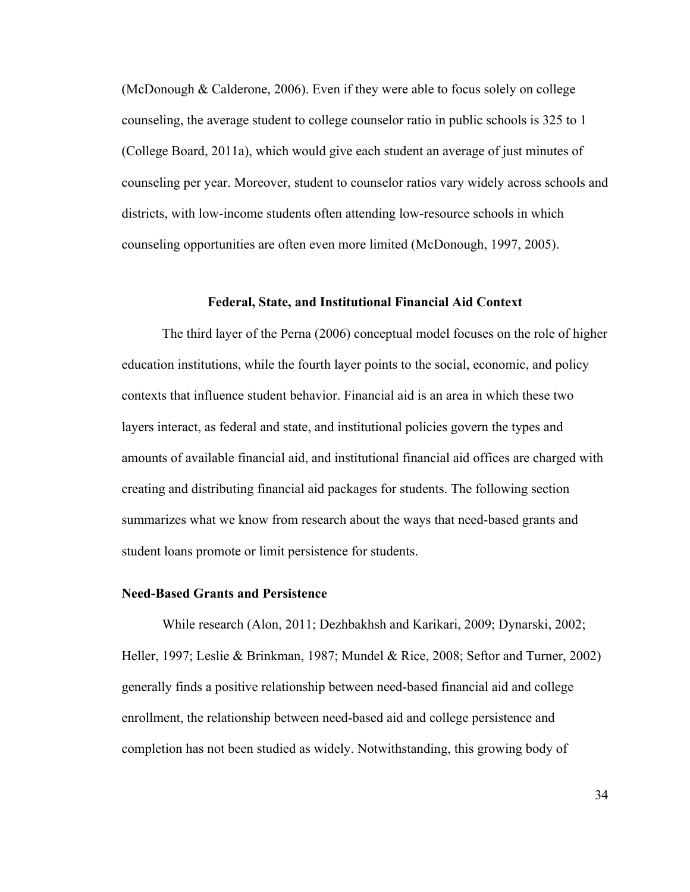(McDonough & Calderone, 2006). Even if they were able to focus solely on college counseling, the average student to college counselor ratio in public schools is 325 to 1 (College Board, 2011a), which would give each student an average of just minutes of counseling per year. Moreover, student to counselor ratios vary widely across schools and districts, with low-income students often attending low-resource schools in which counseling opportunities are often even more limited (McDonough, 1997, 2005).

## Federal, State, and Institutional Financial Aid Context

The third layer of the Perna (2006) conceptual model focuses on the role of higher education institutions, while the fourth layer points to the social, economic, and policy contexts that influence student behavior. Financial aid is an area in which these two layers interact, as federal and state, and institutional policies govern the types and amounts of available financial aid, and institutional financial aid offices are charged with creating and distributing financial aid packages for students. The following section summarizes what we know from research about the ways that need-based grants and student loans promote or limit persistence for students.

### Need-Based Grants and Persistence

While research (Alon, 2011; Dezhbakhsh and Karikari, 2009; Dynarski, 2002; Heller, 1997; Leslie & Brinkman, 1987; Mundel & Rice, 2008; Seftor and Turner, 2002) generally finds a positive relationship between need-based financial aid and college enrollment, the relationship between need-based aid and college persistence and completion has not been studied as widely. Notwithstanding, this growing body of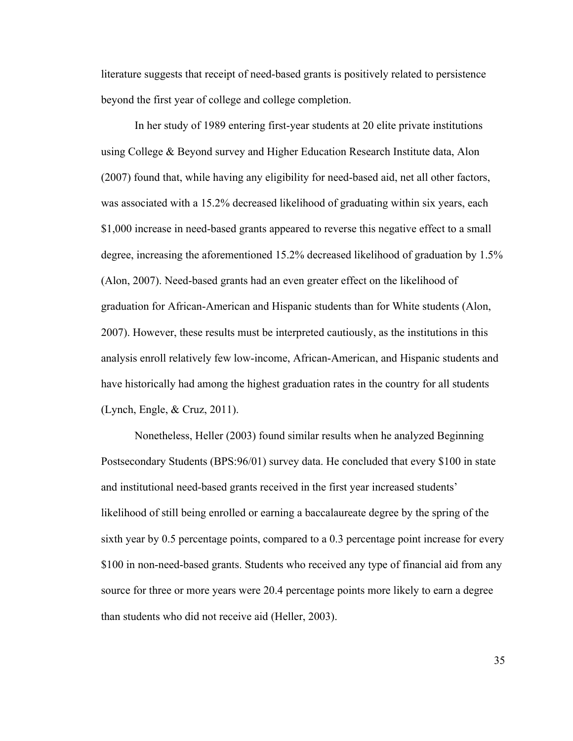literature suggests that receipt of need-based grants is positively related to persistence beyond the first year of college and college completion.

In her study of 1989 entering first-year students at 20 elite private institutions using College & Beyond survey and Higher Education Research Institute data, Alon (2007) found that, while having any eligibility for need-based aid, net all other factors, was associated with a 15.2% decreased likelihood of graduating within six years, each $1,000 increase in need-based grants appeared to reverse this negative effect to a small degree, increasing the aforementioned 15.2% decreased likelihood of graduation by 1.5% (Alon, 2007). Need-based grants had an even greater effect on the likelihood of graduation for African-American and Hispanic students than for White students (Alon, 2007). However, these results must be interpreted cautiously, as the institutions in this analysis enroll relatively few low-income, African-American, and Hispanic students and have historically had among the highest graduation rates in the country for all students (Lynch, Engle, & Cruz, 2011).

Nonetheless, Heller (2003) found similar results when he analyzed Beginning Postsecondary Students (BPS:96/01) survey data. He concluded that every $100 in state and institutional need-based grants received in the first year increased students' likelihood of still being enrolled or earning a baccalaureate degree by the spring of the sixth year by 0.5 percentage points, compared to a 0.3 percentage point increase for every $100 in non-need-based grants. Students who received any type of financial aid from any source for three or more years were 20.4 percentage points more likely to earn a degree than students who did not receive aid (Heller, 2003).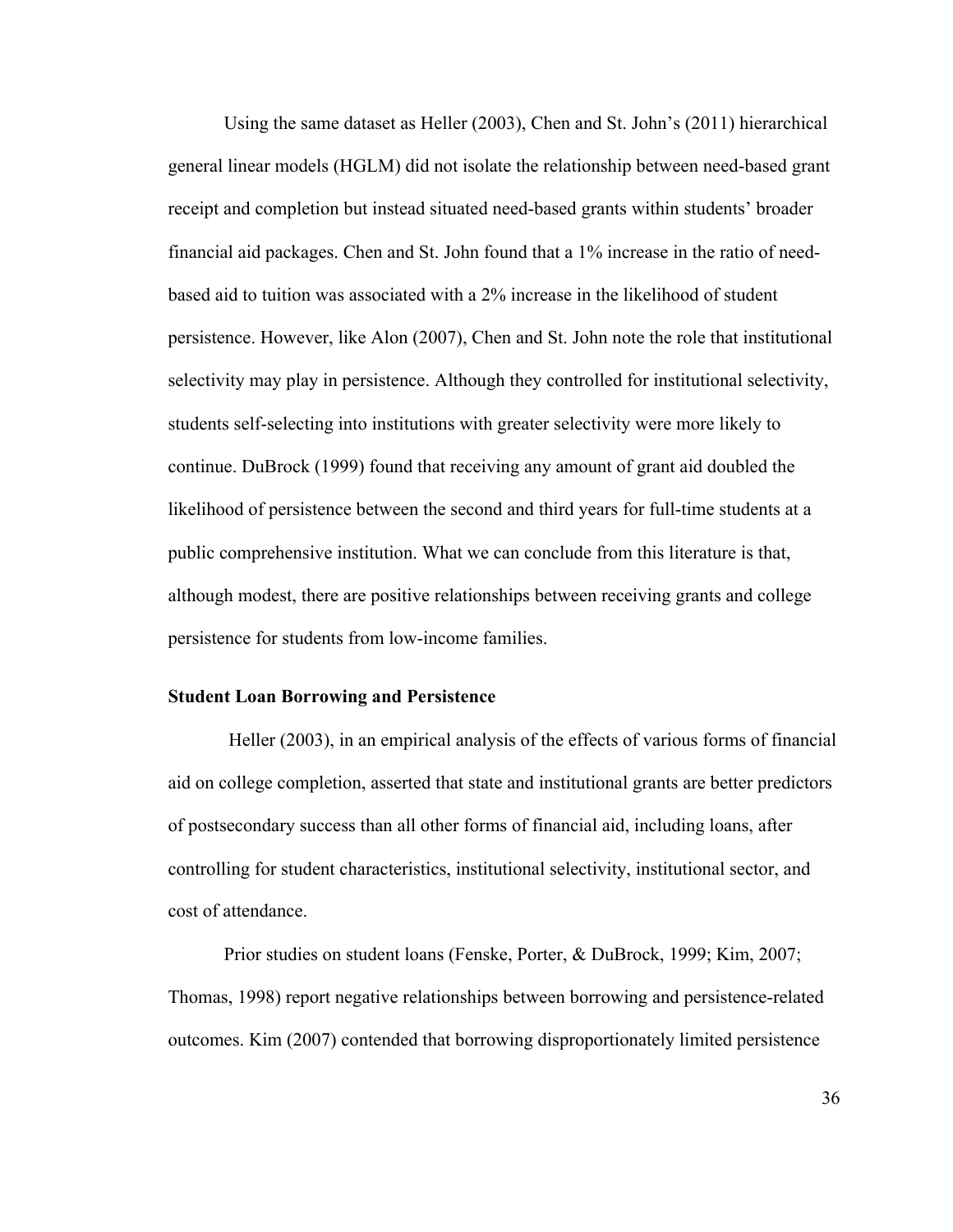Using the same dataset as Heller (2003), Chen and St. John's (2011) hierarchical general linear models (HGLM) did not isolate the relationship between need-based grant receipt and completion but instead situated need-based grants within students' broader financial aid packages. Chen and St. John found that a 1% increase in the ratio of need-based aid to tuition was associated with a 2% increase in the likelihood of student persistence. However, like Alon (2007), Chen and St. John note the role that institutional selectivity may play in persistence. Although they controlled for institutional selectivity, students self-selecting into institutions with greater selectivity were more likely to continue. DuBrock (1999) found that receiving any amount of grant aid doubled the likelihood of persistence between the second and third years for full-time students at a public comprehensive institution. What we can conclude from this literature is that, although modest, there are positive relationships between receiving grants and college persistence for students from low-income families.

### Student Loan Borrowing and Persistence

Heller (2003), in an empirical analysis of the effects of various forms of financial aid on college completion, asserted that state and institutional grants are better predictors of postsecondary success than all other forms of financial aid, including loans, after controlling for student characteristics, institutional selectivity, institutional sector, and cost of attendance.

Prior studies on student loans (Fenske, Porter, & DuBrock, 1999; Kim, 2007; Thomas, 1998) report negative relationships between borrowing and persistence-related outcomes. Kim (2007) contended that borrowing disproportionately limited persistence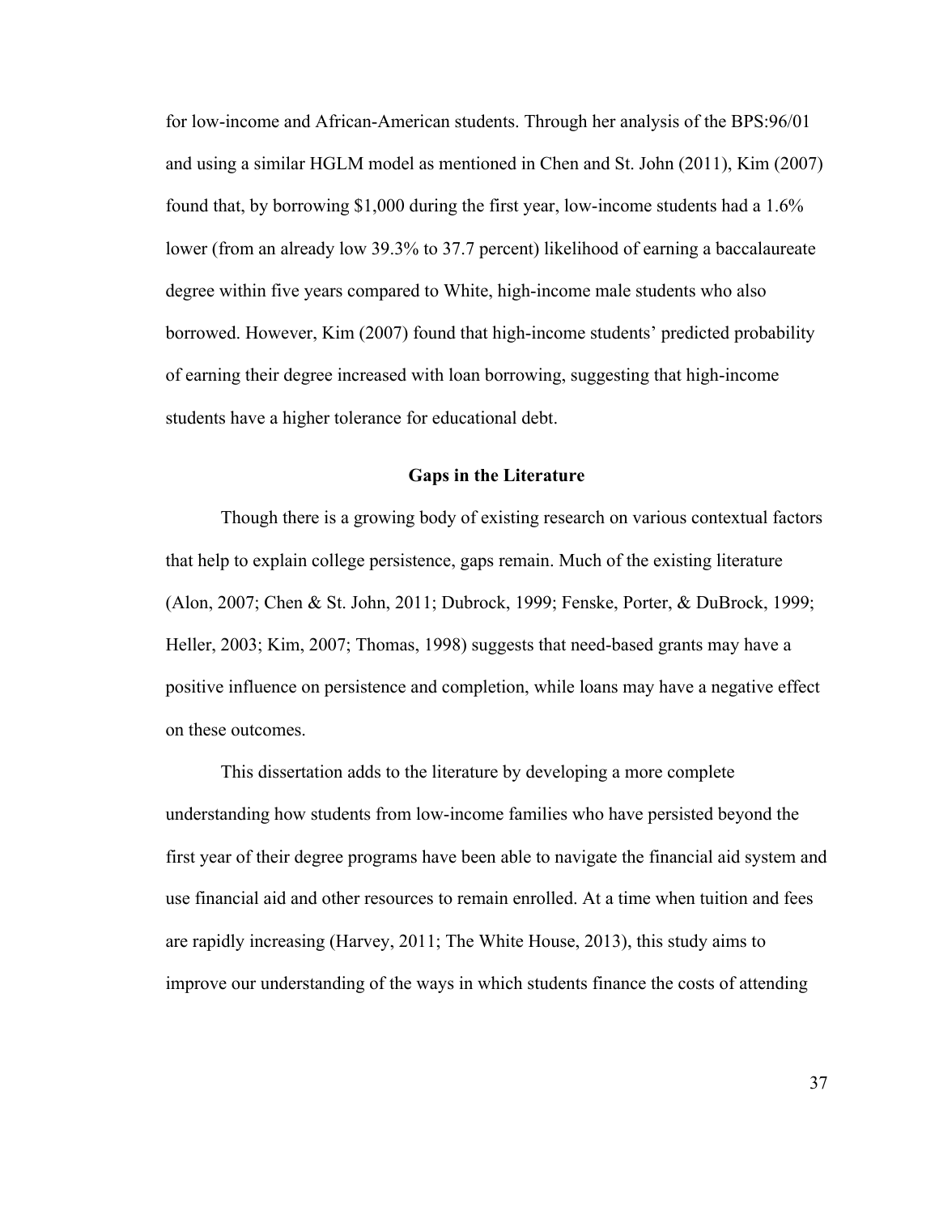for low-income and African-American students. Through her analysis of the BPS:96/01 and using a similar HGLM model as mentioned in Chen and St. John (2011), Kim (2007) found that, by borrowing $1,000 during the first year, low-income students had a 1.6% lower (from an already low 39.3% to 37.7 percent) likelihood of earning a baccalaureate degree within five years compared to White, high-income male students who also borrowed. However, Kim (2007) found that high-income students' predicted probability of earning their degree increased with loan borrowing, suggesting that high-income students have a higher tolerance for educational debt.

## Gaps in the Literature

Though there is a growing body of existing research on various contextual factors that help to explain college persistence, gaps remain. Much of the existing literature (Alon, 2007; Chen & St. John, 2011; Dubrock, 1999; Fenske, Porter, & DuBrock, 1999; Heller, 2003; Kim, 2007; Thomas, 1998) suggests that need-based grants may have a positive influence on persistence and completion, while loans may have a negative effect on these outcomes.

This dissertation adds to the literature by developing a more complete understanding how students from low-income families who have persisted beyond the first year of their degree programs have been able to navigate the financial aid system and use financial aid and other resources to remain enrolled. At a time when tuition and fees are rapidly increasing (Harvey, 2011; The White House, 2013), this study aims to improve our understanding of the ways in which students finance the costs of attending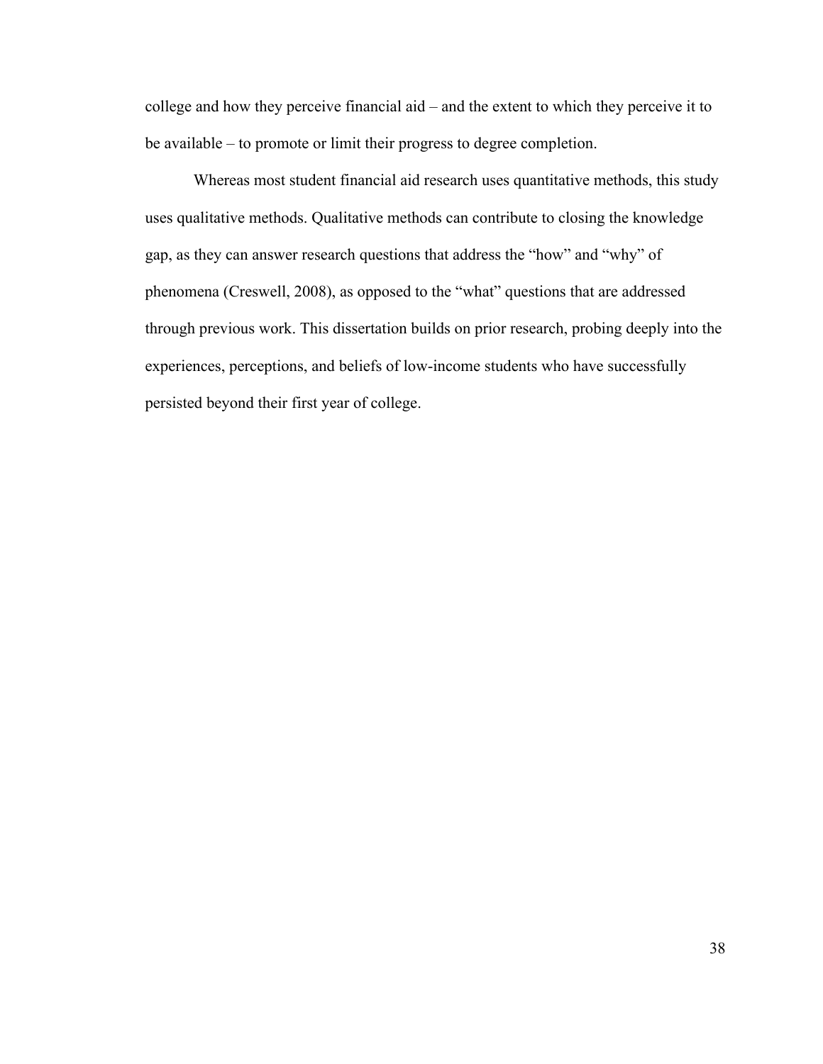college and how they perceive financial aid – and the extent to which they perceive it to be available – to promote or limit their progress to degree completion.

Whereas most student financial aid research uses quantitative methods, this study uses qualitative methods. Qualitative methods can contribute to closing the knowledge gap, as they can answer research questions that address the "how" and "why" of phenomena (Creswell, 2008), as opposed to the "what" questions that are addressed through previous work. This dissertation builds on prior research, probing deeply into the experiences, perceptions, and beliefs of low-income students who have successfully persisted beyond their first year of college.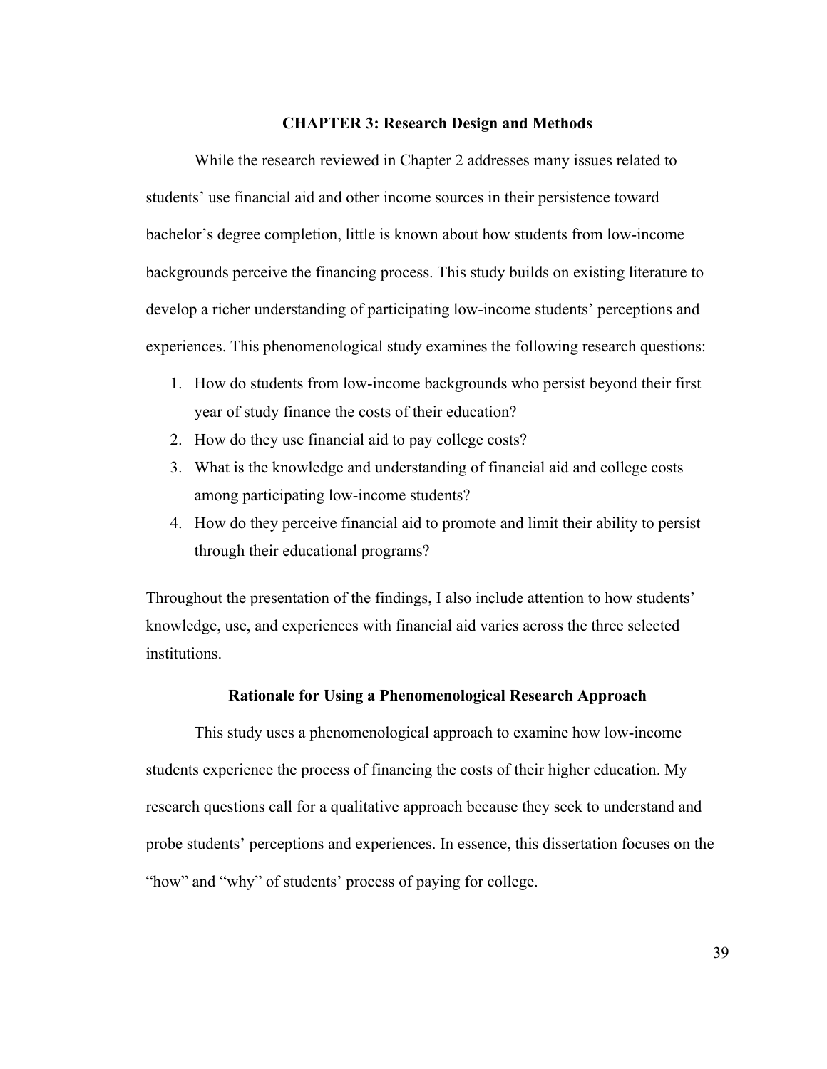# CHAPTER 3: Research Design and Methods

While the research reviewed in Chapter 2 addresses many issues related to students' use financial aid and other income sources in their persistence toward bachelor's degree completion, little is known about how students from low-income backgrounds perceive the financing process. This study builds on existing literature to develop a richer understanding of participating low-income students' perceptions and experiences. This phenomenological study examines the following research questions:

1. How do students from low-income backgrounds who persist beyond their first year of study finance the costs of their education?
2. How do they use financial aid to pay college costs?
3. What is the knowledge and understanding of financial aid and college costs among participating low-income students?
4. How do they perceive financial aid to promote and limit their ability to persist through their educational programs?

Throughout the presentation of the findings, I also include attention to how students' knowledge, use, and experiences with financial aid varies across the three selected institutions.

## Rationale for Using a Phenomenological Research Approach

This study uses a phenomenological approach to examine how low-income students experience the process of financing the costs of their higher education. My research questions call for a qualitative approach because they seek to understand and probe students' perceptions and experiences. In essence, this dissertation focuses on the "how" and "why" of students' process of paying for college.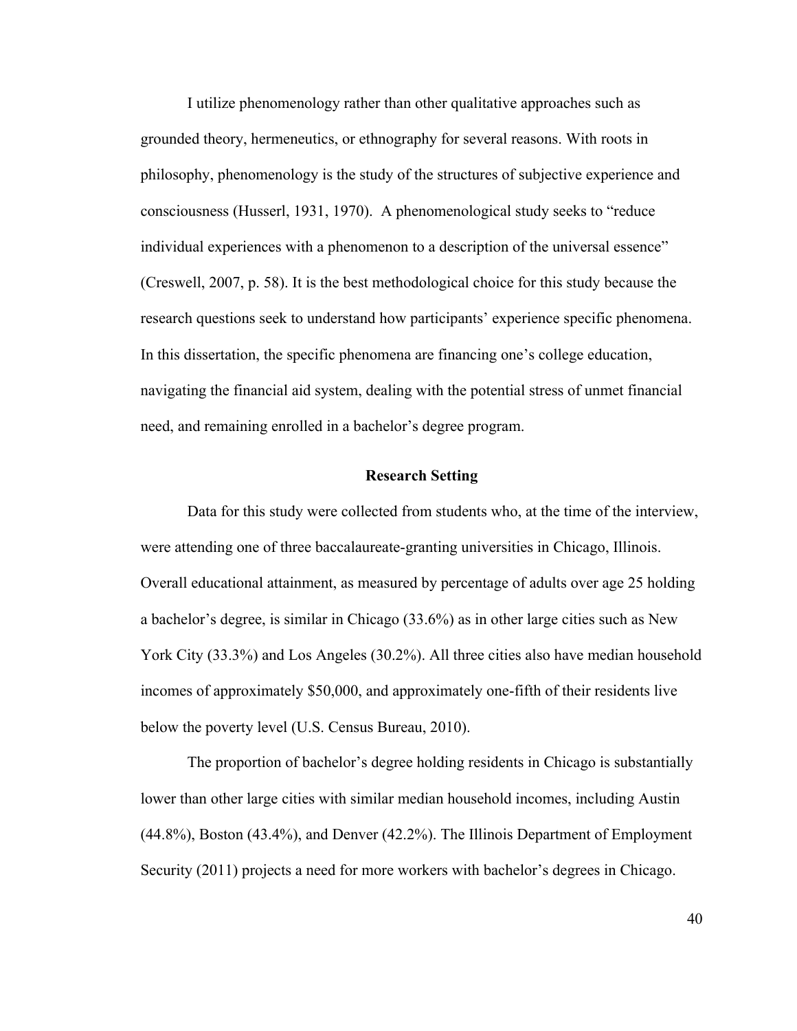I utilize phenomenology rather than other qualitative approaches such as grounded theory, hermeneutics, or ethnography for several reasons. With roots in philosophy, phenomenology is the study of the structures of subjective experience and consciousness (Husserl, 1931, 1970). A phenomenological study seeks to "reduce individual experiences with a phenomenon to a description of the universal essence" (Creswell, 2007, p. 58). It is the best methodological choice for this study because the research questions seek to understand how participants' experience specific phenomena. In this dissertation, the specific phenomena are financing one's college education, navigating the financial aid system, dealing with the potential stress of unmet financial need, and remaining enrolled in a bachelor's degree program.

## Research Setting

Data for this study were collected from students who, at the time of the interview, were attending one of three baccalaureate-granting universities in Chicago, Illinois. Overall educational attainment, as measured by percentage of adults over age 25 holding a bachelor's degree, is similar in Chicago (33.6%) as in other large cities such as New York City (33.3%) and Los Angeles (30.2%). All three cities also have median household incomes of approximately $50,000, and approximately one-fifth of their residents live below the poverty level (U.S. Census Bureau, 2010).

The proportion of bachelor's degree holding residents in Chicago is substantially lower than other large cities with similar median household incomes, including Austin (44.8%), Boston (43.4%), and Denver (42.2%). The Illinois Department of Employment Security (2011) projects a need for more workers with bachelor's degrees in Chicago.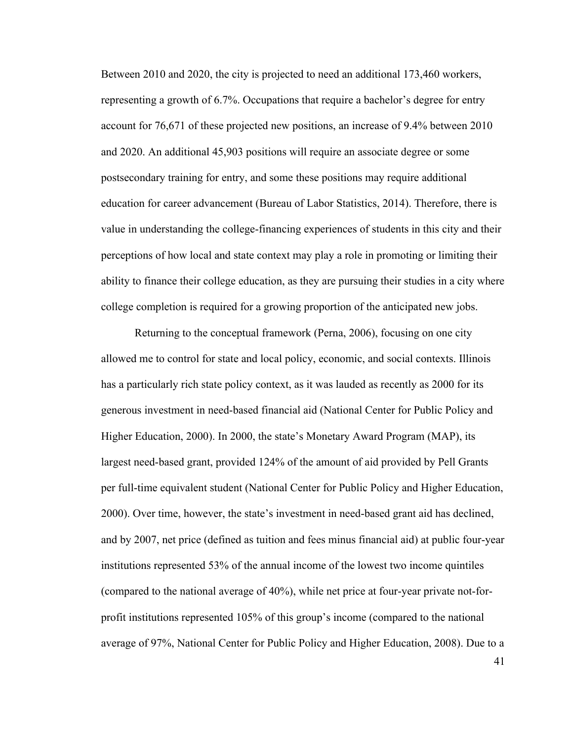Between 2010 and 2020, the city is projected to need an additional 173,460 workers, representing a growth of 6.7%. Occupations that require a bachelor's degree for entry account for 76,671 of these projected new positions, an increase of 9.4% between 2010 and 2020. An additional 45,903 positions will require an associate degree or some postsecondary training for entry, and some these positions may require additional education for career advancement (Bureau of Labor Statistics, 2014). Therefore, there is value in understanding the college-financing experiences of students in this city and their perceptions of how local and state context may play a role in promoting or limiting their ability to finance their college education, as they are pursuing their studies in a city where college completion is required for a growing proportion of the anticipated new jobs.

Returning to the conceptual framework (Perna, 2006), focusing on one city allowed me to control for state and local policy, economic, and social contexts. Illinois has a particularly rich state policy context, as it was lauded as recently as 2000 for its generous investment in need-based financial aid (National Center for Public Policy and Higher Education, 2000). In 2000, the state's Monetary Award Program (MAP), its largest need-based grant, provided 124% of the amount of aid provided by Pell Grants per full-time equivalent student (National Center for Public Policy and Higher Education, 2000). Over time, however, the state's investment in need-based grant aid has declined, and by 2007, net price (defined as tuition and fees minus financial aid) at public four-year institutions represented 53% of the annual income of the lowest two income quintiles (compared to the national average of 40%), while net price at four-year private not-for-profit institutions represented 105% of this group's income (compared to the national average of 97%, National Center for Public Policy and Higher Education, 2008). Due to a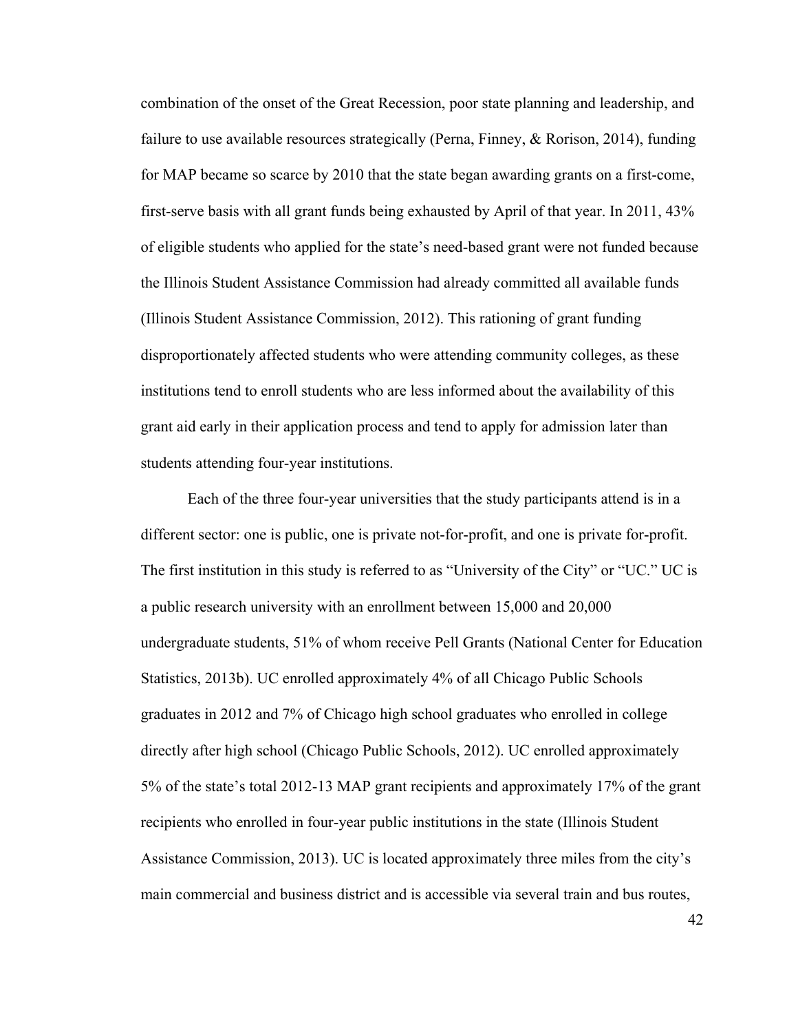combination of the onset of the Great Recession, poor state planning and leadership, and failure to use available resources strategically (Perna, Finney, & Rorison, 2014), funding for MAP became so scarce by 2010 that the state began awarding grants on a first-come, first-serve basis with all grant funds being exhausted by April of that year. In 2011, 43% of eligible students who applied for the state's need-based grant were not funded because the Illinois Student Assistance Commission had already committed all available funds (Illinois Student Assistance Commission, 2012). This rationing of grant funding disproportionately affected students who were attending community colleges, as these institutions tend to enroll students who are less informed about the availability of this grant aid early in their application process and tend to apply for admission later than students attending four-year institutions.

Each of the three four-year universities that the study participants attend is in a different sector: one is public, one is private not-for-profit, and one is private for-profit. The first institution in this study is referred to as "University of the City" or "UC." UC is a public research university with an enrollment between 15,000 and 20,000 undergraduate students, 51% of whom receive Pell Grants (National Center for Education Statistics, 2013b). UC enrolled approximately 4% of all Chicago Public Schools graduates in 2012 and 7% of Chicago high school graduates who enrolled in college directly after high school (Chicago Public Schools, 2012). UC enrolled approximately 5% of the state's total 2012-13 MAP grant recipients and approximately 17% of the grant recipients who enrolled in four-year public institutions in the state (Illinois Student Assistance Commission, 2013). UC is located approximately three miles from the city's main commercial and business district and is accessible via several train and bus routes,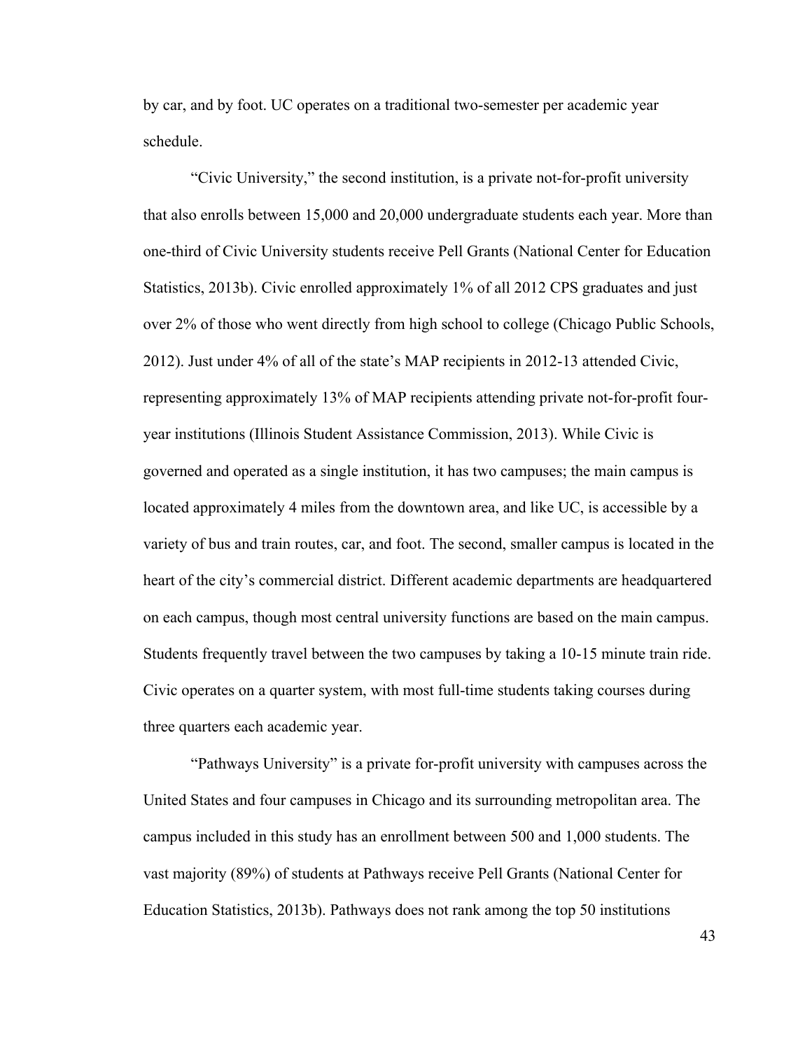by car, and by foot. UC operates on a traditional two-semester per academic year schedule.

"Civic University," the second institution, is a private not-for-profit university that also enrolls between 15,000 and 20,000 undergraduate students each year. More than one-third of Civic University students receive Pell Grants (National Center for Education Statistics, 2013b). Civic enrolled approximately 1% of all 2012 CPS graduates and just over 2% of those who went directly from high school to college (Chicago Public Schools, 2012). Just under 4% of all of the state's MAP recipients in 2012-13 attended Civic, representing approximately 13% of MAP recipients attending private not-for-profit four-year institutions (Illinois Student Assistance Commission, 2013). While Civic is governed and operated as a single institution, it has two campuses; the main campus is located approximately 4 miles from the downtown area, and like UC, is accessible by a variety of bus and train routes, car, and foot. The second, smaller campus is located in the heart of the city's commercial district. Different academic departments are headquartered on each campus, though most central university functions are based on the main campus. Students frequently travel between the two campuses by taking a 10-15 minute train ride. Civic operates on a quarter system, with most full-time students taking courses during three quarters each academic year.

"Pathways University" is a private for-profit university with campuses across the United States and four campuses in Chicago and its surrounding metropolitan area. The campus included in this study has an enrollment between 500 and 1,000 students. The vast majority (89%) of students at Pathways receive Pell Grants (National Center for Education Statistics, 2013b). Pathways does not rank among the top 50 institutions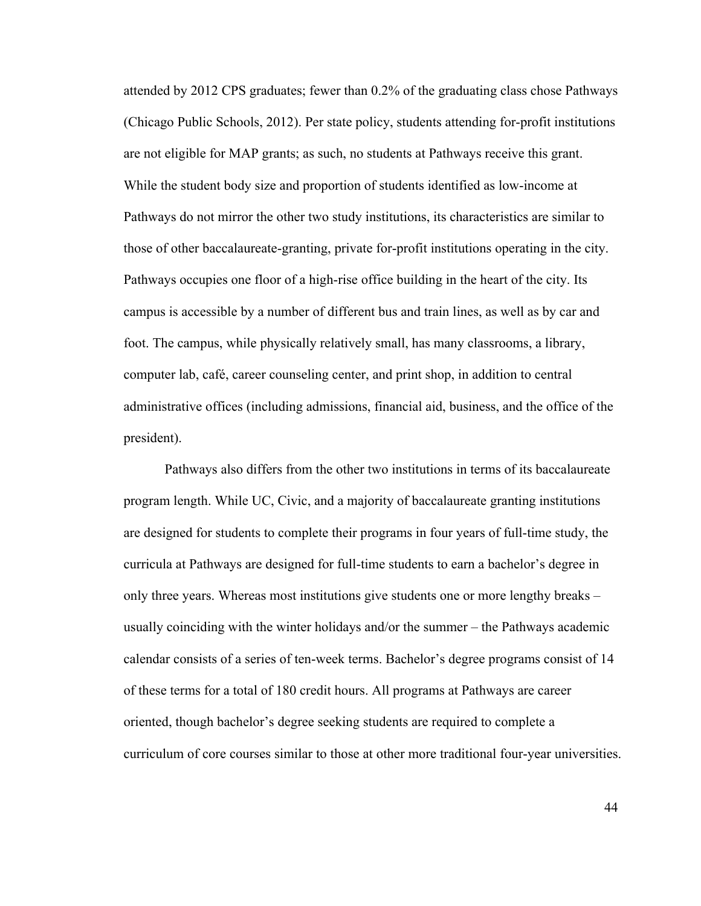attended by 2012 CPS graduates; fewer than 0.2% of the graduating class chose Pathways (Chicago Public Schools, 2012). Per state policy, students attending for-profit institutions are not eligible for MAP grants; as such, no students at Pathways receive this grant. While the student body size and proportion of students identified as low-income at Pathways do not mirror the other two study institutions, its characteristics are similar to those of other baccalaureate-granting, private for-profit institutions operating in the city. Pathways occupies one floor of a high-rise office building in the heart of the city. Its campus is accessible by a number of different bus and train lines, as well as by car and foot. The campus, while physically relatively small, has many classrooms, a library, computer lab, café, career counseling center, and print shop, in addition to central administrative offices (including admissions, financial aid, business, and the office of the president).

Pathways also differs from the other two institutions in terms of its baccalaureate program length. While UC, Civic, and a majority of baccalaureate granting institutions are designed for students to complete their programs in four years of full-time study, the curricula at Pathways are designed for full-time students to earn a bachelor's degree in only three years. Whereas most institutions give students one or more lengthy breaks – usually coinciding with the winter holidays and/or the summer – the Pathways academic calendar consists of a series of ten-week terms. Bachelor's degree programs consist of 14 of these terms for a total of 180 credit hours. All programs at Pathways are career oriented, though bachelor's degree seeking students are required to complete a curriculum of core courses similar to those at other more traditional four-year universities.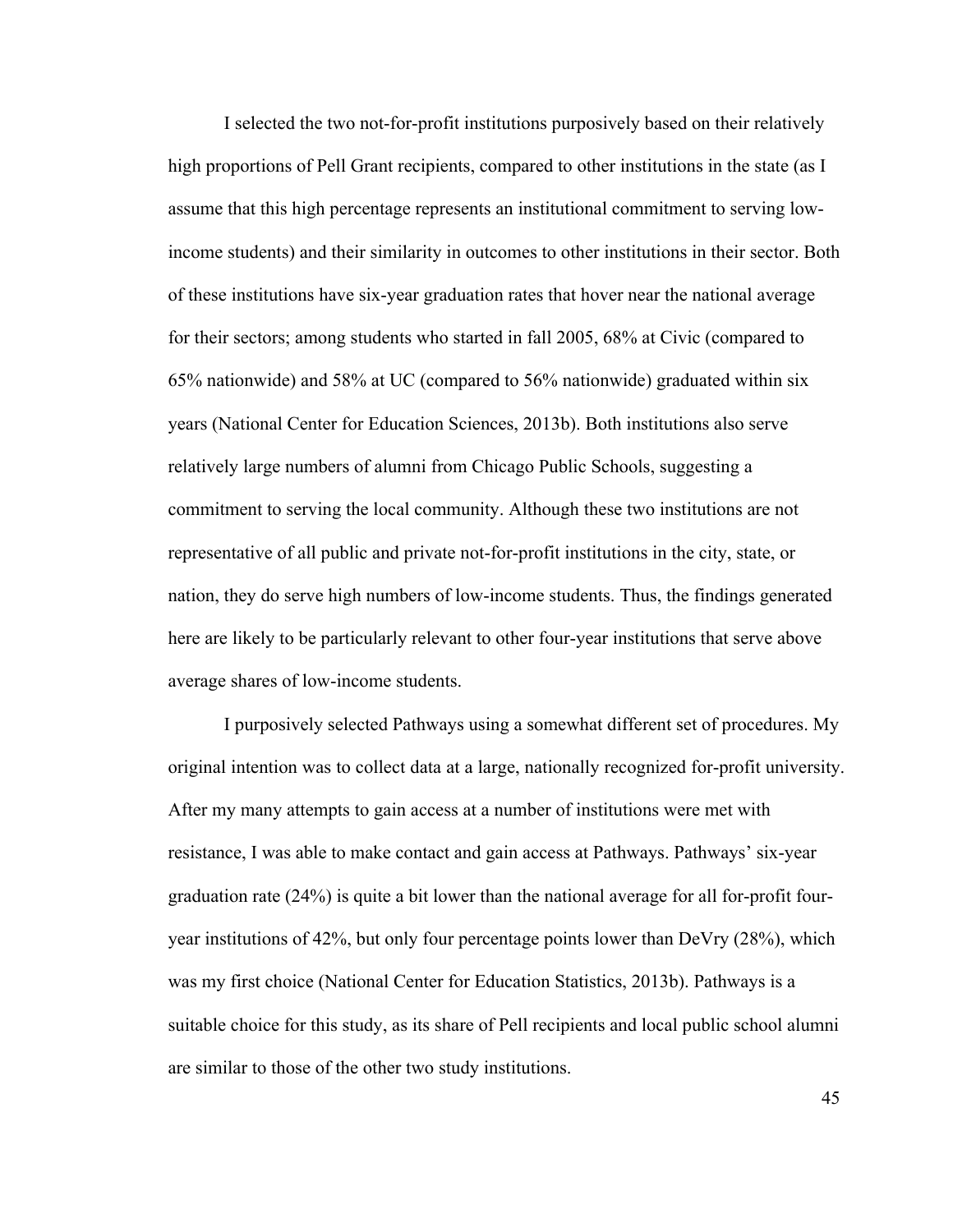I selected the two not-for-profit institutions purposively based on their relatively high proportions of Pell Grant recipients, compared to other institutions in the state (as I assume that this high percentage represents an institutional commitment to serving low-income students) and their similarity in outcomes to other institutions in their sector. Both of these institutions have six-year graduation rates that hover near the national average for their sectors; among students who started in fall 2005, 68% at Civic (compared to 65% nationwide) and 58% at UC (compared to 56% nationwide) graduated within six years (National Center for Education Sciences, 2013b). Both institutions also serve relatively large numbers of alumni from Chicago Public Schools, suggesting a commitment to serving the local community. Although these two institutions are not representative of all public and private not-for-profit institutions in the city, state, or nation, they do serve high numbers of low-income students. Thus, the findings generated here are likely to be particularly relevant to other four-year institutions that serve above average shares of low-income students.

I purposively selected Pathways using a somewhat different set of procedures. My original intention was to collect data at a large, nationally recognized for-profit university. After my many attempts to gain access at a number of institutions were met with resistance, I was able to make contact and gain access at Pathways. Pathways' six-year graduation rate (24%) is quite a bit lower than the national average for all for-profit four-year institutions of 42%, but only four percentage points lower than DeVry (28%), which was my first choice (National Center for Education Statistics, 2013b). Pathways is a suitable choice for this study, as its share of Pell recipients and local public school alumni are similar to those of the other two study institutions.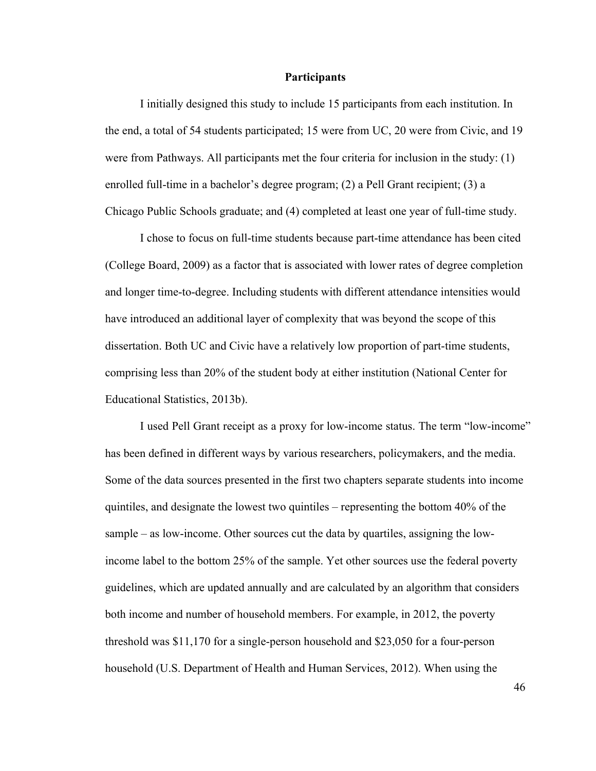## Participants

I initially designed this study to include 15 participants from each institution. In the end, a total of 54 students participated; 15 were from UC, 20 were from Civic, and 19 were from Pathways. All participants met the four criteria for inclusion in the study: (1) enrolled full-time in a bachelor's degree program; (2) a Pell Grant recipient; (3) a Chicago Public Schools graduate; and (4) completed at least one year of full-time study.

I chose to focus on full-time students because part-time attendance has been cited (College Board, 2009) as a factor that is associated with lower rates of degree completion and longer time-to-degree. Including students with different attendance intensities would have introduced an additional layer of complexity that was beyond the scope of this dissertation. Both UC and Civic have a relatively low proportion of part-time students, comprising less than 20% of the student body at either institution (National Center for Educational Statistics, 2013b).

I used Pell Grant receipt as a proxy for low-income status. The term "low-income" has been defined in different ways by various researchers, policymakers, and the media. Some of the data sources presented in the first two chapters separate students into income quintiles, and designate the lowest two quintiles – representing the bottom 40% of the sample – as low-income. Other sources cut the data by quartiles, assigning the low-income label to the bottom 25% of the sample. Yet other sources use the federal poverty guidelines, which are updated annually and are calculated by an algorithm that considers both income and number of household members. For example, in 2012, the poverty threshold was $11,170 for a single-person household and $23,050 for a four-person household (U.S. Department of Health and Human Services, 2012). When using the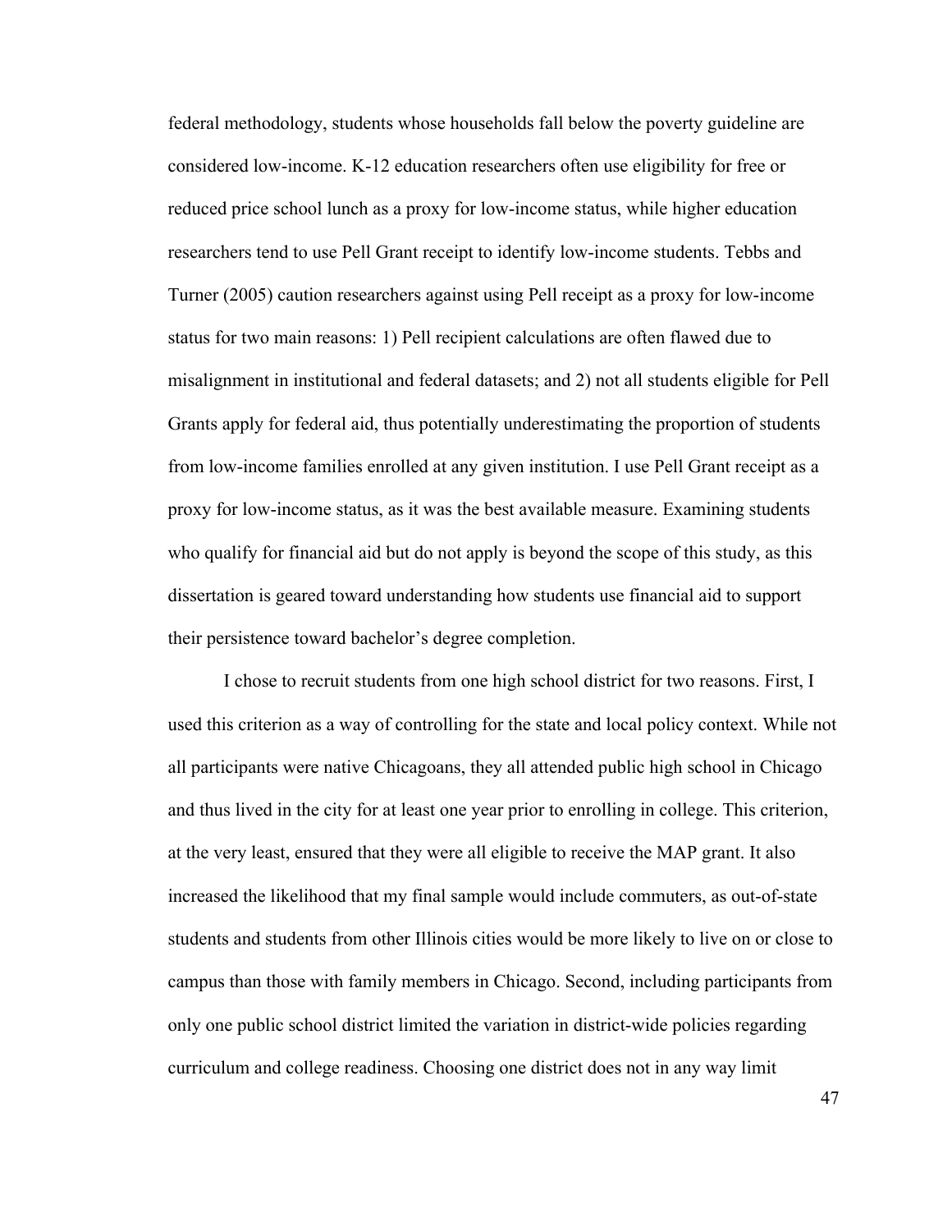federal methodology, students whose households fall below the poverty guideline are considered low-income. K-12 education researchers often use eligibility for free or reduced price school lunch as a proxy for low-income status, while higher education researchers tend to use Pell Grant receipt to identify low-income students. Tebbs and Turner (2005) caution researchers against using Pell receipt as a proxy for low-income status for two main reasons: 1) Pell recipient calculations are often flawed due to misalignment in institutional and federal datasets; and 2) not all students eligible for Pell Grants apply for federal aid, thus potentially underestimating the proportion of students from low-income families enrolled at any given institution. I use Pell Grant receipt as a proxy for low-income status, as it was the best available measure. Examining students who qualify for financial aid but do not apply is beyond the scope of this study, as this dissertation is geared toward understanding how students use financial aid to support their persistence toward bachelor's degree completion.

I chose to recruit students from one high school district for two reasons. First, I used this criterion as a way of controlling for the state and local policy context. While not all participants were native Chicagoans, they all attended public high school in Chicago and thus lived in the city for at least one year prior to enrolling in college. This criterion, at the very least, ensured that they were all eligible to receive the MAP grant. It also increased the likelihood that my final sample would include commuters, as out-of-state students and students from other Illinois cities would be more likely to live on or close to campus than those with family members in Chicago. Second, including participants from only one public school district limited the variation in district-wide policies regarding curriculum and college readiness. Choosing one district does not in any way limit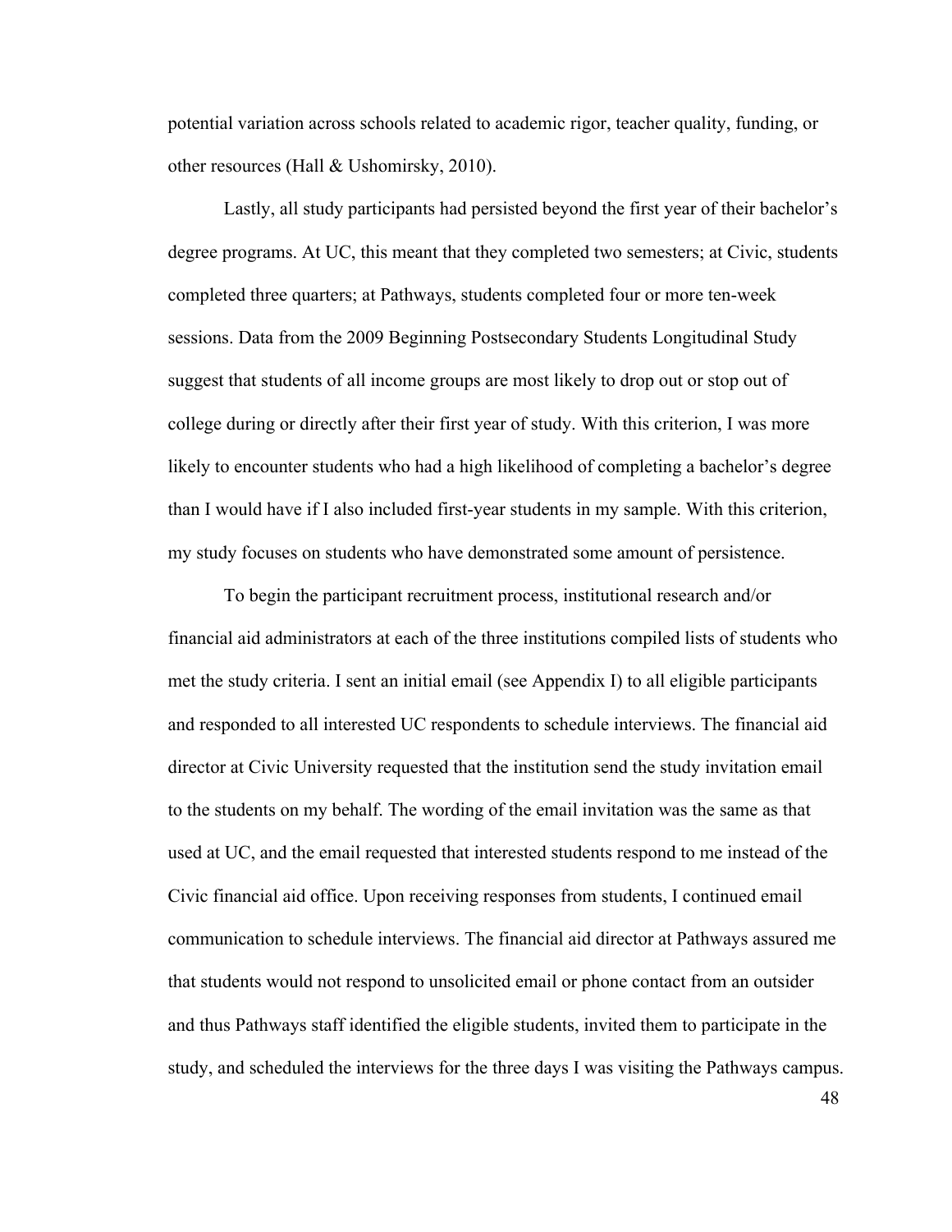potential variation across schools related to academic rigor, teacher quality, funding, or other resources (Hall & Ushomirsky, 2010).

Lastly, all study participants had persisted beyond the first year of their bachelor's degree programs. At UC, this meant that they completed two semesters; at Civic, students completed three quarters; at Pathways, students completed four or more ten-week sessions. Data from the 2009 Beginning Postsecondary Students Longitudinal Study suggest that students of all income groups are most likely to drop out or stop out of college during or directly after their first year of study. With this criterion, I was more likely to encounter students who had a high likelihood of completing a bachelor's degree than I would have if I also included first-year students in my sample. With this criterion, my study focuses on students who have demonstrated some amount of persistence.

To begin the participant recruitment process, institutional research and/or financial aid administrators at each of the three institutions compiled lists of students who met the study criteria. I sent an initial email (see Appendix I) to all eligible participants and responded to all interested UC respondents to schedule interviews. The financial aid director at Civic University requested that the institution send the study invitation email to the students on my behalf. The wording of the email invitation was the same as that used at UC, and the email requested that interested students respond to me instead of the Civic financial aid office. Upon receiving responses from students, I continued email communication to schedule interviews. The financial aid director at Pathways assured me that students would not respond to unsolicited email or phone contact from an outsider and thus Pathways staff identified the eligible students, invited them to participate in the study, and scheduled the interviews for the three days I was visiting the Pathways campus.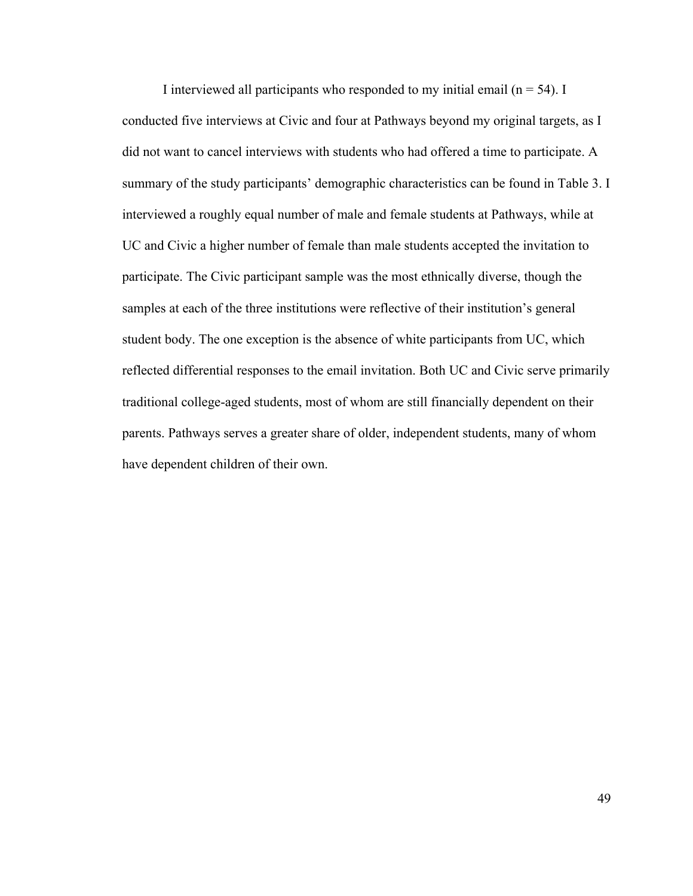I interviewed all participants who responded to my initial email ($n = 54$). I conducted five interviews at Civic and four at Pathways beyond my original targets, as I did not want to cancel interviews with students who had offered a time to participate. A summary of the study participants' demographic characteristics can be found in Table 3. I interviewed a roughly equal number of male and female students at Pathways, while at UC and Civic a higher number of female than male students accepted the invitation to participate. The Civic participant sample was the most ethnically diverse, though the samples at each of the three institutions were reflective of their institution's general student body. The one exception is the absence of white participants from UC, which reflected differential responses to the email invitation. Both UC and Civic serve primarily traditional college-aged students, most of whom are still financially dependent on their parents. Pathways serves a greater share of older, independent students, many of whom have dependent children of their own.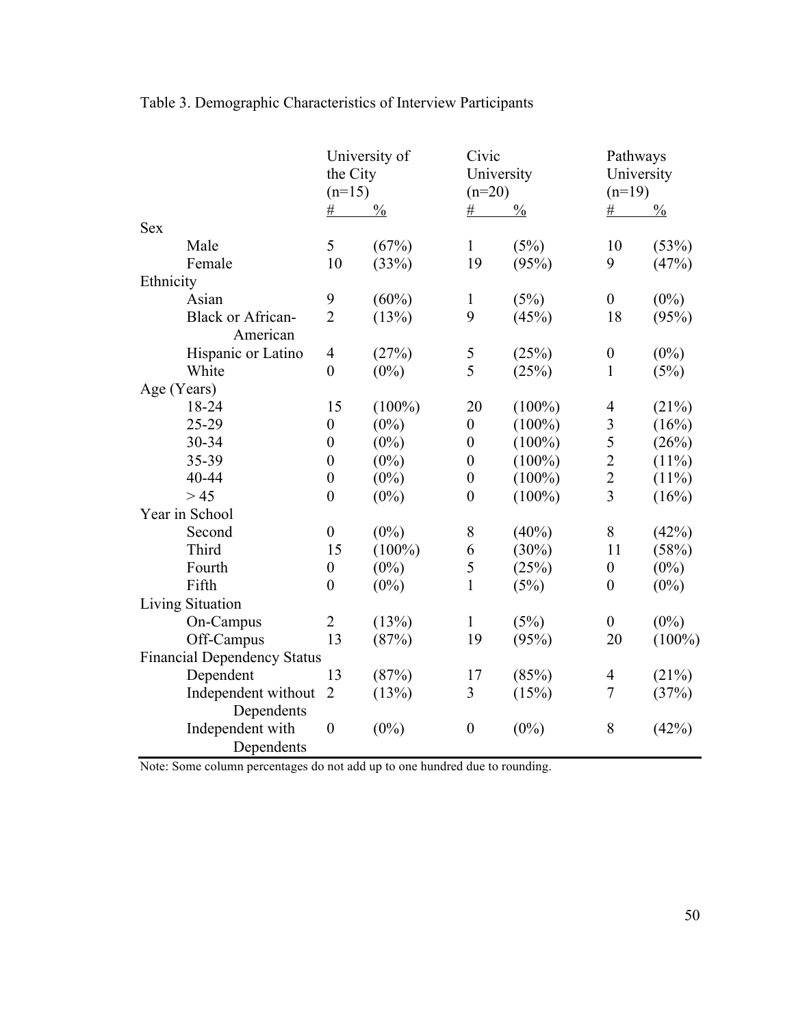Table 3. Demographic Characteristics of Interview Participants

| | University of the City (n=15) | | Civic University (n=20) | | Pathways University (n=19) | |
|---|---|---|---|---|---|---|
| | # | % | # | % | # | % |
| **Sex** | | | | | | |
| Male | 5 | (67%) | 1 | (5%) | 10 | (53%) |
| Female | 10 | (33%) | 19 | (95%) | 9 | (47%) |
| **Ethnicity** | | | | | | |
| Asian | 9 | (60%) | 1 | (5%) | 0 | (0%) |
| Black or African-American | 2 | (13%) | 9 | (45%) | 18 | (95%) |
| Hispanic or Latino | 4 | (27%) | 5 | (25%) | 0 | (0%) |
| White | 0 | (0%) | 5 | (25%) | 1 | (5%) |
| **Age (Years)** | | | | | | |
| 18-24 | 15 | (100%) | 20 | (100%) | 4 | (21%) |
| 25-29 | 0 | (0%) | 0 | (100%) | 3 | (16%) |
| 30-34 | 0 | (0%) | 0 | (100%) | 5 | (26%) |
| 35-39 | 0 | (0%) | 0 | (100%) | 2 | (11%) |
| 40-44 | 0 | (0%) | 0 | (100%) | 2 | (11%) |
| > 45 | 0 | (0%) | 0 | (100%) | 3 | (16%) |
| **Year in School** | | | | | | |
| Second | 0 | (0%) | 8 | (40%) | 8 | (42%) |
| Third | 15 | (100%) | 6 | (30%) | 11 | (58%) |
| Fourth | 0 | (0%) | 5 | (25%) | 0 | (0%) |
| Fifth | 0 | (0%) | 1 | (5%) | 0 | (0%) |
| **Living Situation** | | | | | | |
| On-Campus | 2 | (13%) | 1 | (5%) | 0 | (0%) |
| Off-Campus | 13 | (87%) | 19 | (95%) | 20 | (100%) |
| **Financial Dependency Status** | | | | | | |
| Dependent | 13 | (87%) | 17 | (85%) | 4 | (21%) |
| Independent without Dependents | 2 | (13%) | 3 | (15%) | 7 | (37%) |
| Independent with Dependents | 0 | (0%) | 0 | (0%) | 8 | (42%) |

Note: Some column percentages do not add up to one hundred due to rounding.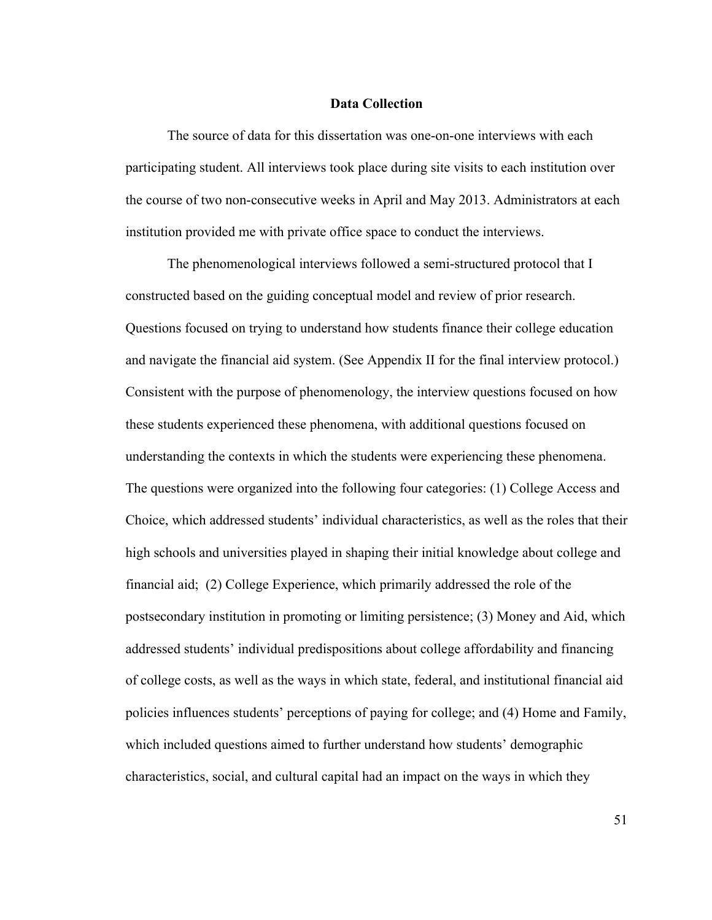## Data Collection

The source of data for this dissertation was one-on-one interviews with each participating student. All interviews took place during site visits to each institution over the course of two non-consecutive weeks in April and May 2013. Administrators at each institution provided me with private office space to conduct the interviews.

The phenomenological interviews followed a semi-structured protocol that I constructed based on the guiding conceptual model and review of prior research. Questions focused on trying to understand how students finance their college education and navigate the financial aid system. (See Appendix II for the final interview protocol.) Consistent with the purpose of phenomenology, the interview questions focused on how these students experienced these phenomena, with additional questions focused on understanding the contexts in which the students were experiencing these phenomena. The questions were organized into the following four categories: (1) College Access and Choice, which addressed students' individual characteristics, as well as the roles that their high schools and universities played in shaping their initial knowledge about college and financial aid; (2) College Experience, which primarily addressed the role of the postsecondary institution in promoting or limiting persistence; (3) Money and Aid, which addressed students' individual predispositions about college affordability and financing of college costs, as well as the ways in which state, federal, and institutional financial aid policies influences students' perceptions of paying for college; and (4) Home and Family, which included questions aimed to further understand how students' demographic characteristics, social, and cultural capital had an impact on the ways in which they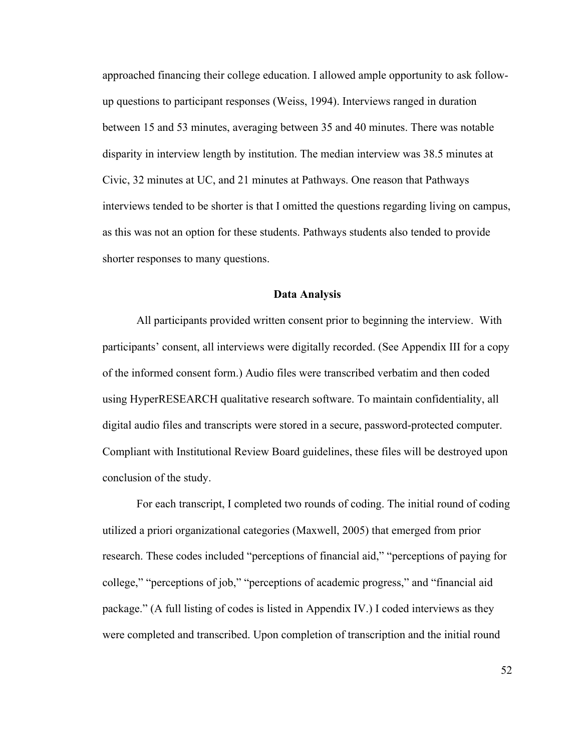approached financing their college education. I allowed ample opportunity to ask follow-up questions to participant responses (Weiss, 1994). Interviews ranged in duration between 15 and 53 minutes, averaging between 35 and 40 minutes. There was notable disparity in interview length by institution. The median interview was 38.5 minutes at Civic, 32 minutes at UC, and 21 minutes at Pathways. One reason that Pathways interviews tended to be shorter is that I omitted the questions regarding living on campus, as this was not an option for these students. Pathways students also tended to provide shorter responses to many questions.

## Data Analysis

All participants provided written consent prior to beginning the interview. With participants' consent, all interviews were digitally recorded. (See Appendix III for a copy of the informed consent form.) Audio files were transcribed verbatim and then coded using HyperRESEARCH qualitative research software. To maintain confidentiality, all digital audio files and transcripts were stored in a secure, password-protected computer. Compliant with Institutional Review Board guidelines, these files will be destroyed upon conclusion of the study.

For each transcript, I completed two rounds of coding. The initial round of coding utilized a priori organizational categories (Maxwell, 2005) that emerged from prior research. These codes included "perceptions of financial aid," "perceptions of paying for college," "perceptions of job," "perceptions of academic progress," and "financial aid package." (A full listing of codes is listed in Appendix IV.) I coded interviews as they were completed and transcribed. Upon completion of transcription and the initial round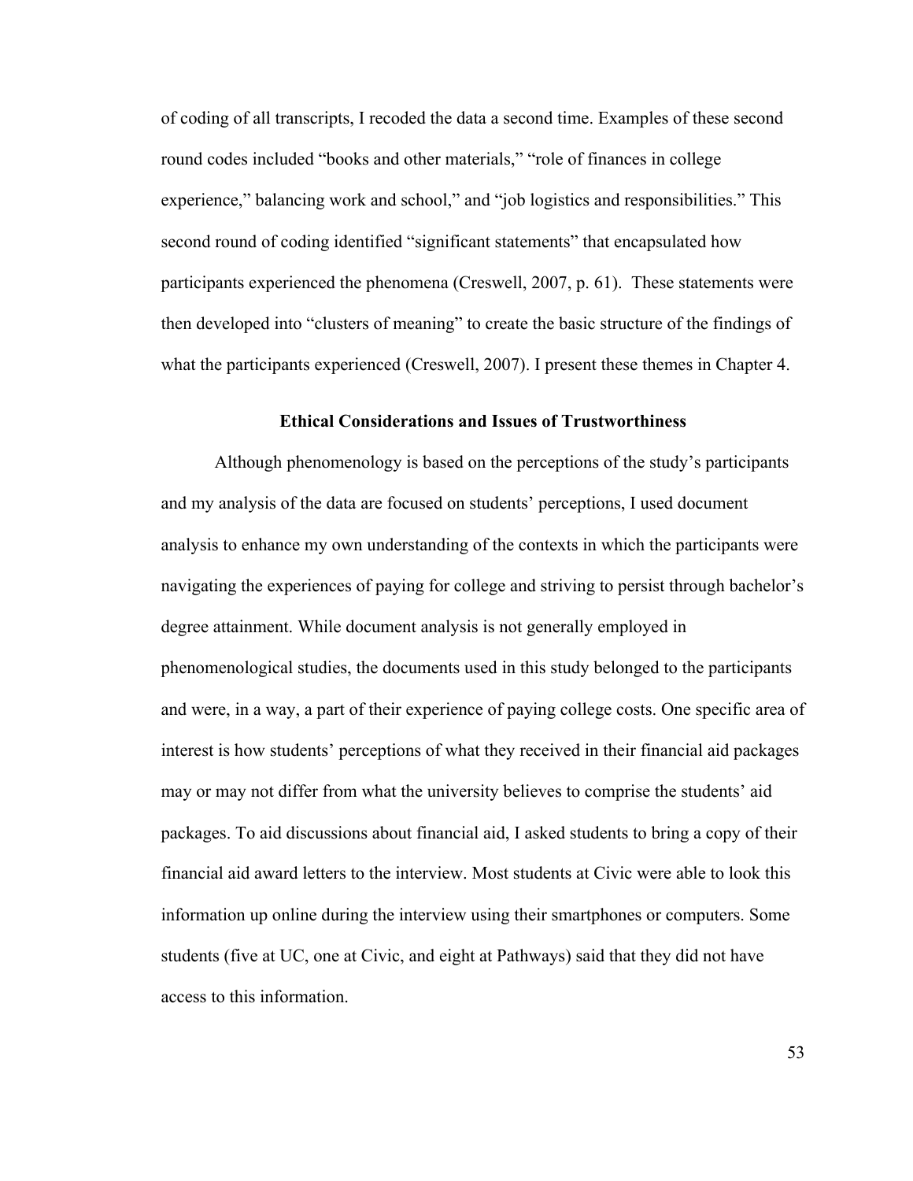of coding of all transcripts, I recoded the data a second time. Examples of these second round codes included “books and other materials,” “role of finances in college experience,” balancing work and school,” and “job logistics and responsibilities.” This second round of coding identified “significant statements” that encapsulated how participants experienced the phenomena (Creswell, 2007, p. 61). These statements were then developed into “clusters of meaning” to create the basic structure of the findings of what the participants experienced (Creswell, 2007). I present these themes in Chapter 4.

## Ethical Considerations and Issues of Trustworthiness

Although phenomenology is based on the perceptions of the study’s participants and my analysis of the data are focused on students’ perceptions, I used document analysis to enhance my own understanding of the contexts in which the participants were navigating the experiences of paying for college and striving to persist through bachelor’s degree attainment. While document analysis is not generally employed in phenomenological studies, the documents used in this study belonged to the participants and were, in a way, a part of their experience of paying college costs. One specific area of interest is how students’ perceptions of what they received in their financial aid packages may or may not differ from what the university believes to comprise the students’ aid packages. To aid discussions about financial aid, I asked students to bring a copy of their financial aid award letters to the interview. Most students at Civic were able to look this information up online during the interview using their smartphones or computers. Some students (five at UC, one at Civic, and eight at Pathways) said that they did not have access to this information.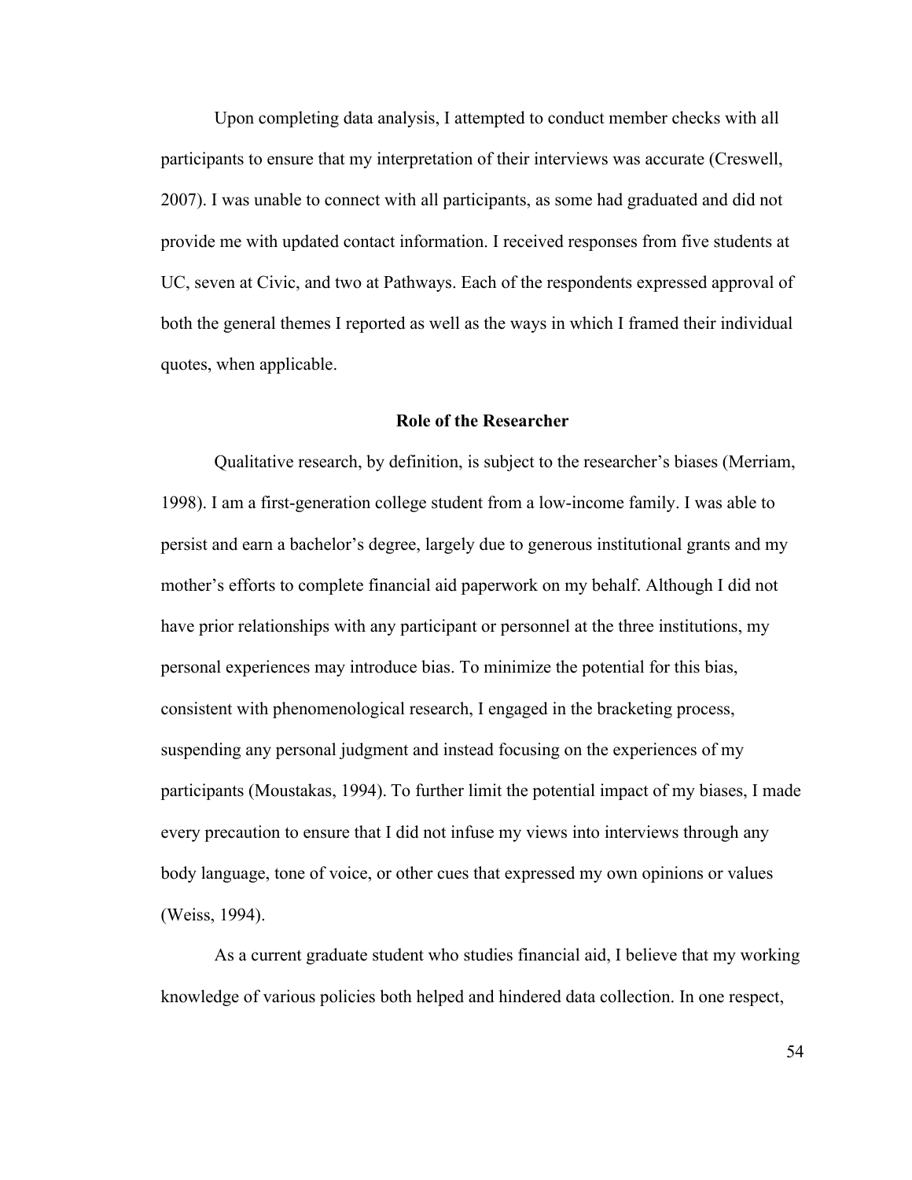Upon completing data analysis, I attempted to conduct member checks with all participants to ensure that my interpretation of their interviews was accurate (Creswell, 2007). I was unable to connect with all participants, as some had graduated and did not provide me with updated contact information. I received responses from five students at UC, seven at Civic, and two at Pathways. Each of the respondents expressed approval of both the general themes I reported as well as the ways in which I framed their individual quotes, when applicable.

## Role of the Researcher

Qualitative research, by definition, is subject to the researcher's biases (Merriam, 1998). I am a first-generation college student from a low-income family. I was able to persist and earn a bachelor's degree, largely due to generous institutional grants and my mother's efforts to complete financial aid paperwork on my behalf. Although I did not have prior relationships with any participant or personnel at the three institutions, my personal experiences may introduce bias. To minimize the potential for this bias, consistent with phenomenological research, I engaged in the bracketing process, suspending any personal judgment and instead focusing on the experiences of my participants (Moustakas, 1994). To further limit the potential impact of my biases, I made every precaution to ensure that I did not infuse my views into interviews through any body language, tone of voice, or other cues that expressed my own opinions or values (Weiss, 1994).

As a current graduate student who studies financial aid, I believe that my working knowledge of various policies both helped and hindered data collection. In one respect,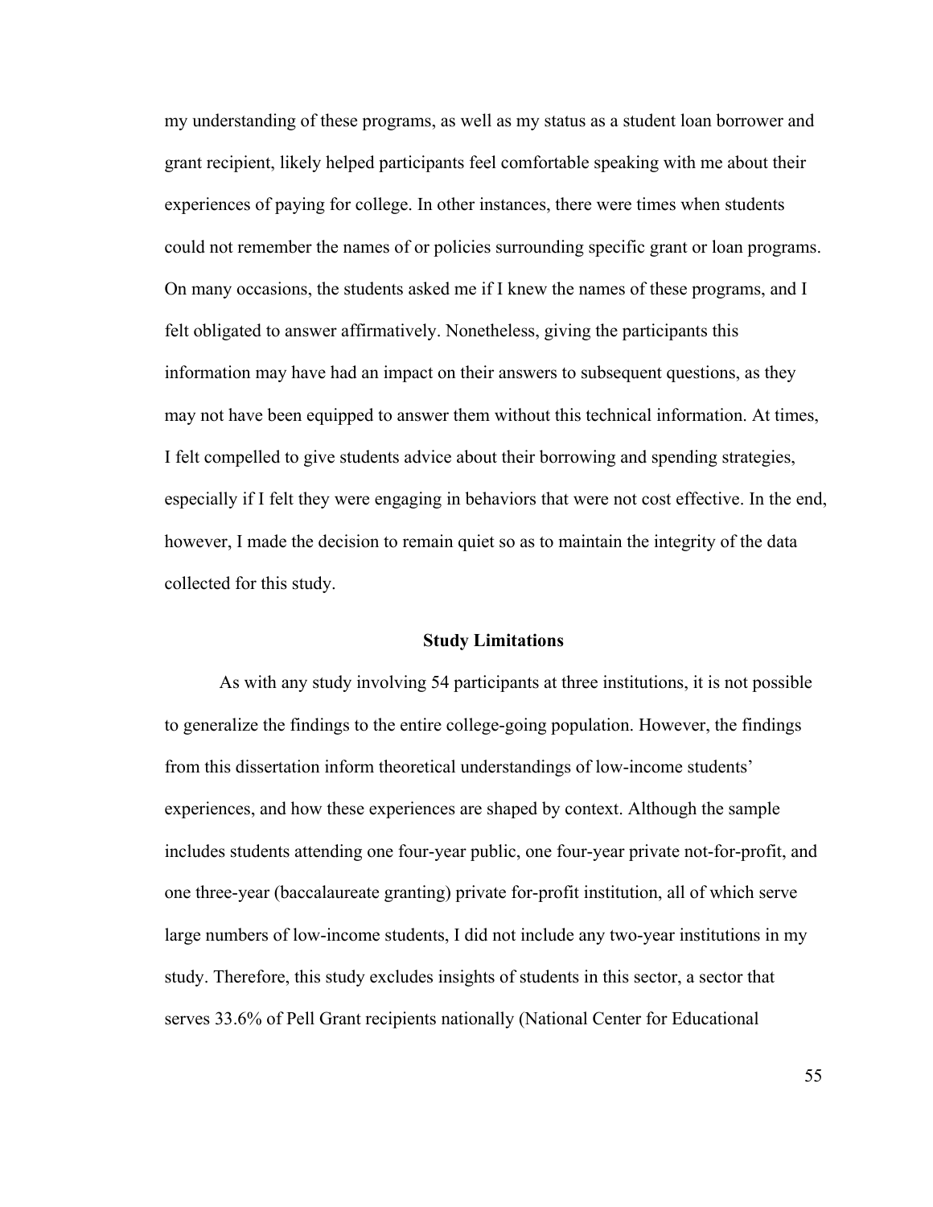my understanding of these programs, as well as my status as a student loan borrower and grant recipient, likely helped participants feel comfortable speaking with me about their experiences of paying for college. In other instances, there were times when students could not remember the names of or policies surrounding specific grant or loan programs. On many occasions, the students asked me if I knew the names of these programs, and I felt obligated to answer affirmatively. Nonetheless, giving the participants this information may have had an impact on their answers to subsequent questions, as they may not have been equipped to answer them without this technical information. At times, I felt compelled to give students advice about their borrowing and spending strategies, especially if I felt they were engaging in behaviors that were not cost effective. In the end, however, I made the decision to remain quiet so as to maintain the integrity of the data collected for this study.

## Study Limitations

As with any study involving 54 participants at three institutions, it is not possible to generalize the findings to the entire college-going population. However, the findings from this dissertation inform theoretical understandings of low-income students' experiences, and how these experiences are shaped by context. Although the sample includes students attending one four-year public, one four-year private not-for-profit, and one three-year (baccalaureate granting) private for-profit institution, all of which serve large numbers of low-income students, I did not include any two-year institutions in my study. Therefore, this study excludes insights of students in this sector, a sector that serves 33.6% of Pell Grant recipients nationally (National Center for Educational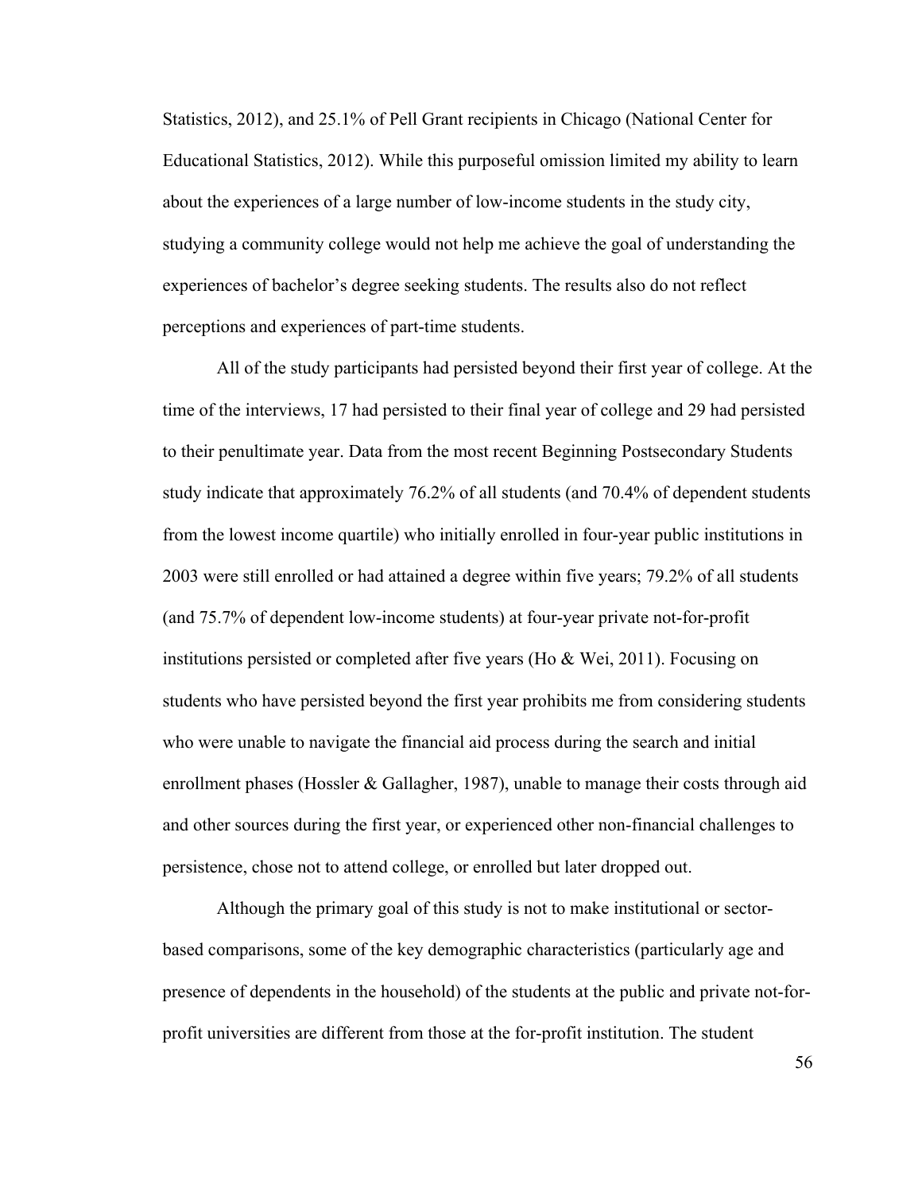Statistics, 2012), and 25.1% of Pell Grant recipients in Chicago (National Center for Educational Statistics, 2012). While this purposeful omission limited my ability to learn about the experiences of a large number of low-income students in the study city, studying a community college would not help me achieve the goal of understanding the experiences of bachelor's degree seeking students. The results also do not reflect perceptions and experiences of part-time students.

All of the study participants had persisted beyond their first year of college. At the time of the interviews, 17 had persisted to their final year of college and 29 had persisted to their penultimate year. Data from the most recent Beginning Postsecondary Students study indicate that approximately 76.2% of all students (and 70.4% of dependent students from the lowest income quartile) who initially enrolled in four-year public institutions in 2003 were still enrolled or had attained a degree within five years; 79.2% of all students (and 75.7% of dependent low-income students) at four-year private not-for-profit institutions persisted or completed after five years (Ho & Wei, 2011). Focusing on students who have persisted beyond the first year prohibits me from considering students who were unable to navigate the financial aid process during the search and initial enrollment phases (Hossler & Gallagher, 1987), unable to manage their costs through aid and other sources during the first year, or experienced other non-financial challenges to persistence, chose not to attend college, or enrolled but later dropped out.

Although the primary goal of this study is not to make institutional or sector-based comparisons, some of the key demographic characteristics (particularly age and presence of dependents in the household) of the students at the public and private not-for-profit universities are different from those at the for-profit institution. The student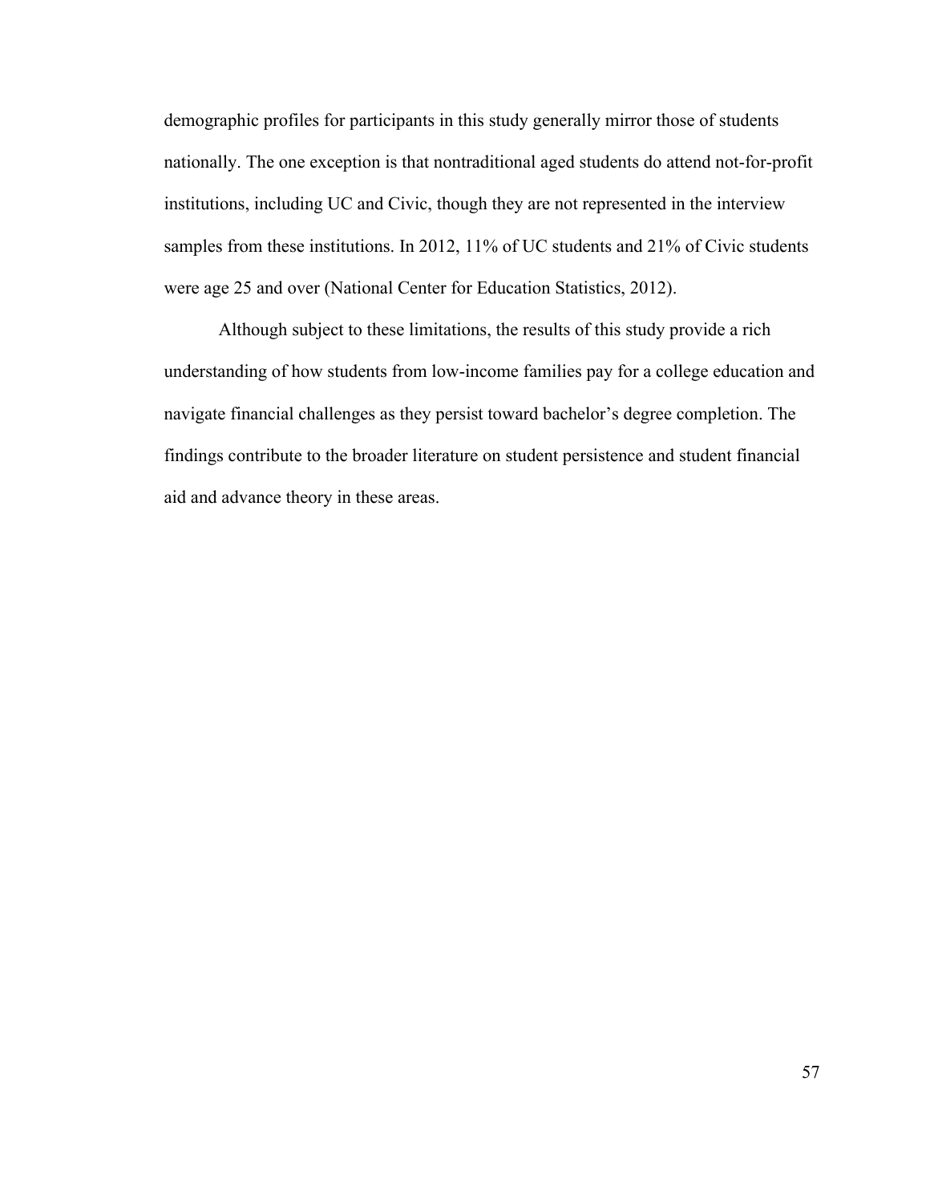demographic profiles for participants in this study generally mirror those of students nationally. The one exception is that nontraditional aged students do attend not-for-profit institutions, including UC and Civic, though they are not represented in the interview samples from these institutions. In 2012, 11% of UC students and 21% of Civic students were age 25 and over (National Center for Education Statistics, 2012).

Although subject to these limitations, the results of this study provide a rich understanding of how students from low-income families pay for a college education and navigate financial challenges as they persist toward bachelor's degree completion. The findings contribute to the broader literature on student persistence and student financial aid and advance theory in these areas.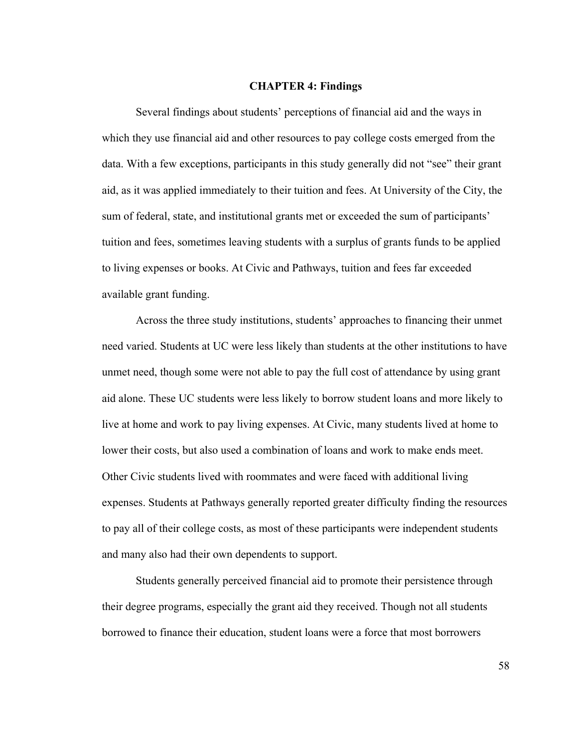# CHAPTER 4: Findings

Several findings about students' perceptions of financial aid and the ways in which they use financial aid and other resources to pay college costs emerged from the data. With a few exceptions, participants in this study generally did not "see" their grant aid, as it was applied immediately to their tuition and fees. At University of the City, the sum of federal, state, and institutional grants met or exceeded the sum of participants' tuition and fees, sometimes leaving students with a surplus of grants funds to be applied to living expenses or books. At Civic and Pathways, tuition and fees far exceeded available grant funding.

Across the three study institutions, students' approaches to financing their unmet need varied. Students at UC were less likely than students at the other institutions to have unmet need, though some were not able to pay the full cost of attendance by using grant aid alone. These UC students were less likely to borrow student loans and more likely to live at home and work to pay living expenses. At Civic, many students lived at home to lower their costs, but also used a combination of loans and work to make ends meet. Other Civic students lived with roommates and were faced with additional living expenses. Students at Pathways generally reported greater difficulty finding the resources to pay all of their college costs, as most of these participants were independent students and many also had their own dependents to support.

Students generally perceived financial aid to promote their persistence through their degree programs, especially the grant aid they received. Though not all students borrowed to finance their education, student loans were a force that most borrowers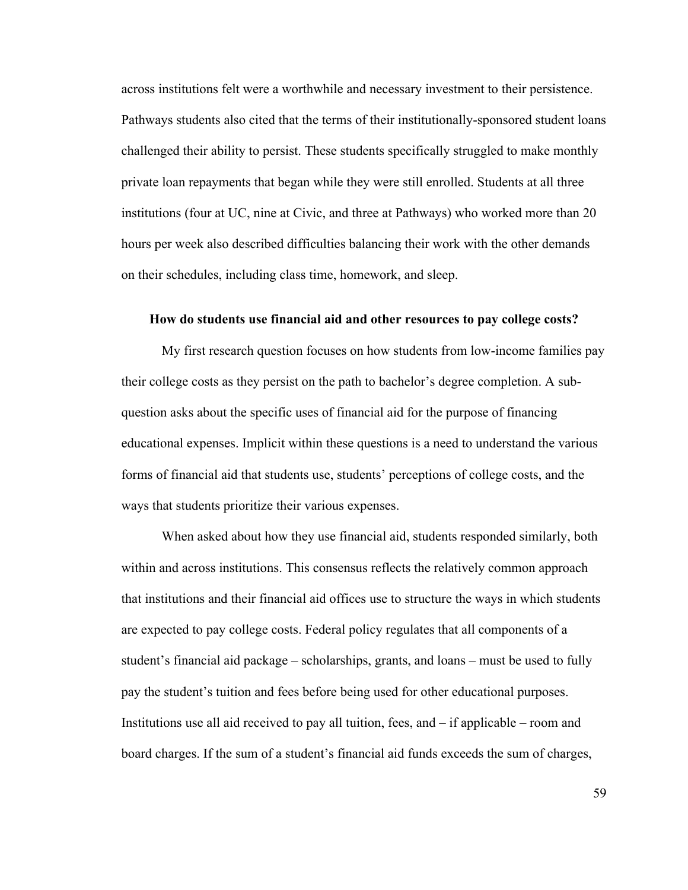across institutions felt were a worthwhile and necessary investment to their persistence. Pathways students also cited that the terms of their institutionally-sponsored student loans challenged their ability to persist. These students specifically struggled to make monthly private loan repayments that began while they were still enrolled. Students at all three institutions (four at UC, nine at Civic, and three at Pathways) who worked more than 20 hours per week also described difficulties balancing their work with the other demands on their schedules, including class time, homework, and sleep.

### How do students use financial aid and other resources to pay college costs?

My first research question focuses on how students from low-income families pay their college costs as they persist on the path to bachelor's degree completion. A sub-question asks about the specific uses of financial aid for the purpose of financing educational expenses. Implicit within these questions is a need to understand the various forms of financial aid that students use, students' perceptions of college costs, and the ways that students prioritize their various expenses.

When asked about how they use financial aid, students responded similarly, both within and across institutions. This consensus reflects the relatively common approach that institutions and their financial aid offices use to structure the ways in which students are expected to pay college costs. Federal policy regulates that all components of a student's financial aid package – scholarships, grants, and loans – must be used to fully pay the student's tuition and fees before being used for other educational purposes. Institutions use all aid received to pay all tuition, fees, and – if applicable – room and board charges. If the sum of a student's financial aid funds exceeds the sum of charges,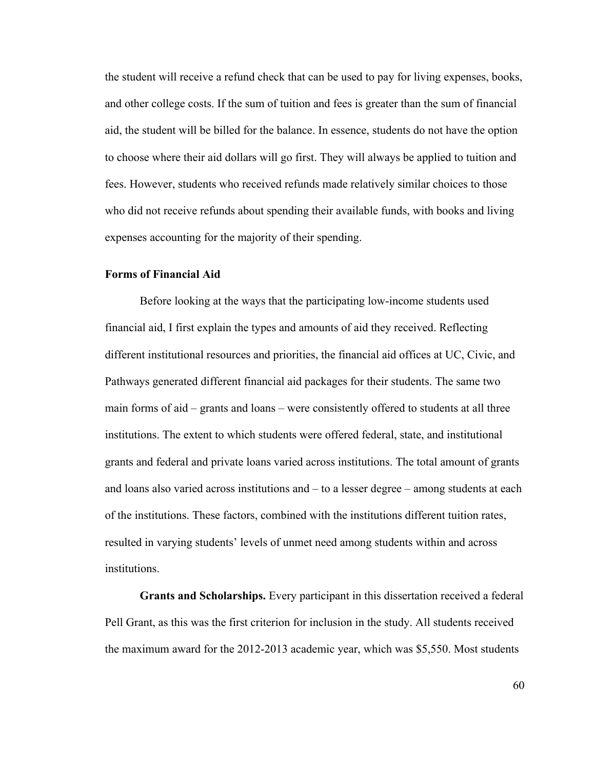the student will receive a refund check that can be used to pay for living expenses, books, and other college costs. If the sum of tuition and fees is greater than the sum of financial aid, the student will be billed for the balance. In essence, students do not have the option to choose where their aid dollars will go first. They will always be applied to tuition and fees. However, students who received refunds made relatively similar choices to those who did not receive refunds about spending their available funds, with books and living expenses accounting for the majority of their spending.

### Forms of Financial Aid

Before looking at the ways that the participating low-income students used financial aid, I first explain the types and amounts of aid they received. Reflecting different institutional resources and priorities, the financial aid offices at UC, Civic, and Pathways generated different financial aid packages for their students. The same two main forms of aid – grants and loans – were consistently offered to students at all three institutions. The extent to which students were offered federal, state, and institutional grants and federal and private loans varied across institutions. The total amount of grants and loans also varied across institutions and – to a lesser degree – among students at each of the institutions. These factors, combined with the institutions different tuition rates, resulted in varying students' levels of unmet need among students within and across institutions.

**Grants and Scholarships.** Every participant in this dissertation received a federal Pell Grant, as this was the first criterion for inclusion in the study. All students received the maximum award for the 2012-2013 academic year, which was $5,550. Most students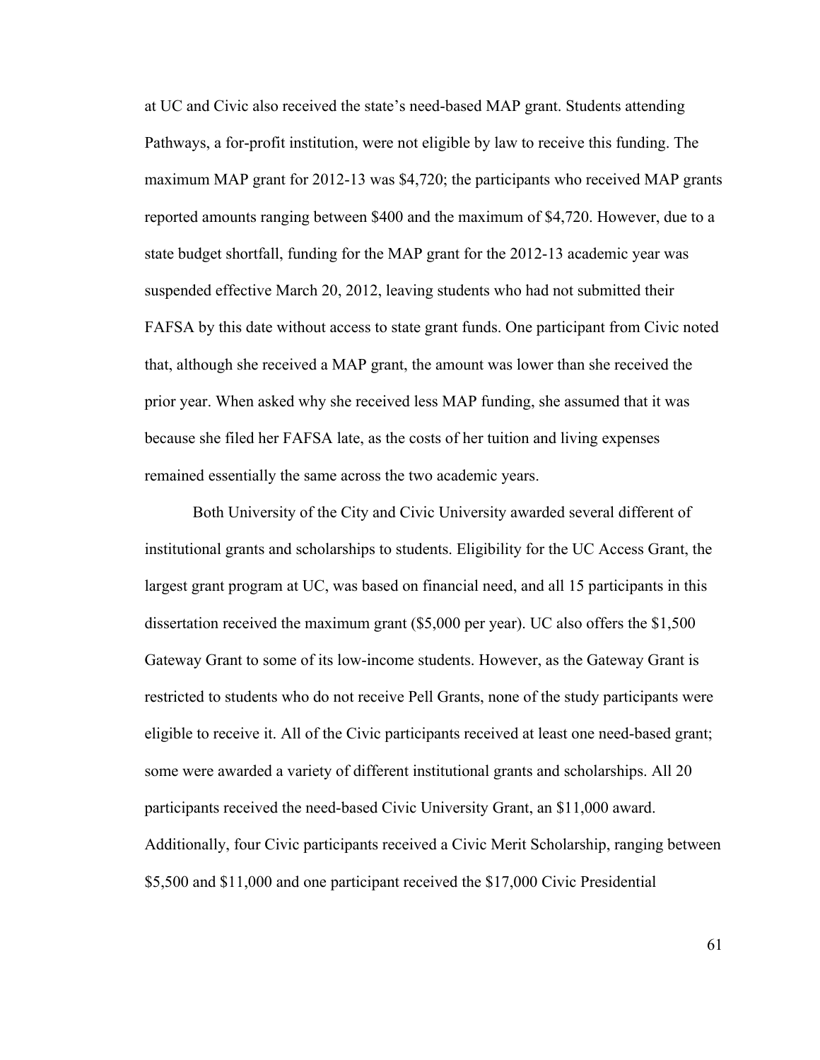at UC and Civic also received the state's need-based MAP grant. Students attending Pathways, a for-profit institution, were not eligible by law to receive this funding. The maximum MAP grant for 2012-13 was $4,720; the participants who received MAP grants reported amounts ranging between $400 and the maximum of $4,720. However, due to a state budget shortfall, funding for the MAP grant for the 2012-13 academic year was suspended effective March 20, 2012, leaving students who had not submitted their FAFSA by this date without access to state grant funds. One participant from Civic noted that, although she received a MAP grant, the amount was lower than she received the prior year. When asked why she received less MAP funding, she assumed that it was because she filed her FAFSA late, as the costs of her tuition and living expenses remained essentially the same across the two academic years.

Both University of the City and Civic University awarded several different of institutional grants and scholarships to students. Eligibility for the UC Access Grant, the largest grant program at UC, was based on financial need, and all 15 participants in this dissertation received the maximum grant ($5,000 per year). UC also offers the $1,500 Gateway Grant to some of its low-income students. However, as the Gateway Grant is restricted to students who do not receive Pell Grants, none of the study participants were eligible to receive it. All of the Civic participants received at least one need-based grant; some were awarded a variety of different institutional grants and scholarships. All 20 participants received the need-based Civic University Grant, an $11,000 award. Additionally, four Civic participants received a Civic Merit Scholarship, ranging between $5,500 and $11,000 and one participant received the $17,000 Civic Presidential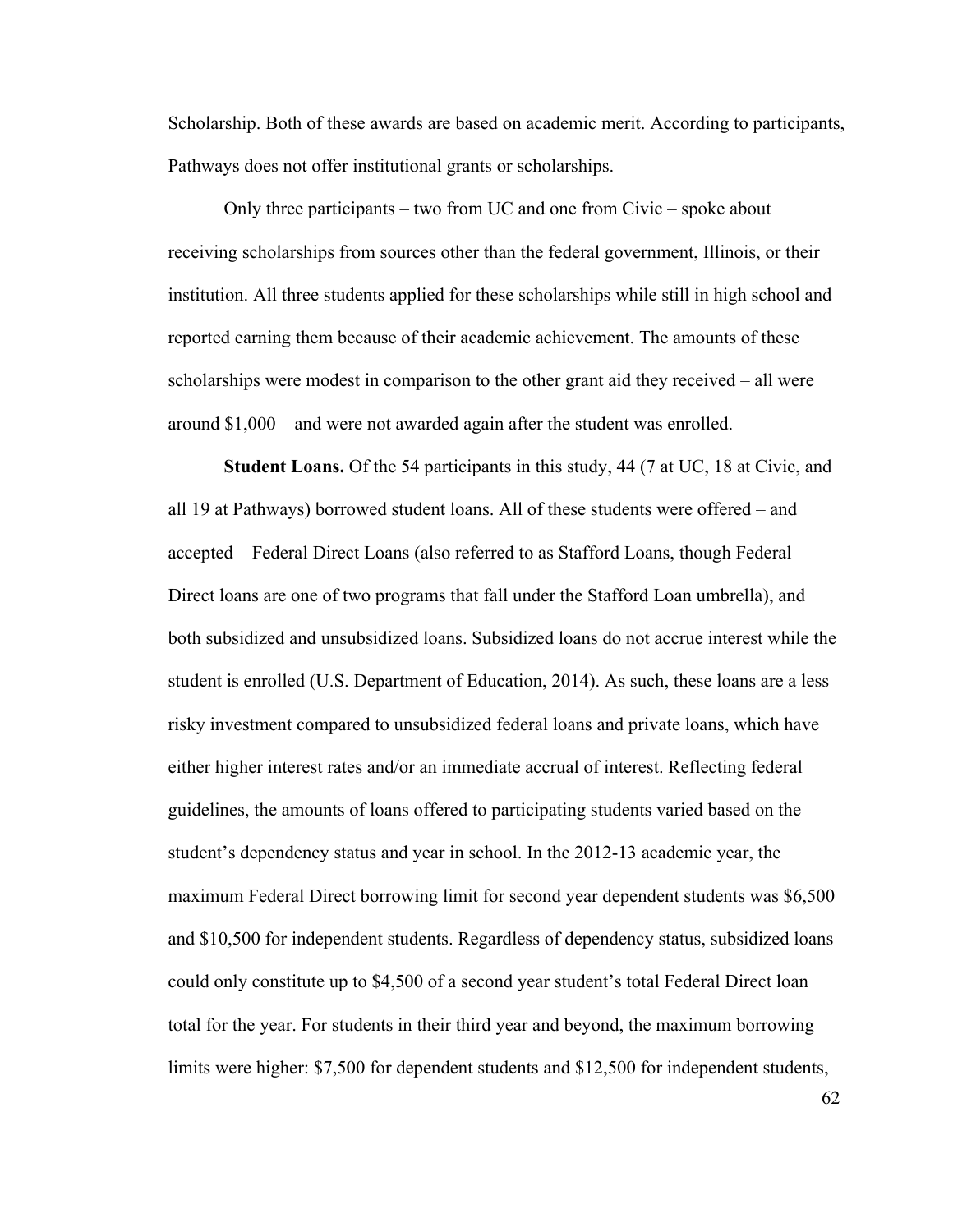Scholarship. Both of these awards are based on academic merit. According to participants, Pathways does not offer institutional grants or scholarships.

Only three participants – two from UC and one from Civic – spoke about receiving scholarships from sources other than the federal government, Illinois, or their institution. All three students applied for these scholarships while still in high school and reported earning them because of their academic achievement. The amounts of these scholarships were modest in comparison to the other grant aid they received – all were around $1,000 – and were not awarded again after the student was enrolled.

**Student Loans.** Of the 54 participants in this study, 44 (7 at UC, 18 at Civic, and all 19 at Pathways) borrowed student loans. All of these students were offered – and accepted – Federal Direct Loans (also referred to as Stafford Loans, though Federal Direct loans are one of two programs that fall under the Stafford Loan umbrella), and both subsidized and unsubsidized loans. Subsidized loans do not accrue interest while the student is enrolled (U.S. Department of Education, 2014). As such, these loans are a less risky investment compared to unsubsidized federal loans and private loans, which have either higher interest rates and/or an immediate accrual of interest. Reflecting federal guidelines, the amounts of loans offered to participating students varied based on the student's dependency status and year in school. In the 2012-13 academic year, the maximum Federal Direct borrowing limit for second year dependent students was $6,500 and $10,500 for independent students. Regardless of dependency status, subsidized loans could only constitute up to $4,500 of a second year student's total Federal Direct loan total for the year. For students in their third year and beyond, the maximum borrowing limits were higher: $7,500 for dependent students and $12,500 for independent students,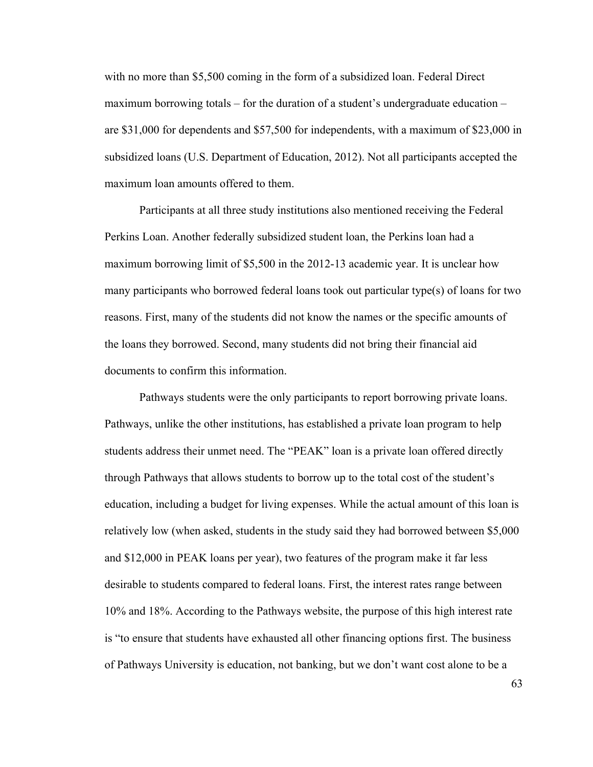with no more than $5,500 coming in the form of a subsidized loan. Federal Direct maximum borrowing totals – for the duration of a student's undergraduate education – are $31,000 for dependents and $57,500 for independents, with a maximum of $23,000 in subsidized loans (U.S. Department of Education, 2012). Not all participants accepted the maximum loan amounts offered to them.

Participants at all three study institutions also mentioned receiving the Federal Perkins Loan. Another federally subsidized student loan, the Perkins loan had a maximum borrowing limit of $5,500 in the 2012-13 academic year. It is unclear how many participants who borrowed federal loans took out particular type(s) of loans for two reasons. First, many of the students did not know the names or the specific amounts of the loans they borrowed. Second, many students did not bring their financial aid documents to confirm this information.

Pathways students were the only participants to report borrowing private loans. Pathways, unlike the other institutions, has established a private loan program to help students address their unmet need. The "PEAK" loan is a private loan offered directly through Pathways that allows students to borrow up to the total cost of the student's education, including a budget for living expenses. While the actual amount of this loan is relatively low (when asked, students in the study said they had borrowed between $5,000 and $12,000 in PEAK loans per year), two features of the program make it far less desirable to students compared to federal loans. First, the interest rates range between 10% and 18%. According to the Pathways website, the purpose of this high interest rate is "to ensure that students have exhausted all other financing options first. The business of Pathways University is education, not banking, but we don't want cost alone to be a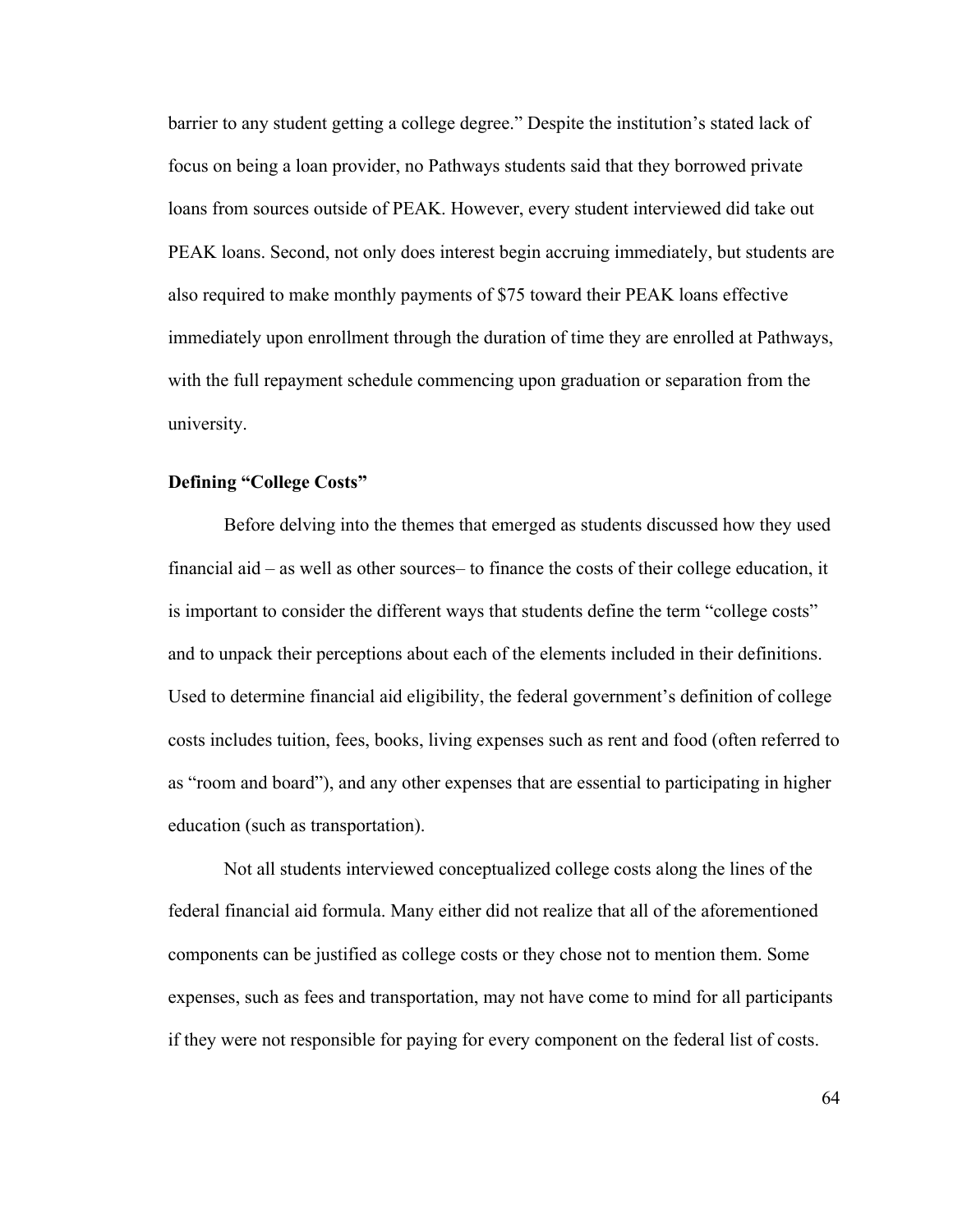barrier to any student getting a college degree." Despite the institution's stated lack of focus on being a loan provider, no Pathways students said that they borrowed private loans from sources outside of PEAK. However, every student interviewed did take out PEAK loans. Second, not only does interest begin accruing immediately, but students are also required to make monthly payments of $75 toward their PEAK loans effective immediately upon enrollment through the duration of time they are enrolled at Pathways, with the full repayment schedule commencing upon graduation or separation from the university.

**Defining "College Costs"**

Before delving into the themes that emerged as students discussed how they used financial aid – as well as other sources– to finance the costs of their college education, it is important to consider the different ways that students define the term "college costs" and to unpack their perceptions about each of the elements included in their definitions. Used to determine financial aid eligibility, the federal government's definition of college costs includes tuition, fees, books, living expenses such as rent and food (often referred to as "room and board"), and any other expenses that are essential to participating in higher education (such as transportation).

Not all students interviewed conceptualized college costs along the lines of the federal financial aid formula. Many either did not realize that all of the aforementioned components can be justified as college costs or they chose not to mention them. Some expenses, such as fees and transportation, may not have come to mind for all participants if they were not responsible for paying for every component on the federal list of costs.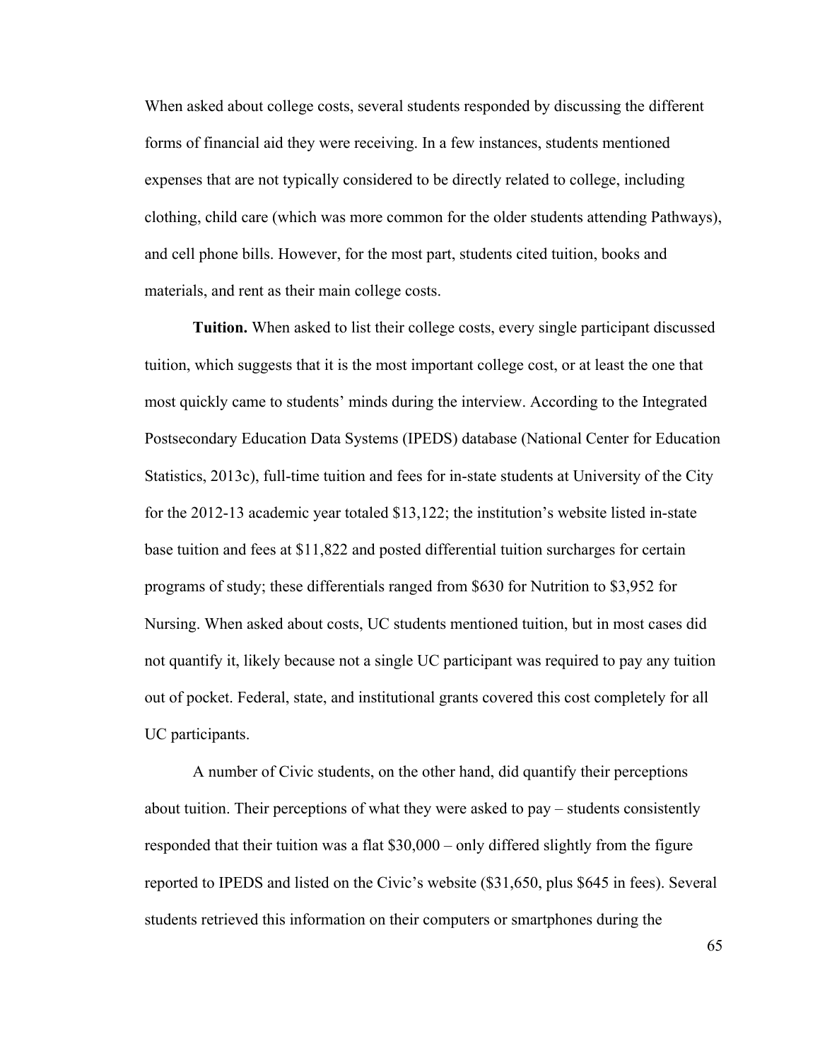When asked about college costs, several students responded by discussing the different forms of financial aid they were receiving. In a few instances, students mentioned expenses that are not typically considered to be directly related to college, including clothing, child care (which was more common for the older students attending Pathways), and cell phone bills. However, for the most part, students cited tuition, books and materials, and rent as their main college costs.

**Tuition.** When asked to list their college costs, every single participant discussed tuition, which suggests that it is the most important college cost, or at least the one that most quickly came to students' minds during the interview. According to the Integrated Postsecondary Education Data Systems (IPEDS) database (National Center for Education Statistics, 2013c), full-time tuition and fees for in-state students at University of the City for the 2012-13 academic year totaled $13,122; the institution's website listed in-state base tuition and fees at $11,822 and posted differential tuition surcharges for certain programs of study; these differentials ranged from $630 for Nutrition to $3,952 for Nursing. When asked about costs, UC students mentioned tuition, but in most cases did not quantify it, likely because not a single UC participant was required to pay any tuition out of pocket. Federal, state, and institutional grants covered this cost completely for all UC participants.

A number of Civic students, on the other hand, did quantify their perceptions about tuition. Their perceptions of what they were asked to pay – students consistently responded that their tuition was a flat $30,000 – only differed slightly from the figure reported to IPEDS and listed on the Civic's website ($31,650, plus $645 in fees). Several students retrieved this information on their computers or smartphones during the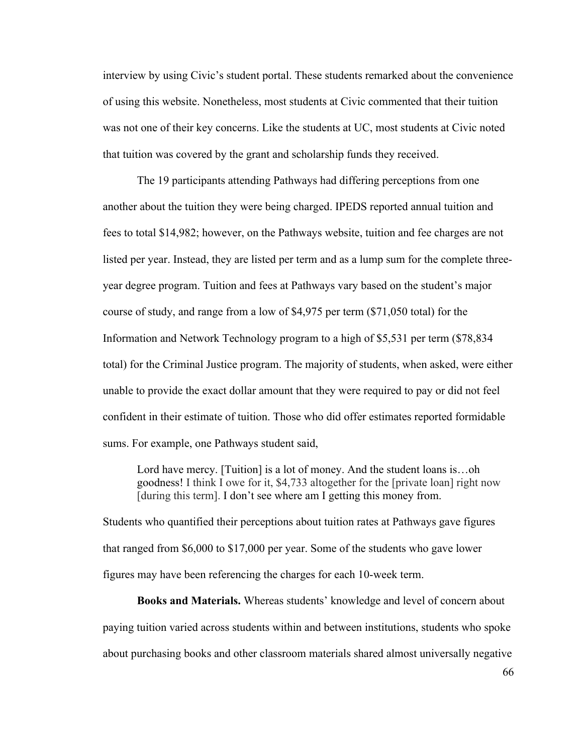interview by using Civic's student portal. These students remarked about the convenience of using this website. Nonetheless, most students at Civic commented that their tuition was not one of their key concerns. Like the students at UC, most students at Civic noted that tuition was covered by the grant and scholarship funds they received.

The 19 participants attending Pathways had differing perceptions from one another about the tuition they were being charged. IPEDS reported annual tuition and fees to total $14,982; however, on the Pathways website, tuition and fee charges are not listed per year. Instead, they are listed per term and as a lump sum for the complete three-year degree program. Tuition and fees at Pathways vary based on the student's major course of study, and range from a low of $4,975 per term ($71,050 total) for the Information and Network Technology program to a high of $5,531 per term ($78,834 total) for the Criminal Justice program. The majority of students, when asked, were either unable to provide the exact dollar amount that they were required to pay or did not feel confident in their estimate of tuition. Those who did offer estimates reported formidable sums. For example, one Pathways student said,

> Lord have mercy. [Tuition] is a lot of money. And the student loans is…oh goodness! I think I owe for it, $4,733 altogether for the [private loan] right now [during this term]. I don't see where am I getting this money from.

Students who quantified their perceptions about tuition rates at Pathways gave figures that ranged from $6,000 to $17,000 per year. Some of the students who gave lower figures may have been referencing the charges for each 10-week term.

**Books and Materials.** Whereas students' knowledge and level of concern about paying tuition varied across students within and between institutions, students who spoke about purchasing books and other classroom materials shared almost universally negative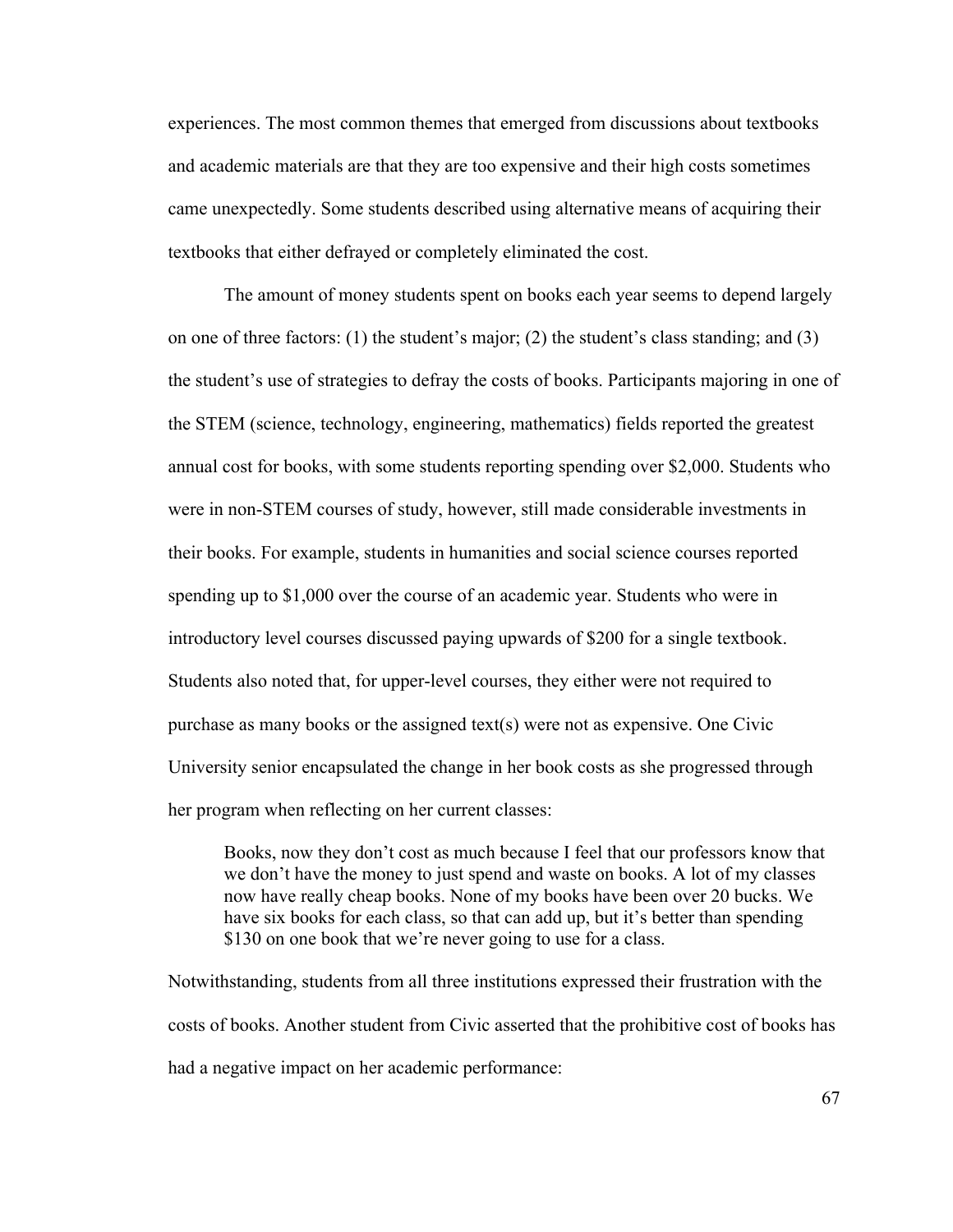experiences. The most common themes that emerged from discussions about textbooks and academic materials are that they are too expensive and their high costs sometimes came unexpectedly. Some students described using alternative means of acquiring their textbooks that either defrayed or completely eliminated the cost.

The amount of money students spent on books each year seems to depend largely on one of three factors: (1) the student's major; (2) the student's class standing; and (3) the student's use of strategies to defray the costs of books. Participants majoring in one of the STEM (science, technology, engineering, mathematics) fields reported the greatest annual cost for books, with some students reporting spending over $2,000. Students who were in non-STEM courses of study, however, still made considerable investments in their books. For example, students in humanities and social science courses reported spending up to $1,000 over the course of an academic year. Students who were in introductory level courses discussed paying upwards of $200 for a single textbook. Students also noted that, for upper-level courses, they either were not required to purchase as many books or the assigned text(s) were not as expensive. One Civic University senior encapsulated the change in her book costs as she progressed through her program when reflecting on her current classes:

> Books, now they don't cost as much because I feel that our professors know that we don't have the money to just spend and waste on books. A lot of my classes now have really cheap books. None of my books have been over 20 bucks. We have six books for each class, so that can add up, but it's better than spending $130 on one book that we're never going to use for a class.

Notwithstanding, students from all three institutions expressed their frustration with the costs of books. Another student from Civic asserted that the prohibitive cost of books has had a negative impact on her academic performance: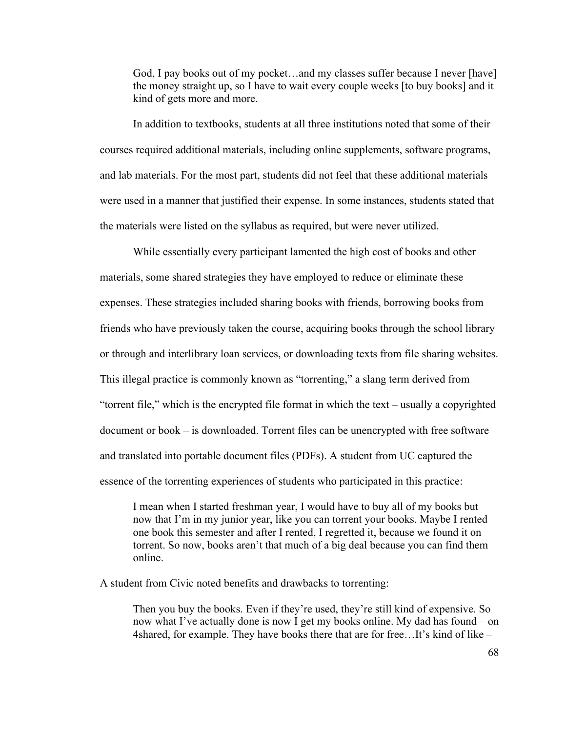> God, I pay books out of my pocket…and my classes suffer because I never [have] the money straight up, so I have to wait every couple weeks [to buy books] and it kind of gets more and more.

In addition to textbooks, students at all three institutions noted that some of their courses required additional materials, including online supplements, software programs, and lab materials. For the most part, students did not feel that these additional materials were used in a manner that justified their expense. In some instances, students stated that the materials were listed on the syllabus as required, but were never utilized.

While essentially every participant lamented the high cost of books and other materials, some shared strategies they have employed to reduce or eliminate these expenses. These strategies included sharing books with friends, borrowing books from friends who have previously taken the course, acquiring books through the school library or through and interlibrary loan services, or downloading texts from file sharing websites. This illegal practice is commonly known as "torrenting," a slang term derived from "torrent file," which is the encrypted file format in which the text – usually a copyrighted document or book – is downloaded. Torrent files can be unencrypted with free software and translated into portable document files (PDFs). A student from UC captured the essence of the torrenting experiences of students who participated in this practice:

> I mean when I started freshman year, I would have to buy all of my books but now that I'm in my junior year, like you can torrent your books. Maybe I rented one book this semester and after I rented, I regretted it, because we found it on torrent. So now, books aren't that much of a big deal because you can find them online.

A student from Civic noted benefits and drawbacks to torrenting:

> Then you buy the books. Even if they're used, they're still kind of expensive. So now what I've actually done is now I get my books online. My dad has found – on 4shared, for example. They have books there that are for free…It's kind of like –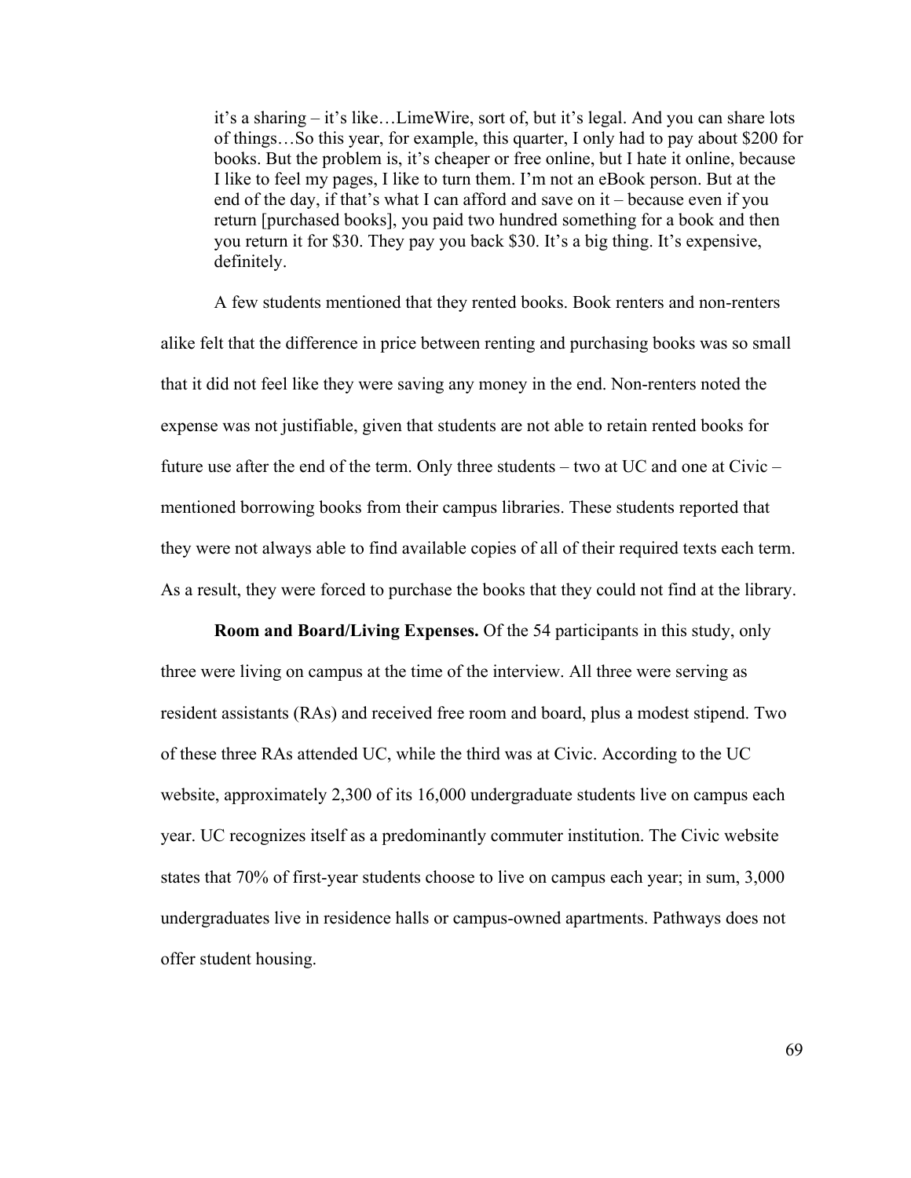> it's a sharing – it's like…LimeWire, sort of, but it's legal. And you can share lots of things…So this year, for example, this quarter, I only had to pay about $200 for books. But the problem is, it's cheaper or free online, but I hate it online, because I like to feel my pages, I like to turn them. I'm not an eBook person. But at the end of the day, if that's what I can afford and save on it – because even if you return [purchased books], you paid two hundred something for a book and then you return it for $30. They pay you back $30. It's a big thing. It's expensive, definitely.

A few students mentioned that they rented books. Book renters and non-renters alike felt that the difference in price between renting and purchasing books was so small that it did not feel like they were saving any money in the end. Non-renters noted the expense was not justifiable, given that students are not able to retain rented books for future use after the end of the term. Only three students – two at UC and one at Civic – mentioned borrowing books from their campus libraries. These students reported that they were not always able to find available copies of all of their required texts each term. As a result, they were forced to purchase the books that they could not find at the library.

**Room and Board/Living Expenses.** Of the 54 participants in this study, only three were living on campus at the time of the interview. All three were serving as resident assistants (RAs) and received free room and board, plus a modest stipend. Two of these three RAs attended UC, while the third was at Civic. According to the UC website, approximately 2,300 of its 16,000 undergraduate students live on campus each year. UC recognizes itself as a predominantly commuter institution. The Civic website states that 70% of first-year students choose to live on campus each year; in sum, 3,000 undergraduates live in residence halls or campus-owned apartments. Pathways does not offer student housing.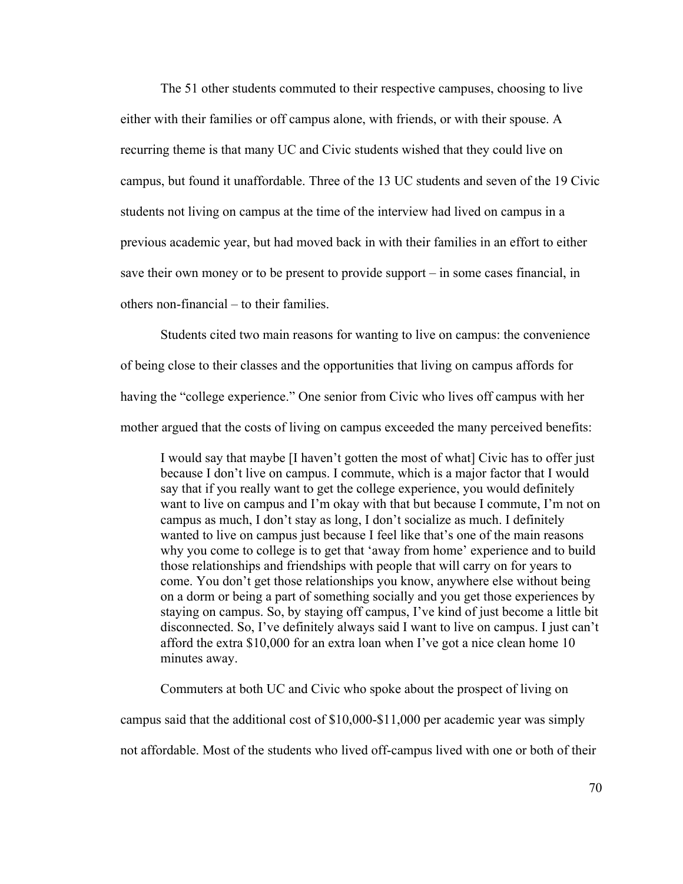The 51 other students commuted to their respective campuses, choosing to live either with their families or off campus alone, with friends, or with their spouse. A recurring theme is that many UC and Civic students wished that they could live on campus, but found it unaffordable. Three of the 13 UC students and seven of the 19 Civic students not living on campus at the time of the interview had lived on campus in a previous academic year, but had moved back in with their families in an effort to either save their own money or to be present to provide support – in some cases financial, in others non-financial – to their families.

Students cited two main reasons for wanting to live on campus: the convenience of being close to their classes and the opportunities that living on campus affords for having the "college experience." One senior from Civic who lives off campus with her mother argued that the costs of living on campus exceeded the many perceived benefits:

> I would say that maybe [I haven't gotten the most of what] Civic has to offer just because I don't live on campus. I commute, which is a major factor that I would say that if you really want to get the college experience, you would definitely want to live on campus and I'm okay with that but because I commute, I'm not on campus as much, I don't stay as long, I don't socialize as much. I definitely wanted to live on campus just because I feel like that's one of the main reasons why you come to college is to get that 'away from home' experience and to build those relationships and friendships with people that will carry on for years to come. You don't get those relationships you know, anywhere else without being on a dorm or being a part of something socially and you get those experiences by staying on campus. So, by staying off campus, I've kind of just become a little bit disconnected. So, I've definitely always said I want to live on campus. I just can't afford the extra $10,000 for an extra loan when I've got a nice clean home 10 minutes away.

Commuters at both UC and Civic who spoke about the prospect of living on campus said that the additional cost of $10,000-$11,000 per academic year was simply not affordable. Most of the students who lived off-campus lived with one or both of their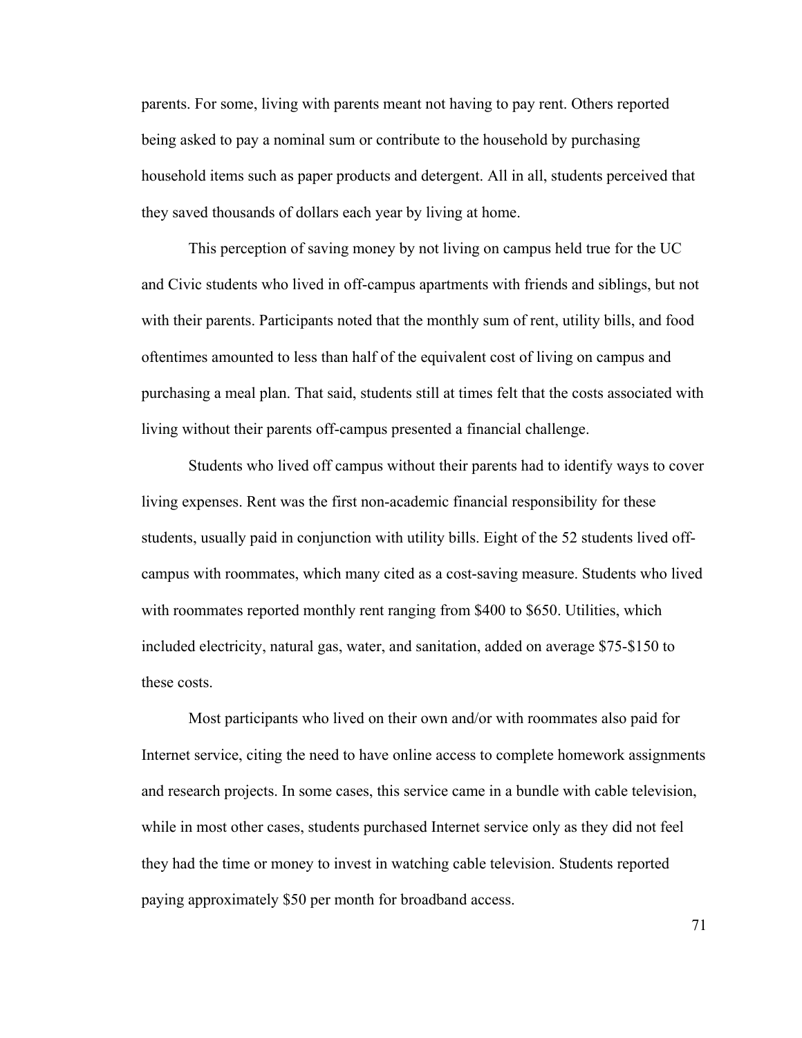parents. For some, living with parents meant not having to pay rent. Others reported being asked to pay a nominal sum or contribute to the household by purchasing household items such as paper products and detergent. All in all, students perceived that they saved thousands of dollars each year by living at home.

This perception of saving money by not living on campus held true for the UC and Civic students who lived in off-campus apartments with friends and siblings, but not with their parents. Participants noted that the monthly sum of rent, utility bills, and food oftentimes amounted to less than half of the equivalent cost of living on campus and purchasing a meal plan. That said, students still at times felt that the costs associated with living without their parents off-campus presented a financial challenge.

Students who lived off campus without their parents had to identify ways to cover living expenses. Rent was the first non-academic financial responsibility for these students, usually paid in conjunction with utility bills. Eight of the 52 students lived off-campus with roommates, which many cited as a cost-saving measure. Students who lived with roommates reported monthly rent ranging from $400 to $650. Utilities, which included electricity, natural gas, water, and sanitation, added on average $75-$150 to these costs.

Most participants who lived on their own and/or with roommates also paid for Internet service, citing the need to have online access to complete homework assignments and research projects. In some cases, this service came in a bundle with cable television, while in most other cases, students purchased Internet service only as they did not feel they had the time or money to invest in watching cable television. Students reported paying approximately $50 per month for broadband access.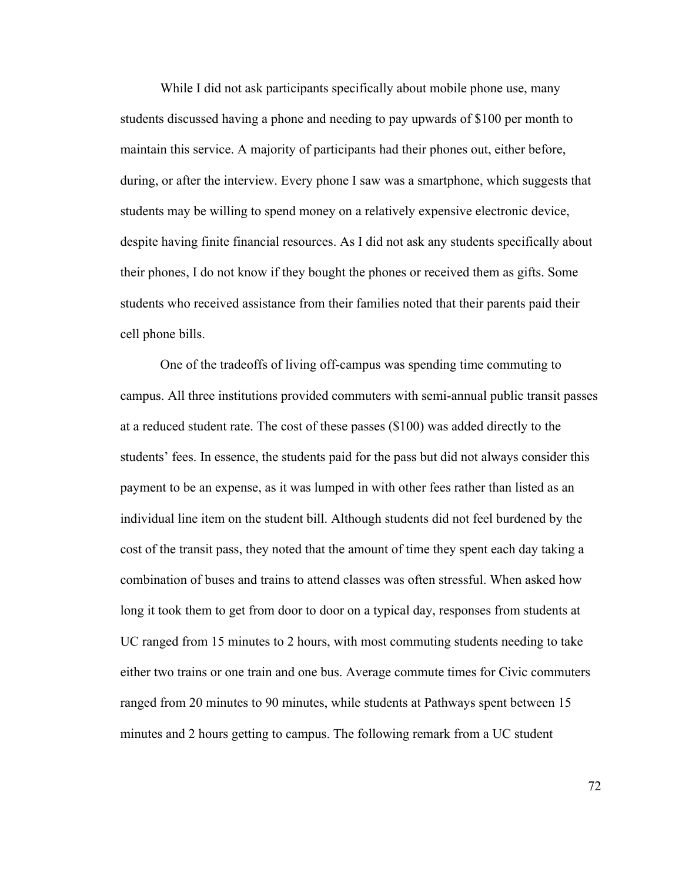While I did not ask participants specifically about mobile phone use, many students discussed having a phone and needing to pay upwards of $100 per month to maintain this service. A majority of participants had their phones out, either before, during, or after the interview. Every phone I saw was a smartphone, which suggests that students may be willing to spend money on a relatively expensive electronic device, despite having finite financial resources. As I did not ask any students specifically about their phones, I do not know if they bought the phones or received them as gifts. Some students who received assistance from their families noted that their parents paid their cell phone bills.

One of the tradeoffs of living off-campus was spending time commuting to campus. All three institutions provided commuters with semi-annual public transit passes at a reduced student rate. The cost of these passes ($100) was added directly to the students' fees. In essence, the students paid for the pass but did not always consider this payment to be an expense, as it was lumped in with other fees rather than listed as an individual line item on the student bill. Although students did not feel burdened by the cost of the transit pass, they noted that the amount of time they spent each day taking a combination of buses and trains to attend classes was often stressful. When asked how long it took them to get from door to door on a typical day, responses from students at UC ranged from 15 minutes to 2 hours, with most commuting students needing to take either two trains or one train and one bus. Average commute times for Civic commuters ranged from 20 minutes to 90 minutes, while students at Pathways spent between 15 minutes and 2 hours getting to campus. The following remark from a UC student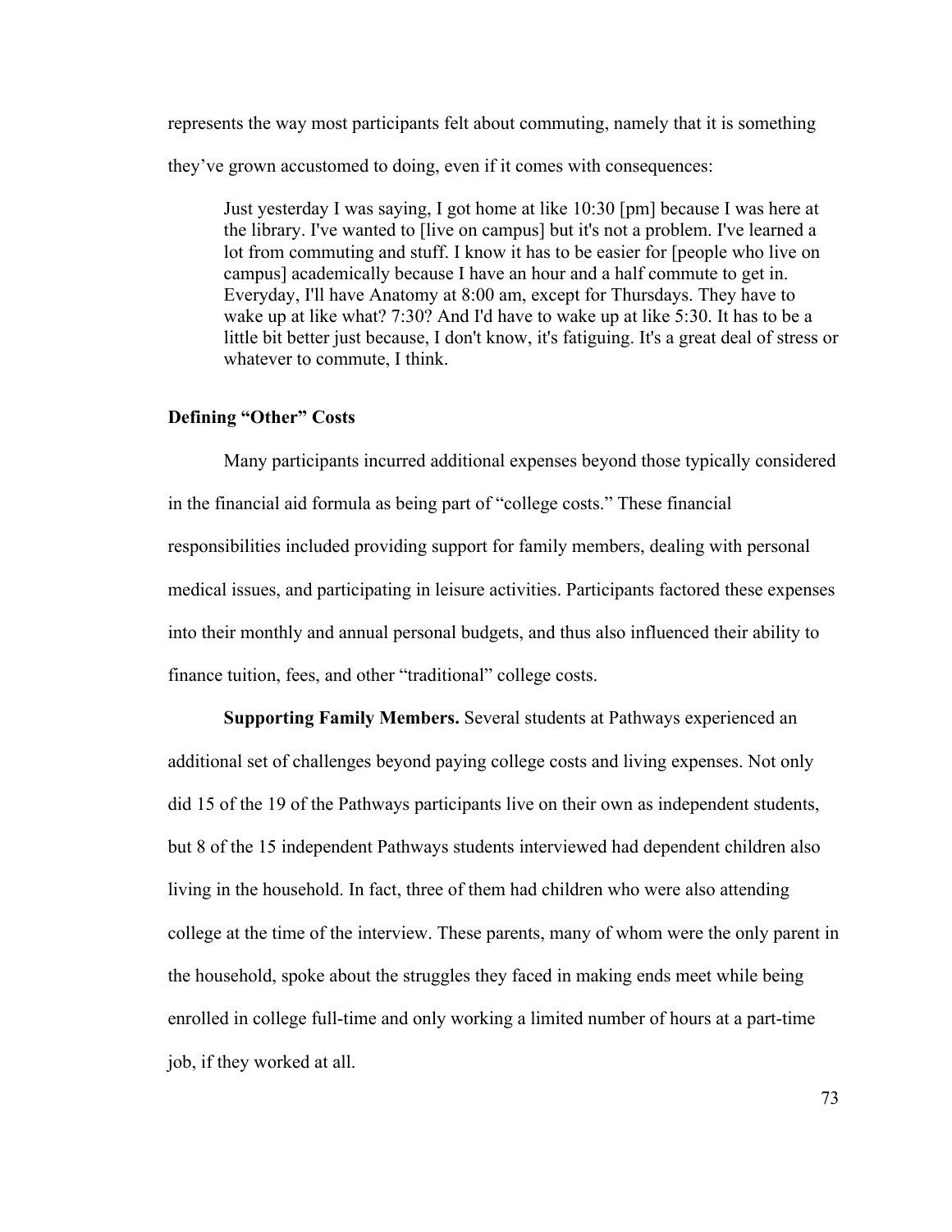represents the way most participants felt about commuting, namely that it is something they've grown accustomed to doing, even if it comes with consequences:

> Just yesterday I was saying, I got home at like 10:30 [pm] because I was here at the library. I've wanted to [live on campus] but it's not a problem. I've learned a lot from commuting and stuff. I know it has to be easier for [people who live on campus] academically because I have an hour and a half commute to get in. Everyday, I'll have Anatomy at 8:00 am, except for Thursdays. They have to wake up at like what? 7:30? And I'd have to wake up at like 5:30. It has to be a little bit better just because, I don't know, it's fatiguing. It's a great deal of stress or whatever to commute, I think.

### Defining "Other" Costs

Many participants incurred additional expenses beyond those typically considered in the financial aid formula as being part of "college costs." These financial responsibilities included providing support for family members, dealing with personal medical issues, and participating in leisure activities. Participants factored these expenses into their monthly and annual personal budgets, and thus also influenced their ability to finance tuition, fees, and other "traditional" college costs.

**Supporting Family Members.** Several students at Pathways experienced an additional set of challenges beyond paying college costs and living expenses. Not only did 15 of the 19 of the Pathways participants live on their own as independent students, but 8 of the 15 independent Pathways students interviewed had dependent children also living in the household. In fact, three of them had children who were also attending college at the time of the interview. These parents, many of whom were the only parent in the household, spoke about the struggles they faced in making ends meet while being enrolled in college full-time and only working a limited number of hours at a part-time job, if they worked at all.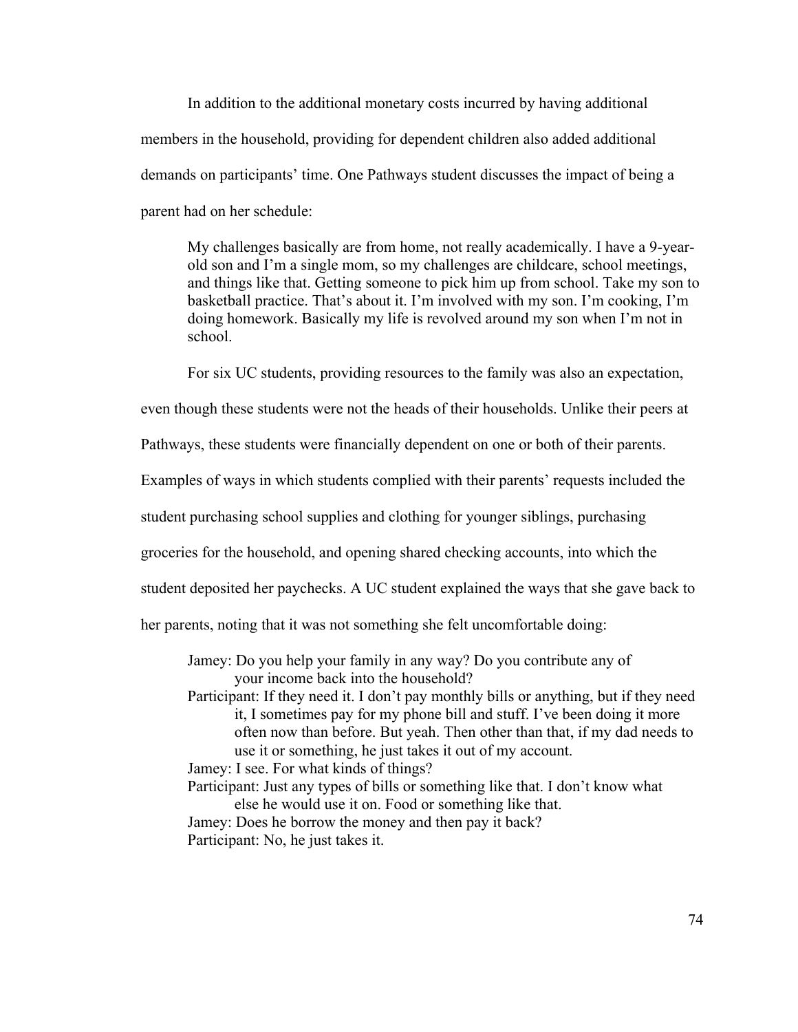In addition to the additional monetary costs incurred by having additional members in the household, providing for dependent children also added additional demands on participants' time. One Pathways student discusses the impact of being a parent had on her schedule:

> My challenges basically are from home, not really academically. I have a 9-year-old son and I'm a single mom, so my challenges are childcare, school meetings, and things like that. Getting someone to pick him up from school. Take my son to basketball practice. That's about it. I'm involved with my son. I'm cooking, I'm doing homework. Basically my life is revolved around my son when I'm not in school.

For six UC students, providing resources to the family was also an expectation, even though these students were not the heads of their households. Unlike their peers at Pathways, these students were financially dependent on one or both of their parents. Examples of ways in which students complied with their parents' requests included the student purchasing school supplies and clothing for younger siblings, purchasing groceries for the household, and opening shared checking accounts, into which the student deposited her paychecks. A UC student explained the ways that she gave back to her parents, noting that it was not something she felt uncomfortable doing:

> Jamey: Do you help your family in any way? Do you contribute any of your income back into the household?
>
> Participant: If they need it. I don't pay monthly bills or anything, but if they need it, I sometimes pay for my phone bill and stuff. I've been doing it more often now than before. But yeah. Then other than that, if my dad needs to use it or something, he just takes it out of my account.
>
> Jamey: I see. For what kinds of things?
>
> Participant: Just any types of bills or something like that. I don't know what else he would use it on. Food or something like that.
>
> Jamey: Does he borrow the money and then pay it back?
>
> Participant: No, he just takes it.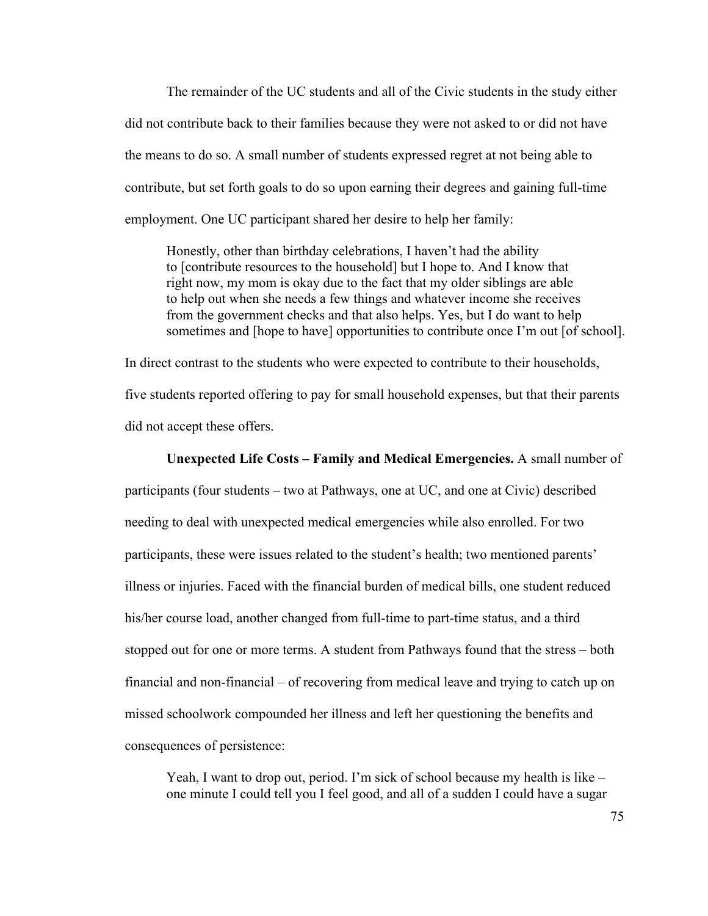The remainder of the UC students and all of the Civic students in the study either did not contribute back to their families because they were not asked to or did not have the means to do so. A small number of students expressed regret at not being able to contribute, but set forth goals to do so upon earning their degrees and gaining full-time employment. One UC participant shared her desire to help her family:

> Honestly, other than birthday celebrations, I haven't had the ability to [contribute resources to the household] but I hope to. And I know that right now, my mom is okay due to the fact that my older siblings are able to help out when she needs a few things and whatever income she receives from the government checks and that also helps. Yes, but I do want to help sometimes and [hope to have] opportunities to contribute once I'm out [of school].

In direct contrast to the students who were expected to contribute to their households, five students reported offering to pay for small household expenses, but that their parents did not accept these offers.

**Unexpected Life Costs – Family and Medical Emergencies.** A small number of participants (four students – two at Pathways, one at UC, and one at Civic) described needing to deal with unexpected medical emergencies while also enrolled. For two participants, these were issues related to the student's health; two mentioned parents' illness or injuries. Faced with the financial burden of medical bills, one student reduced his/her course load, another changed from full-time to part-time status, and a third stopped out for one or more terms. A student from Pathways found that the stress – both financial and non-financial – of recovering from medical leave and trying to catch up on missed schoolwork compounded her illness and left her questioning the benefits and consequences of persistence:

> Yeah, I want to drop out, period. I'm sick of school because my health is like – one minute I could tell you I feel good, and all of a sudden I could have a sugar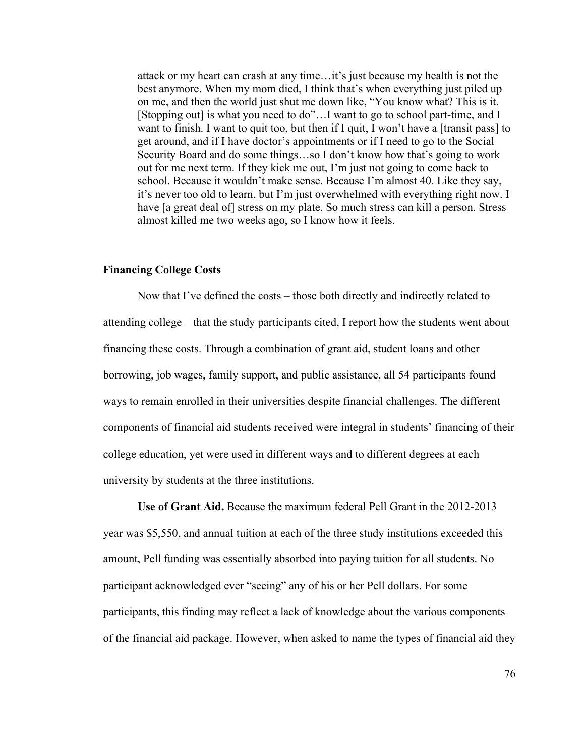> attack or my heart can crash at any time…it's just because my health is not the best anymore. When my mom died, I think that's when everything just piled up on me, and then the world just shut me down like, "You know what? This is it. [Stopping out] is what you need to do"…I want to go to school part-time, and I want to finish. I want to quit too, but then if I quit, I won't have a [transit pass] to get around, and if I have doctor's appointments or if I need to go to the Social Security Board and do some things…so I don't know how that's going to work out for me next term. If they kick me out, I'm just not going to come back to school. Because it wouldn't make sense. Because I'm almost 40. Like they say, it's never too old to learn, but I'm just overwhelmed with everything right now. I have [a great deal of] stress on my plate. So much stress can kill a person. Stress almost killed me two weeks ago, so I know how it feels.

### Financing College Costs

Now that I've defined the costs – those both directly and indirectly related to attending college – that the study participants cited, I report how the students went about financing these costs. Through a combination of grant aid, student loans and other borrowing, job wages, family support, and public assistance, all 54 participants found ways to remain enrolled in their universities despite financial challenges. The different components of financial aid students received were integral in students' financing of their college education, yet were used in different ways and to different degrees at each university by students at the three institutions.

**Use of Grant Aid.** Because the maximum federal Pell Grant in the 2012-2013 year was $5,550, and annual tuition at each of the three study institutions exceeded this amount, Pell funding was essentially absorbed into paying tuition for all students. No participant acknowledged ever "seeing" any of his or her Pell dollars. For some participants, this finding may reflect a lack of knowledge about the various components of the financial aid package. However, when asked to name the types of financial aid they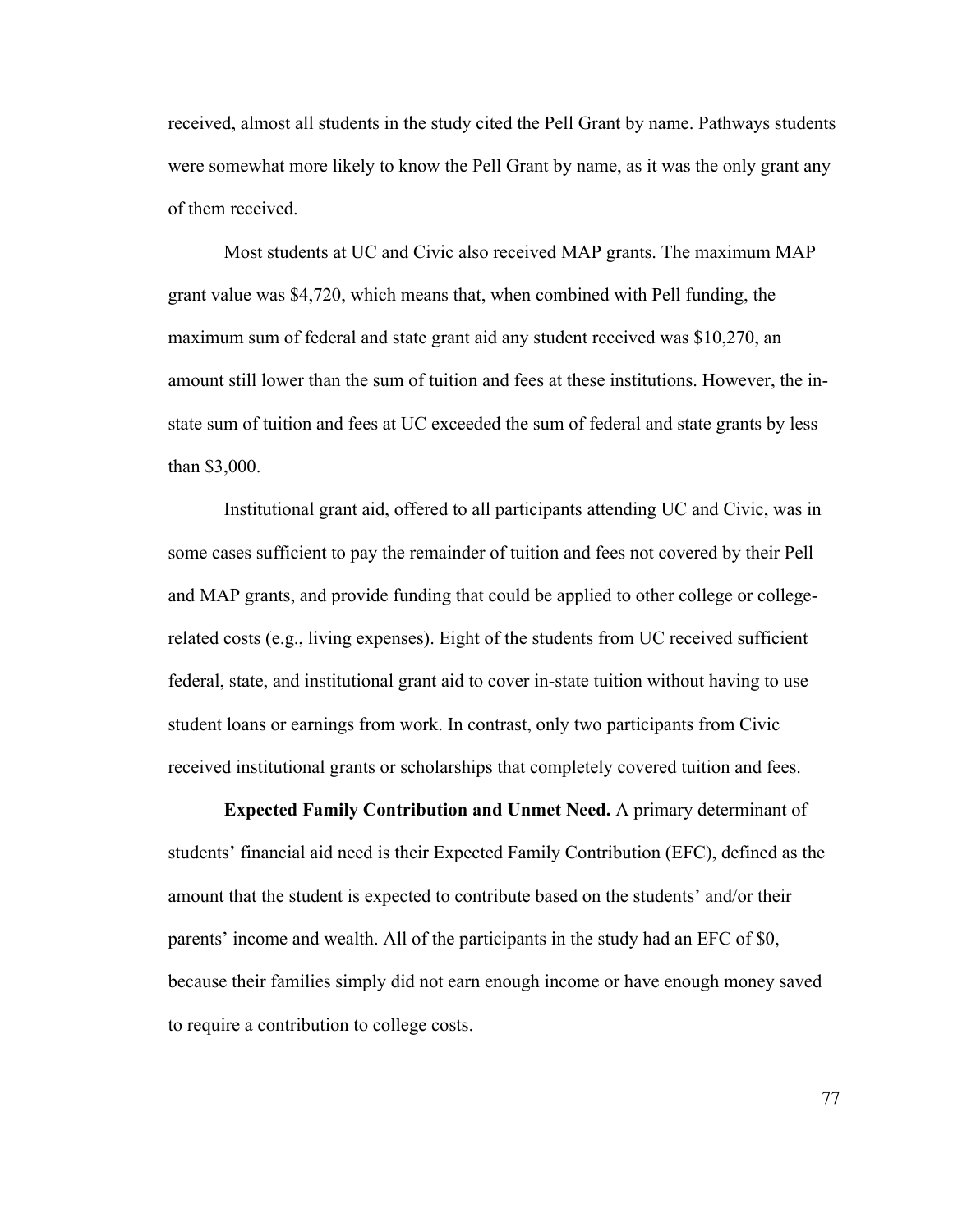received, almost all students in the study cited the Pell Grant by name. Pathways students were somewhat more likely to know the Pell Grant by name, as it was the only grant any of them received.

Most students at UC and Civic also received MAP grants. The maximum MAP grant value was $4,720, which means that, when combined with Pell funding, the maximum sum of federal and state grant aid any student received was $10,270, an amount still lower than the sum of tuition and fees at these institutions. However, the in-state sum of tuition and fees at UC exceeded the sum of federal and state grants by less than $3,000.

Institutional grant aid, offered to all participants attending UC and Civic, was in some cases sufficient to pay the remainder of tuition and fees not covered by their Pell and MAP grants, and provide funding that could be applied to other college or college-related costs (e.g., living expenses). Eight of the students from UC received sufficient federal, state, and institutional grant aid to cover in-state tuition without having to use student loans or earnings from work. In contrast, only two participants from Civic received institutional grants or scholarships that completely covered tuition and fees.

**Expected Family Contribution and Unmet Need.** A primary determinant of students' financial aid need is their Expected Family Contribution (EFC), defined as the amount that the student is expected to contribute based on the students' and/or their parents' income and wealth. All of the participants in the study had an EFC of $0, because their families simply did not earn enough income or have enough money saved to require a contribution to college costs.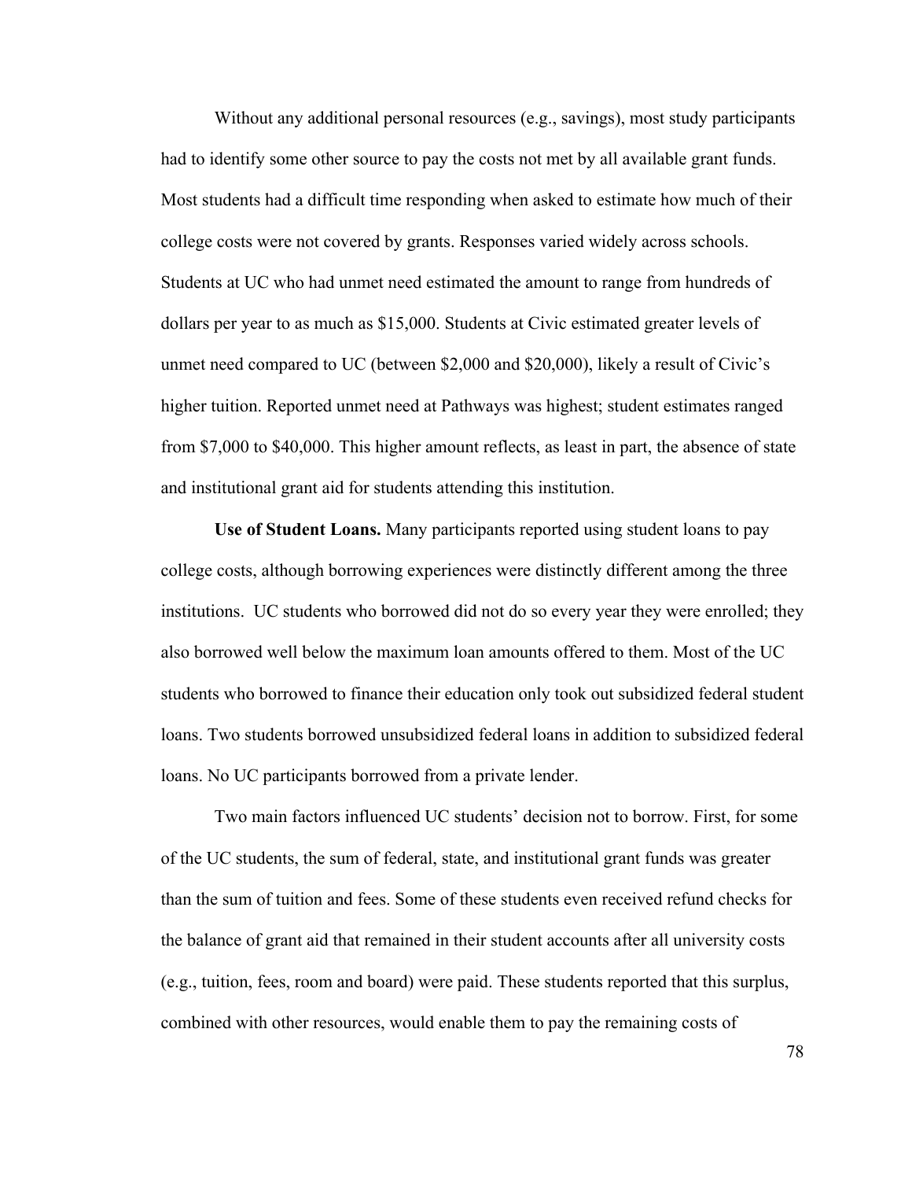Without any additional personal resources (e.g., savings), most study participants had to identify some other source to pay the costs not met by all available grant funds. Most students had a difficult time responding when asked to estimate how much of their college costs were not covered by grants. Responses varied widely across schools. Students at UC who had unmet need estimated the amount to range from hundreds of dollars per year to as much as $15,000. Students at Civic estimated greater levels of unmet need compared to UC (between $2,000 and $20,000), likely a result of Civic's higher tuition. Reported unmet need at Pathways was highest; student estimates ranged from $7,000 to $40,000. This higher amount reflects, as least in part, the absence of state and institutional grant aid for students attending this institution.

**Use of Student Loans.** Many participants reported using student loans to pay college costs, although borrowing experiences were distinctly different among the three institutions. UC students who borrowed did not do so every year they were enrolled; they also borrowed well below the maximum loan amounts offered to them. Most of the UC students who borrowed to finance their education only took out subsidized federal student loans. Two students borrowed unsubsidized federal loans in addition to subsidized federal loans. No UC participants borrowed from a private lender.

Two main factors influenced UC students' decision not to borrow. First, for some of the UC students, the sum of federal, state, and institutional grant funds was greater than the sum of tuition and fees. Some of these students even received refund checks for the balance of grant aid that remained in their student accounts after all university costs (e.g., tuition, fees, room and board) were paid. These students reported that this surplus, combined with other resources, would enable them to pay the remaining costs of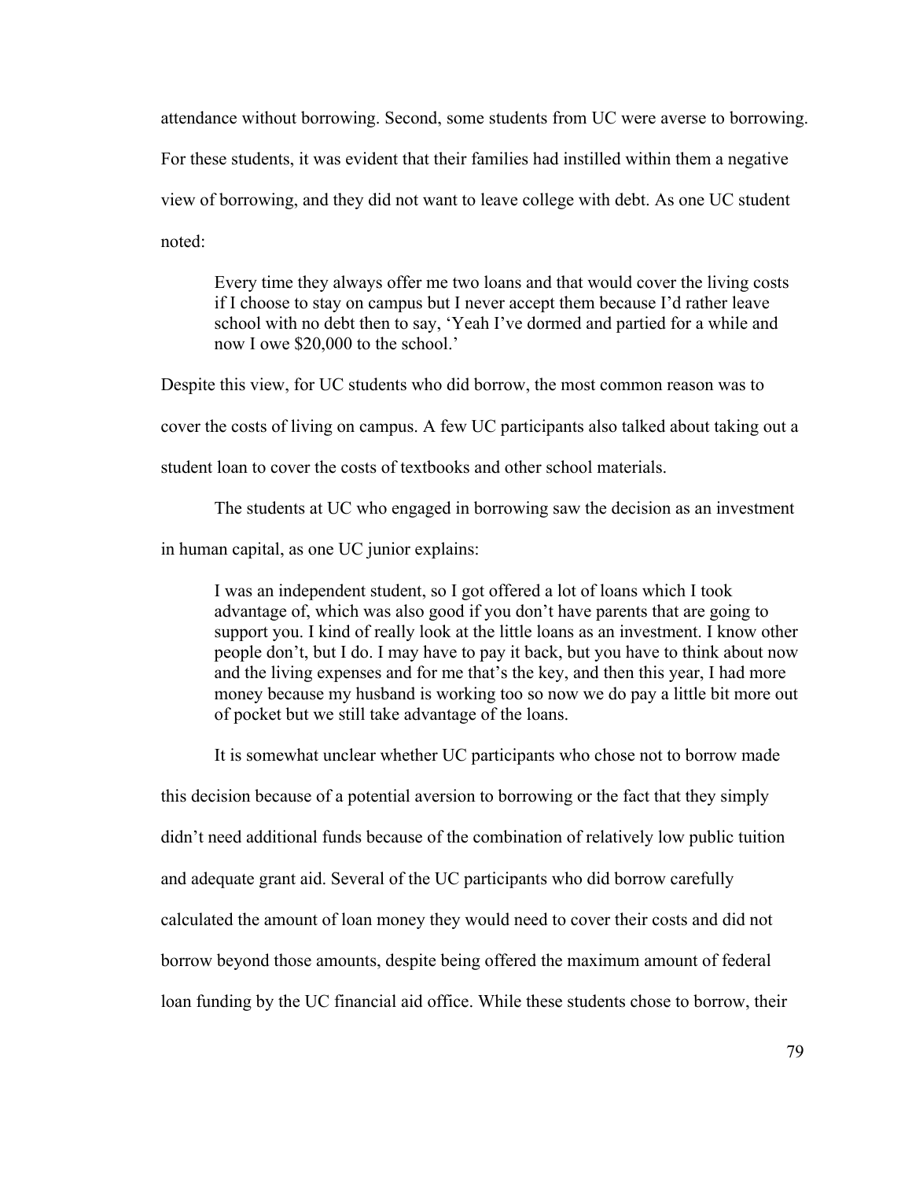attendance without borrowing. Second, some students from UC were averse to borrowing. For these students, it was evident that their families had instilled within them a negative view of borrowing, and they did not want to leave college with debt. As one UC student noted:

> Every time they always offer me two loans and that would cover the living costs if I choose to stay on campus but I never accept them because I'd rather leave school with no debt then to say, 'Yeah I've dormed and partied for a while and now I owe $20,000 to the school.'

Despite this view, for UC students who did borrow, the most common reason was to cover the costs of living on campus. A few UC participants also talked about taking out a student loan to cover the costs of textbooks and other school materials.

The students at UC who engaged in borrowing saw the decision as an investment in human capital, as one UC junior explains:

> I was an independent student, so I got offered a lot of loans which I took advantage of, which was also good if you don't have parents that are going to support you. I kind of really look at the little loans as an investment. I know other people don't, but I do. I may have to pay it back, but you have to think about now and the living expenses and for me that's the key, and then this year, I had more money because my husband is working too so now we do pay a little bit more out of pocket but we still take advantage of the loans.

It is somewhat unclear whether UC participants who chose not to borrow made this decision because of a potential aversion to borrowing or the fact that they simply didn't need additional funds because of the combination of relatively low public tuition and adequate grant aid. Several of the UC participants who did borrow carefully calculated the amount of loan money they would need to cover their costs and did not borrow beyond those amounts, despite being offered the maximum amount of federal loan funding by the UC financial aid office. While these students chose to borrow, their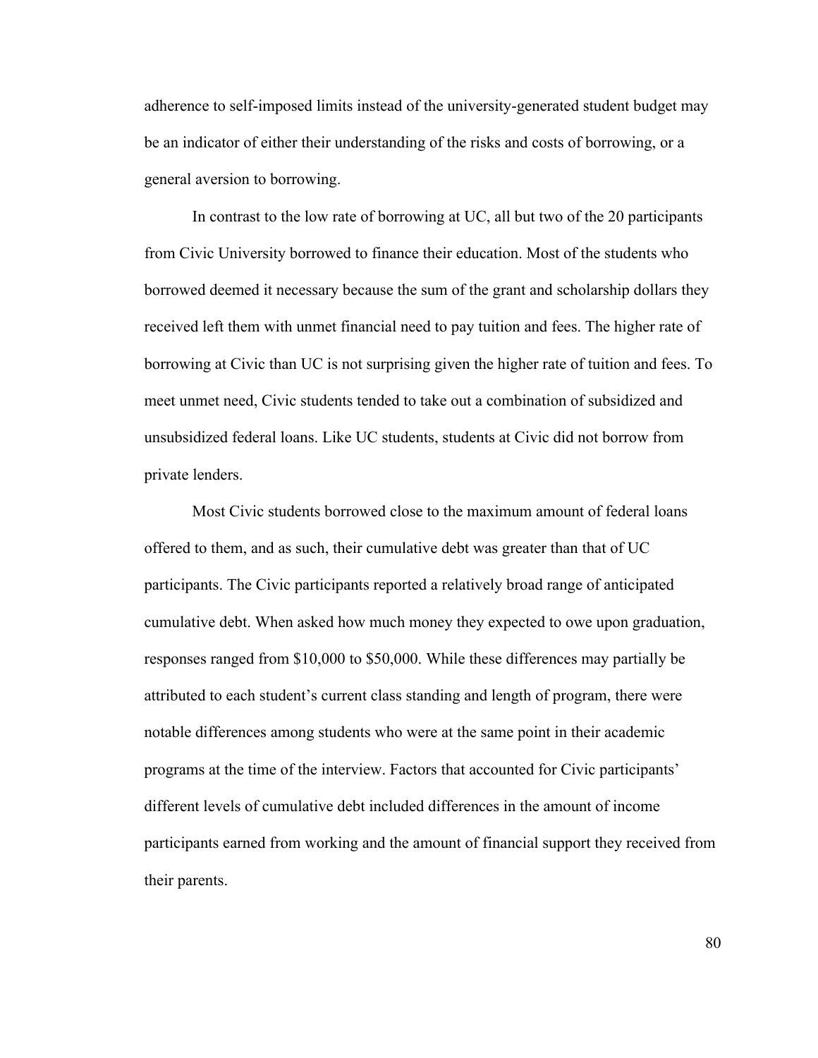adherence to self-imposed limits instead of the university-generated student budget may be an indicator of either their understanding of the risks and costs of borrowing, or a general aversion to borrowing.

In contrast to the low rate of borrowing at UC, all but two of the 20 participants from Civic University borrowed to finance their education. Most of the students who borrowed deemed it necessary because the sum of the grant and scholarship dollars they received left them with unmet financial need to pay tuition and fees. The higher rate of borrowing at Civic than UC is not surprising given the higher rate of tuition and fees. To meet unmet need, Civic students tended to take out a combination of subsidized and unsubsidized federal loans. Like UC students, students at Civic did not borrow from private lenders.

Most Civic students borrowed close to the maximum amount of federal loans offered to them, and as such, their cumulative debt was greater than that of UC participants. The Civic participants reported a relatively broad range of anticipated cumulative debt. When asked how much money they expected to owe upon graduation, responses ranged from $10,000 to $50,000. While these differences may partially be attributed to each student's current class standing and length of program, there were notable differences among students who were at the same point in their academic programs at the time of the interview. Factors that accounted for Civic participants' different levels of cumulative debt included differences in the amount of income participants earned from working and the amount of financial support they received from their parents.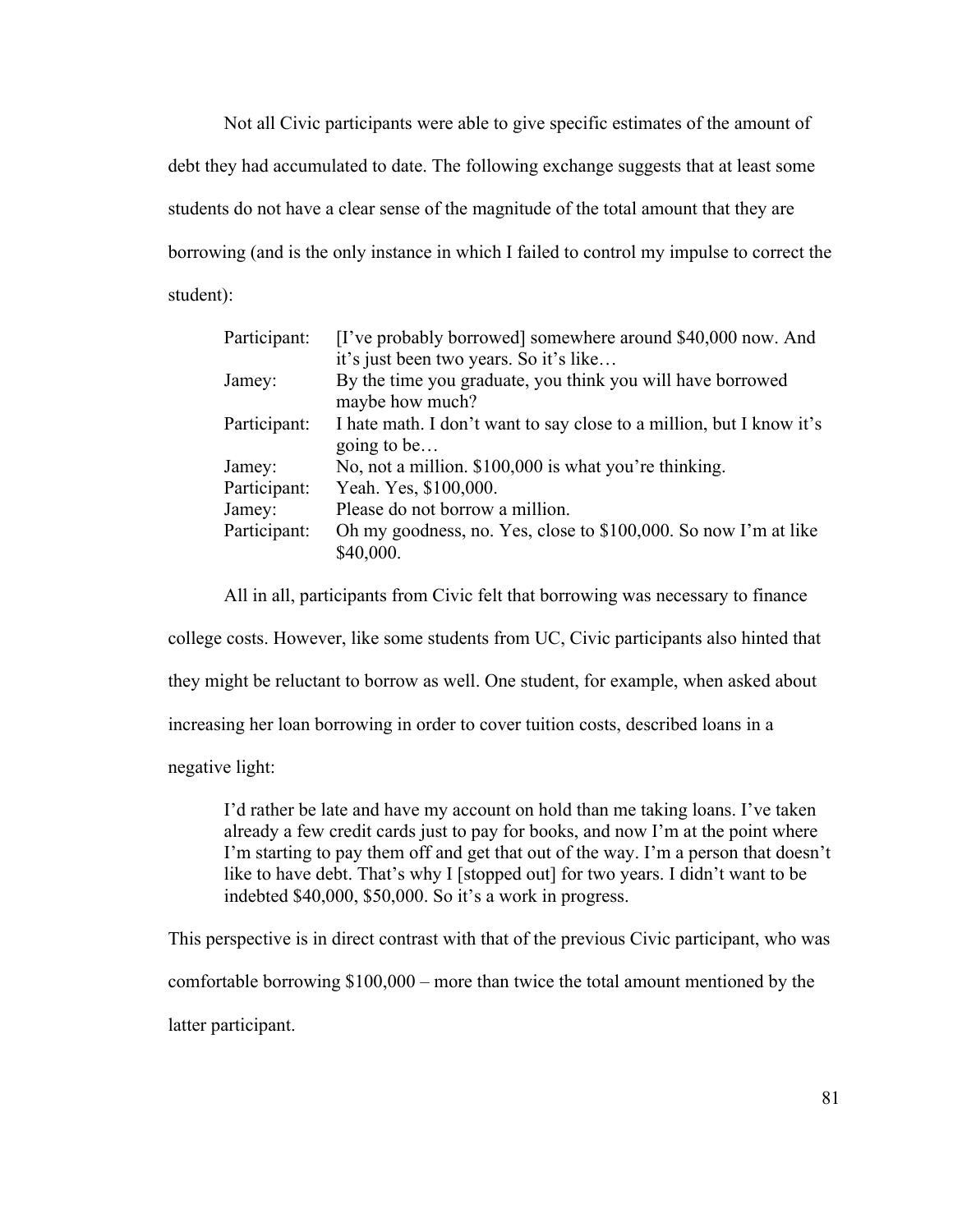Not all Civic participants were able to give specific estimates of the amount of debt they had accumulated to date. The following exchange suggests that at least some students do not have a clear sense of the magnitude of the total amount that they are borrowing (and is the only instance in which I failed to control my impulse to correct the student):

| | |
|---|---|
| Participant: | [I've probably borrowed] somewhere around $40,000 now. And it's just been two years. So it's like… |
| Jamey: | By the time you graduate, you think you will have borrowed maybe how much? |
| Participant: | I hate math. I don't want to say close to a million, but I know it's going to be… |
| Jamey: | No, not a million. $100,000 is what you're thinking. |
| Participant: | Yeah. Yes, $100,000. |
| Jamey: | Please do not borrow a million. |
| Participant: | Oh my goodness, no. Yes, close to $100,000. So now I'm at like $40,000. |

All in all, participants from Civic felt that borrowing was necessary to finance college costs. However, like some students from UC, Civic participants also hinted that they might be reluctant to borrow as well. One student, for example, when asked about increasing her loan borrowing in order to cover tuition costs, described loans in a negative light:

> I'd rather be late and have my account on hold than me taking loans. I've taken already a few credit cards just to pay for books, and now I'm at the point where I'm starting to pay them off and get that out of the way. I'm a person that doesn't like to have debt. That's why I [stopped out] for two years. I didn't want to be indebted $40,000, $50,000. So it's a work in progress.

This perspective is in direct contrast with that of the previous Civic participant, who was comfortable borrowing $100,000 – more than twice the total amount mentioned by the latter participant.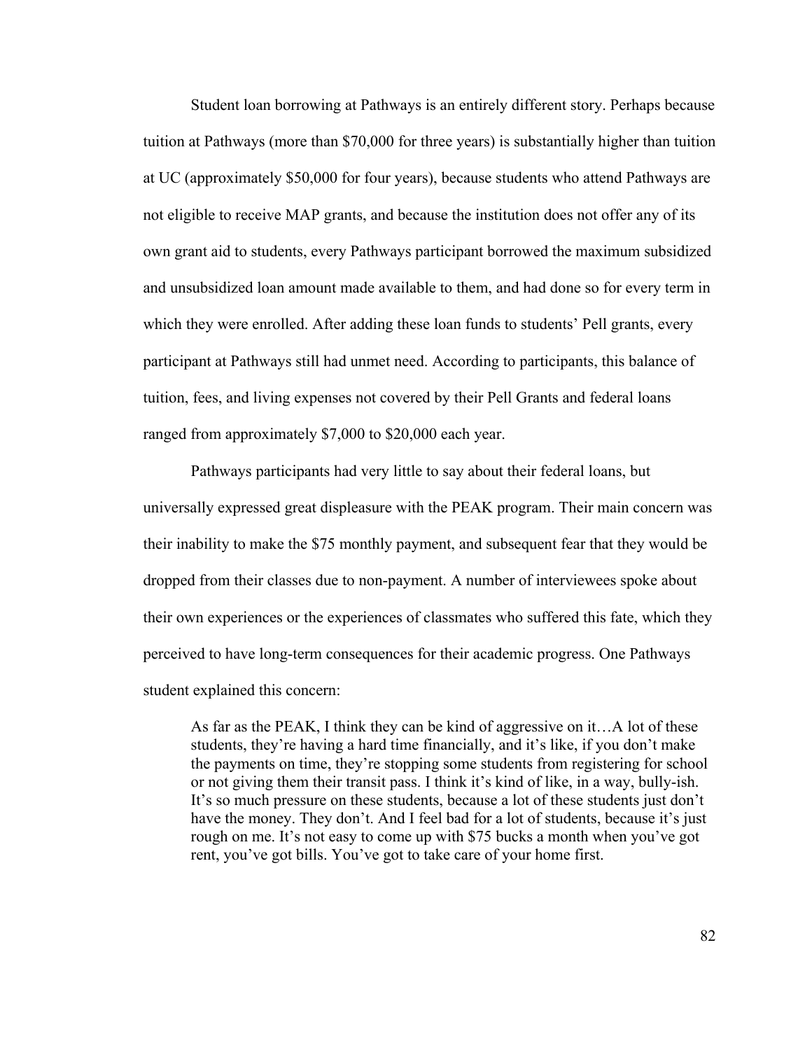Student loan borrowing at Pathways is an entirely different story. Perhaps because tuition at Pathways (more than $70,000 for three years) is substantially higher than tuition at UC (approximately $50,000 for four years), because students who attend Pathways are not eligible to receive MAP grants, and because the institution does not offer any of its own grant aid to students, every Pathways participant borrowed the maximum subsidized and unsubsidized loan amount made available to them, and had done so for every term in which they were enrolled. After adding these loan funds to students' Pell grants, every participant at Pathways still had unmet need. According to participants, this balance of tuition, fees, and living expenses not covered by their Pell Grants and federal loans ranged from approximately $7,000 to $20,000 each year.

Pathways participants had very little to say about their federal loans, but universally expressed great displeasure with the PEAK program. Their main concern was their inability to make the $75 monthly payment, and subsequent fear that they would be dropped from their classes due to non-payment. A number of interviewees spoke about their own experiences or the experiences of classmates who suffered this fate, which they perceived to have long-term consequences for their academic progress. One Pathways student explained this concern:

> As far as the PEAK, I think they can be kind of aggressive on it…A lot of these students, they're having a hard time financially, and it's like, if you don't make the payments on time, they're stopping some students from registering for school or not giving them their transit pass. I think it's kind of like, in a way, bully-ish. It's so much pressure on these students, because a lot of these students just don't have the money. They don't. And I feel bad for a lot of students, because it's just rough on me. It's not easy to come up with $75 bucks a month when you've got rent, you've got bills. You've got to take care of your home first.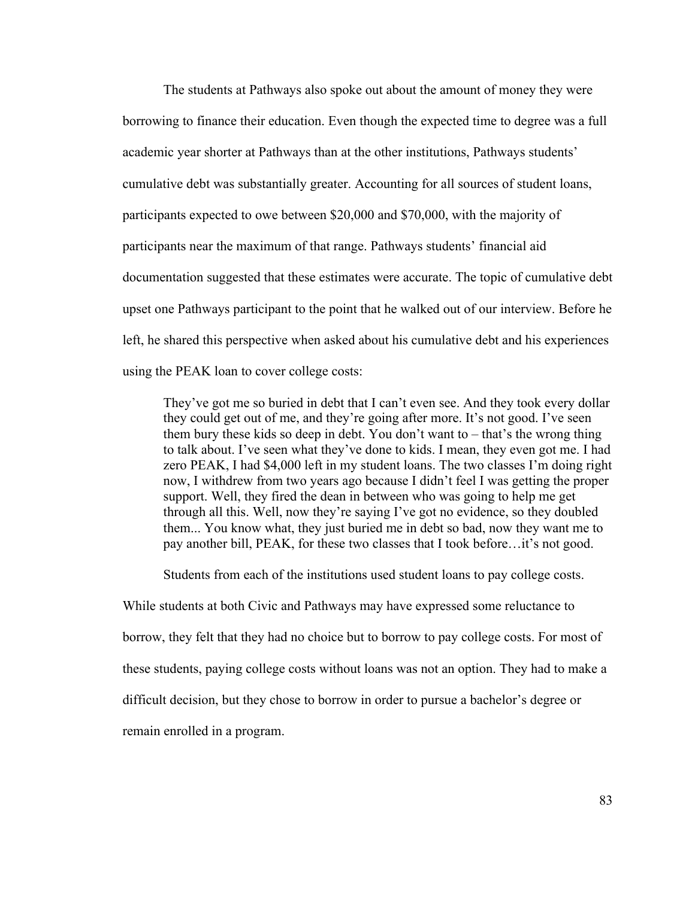The students at Pathways also spoke out about the amount of money they were borrowing to finance their education. Even though the expected time to degree was a full academic year shorter at Pathways than at the other institutions, Pathways students' cumulative debt was substantially greater. Accounting for all sources of student loans, participants expected to owe between $20,000 and $70,000, with the majority of participants near the maximum of that range. Pathways students' financial aid documentation suggested that these estimates were accurate. The topic of cumulative debt upset one Pathways participant to the point that he walked out of our interview. Before he left, he shared this perspective when asked about his cumulative debt and his experiences using the PEAK loan to cover college costs:

> They've got me so buried in debt that I can't even see. And they took every dollar they could get out of me, and they're going after more. It's not good. I've seen them bury these kids so deep in debt. You don't want to – that's the wrong thing to talk about. I've seen what they've done to kids. I mean, they even got me. I had zero PEAK, I had $4,000 left in my student loans. The two classes I'm doing right now, I withdrew from two years ago because I didn't feel I was getting the proper support. Well, they fired the dean in between who was going to help me get through all this. Well, now they're saying I've got no evidence, so they doubled them... You know what, they just buried me in debt so bad, now they want me to pay another bill, PEAK, for these two classes that I took before…it's not good.

Students from each of the institutions used student loans to pay college costs. While students at both Civic and Pathways may have expressed some reluctance to borrow, they felt that they had no choice but to borrow to pay college costs. For most of these students, paying college costs without loans was not an option. They had to make a difficult decision, but they chose to borrow in order to pursue a bachelor's degree or remain enrolled in a program.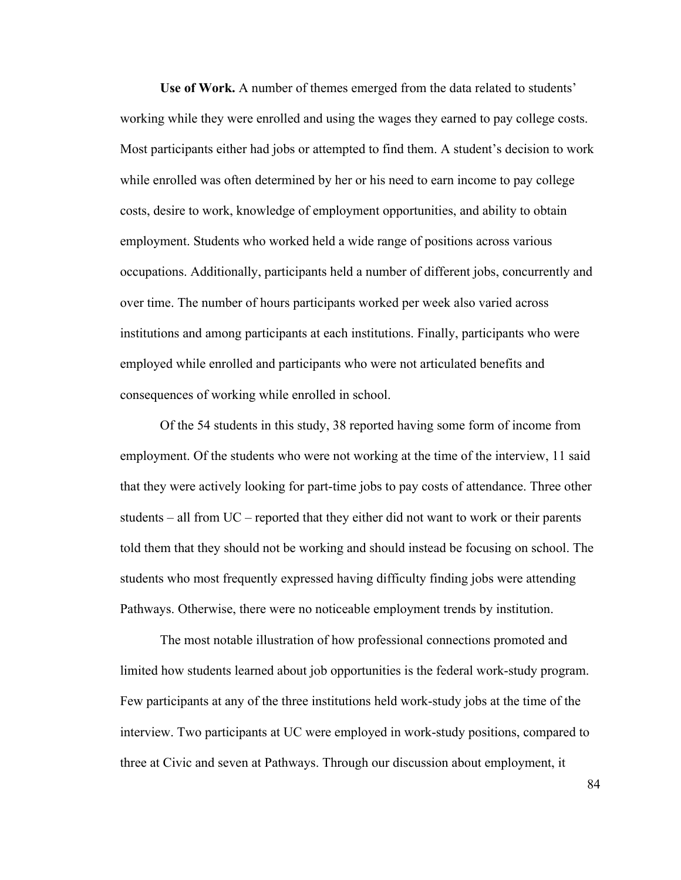**Use of Work.** A number of themes emerged from the data related to students' working while they were enrolled and using the wages they earned to pay college costs. Most participants either had jobs or attempted to find them. A student's decision to work while enrolled was often determined by her or his need to earn income to pay college costs, desire to work, knowledge of employment opportunities, and ability to obtain employment. Students who worked held a wide range of positions across various occupations. Additionally, participants held a number of different jobs, concurrently and over time. The number of hours participants worked per week also varied across institutions and among participants at each institutions. Finally, participants who were employed while enrolled and participants who were not articulated benefits and consequences of working while enrolled in school.

Of the 54 students in this study, 38 reported having some form of income from employment. Of the students who were not working at the time of the interview, 11 said that they were actively looking for part-time jobs to pay costs of attendance. Three other students – all from UC – reported that they either did not want to work or their parents told them that they should not be working and should instead be focusing on school. The students who most frequently expressed having difficulty finding jobs were attending Pathways. Otherwise, there were no noticeable employment trends by institution.

The most notable illustration of how professional connections promoted and limited how students learned about job opportunities is the federal work-study program. Few participants at any of the three institutions held work-study jobs at the time of the interview. Two participants at UC were employed in work-study positions, compared to three at Civic and seven at Pathways. Through our discussion about employment, it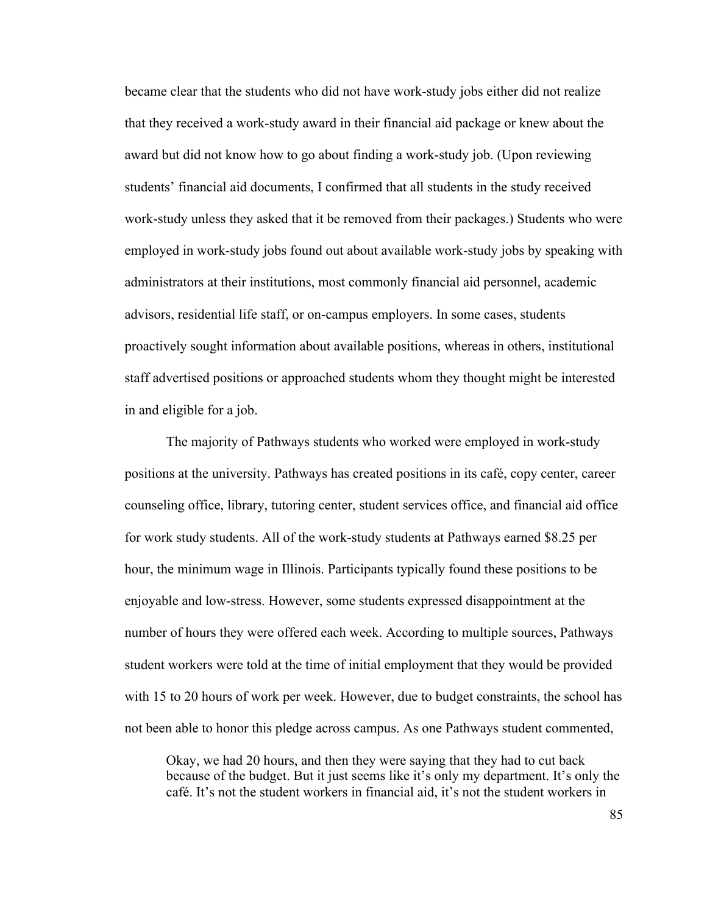became clear that the students who did not have work-study jobs either did not realize that they received a work-study award in their financial aid package or knew about the award but did not know how to go about finding a work-study job. (Upon reviewing students' financial aid documents, I confirmed that all students in the study received work-study unless they asked that it be removed from their packages.) Students who were employed in work-study jobs found out about available work-study jobs by speaking with administrators at their institutions, most commonly financial aid personnel, academic advisors, residential life staff, or on-campus employers. In some cases, students proactively sought information about available positions, whereas in others, institutional staff advertised positions or approached students whom they thought might be interested in and eligible for a job.

The majority of Pathways students who worked were employed in work-study positions at the university. Pathways has created positions in its café, copy center, career counseling office, library, tutoring center, student services office, and financial aid office for work study students. All of the work-study students at Pathways earned $8.25 per hour, the minimum wage in Illinois. Participants typically found these positions to be enjoyable and low-stress. However, some students expressed disappointment at the number of hours they were offered each week. According to multiple sources, Pathways student workers were told at the time of initial employment that they would be provided with 15 to 20 hours of work per week. However, due to budget constraints, the school has not been able to honor this pledge across campus. As one Pathways student commented,

> Okay, we had 20 hours, and then they were saying that they had to cut back because of the budget. But it just seems like it's only my department. It's only the café. It's not the student workers in financial aid, it's not the student workers in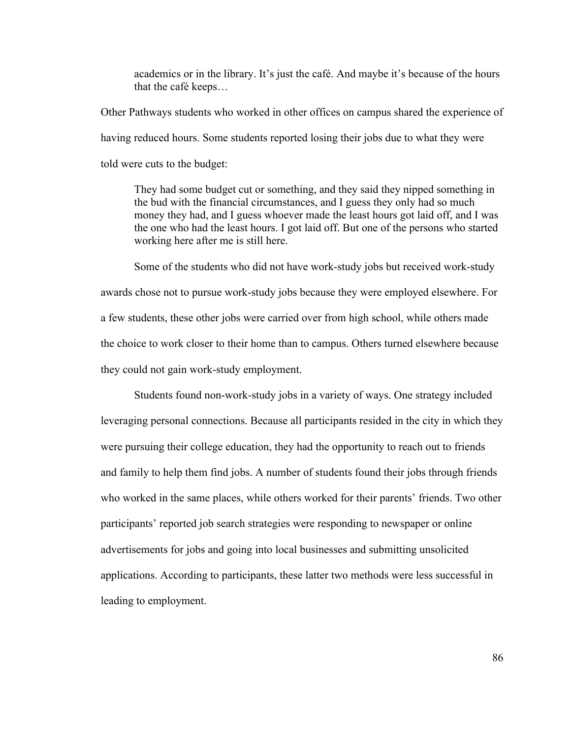> academics or in the library. It's just the café. And maybe it's because of the hours that the café keeps…

Other Pathways students who worked in other offices on campus shared the experience of having reduced hours. Some students reported losing their jobs due to what they were told were cuts to the budget:

> They had some budget cut or something, and they said they nipped something in the bud with the financial circumstances, and I guess they only had so much money they had, and I guess whoever made the least hours got laid off, and I was the one who had the least hours. I got laid off. But one of the persons who started working here after me is still here.

Some of the students who did not have work-study jobs but received work-study awards chose not to pursue work-study jobs because they were employed elsewhere. For a few students, these other jobs were carried over from high school, while others made the choice to work closer to their home than to campus. Others turned elsewhere because they could not gain work-study employment.

Students found non-work-study jobs in a variety of ways. One strategy included leveraging personal connections. Because all participants resided in the city in which they were pursuing their college education, they had the opportunity to reach out to friends and family to help them find jobs. A number of students found their jobs through friends who worked in the same places, while others worked for their parents' friends. Two other participants' reported job search strategies were responding to newspaper or online advertisements for jobs and going into local businesses and submitting unsolicited applications. According to participants, these latter two methods were less successful in leading to employment.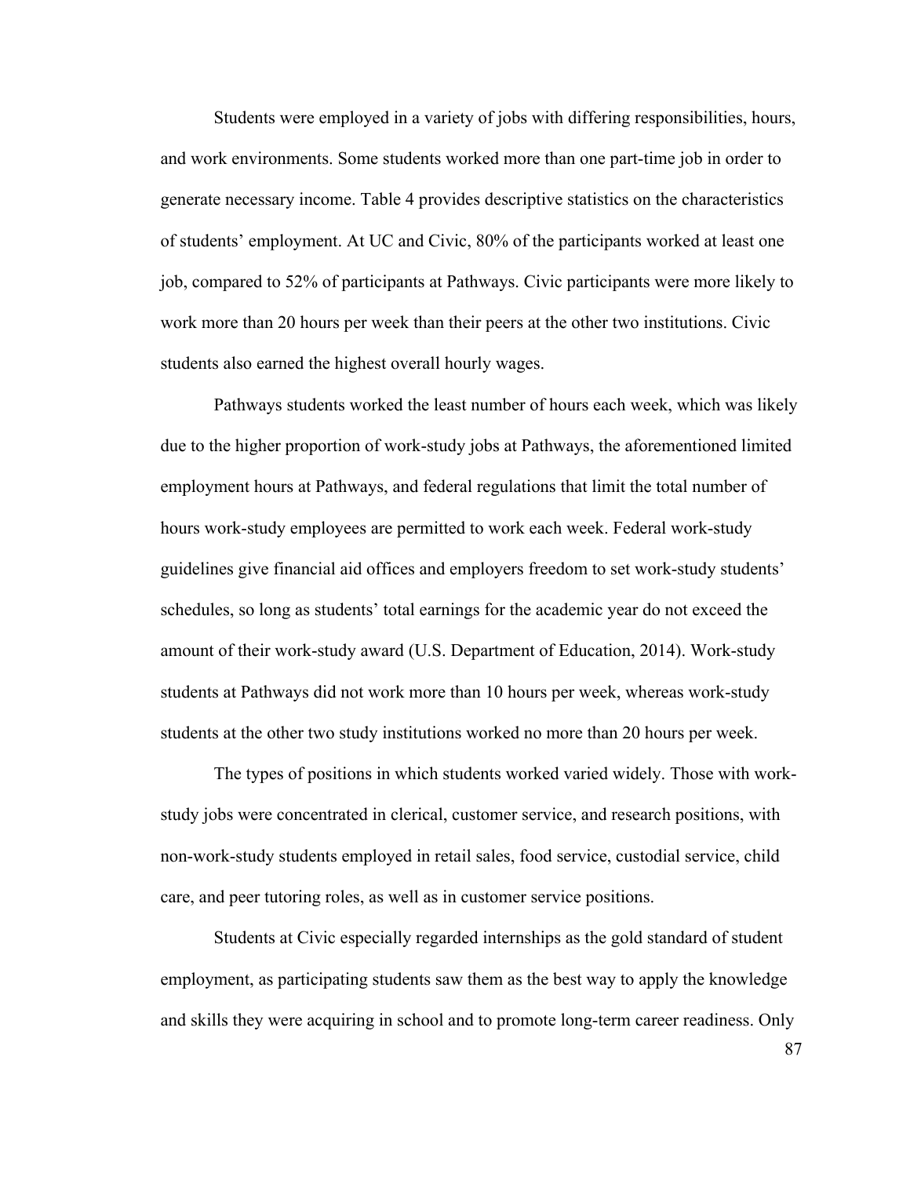Students were employed in a variety of jobs with differing responsibilities, hours, and work environments. Some students worked more than one part-time job in order to generate necessary income. Table 4 provides descriptive statistics on the characteristics of students' employment. At UC and Civic, 80% of the participants worked at least one job, compared to 52% of participants at Pathways. Civic participants were more likely to work more than 20 hours per week than their peers at the other two institutions. Civic students also earned the highest overall hourly wages.

Pathways students worked the least number of hours each week, which was likely due to the higher proportion of work-study jobs at Pathways, the aforementioned limited employment hours at Pathways, and federal regulations that limit the total number of hours work-study employees are permitted to work each week. Federal work-study guidelines give financial aid offices and employers freedom to set work-study students' schedules, so long as students' total earnings for the academic year do not exceed the amount of their work-study award (U.S. Department of Education, 2014). Work-study students at Pathways did not work more than 10 hours per week, whereas work-study students at the other two study institutions worked no more than 20 hours per week.

The types of positions in which students worked varied widely. Those with work-study jobs were concentrated in clerical, customer service, and research positions, with non-work-study students employed in retail sales, food service, custodial service, child care, and peer tutoring roles, as well as in customer service positions.

Students at Civic especially regarded internships as the gold standard of student employment, as participating students saw them as the best way to apply the knowledge and skills they were acquiring in school and to promote long-term career readiness. Only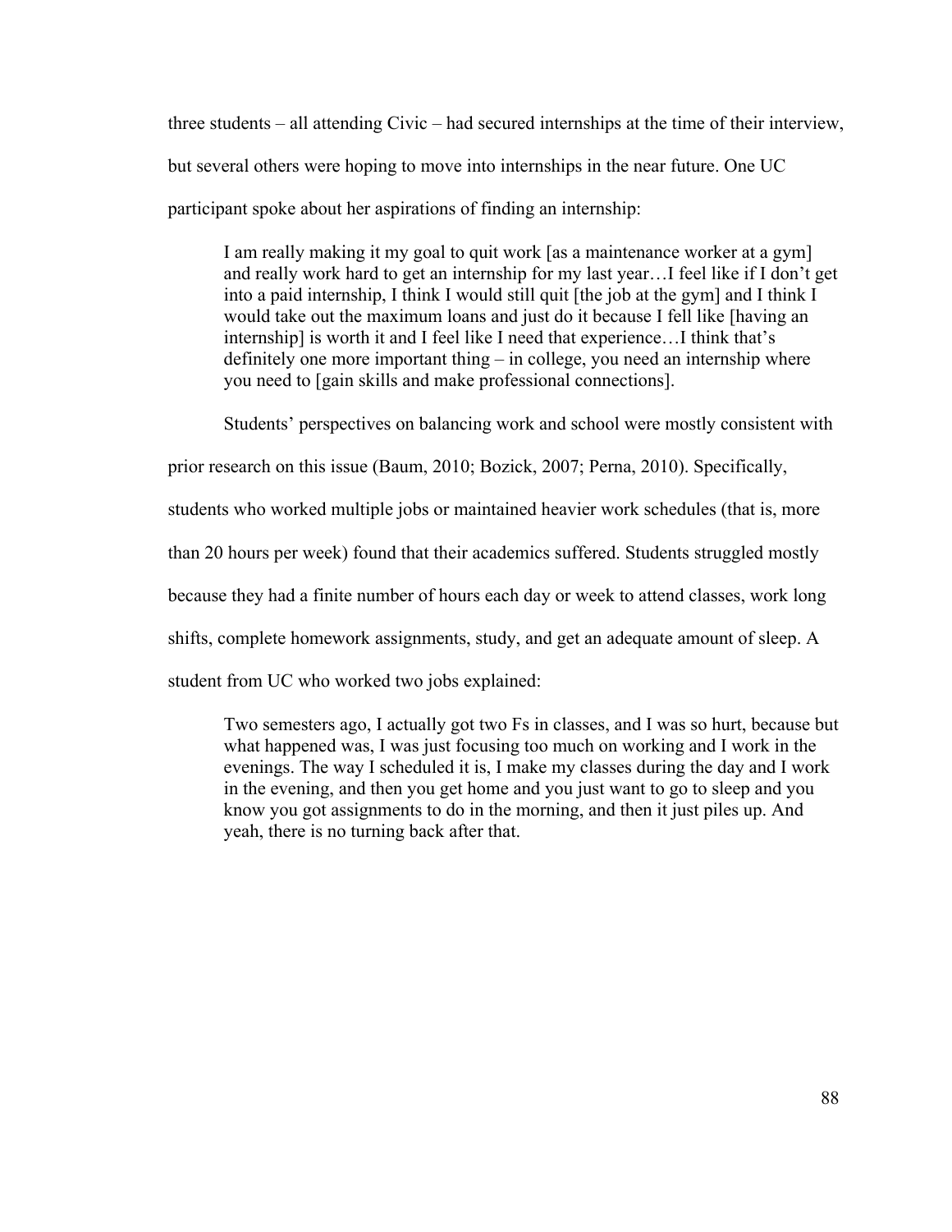three students – all attending Civic – had secured internships at the time of their interview, but several others were hoping to move into internships in the near future. One UC participant spoke about her aspirations of finding an internship:

> I am really making it my goal to quit work [as a maintenance worker at a gym] and really work hard to get an internship for my last year…I feel like if I don't get into a paid internship, I think I would still quit [the job at the gym] and I think I would take out the maximum loans and just do it because I fell like [having an internship] is worth it and I feel like I need that experience…I think that's definitely one more important thing – in college, you need an internship where you need to [gain skills and make professional connections].

Students' perspectives on balancing work and school were mostly consistent with prior research on this issue (Baum, 2010; Bozick, 2007; Perna, 2010). Specifically, students who worked multiple jobs or maintained heavier work schedules (that is, more than 20 hours per week) found that their academics suffered. Students struggled mostly because they had a finite number of hours each day or week to attend classes, work long shifts, complete homework assignments, study, and get an adequate amount of sleep. A student from UC who worked two jobs explained:

> Two semesters ago, I actually got two Fs in classes, and I was so hurt, because but what happened was, I was just focusing too much on working and I work in the evenings. The way I scheduled it is, I make my classes during the day and I work in the evening, and then you get home and you just want to go to sleep and you know you got assignments to do in the morning, and then it just piles up. And yeah, there is no turning back after that.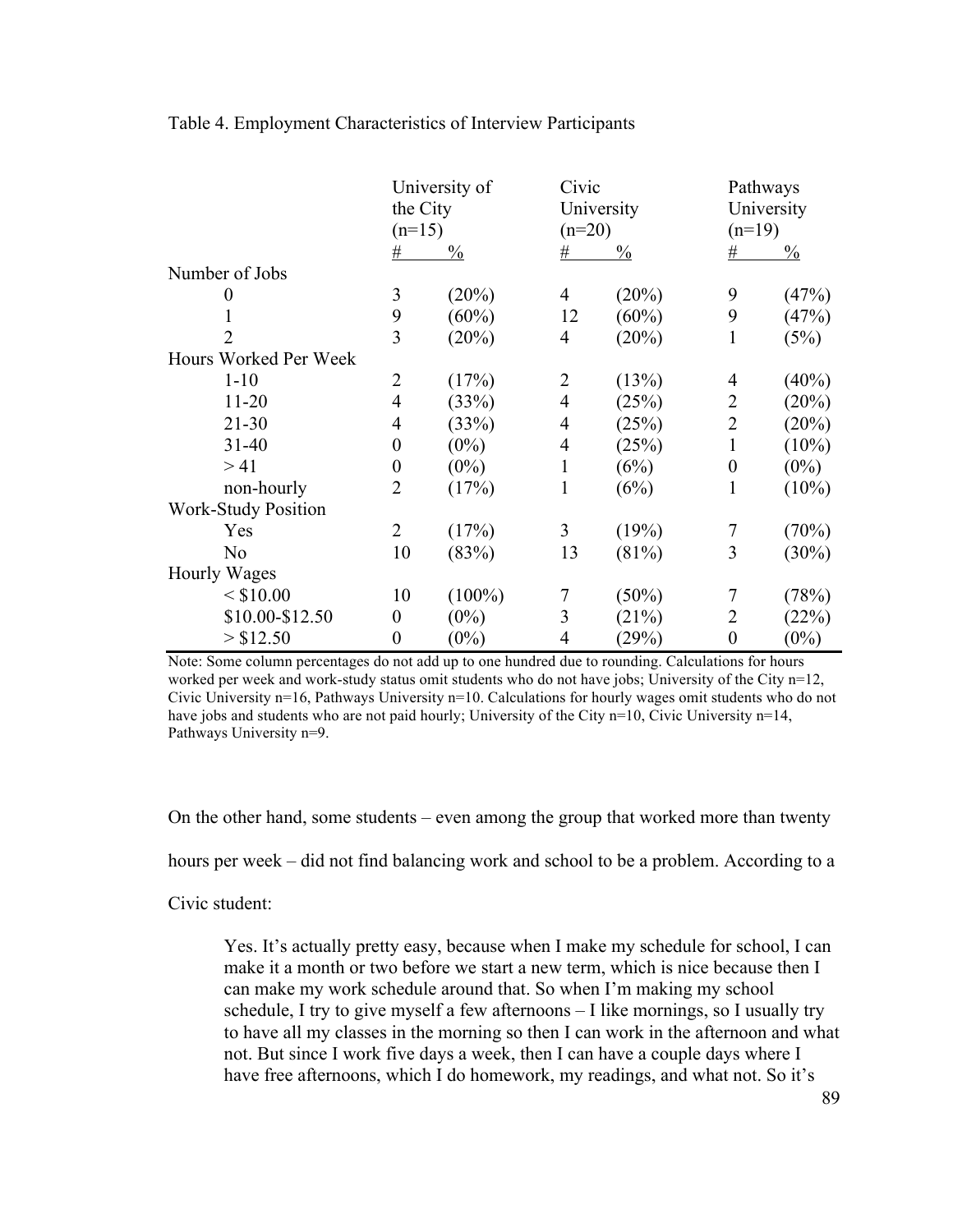Table 4. Employment Characteristics of Interview Participants

| | University of the City (n=15) | | Civic University (n=20) | | Pathways University (n=19) | |
|---|---|---|---|---|---|---|
| | # | % | # | % | # | % |
| Number of Jobs | | | | | | |
| 0 | 3 | (20%) | 4 | (20%) | 9 | (47%) |
| 1 | 9 | (60%) | 12 | (60%) | 9 | (47%) |
| 2 | 3 | (20%) | 4 | (20%) | 1 | (5%) |
| Hours Worked Per Week | | | | | | |
| 1-10 | 2 | (17%) | 2 | (13%) | 4 | (40%) |
| 11-20 | 4 | (33%) | 4 | (25%) | 2 | (20%) |
| 21-30 | 4 | (33%) | 4 | (25%) | 2 | (20%) |
| 31-40 | 0 | (0%) | 4 | (25%) | 1 | (10%) |
| > 41 | 0 | (0%) | 1 | (6%) | 0 | (0%) |
| non-hourly | 2 | (17%) | 1 | (6%) | 1 | (10%) |
| Work-Study Position | | | | | | |
| Yes | 2 | (17%) | 3 | (19%) | 7 | (70%) |
| No | 10 | (83%) | 13 | (81%) | 3 | (30%) |
| Hourly Wages | | | | | | |
| < $10.00 | 10 | (100%) | 7 | (50%) | 7 | (78%) |
| $10.00-$12.50 | 0 | (0%) | 3 | (21%) | 2 | (22%) |
| > $12.50 | 0 | (0%) | 4 | (29%) | 0 | (0%) |

Note: Some column percentages do not add up to one hundred due to rounding. Calculations for hours worked per week and work-study status omit students who do not have jobs; University of the City n=12, Civic University n=16, Pathways University n=10. Calculations for hourly wages omit students who do not have jobs and students who are not paid hourly; University of the City n=10, Civic University n=14, Pathways University n=9.

On the other hand, some students – even among the group that worked more than twenty hours per week – did not find balancing work and school to be a problem. According to a Civic student:

> Yes. It's actually pretty easy, because when I make my schedule for school, I can make it a month or two before we start a new term, which is nice because then I can make my work schedule around that. So when I'm making my school schedule, I try to give myself a few afternoons – I like mornings, so I usually try to have all my classes in the morning so then I can work in the afternoon and what not. But since I work five days a week, then I can have a couple days where I have free afternoons, which I do homework, my readings, and what not. So it's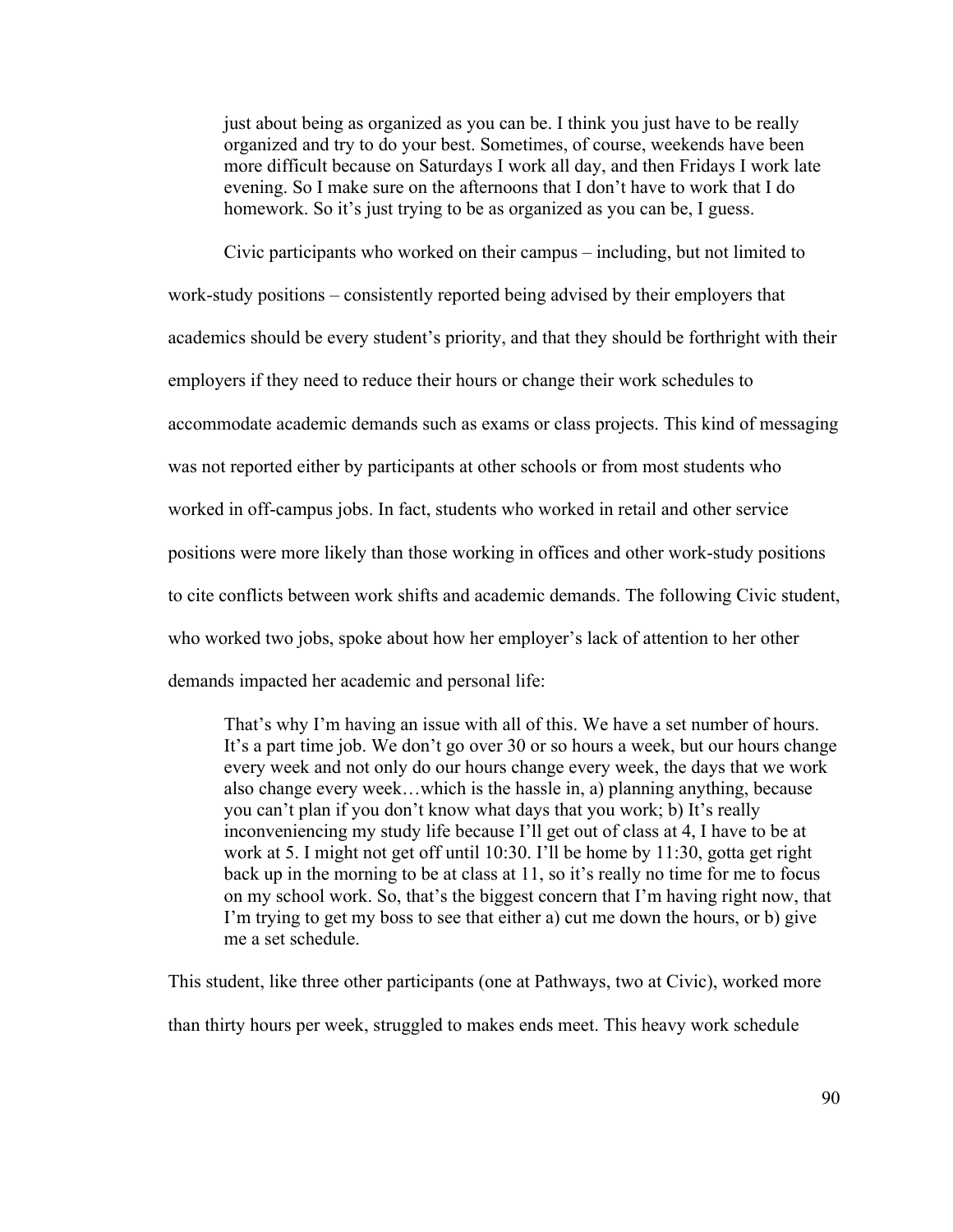> just about being as organized as you can be. I think you just have to be really organized and try to do your best. Sometimes, of course, weekends have been more difficult because on Saturdays I work all day, and then Fridays I work late evening. So I make sure on the afternoons that I don't have to work that I do homework. So it's just trying to be as organized as you can be, I guess.

Civic participants who worked on their campus – including, but not limited to work-study positions – consistently reported being advised by their employers that academics should be every student's priority, and that they should be forthright with their employers if they need to reduce their hours or change their work schedules to accommodate academic demands such as exams or class projects. This kind of messaging was not reported either by participants at other schools or from most students who worked in off-campus jobs. In fact, students who worked in retail and other service positions were more likely than those working in offices and other work-study positions to cite conflicts between work shifts and academic demands. The following Civic student, who worked two jobs, spoke about how her employer's lack of attention to her other demands impacted her academic and personal life:

> That's why I'm having an issue with all of this. We have a set number of hours. It's a part time job. We don't go over 30 or so hours a week, but our hours change every week and not only do our hours change every week, the days that we work also change every week…which is the hassle in, a) planning anything, because you can't plan if you don't know what days that you work; b) It's really inconveniencing my study life because I'll get out of class at 4, I have to be at work at 5. I might not get off until 10:30. I'll be home by 11:30, gotta get right back up in the morning to be at class at 11, so it's really no time for me to focus on my school work. So, that's the biggest concern that I'm having right now, that I'm trying to get my boss to see that either a) cut me down the hours, or b) give me a set schedule.

This student, like three other participants (one at Pathways, two at Civic), worked more than thirty hours per week, struggled to makes ends meet. This heavy work schedule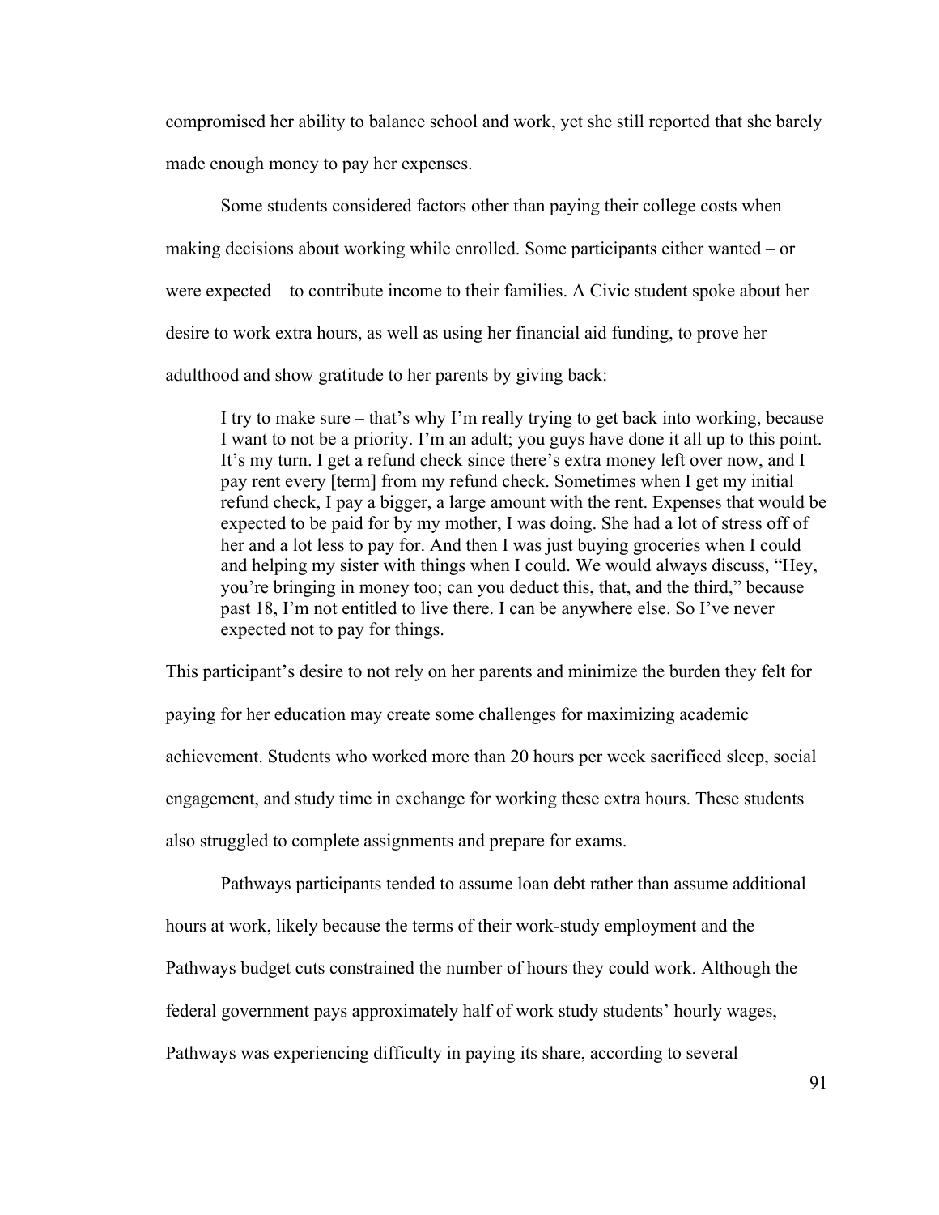compromised her ability to balance school and work, yet she still reported that she barely made enough money to pay her expenses.

Some students considered factors other than paying their college costs when making decisions about working while enrolled. Some participants either wanted – or were expected – to contribute income to their families. A Civic student spoke about her desire to work extra hours, as well as using her financial aid funding, to prove her adulthood and show gratitude to her parents by giving back:

> I try to make sure – that's why I'm really trying to get back into working, because I want to not be a priority. I'm an adult; you guys have done it all up to this point. It's my turn. I get a refund check since there's extra money left over now, and I pay rent every [term] from my refund check. Sometimes when I get my initial refund check, I pay a bigger, a large amount with the rent. Expenses that would be expected to be paid for by my mother, I was doing. She had a lot of stress off of her and a lot less to pay for. And then I was just buying groceries when I could and helping my sister with things when I could. We would always discuss, "Hey, you're bringing in money too; can you deduct this, that, and the third," because past 18, I'm not entitled to live there. I can be anywhere else. So I've never expected not to pay for things.

This participant's desire to not rely on her parents and minimize the burden they felt for paying for her education may create some challenges for maximizing academic achievement. Students who worked more than 20 hours per week sacrificed sleep, social engagement, and study time in exchange for working these extra hours. These students also struggled to complete assignments and prepare for exams.

Pathways participants tended to assume loan debt rather than assume additional hours at work, likely because the terms of their work-study employment and the Pathways budget cuts constrained the number of hours they could work. Although the federal government pays approximately half of work study students' hourly wages, Pathways was experiencing difficulty in paying its share, according to several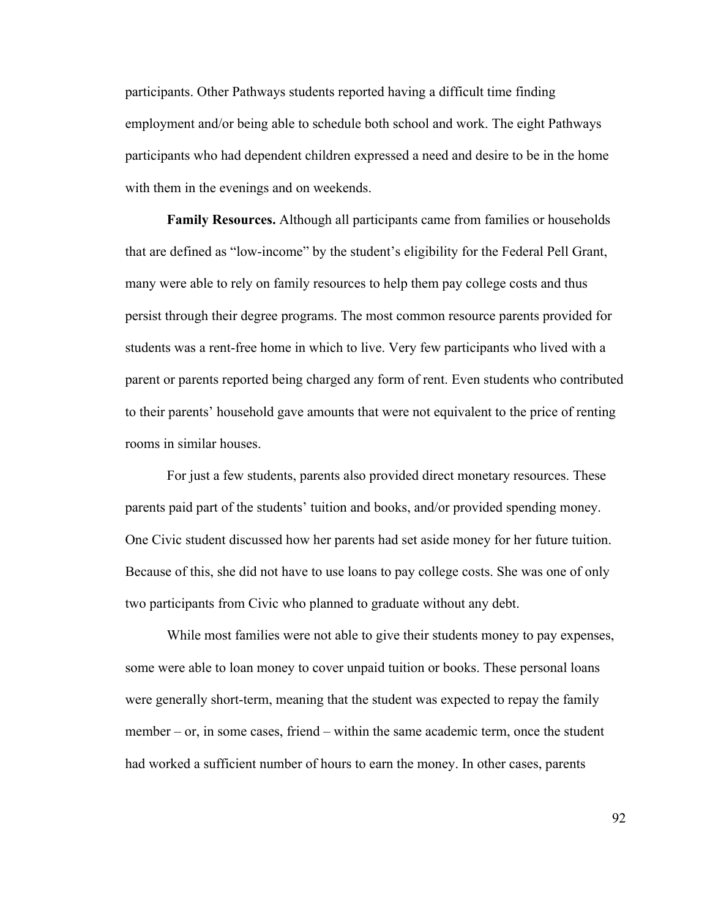participants. Other Pathways students reported having a difficult time finding employment and/or being able to schedule both school and work. The eight Pathways participants who had dependent children expressed a need and desire to be in the home with them in the evenings and on weekends.

**Family Resources.** Although all participants came from families or households that are defined as "low-income" by the student's eligibility for the Federal Pell Grant, many were able to rely on family resources to help them pay college costs and thus persist through their degree programs. The most common resource parents provided for students was a rent-free home in which to live. Very few participants who lived with a parent or parents reported being charged any form of rent. Even students who contributed to their parents' household gave amounts that were not equivalent to the price of renting rooms in similar houses.

For just a few students, parents also provided direct monetary resources. These parents paid part of the students' tuition and books, and/or provided spending money. One Civic student discussed how her parents had set aside money for her future tuition. Because of this, she did not have to use loans to pay college costs. She was one of only two participants from Civic who planned to graduate without any debt.

While most families were not able to give their students money to pay expenses, some were able to loan money to cover unpaid tuition or books. These personal loans were generally short-term, meaning that the student was expected to repay the family member – or, in some cases, friend – within the same academic term, once the student had worked a sufficient number of hours to earn the money. In other cases, parents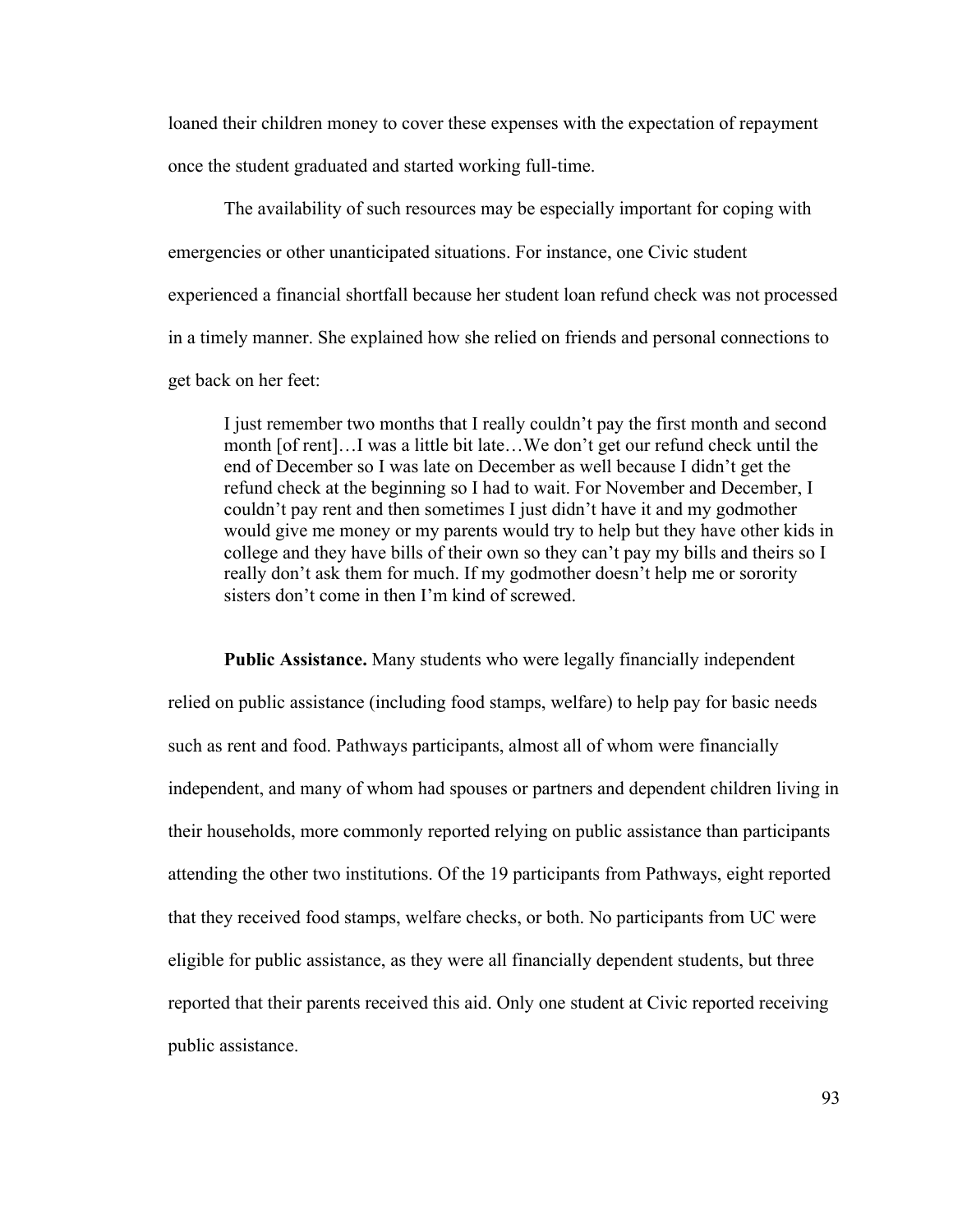loaned their children money to cover these expenses with the expectation of repayment once the student graduated and started working full-time.

The availability of such resources may be especially important for coping with emergencies or other unanticipated situations. For instance, one Civic student experienced a financial shortfall because her student loan refund check was not processed in a timely manner. She explained how she relied on friends and personal connections to get back on her feet:

> I just remember two months that I really couldn't pay the first month and second month [of rent]…I was a little bit late…We don't get our refund check until the end of December so I was late on December as well because I didn't get the refund check at the beginning so I had to wait. For November and December, I couldn't pay rent and then sometimes I just didn't have it and my godmother would give me money or my parents would try to help but they have other kids in college and they have bills of their own so they can't pay my bills and theirs so I really don't ask them for much. If my godmother doesn't help me or sorority sisters don't come in then I'm kind of screwed.

**Public Assistance.** Many students who were legally financially independent relied on public assistance (including food stamps, welfare) to help pay for basic needs such as rent and food. Pathways participants, almost all of whom were financially independent, and many of whom had spouses or partners and dependent children living in their households, more commonly reported relying on public assistance than participants attending the other two institutions. Of the 19 participants from Pathways, eight reported that they received food stamps, welfare checks, or both. No participants from UC were eligible for public assistance, as they were all financially dependent students, but three reported that their parents received this aid. Only one student at Civic reported receiving public assistance.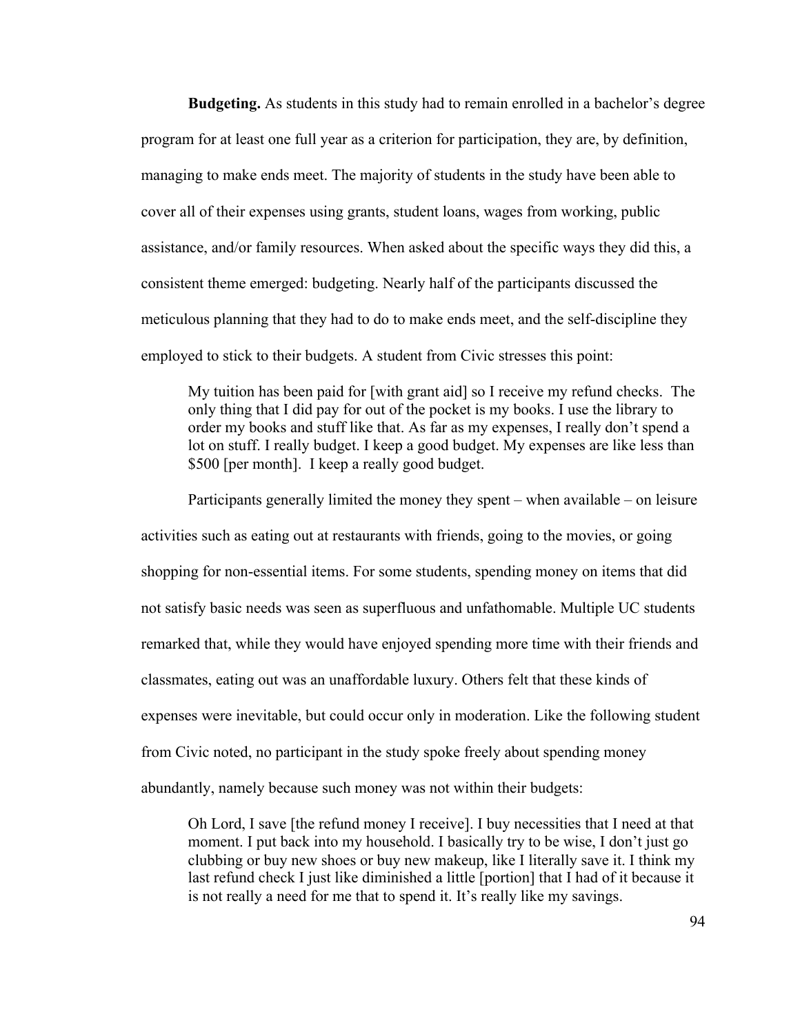**Budgeting.** As students in this study had to remain enrolled in a bachelor's degree program for at least one full year as a criterion for participation, they are, by definition, managing to make ends meet. The majority of students in the study have been able to cover all of their expenses using grants, student loans, wages from working, public assistance, and/or family resources. When asked about the specific ways they did this, a consistent theme emerged: budgeting. Nearly half of the participants discussed the meticulous planning that they had to do to make ends meet, and the self-discipline they employed to stick to their budgets. A student from Civic stresses this point:

> My tuition has been paid for [with grant aid] so I receive my refund checks. The only thing that I did pay for out of the pocket is my books. I use the library to order my books and stuff like that. As far as my expenses, I really don't spend a lot on stuff. I really budget. I keep a good budget. My expenses are like less than $500 [per month]. I keep a really good budget.

Participants generally limited the money they spent – when available – on leisure activities such as eating out at restaurants with friends, going to the movies, or going shopping for non-essential items. For some students, spending money on items that did not satisfy basic needs was seen as superfluous and unfathomable. Multiple UC students remarked that, while they would have enjoyed spending more time with their friends and classmates, eating out was an unaffordable luxury. Others felt that these kinds of expenses were inevitable, but could occur only in moderation. Like the following student from Civic noted, no participant in the study spoke freely about spending money abundantly, namely because such money was not within their budgets:

> Oh Lord, I save [the refund money I receive]. I buy necessities that I need at that moment. I put back into my household. I basically try to be wise, I don't just go clubbing or buy new shoes or buy new makeup, like I literally save it. I think my last refund check I just like diminished a little [portion] that I had of it because it is not really a need for me that to spend it. It's really like my savings.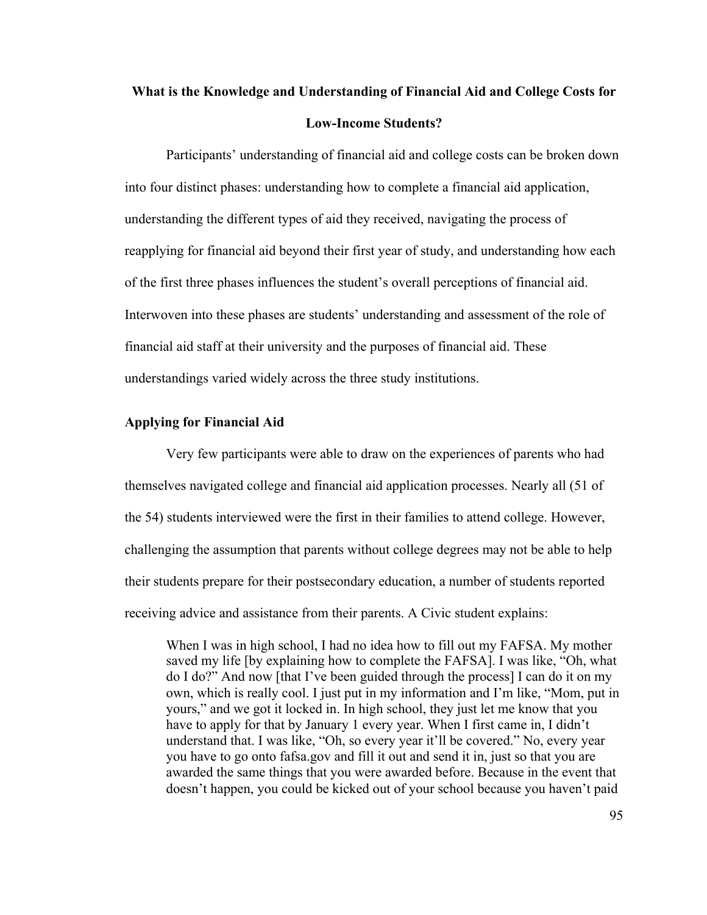## What is the Knowledge and Understanding of Financial Aid and College Costs for Low-Income Students?

Participants' understanding of financial aid and college costs can be broken down into four distinct phases: understanding how to complete a financial aid application, understanding the different types of aid they received, navigating the process of reapplying for financial aid beyond their first year of study, and understanding how each of the first three phases influences the student's overall perceptions of financial aid. Interwoven into these phases are students' understanding and assessment of the role of financial aid staff at their university and the purposes of financial aid. These understandings varied widely across the three study institutions.

### Applying for Financial Aid

Very few participants were able to draw on the experiences of parents who had themselves navigated college and financial aid application processes. Nearly all (51 of the 54) students interviewed were the first in their families to attend college. However, challenging the assumption that parents without college degrees may not be able to help their students prepare for their postsecondary education, a number of students reported receiving advice and assistance from their parents. A Civic student explains:

> When I was in high school, I had no idea how to fill out my FAFSA. My mother saved my life [by explaining how to complete the FAFSA]. I was like, "Oh, what do I do?" And now [that I've been guided through the process] I can do it on my own, which is really cool. I just put in my information and I'm like, "Mom, put in yours," and we got it locked in. In high school, they just let me know that you have to apply for that by January 1 every year. When I first came in, I didn't understand that. I was like, "Oh, so every year it'll be covered." No, every year you have to go onto fafsa.gov and fill it out and send it in, just so that you are awarded the same things that you were awarded before. Because in the event that doesn't happen, you could be kicked out of your school because you haven't paid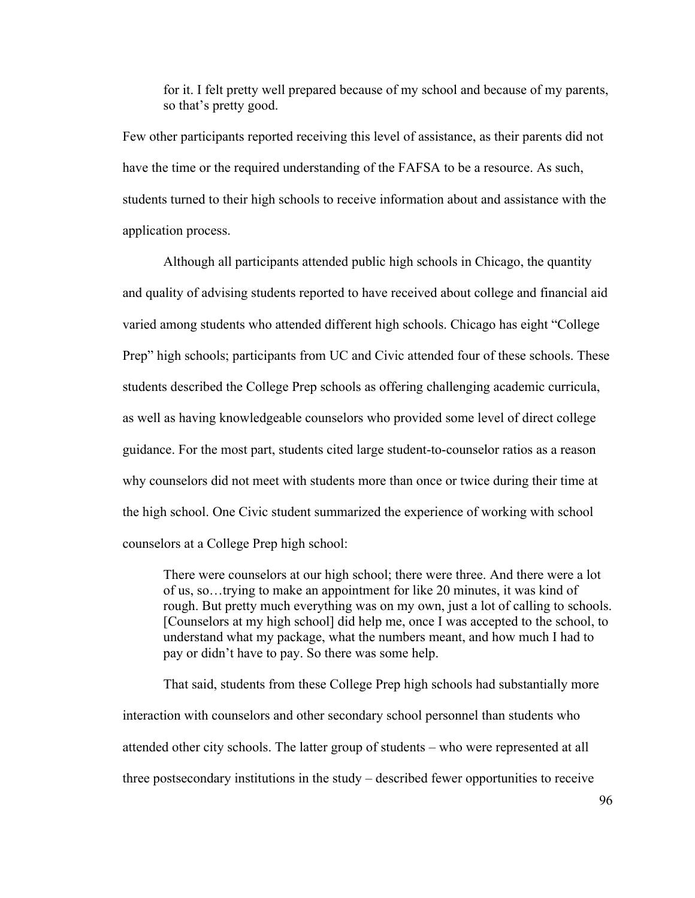> for it. I felt pretty well prepared because of my school and because of my parents, so that's pretty good.

Few other participants reported receiving this level of assistance, as their parents did not have the time or the required understanding of the FAFSA to be a resource. As such, students turned to their high schools to receive information about and assistance with the application process.

Although all participants attended public high schools in Chicago, the quantity and quality of advising students reported to have received about college and financial aid varied among students who attended different high schools. Chicago has eight "College Prep" high schools; participants from UC and Civic attended four of these schools. These students described the College Prep schools as offering challenging academic curricula, as well as having knowledgeable counselors who provided some level of direct college guidance. For the most part, students cited large student-to-counselor ratios as a reason why counselors did not meet with students more than once or twice during their time at the high school. One Civic student summarized the experience of working with school counselors at a College Prep high school:

> There were counselors at our high school; there were three. And there were a lot of us, so…trying to make an appointment for like 20 minutes, it was kind of rough. But pretty much everything was on my own, just a lot of calling to schools. [Counselors at my high school] did help me, once I was accepted to the school, to understand what my package, what the numbers meant, and how much I had to pay or didn't have to pay. So there was some help.

That said, students from these College Prep high schools had substantially more interaction with counselors and other secondary school personnel than students who attended other city schools. The latter group of students – who were represented at all three postsecondary institutions in the study – described fewer opportunities to receive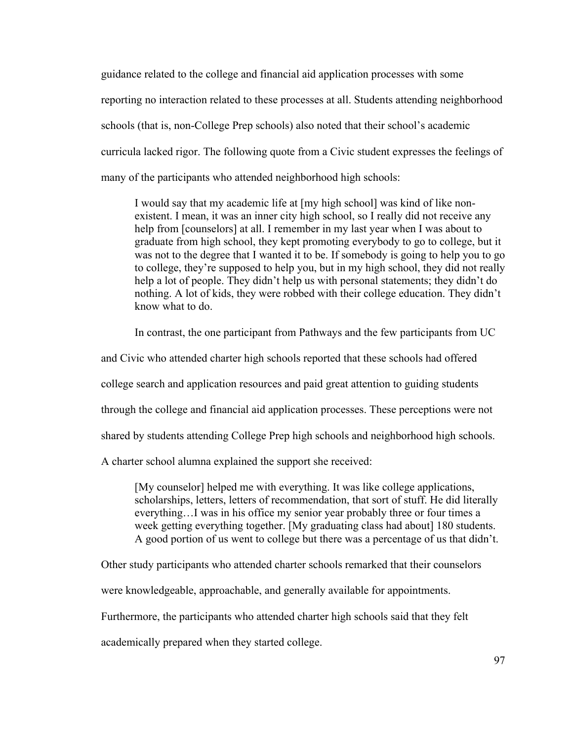guidance related to the college and financial aid application processes with some reporting no interaction related to these processes at all. Students attending neighborhood schools (that is, non-College Prep schools) also noted that their school's academic curricula lacked rigor. The following quote from a Civic student expresses the feelings of many of the participants who attended neighborhood high schools:

> I would say that my academic life at [my high school] was kind of like non-existent. I mean, it was an inner city high school, so I really did not receive any help from [counselors] at all. I remember in my last year when I was about to graduate from high school, they kept promoting everybody to go to college, but it was not to the degree that I wanted it to be. If somebody is going to help you to go to college, they're supposed to help you, but in my high school, they did not really help a lot of people. They didn't help us with personal statements; they didn't do nothing. A lot of kids, they were robbed with their college education. They didn't know what to do.

In contrast, the one participant from Pathways and the few participants from UC and Civic who attended charter high schools reported that these schools had offered college search and application resources and paid great attention to guiding students through the college and financial aid application processes. These perceptions were not shared by students attending College Prep high schools and neighborhood high schools. A charter school alumna explained the support she received:

> [My counselor] helped me with everything. It was like college applications, scholarships, letters, letters of recommendation, that sort of stuff. He did literally everything…I was in his office my senior year probably three or four times a week getting everything together. [My graduating class had about] 180 students. A good portion of us went to college but there was a percentage of us that didn't.

Other study participants who attended charter schools remarked that their counselors were knowledgeable, approachable, and generally available for appointments. Furthermore, the participants who attended charter high schools said that they felt academically prepared when they started college.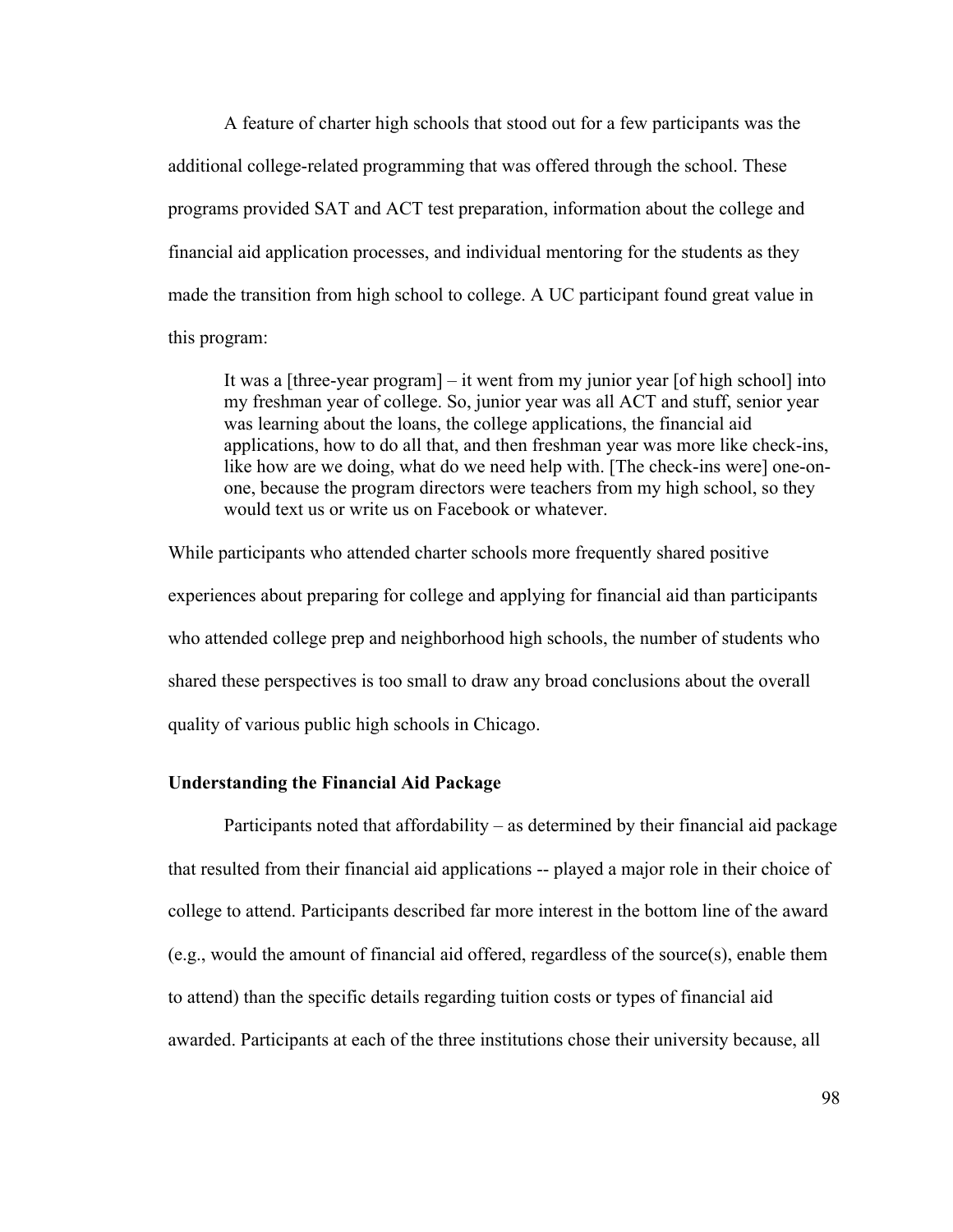A feature of charter high schools that stood out for a few participants was the additional college-related programming that was offered through the school. These programs provided SAT and ACT test preparation, information about the college and financial aid application processes, and individual mentoring for the students as they made the transition from high school to college. A UC participant found great value in this program:

> It was a [three-year program] – it went from my junior year [of high school] into my freshman year of college. So, junior year was all ACT and stuff, senior year was learning about the loans, the college applications, the financial aid applications, how to do all that, and then freshman year was more like check-ins, like how are we doing, what do we need help with. [The check-ins were] one-on-one, because the program directors were teachers from my high school, so they would text us or write us on Facebook or whatever.

While participants who attended charter schools more frequently shared positive experiences about preparing for college and applying for financial aid than participants who attended college prep and neighborhood high schools, the number of students who shared these perspectives is too small to draw any broad conclusions about the overall quality of various public high schools in Chicago.

### Understanding the Financial Aid Package

Participants noted that affordability – as determined by their financial aid package that resulted from their financial aid applications -- played a major role in their choice of college to attend. Participants described far more interest in the bottom line of the award (e.g., would the amount of financial aid offered, regardless of the source(s), enable them to attend) than the specific details regarding tuition costs or types of financial aid awarded. Participants at each of the three institutions chose their university because, all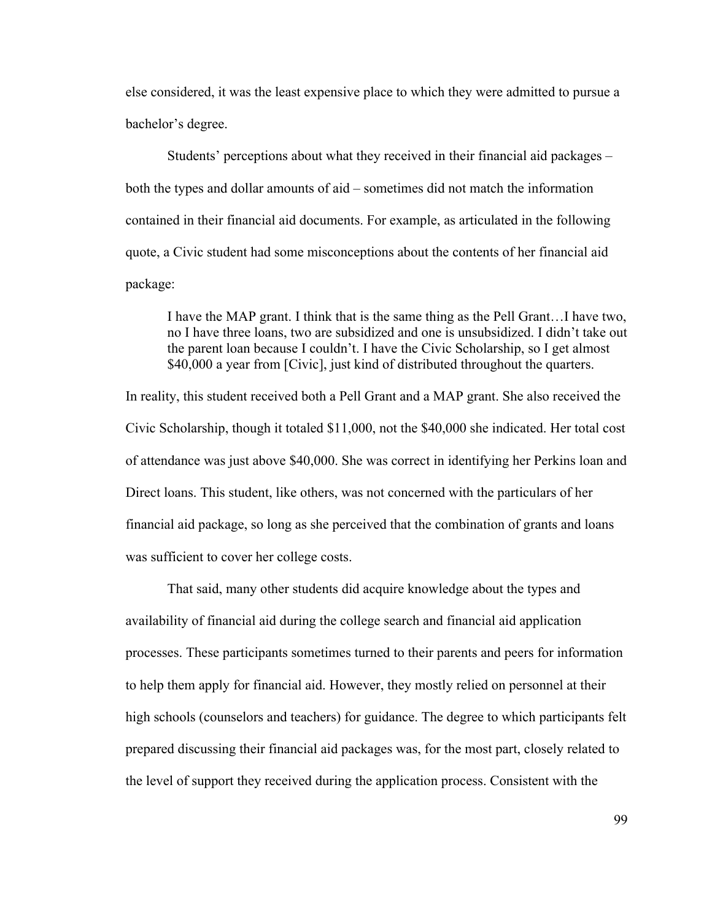else considered, it was the least expensive place to which they were admitted to pursue a bachelor's degree.

Students' perceptions about what they received in their financial aid packages – both the types and dollar amounts of aid – sometimes did not match the information contained in their financial aid documents. For example, as articulated in the following quote, a Civic student had some misconceptions about the contents of her financial aid package:

> I have the MAP grant. I think that is the same thing as the Pell Grant…I have two, no I have three loans, two are subsidized and one is unsubsidized. I didn't take out the parent loan because I couldn't. I have the Civic Scholarship, so I get almost $40,000 a year from [Civic], just kind of distributed throughout the quarters.

In reality, this student received both a Pell Grant and a MAP grant. She also received the Civic Scholarship, though it totaled $11,000, not the $40,000 she indicated. Her total cost of attendance was just above $40,000. She was correct in identifying her Perkins loan and Direct loans. This student, like others, was not concerned with the particulars of her financial aid package, so long as she perceived that the combination of grants and loans was sufficient to cover her college costs.

That said, many other students did acquire knowledge about the types and availability of financial aid during the college search and financial aid application processes. These participants sometimes turned to their parents and peers for information to help them apply for financial aid. However, they mostly relied on personnel at their high schools (counselors and teachers) for guidance. The degree to which participants felt prepared discussing their financial aid packages was, for the most part, closely related to the level of support they received during the application process. Consistent with the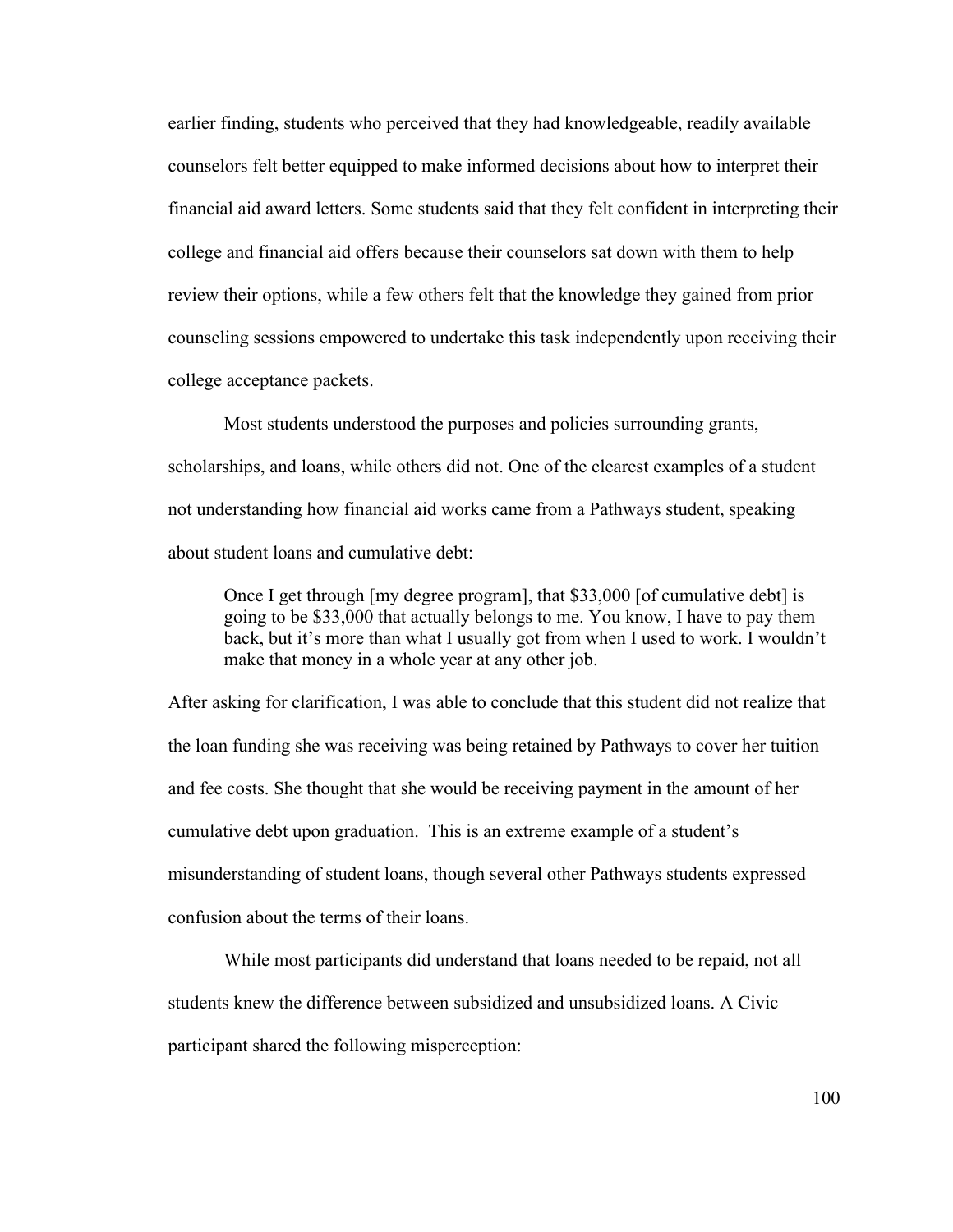earlier finding, students who perceived that they had knowledgeable, readily available counselors felt better equipped to make informed decisions about how to interpret their financial aid award letters. Some students said that they felt confident in interpreting their college and financial aid offers because their counselors sat down with them to help review their options, while a few others felt that the knowledge they gained from prior counseling sessions empowered to undertake this task independently upon receiving their college acceptance packets.

Most students understood the purposes and policies surrounding grants, scholarships, and loans, while others did not. One of the clearest examples of a student not understanding how financial aid works came from a Pathways student, speaking about student loans and cumulative debt:

> Once I get through [my degree program], that $33,000 [of cumulative debt] is going to be $33,000 that actually belongs to me. You know, I have to pay them back, but it's more than what I usually got from when I used to work. I wouldn't make that money in a whole year at any other job.

After asking for clarification, I was able to conclude that this student did not realize that the loan funding she was receiving was being retained by Pathways to cover her tuition and fee costs. She thought that she would be receiving payment in the amount of her cumulative debt upon graduation. This is an extreme example of a student's misunderstanding of student loans, though several other Pathways students expressed confusion about the terms of their loans.

While most participants did understand that loans needed to be repaid, not all students knew the difference between subsidized and unsubsidized loans. A Civic participant shared the following misperception: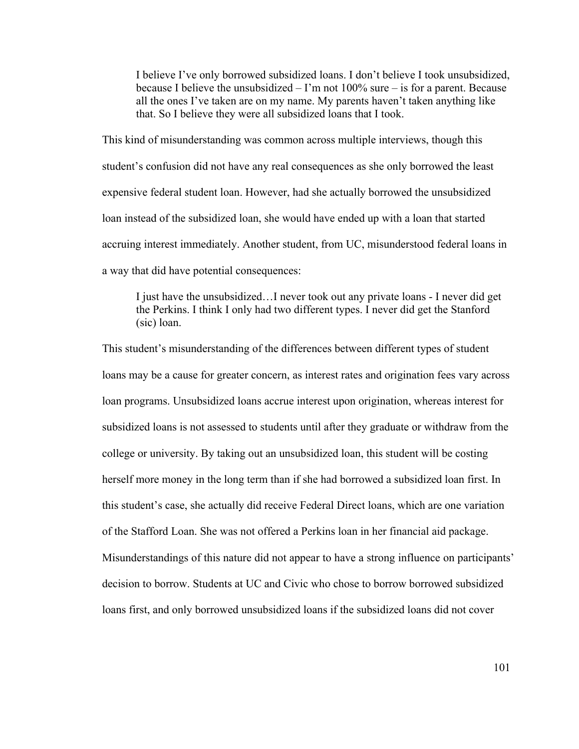> I believe I've only borrowed subsidized loans. I don't believe I took unsubsidized, because I believe the unsubsidized – I'm not 100% sure – is for a parent. Because all the ones I've taken are on my name. My parents haven't taken anything like that. So I believe they were all subsidized loans that I took.

This kind of misunderstanding was common across multiple interviews, though this student's confusion did not have any real consequences as she only borrowed the least expensive federal student loan. However, had she actually borrowed the unsubsidized loan instead of the subsidized loan, she would have ended up with a loan that started accruing interest immediately. Another student, from UC, misunderstood federal loans in a way that did have potential consequences:

> I just have the unsubsidized…I never took out any private loans - I never did get the Perkins. I think I only had two different types. I never did get the Stanford (sic) loan.

This student's misunderstanding of the differences between different types of student loans may be a cause for greater concern, as interest rates and origination fees vary across loan programs. Unsubsidized loans accrue interest upon origination, whereas interest for subsidized loans is not assessed to students until after they graduate or withdraw from the college or university. By taking out an unsubsidized loan, this student will be costing herself more money in the long term than if she had borrowed a subsidized loan first. In this student's case, she actually did receive Federal Direct loans, which are one variation of the Stafford Loan. She was not offered a Perkins loan in her financial aid package. Misunderstandings of this nature did not appear to have a strong influence on participants' decision to borrow. Students at UC and Civic who chose to borrow borrowed subsidized loans first, and only borrowed unsubsidized loans if the subsidized loans did not cover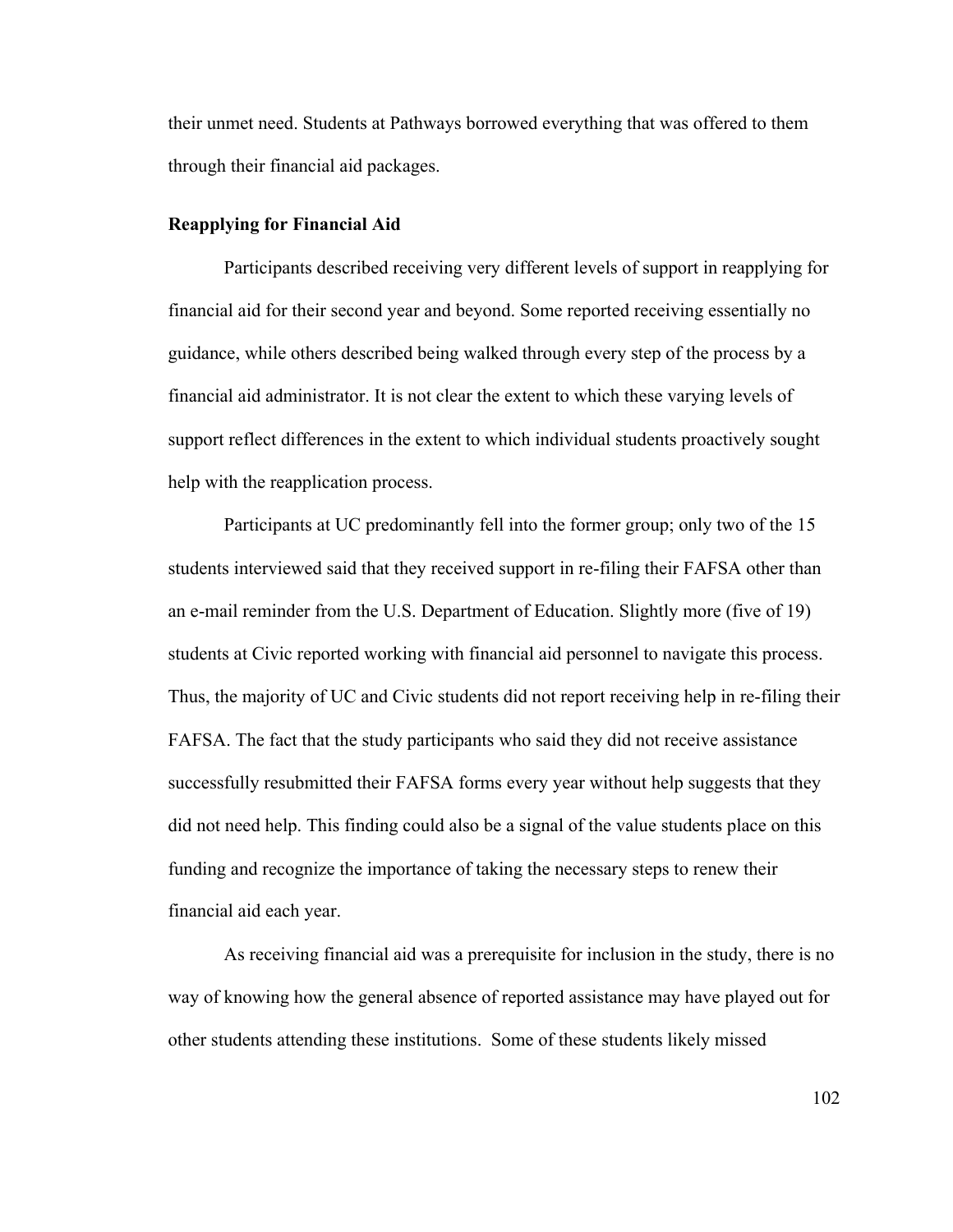their unmet need. Students at Pathways borrowed everything that was offered to them through their financial aid packages.

### Reapplying for Financial Aid

Participants described receiving very different levels of support in reapplying for financial aid for their second year and beyond. Some reported receiving essentially no guidance, while others described being walked through every step of the process by a financial aid administrator. It is not clear the extent to which these varying levels of support reflect differences in the extent to which individual students proactively sought help with the reapplication process.

Participants at UC predominantly fell into the former group; only two of the 15 students interviewed said that they received support in re-filing their FAFSA other than an e-mail reminder from the U.S. Department of Education. Slightly more (five of 19) students at Civic reported working with financial aid personnel to navigate this process. Thus, the majority of UC and Civic students did not report receiving help in re-filing their FAFSA. The fact that the study participants who said they did not receive assistance successfully resubmitted their FAFSA forms every year without help suggests that they did not need help. This finding could also be a signal of the value students place on this funding and recognize the importance of taking the necessary steps to renew their financial aid each year.

As receiving financial aid was a prerequisite for inclusion in the study, there is no way of knowing how the general absence of reported assistance may have played out for other students attending these institutions. Some of these students likely missed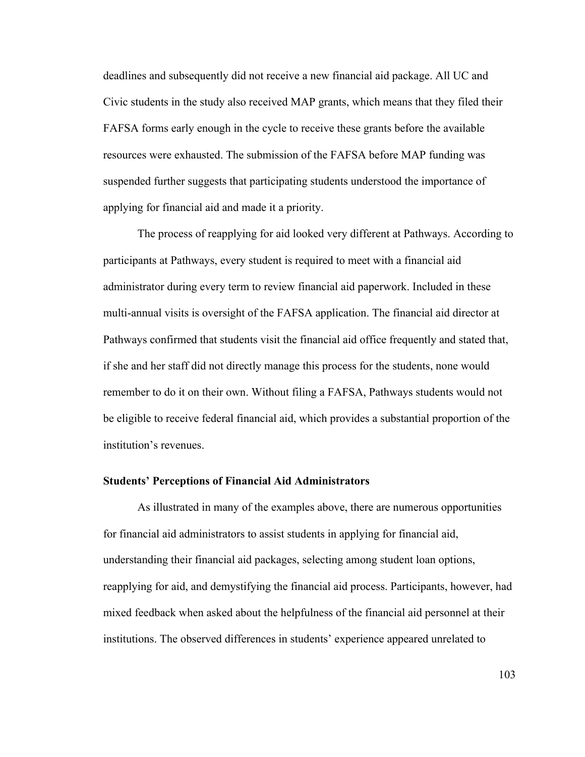deadlines and subsequently did not receive a new financial aid package. All UC and Civic students in the study also received MAP grants, which means that they filed their FAFSA forms early enough in the cycle to receive these grants before the available resources were exhausted. The submission of the FAFSA before MAP funding was suspended further suggests that participating students understood the importance of applying for financial aid and made it a priority.

The process of reapplying for aid looked very different at Pathways. According to participants at Pathways, every student is required to meet with a financial aid administrator during every term to review financial aid paperwork. Included in these multi-annual visits is oversight of the FAFSA application. The financial aid director at Pathways confirmed that students visit the financial aid office frequently and stated that, if she and her staff did not directly manage this process for the students, none would remember to do it on their own. Without filing a FAFSA, Pathways students would not be eligible to receive federal financial aid, which provides a substantial proportion of the institution's revenues.

### Students' Perceptions of Financial Aid Administrators

As illustrated in many of the examples above, there are numerous opportunities for financial aid administrators to assist students in applying for financial aid, understanding their financial aid packages, selecting among student loan options, reapplying for aid, and demystifying the financial aid process. Participants, however, had mixed feedback when asked about the helpfulness of the financial aid personnel at their institutions. The observed differences in students' experience appeared unrelated to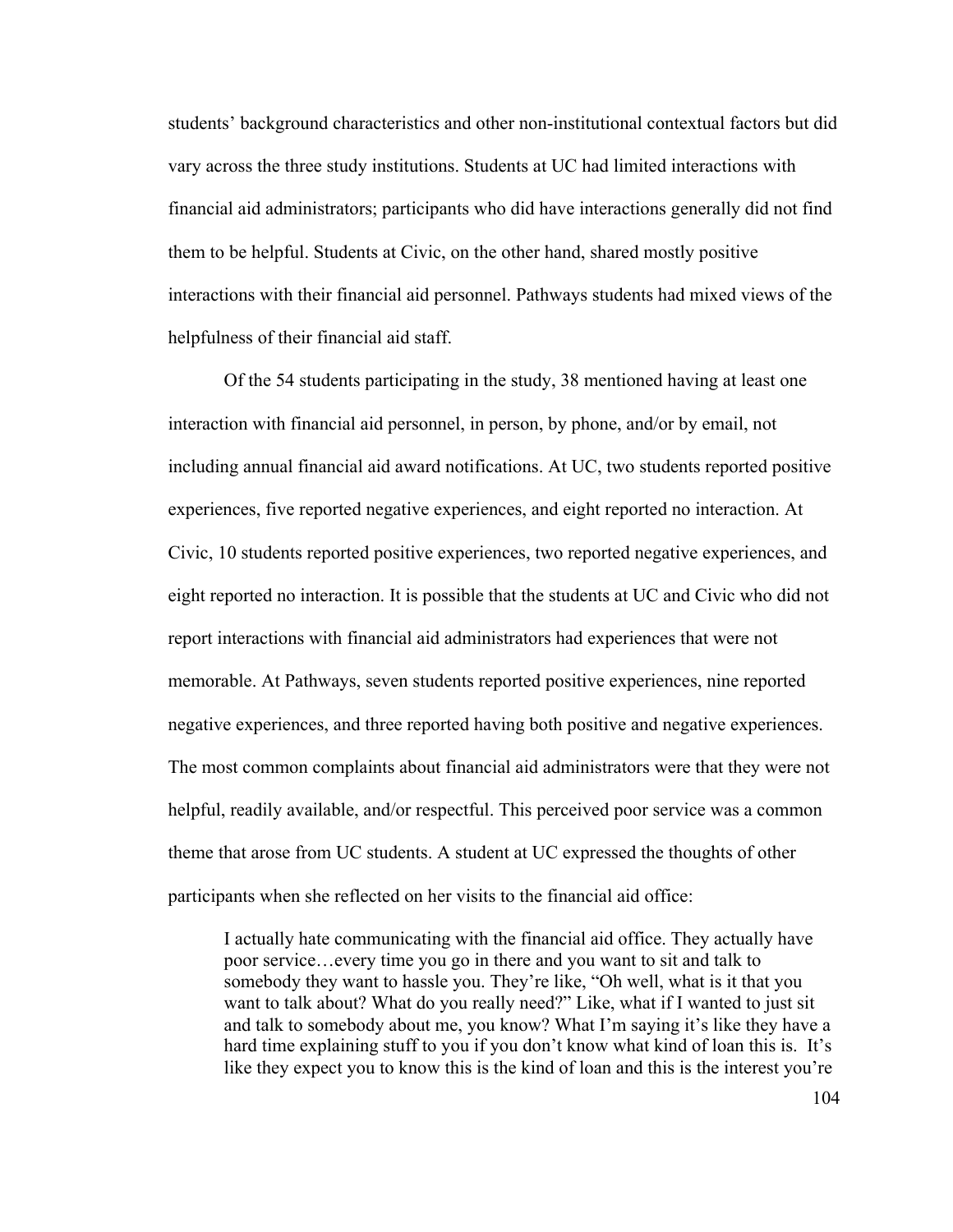students' background characteristics and other non-institutional contextual factors but did vary across the three study institutions. Students at UC had limited interactions with financial aid administrators; participants who did have interactions generally did not find them to be helpful. Students at Civic, on the other hand, shared mostly positive interactions with their financial aid personnel. Pathways students had mixed views of the helpfulness of their financial aid staff.

Of the 54 students participating in the study, 38 mentioned having at least one interaction with financial aid personnel, in person, by phone, and/or by email, not including annual financial aid award notifications. At UC, two students reported positive experiences, five reported negative experiences, and eight reported no interaction. At Civic, 10 students reported positive experiences, two reported negative experiences, and eight reported no interaction. It is possible that the students at UC and Civic who did not report interactions with financial aid administrators had experiences that were not memorable. At Pathways, seven students reported positive experiences, nine reported negative experiences, and three reported having both positive and negative experiences. The most common complaints about financial aid administrators were that they were not helpful, readily available, and/or respectful. This perceived poor service was a common theme that arose from UC students. A student at UC expressed the thoughts of other participants when she reflected on her visits to the financial aid office:

> I actually hate communicating with the financial aid office. They actually have poor service…every time you go in there and you want to sit and talk to somebody they want to hassle you. They're like, "Oh well, what is it that you want to talk about? What do you really need?" Like, what if I wanted to just sit and talk to somebody about me, you know? What I'm saying it's like they have a hard time explaining stuff to you if you don't know what kind of loan this is. It's like they expect you to know this is the kind of loan and this is the interest you're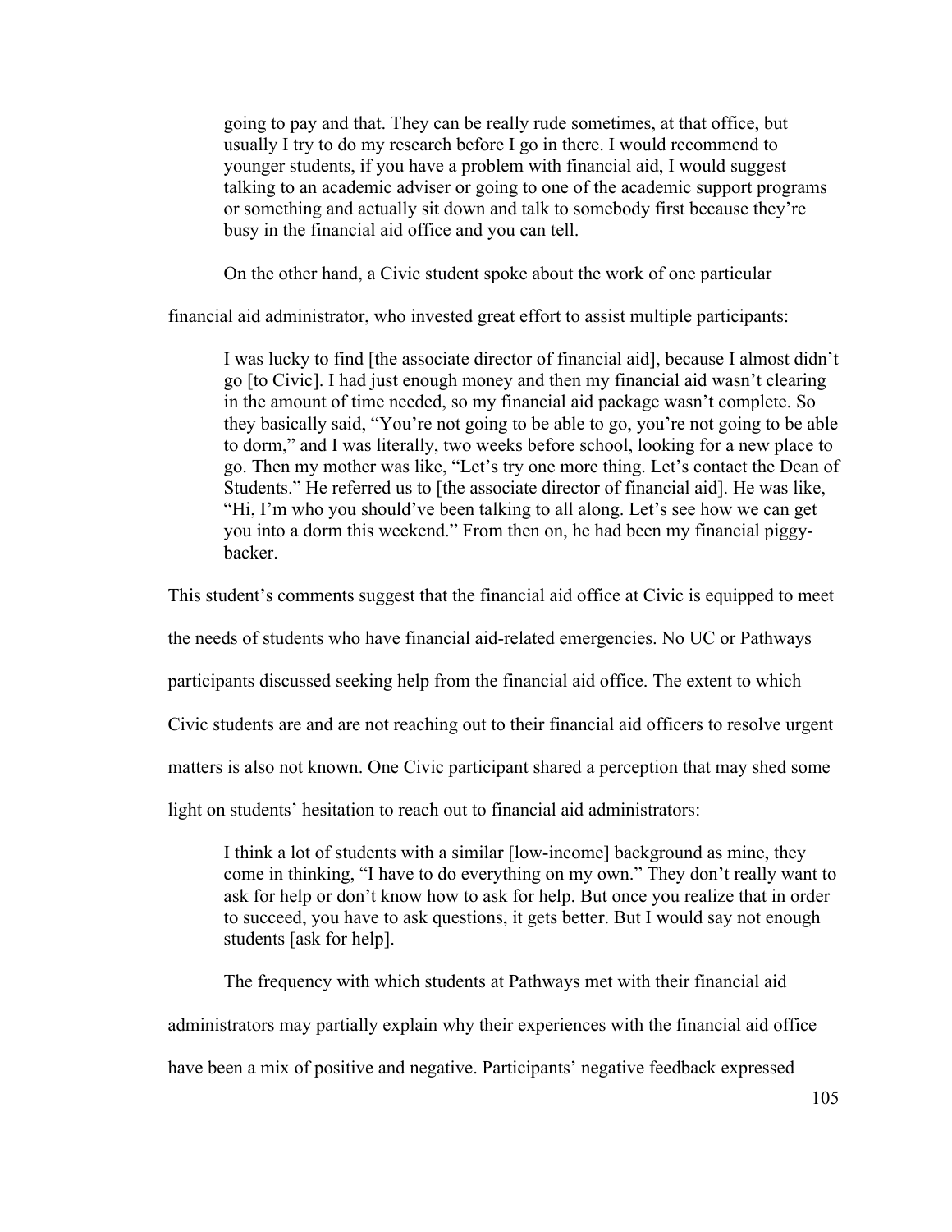> going to pay and that. They can be really rude sometimes, at that office, but usually I try to do my research before I go in there. I would recommend to younger students, if you have a problem with financial aid, I would suggest talking to an academic adviser or going to one of the academic support programs or something and actually sit down and talk to somebody first because they're busy in the financial aid office and you can tell.

On the other hand, a Civic student spoke about the work of one particular financial aid administrator, who invested great effort to assist multiple participants:

> I was lucky to find [the associate director of financial aid], because I almost didn't go [to Civic]. I had just enough money and then my financial aid wasn't clearing in the amount of time needed, so my financial aid package wasn't complete. So they basically said, "You're not going to be able to go, you're not going to be able to dorm," and I was literally, two weeks before school, looking for a new place to go. Then my mother was like, "Let's try one more thing. Let's contact the Dean of Students." He referred us to [the associate director of financial aid]. He was like, "Hi, I'm who you should've been talking to all along. Let's see how we can get you into a dorm this weekend." From then on, he had been my financial piggy-backer.

This student's comments suggest that the financial aid office at Civic is equipped to meet the needs of students who have financial aid-related emergencies. No UC or Pathways participants discussed seeking help from the financial aid office. The extent to which Civic students are and are not reaching out to their financial aid officers to resolve urgent matters is also not known. One Civic participant shared a perception that may shed some light on students' hesitation to reach out to financial aid administrators:

> I think a lot of students with a similar [low-income] background as mine, they come in thinking, "I have to do everything on my own." They don't really want to ask for help or don't know how to ask for help. But once you realize that in order to succeed, you have to ask questions, it gets better. But I would say not enough students [ask for help].

The frequency with which students at Pathways met with their financial aid administrators may partially explain why their experiences with the financial aid office have been a mix of positive and negative. Participants' negative feedback expressed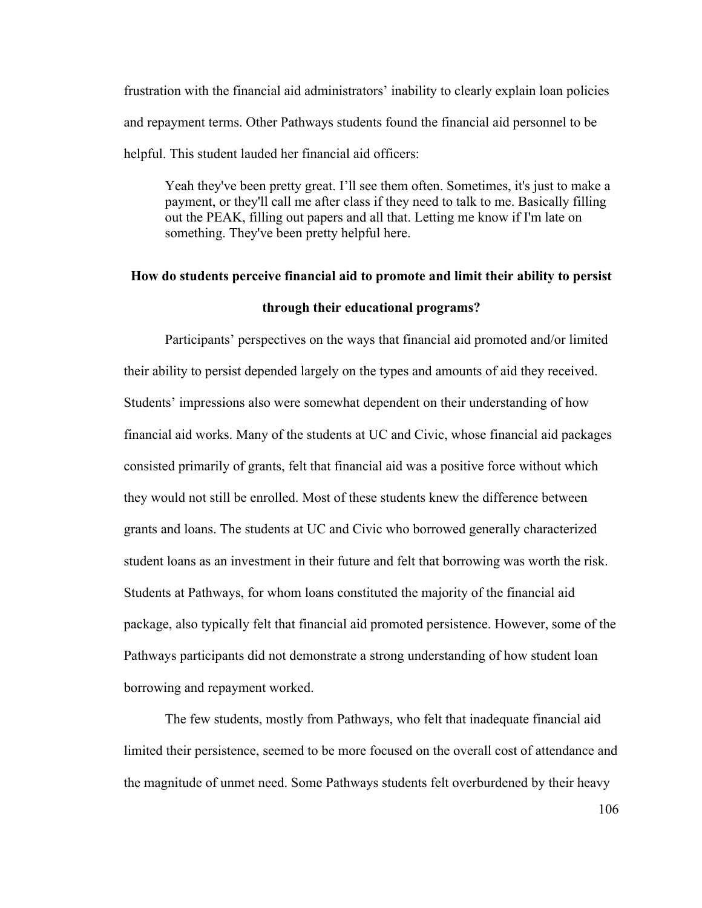frustration with the financial aid administrators' inability to clearly explain loan policies and repayment terms. Other Pathways students found the financial aid personnel to be helpful. This student lauded her financial aid officers:

> Yeah they've been pretty great. I'll see them often. Sometimes, it's just to make a payment, or they'll call me after class if they need to talk to me. Basically filling out the PEAK, filling out papers and all that. Letting me know if I'm late on something. They've been pretty helpful here.

**How do students perceive financial aid to promote and limit their ability to persist through their educational programs?**

Participants' perspectives on the ways that financial aid promoted and/or limited their ability to persist depended largely on the types and amounts of aid they received. Students' impressions also were somewhat dependent on their understanding of how financial aid works. Many of the students at UC and Civic, whose financial aid packages consisted primarily of grants, felt that financial aid was a positive force without which they would not still be enrolled. Most of these students knew the difference between grants and loans. The students at UC and Civic who borrowed generally characterized student loans as an investment in their future and felt that borrowing was worth the risk. Students at Pathways, for whom loans constituted the majority of the financial aid package, also typically felt that financial aid promoted persistence. However, some of the Pathways participants did not demonstrate a strong understanding of how student loan borrowing and repayment worked.

The few students, mostly from Pathways, who felt that inadequate financial aid limited their persistence, seemed to be more focused on the overall cost of attendance and the magnitude of unmet need. Some Pathways students felt overburdened by their heavy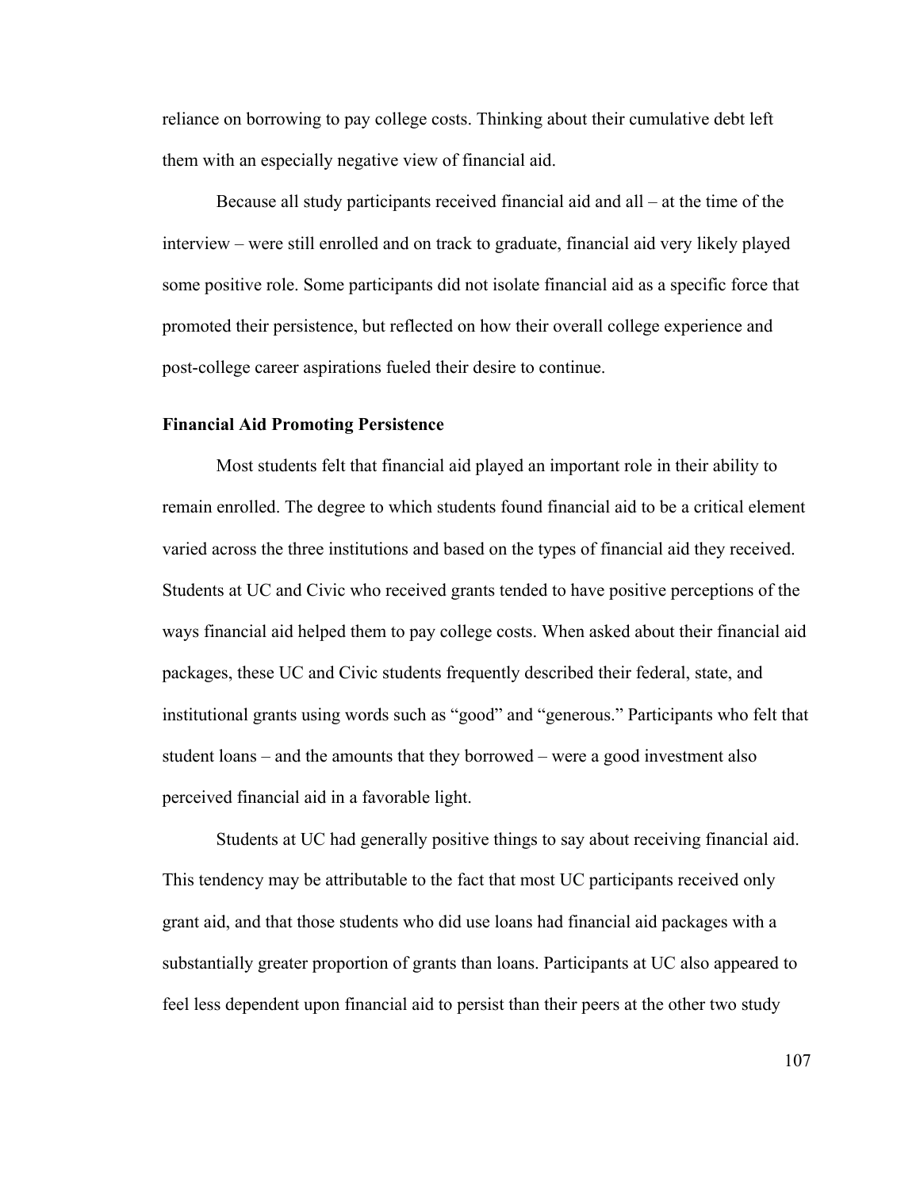reliance on borrowing to pay college costs. Thinking about their cumulative debt left them with an especially negative view of financial aid.

Because all study participants received financial aid and all – at the time of the interview – were still enrolled and on track to graduate, financial aid very likely played some positive role. Some participants did not isolate financial aid as a specific force that promoted their persistence, but reflected on how their overall college experience and post-college career aspirations fueled their desire to continue.

**Financial Aid Promoting Persistence**

Most students felt that financial aid played an important role in their ability to remain enrolled. The degree to which students found financial aid to be a critical element varied across the three institutions and based on the types of financial aid they received. Students at UC and Civic who received grants tended to have positive perceptions of the ways financial aid helped them to pay college costs. When asked about their financial aid packages, these UC and Civic students frequently described their federal, state, and institutional grants using words such as "good" and "generous." Participants who felt that student loans – and the amounts that they borrowed – were a good investment also perceived financial aid in a favorable light.

Students at UC had generally positive things to say about receiving financial aid. This tendency may be attributable to the fact that most UC participants received only grant aid, and that those students who did use loans had financial aid packages with a substantially greater proportion of grants than loans. Participants at UC also appeared to feel less dependent upon financial aid to persist than their peers at the other two study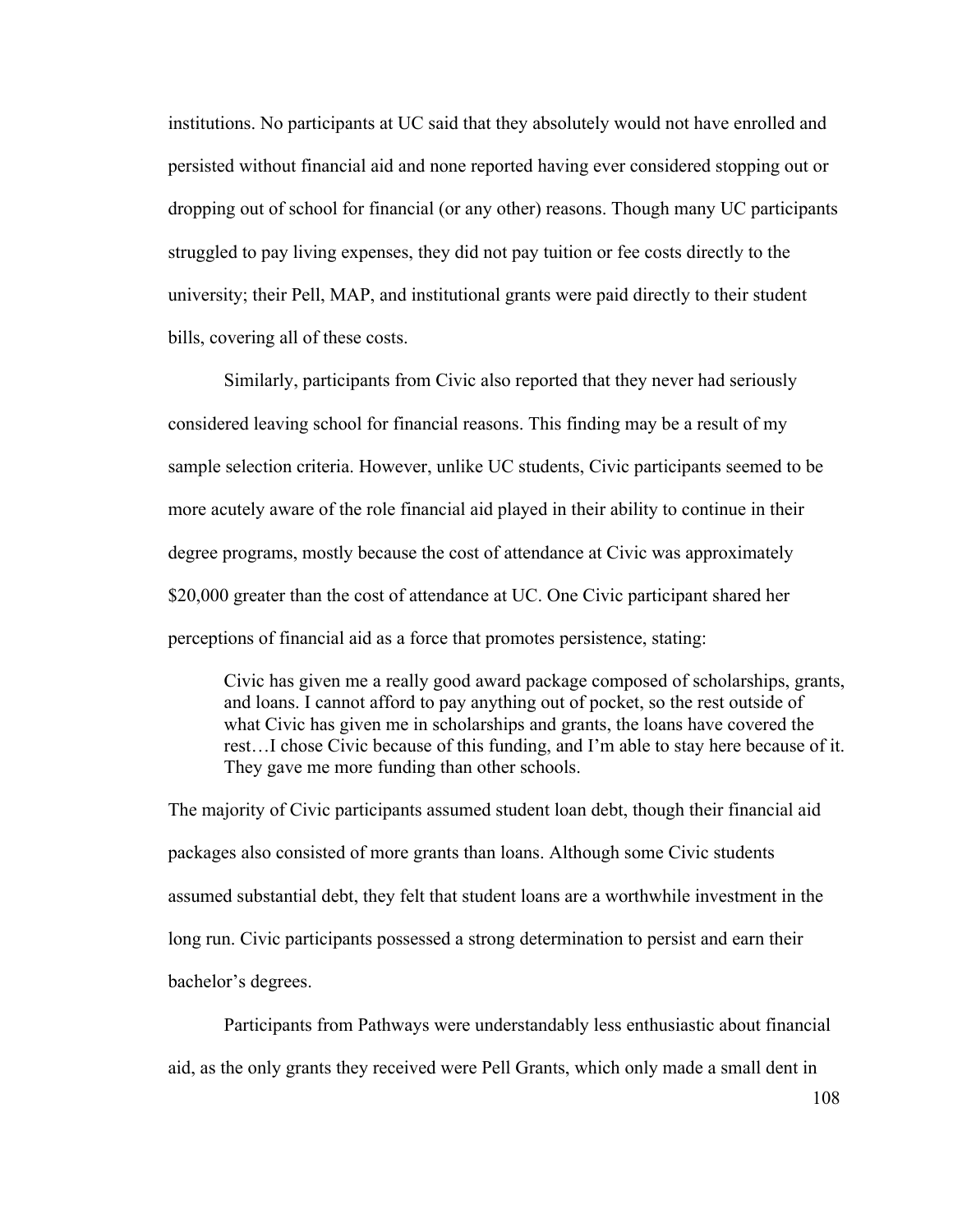institutions. No participants at UC said that they absolutely would not have enrolled and persisted without financial aid and none reported having ever considered stopping out or dropping out of school for financial (or any other) reasons. Though many UC participants struggled to pay living expenses, they did not pay tuition or fee costs directly to the university; their Pell, MAP, and institutional grants were paid directly to their student bills, covering all of these costs.

Similarly, participants from Civic also reported that they never had seriously considered leaving school for financial reasons. This finding may be a result of my sample selection criteria. However, unlike UC students, Civic participants seemed to be more acutely aware of the role financial aid played in their ability to continue in their degree programs, mostly because the cost of attendance at Civic was approximately \$20,000 greater than the cost of attendance at UC. One Civic participant shared her perceptions of financial aid as a force that promotes persistence, stating:

> Civic has given me a really good award package composed of scholarships, grants, and loans. I cannot afford to pay anything out of pocket, so the rest outside of what Civic has given me in scholarships and grants, the loans have covered the rest…I chose Civic because of this funding, and I'm able to stay here because of it. They gave me more funding than other schools.

The majority of Civic participants assumed student loan debt, though their financial aid packages also consisted of more grants than loans. Although some Civic students assumed substantial debt, they felt that student loans are a worthwhile investment in the long run. Civic participants possessed a strong determination to persist and earn their bachelor's degrees.

Participants from Pathways were understandably less enthusiastic about financial aid, as the only grants they received were Pell Grants, which only made a small dent in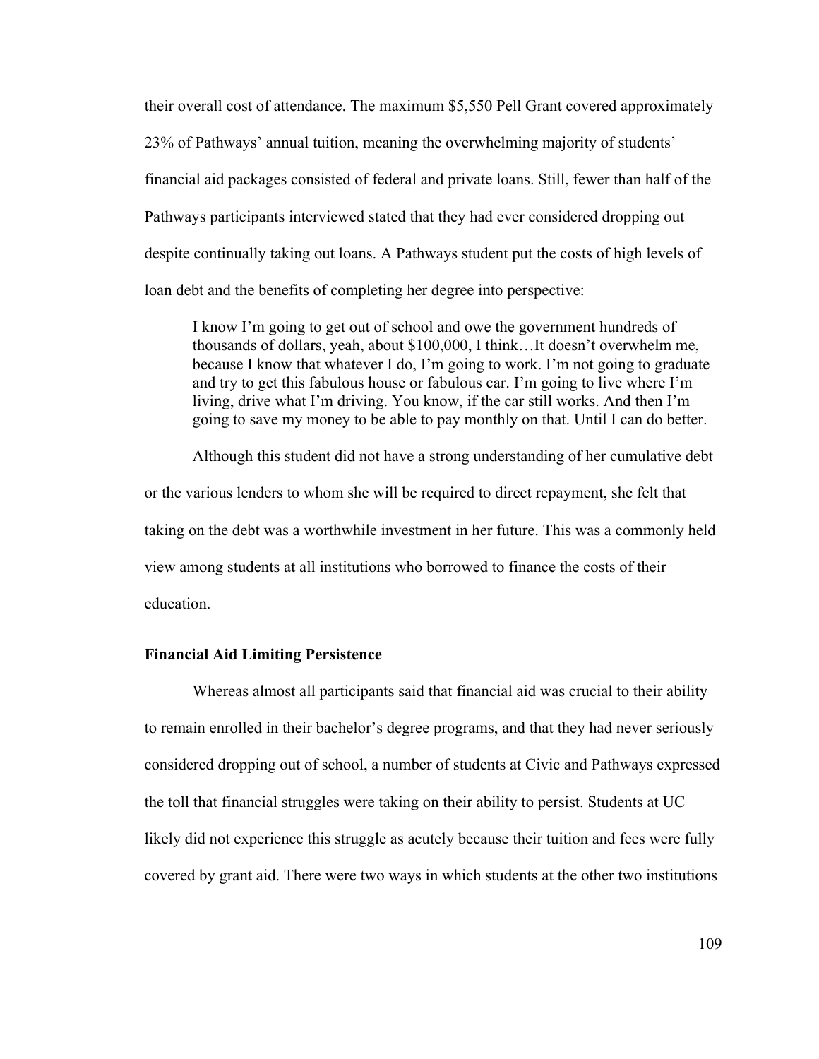their overall cost of attendance. The maximum $5,550 Pell Grant covered approximately 23% of Pathways' annual tuition, meaning the overwhelming majority of students' financial aid packages consisted of federal and private loans. Still, fewer than half of the Pathways participants interviewed stated that they had ever considered dropping out despite continually taking out loans. A Pathways student put the costs of high levels of loan debt and the benefits of completing her degree into perspective:

> I know I'm going to get out of school and owe the government hundreds of thousands of dollars, yeah, about $100,000, I think…It doesn't overwhelm me, because I know that whatever I do, I'm going to work. I'm not going to graduate and try to get this fabulous house or fabulous car. I'm going to live where I'm living, drive what I'm driving. You know, if the car still works. And then I'm going to save my money to be able to pay monthly on that. Until I can do better.

Although this student did not have a strong understanding of her cumulative debt or the various lenders to whom she will be required to direct repayment, she felt that taking on the debt was a worthwhile investment in her future. This was a commonly held view among students at all institutions who borrowed to finance the costs of their education.

**Financial Aid Limiting Persistence**

Whereas almost all participants said that financial aid was crucial to their ability to remain enrolled in their bachelor's degree programs, and that they had never seriously considered dropping out of school, a number of students at Civic and Pathways expressed the toll that financial struggles were taking on their ability to persist. Students at UC likely did not experience this struggle as acutely because their tuition and fees were fully covered by grant aid. There were two ways in which students at the other two institutions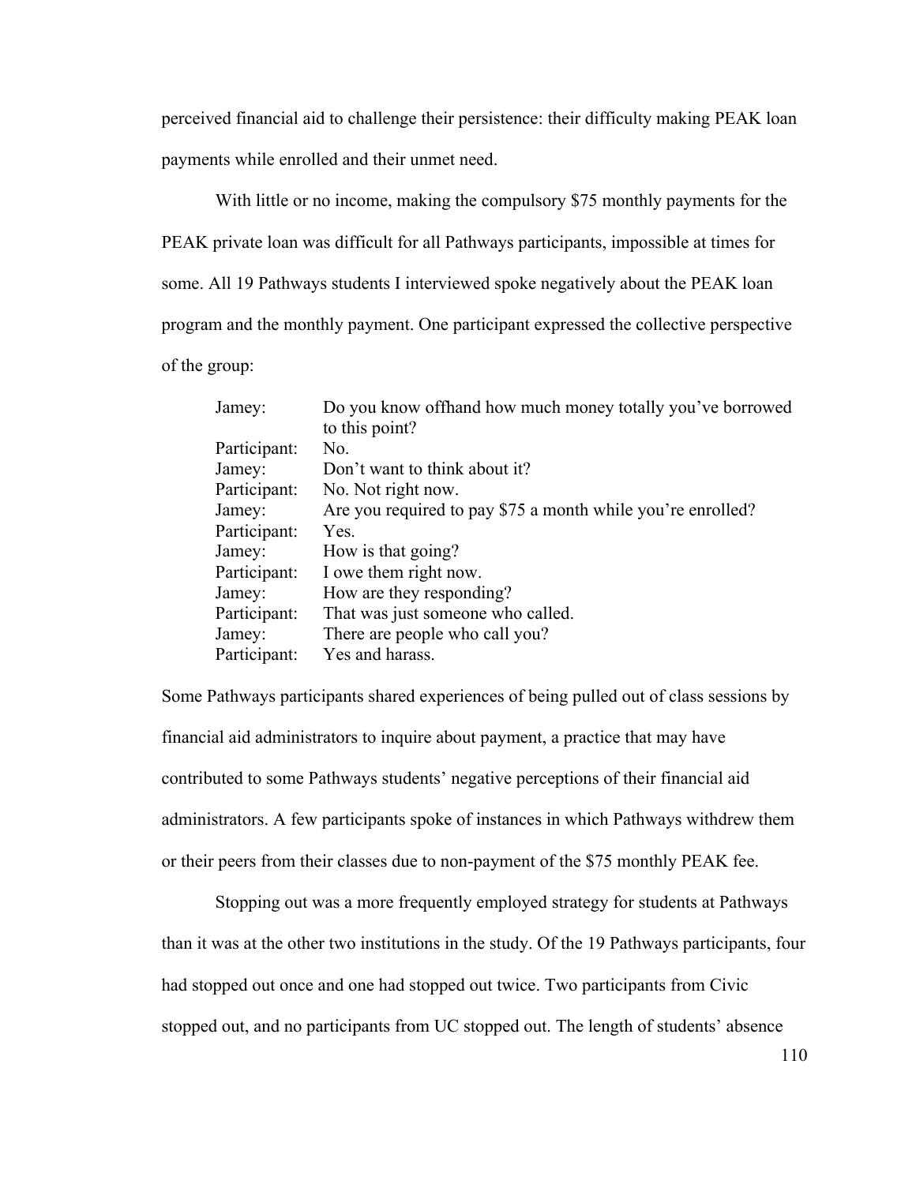perceived financial aid to challenge their persistence: their difficulty making PEAK loan payments while enrolled and their unmet need.

With little or no income, making the compulsory $75 monthly payments for the PEAK private loan was difficult for all Pathways participants, impossible at times for some. All 19 Pathways students I interviewed spoke negatively about the PEAK loan program and the monthly payment. One participant expressed the collective perspective of the group:

> Jamey: Do you know offhand how much money totally you've borrowed to this point?
> Participant: No.
> Jamey: Don't want to think about it?
> Participant: No. Not right now.
> Jamey: Are you required to pay $75 a month while you're enrolled?
> Participant: Yes.
> Jamey: How is that going?
> Participant: I owe them right now.
> Jamey: How are they responding?
> Participant: That was just someone who called.
> Jamey: There are people who call you?
> Participant: Yes and harass.

Some Pathways participants shared experiences of being pulled out of class sessions by financial aid administrators to inquire about payment, a practice that may have contributed to some Pathways students' negative perceptions of their financial aid administrators. A few participants spoke of instances in which Pathways withdrew them or their peers from their classes due to non-payment of the $75 monthly PEAK fee.

Stopping out was a more frequently employed strategy for students at Pathways than it was at the other two institutions in the study. Of the 19 Pathways participants, four had stopped out once and one had stopped out twice. Two participants from Civic stopped out, and no participants from UC stopped out. The length of students' absence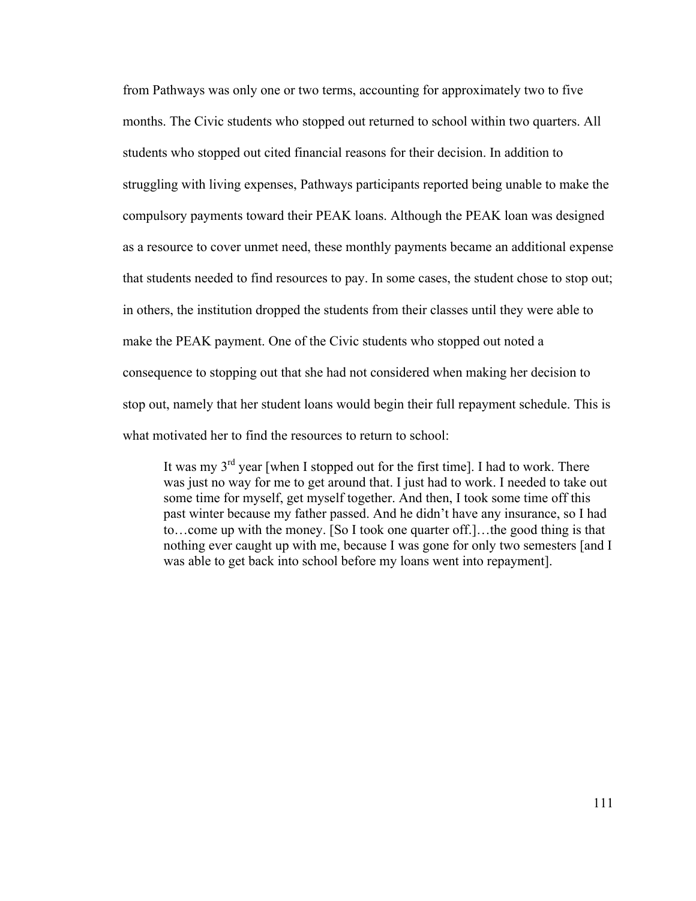from Pathways was only one or two terms, accounting for approximately two to five months. The Civic students who stopped out returned to school within two quarters. All students who stopped out cited financial reasons for their decision. In addition to struggling with living expenses, Pathways participants reported being unable to make the compulsory payments toward their PEAK loans. Although the PEAK loan was designed as a resource to cover unmet need, these monthly payments became an additional expense that students needed to find resources to pay. In some cases, the student chose to stop out; in others, the institution dropped the students from their classes until they were able to make the PEAK payment. One of the Civic students who stopped out noted a consequence to stopping out that she had not considered when making her decision to stop out, namely that her student loans would begin their full repayment schedule. This is what motivated her to find the resources to return to school:

> It was my 3rd year [when I stopped out for the first time]. I had to work. There was just no way for me to get around that. I just had to work. I needed to take out some time for myself, get myself together. And then, I took some time off this past winter because my father passed. And he didn't have any insurance, so I had to…come up with the money. [So I took one quarter off.]…the good thing is that nothing ever caught up with me, because I was gone for only two semesters [and I was able to get back into school before my loans went into repayment].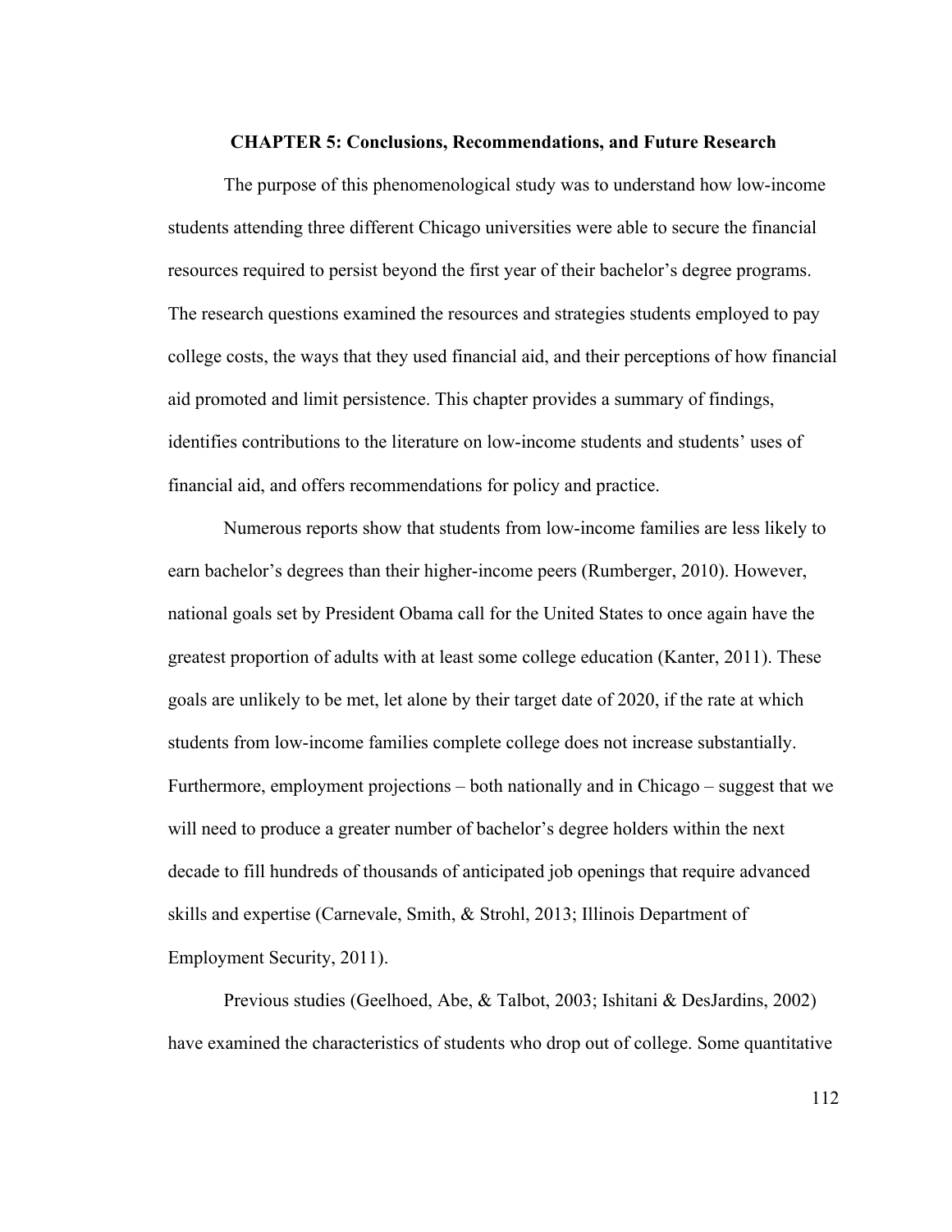# CHAPTER 5: Conclusions, Recommendations, and Future Research

The purpose of this phenomenological study was to understand how low-income students attending three different Chicago universities were able to secure the financial resources required to persist beyond the first year of their bachelor's degree programs. The research questions examined the resources and strategies students employed to pay college costs, the ways that they used financial aid, and their perceptions of how financial aid promoted and limit persistence. This chapter provides a summary of findings, identifies contributions to the literature on low-income students and students' uses of financial aid, and offers recommendations for policy and practice.

Numerous reports show that students from low-income families are less likely to earn bachelor's degrees than their higher-income peers (Rumberger, 2010). However, national goals set by President Obama call for the United States to once again have the greatest proportion of adults with at least some college education (Kanter, 2011). These goals are unlikely to be met, let alone by their target date of 2020, if the rate at which students from low-income families complete college does not increase substantially. Furthermore, employment projections – both nationally and in Chicago – suggest that we will need to produce a greater number of bachelor's degree holders within the next decade to fill hundreds of thousands of anticipated job openings that require advanced skills and expertise (Carnevale, Smith, & Strohl, 2013; Illinois Department of Employment Security, 2011).

Previous studies (Geelhoed, Abe, & Talbot, 2003; Ishitani & DesJardins, 2002) have examined the characteristics of students who drop out of college. Some quantitative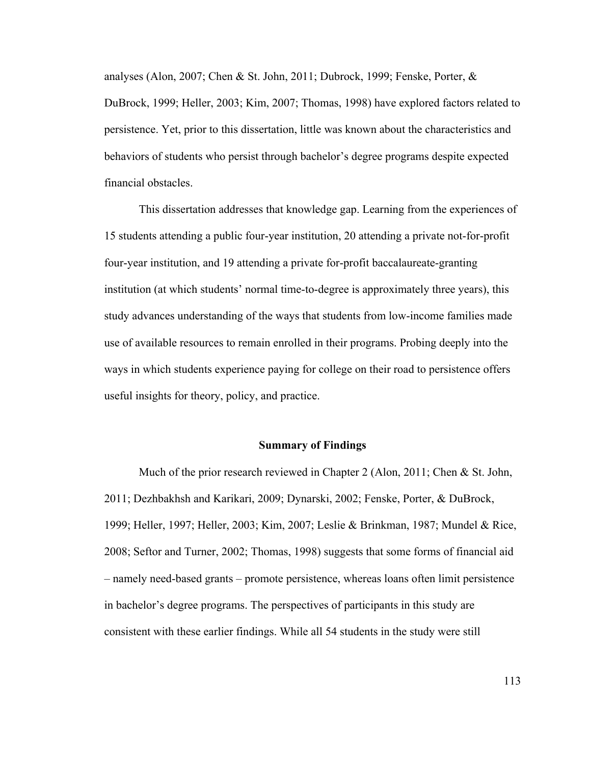analyses (Alon, 2007; Chen & St. John, 2011; Dubrock, 1999; Fenske, Porter, & DuBrock, 1999; Heller, 2003; Kim, 2007; Thomas, 1998) have explored factors related to persistence. Yet, prior to this dissertation, little was known about the characteristics and behaviors of students who persist through bachelor's degree programs despite expected financial obstacles.

This dissertation addresses that knowledge gap. Learning from the experiences of 15 students attending a public four-year institution, 20 attending a private not-for-profit four-year institution, and 19 attending a private for-profit baccalaureate-granting institution (at which students' normal time-to-degree is approximately three years), this study advances understanding of the ways that students from low-income families made use of available resources to remain enrolled in their programs. Probing deeply into the ways in which students experience paying for college on their road to persistence offers useful insights for theory, policy, and practice.

## Summary of Findings

Much of the prior research reviewed in Chapter 2 (Alon, 2011; Chen & St. John, 2011; Dezhbakhsh and Karikari, 2009; Dynarski, 2002; Fenske, Porter, & DuBrock, 1999; Heller, 1997; Heller, 2003; Kim, 2007; Leslie & Brinkman, 1987; Mundel & Rice, 2008; Seftor and Turner, 2002; Thomas, 1998) suggests that some forms of financial aid – namely need-based grants – promote persistence, whereas loans often limit persistence in bachelor's degree programs. The perspectives of participants in this study are consistent with these earlier findings. While all 54 students in the study were still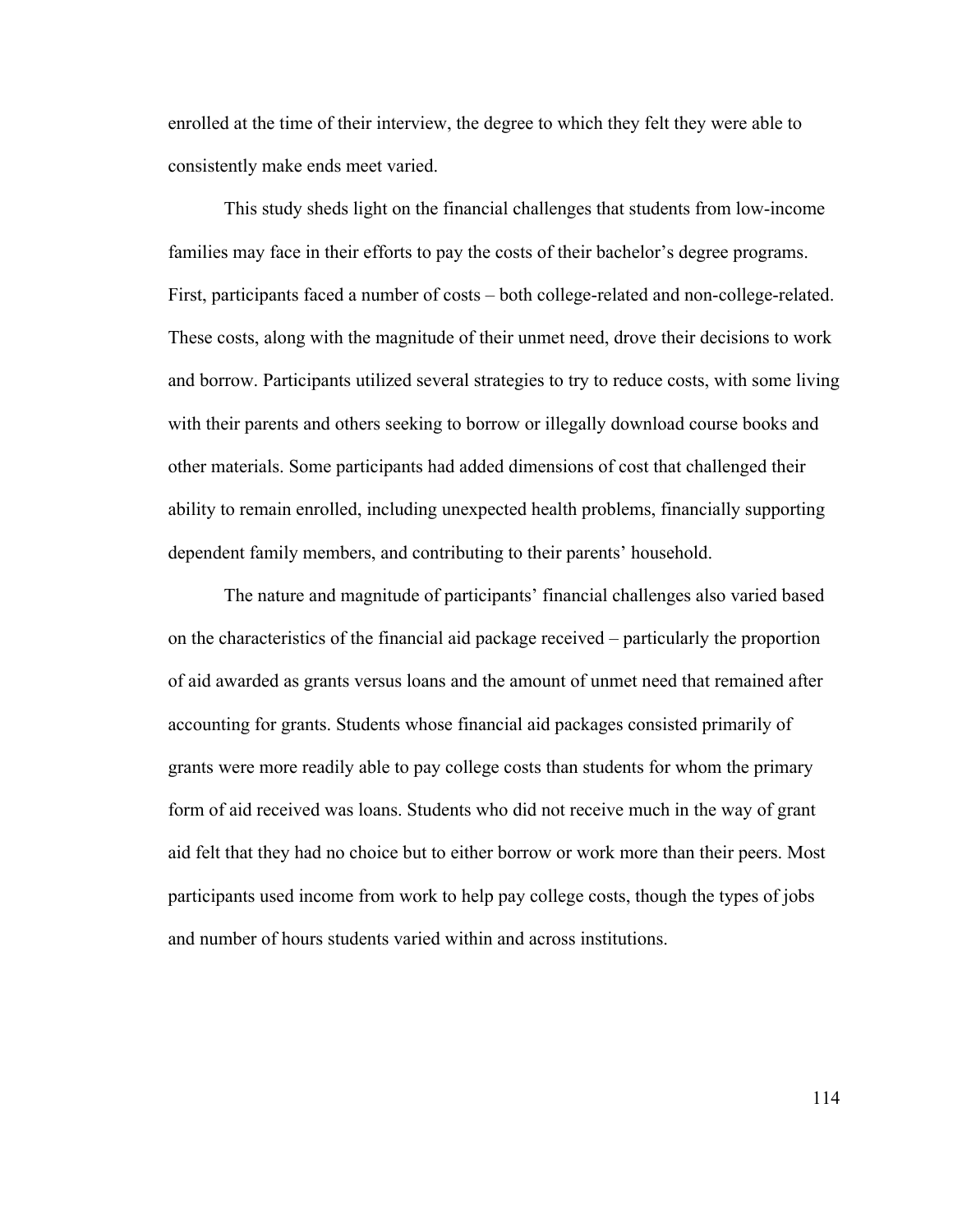enrolled at the time of their interview, the degree to which they felt they were able to consistently make ends meet varied.

This study sheds light on the financial challenges that students from low-income families may face in their efforts to pay the costs of their bachelor's degree programs. First, participants faced a number of costs – both college-related and non-college-related. These costs, along with the magnitude of their unmet need, drove their decisions to work and borrow. Participants utilized several strategies to try to reduce costs, with some living with their parents and others seeking to borrow or illegally download course books and other materials. Some participants had added dimensions of cost that challenged their ability to remain enrolled, including unexpected health problems, financially supporting dependent family members, and contributing to their parents' household.

The nature and magnitude of participants' financial challenges also varied based on the characteristics of the financial aid package received – particularly the proportion of aid awarded as grants versus loans and the amount of unmet need that remained after accounting for grants. Students whose financial aid packages consisted primarily of grants were more readily able to pay college costs than students for whom the primary form of aid received was loans. Students who did not receive much in the way of grant aid felt that they had no choice but to either borrow or work more than their peers. Most participants used income from work to help pay college costs, though the types of jobs and number of hours students varied within and across institutions.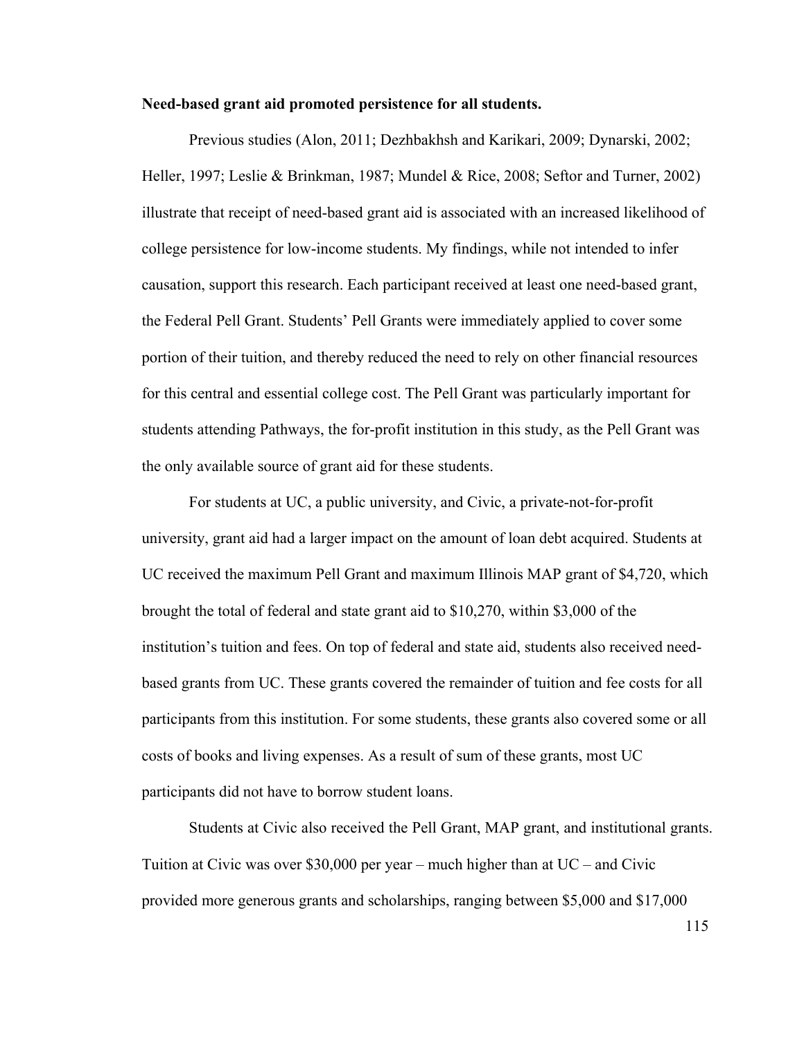**Need-based grant aid promoted persistence for all students.**

Previous studies (Alon, 2011; Dezhbakhsh and Karikari, 2009; Dynarski, 2002; Heller, 1997; Leslie & Brinkman, 1987; Mundel & Rice, 2008; Seftor and Turner, 2002) illustrate that receipt of need-based grant aid is associated with an increased likelihood of college persistence for low-income students. My findings, while not intended to infer causation, support this research. Each participant received at least one need-based grant, the Federal Pell Grant. Students' Pell Grants were immediately applied to cover some portion of their tuition, and thereby reduced the need to rely on other financial resources for this central and essential college cost. The Pell Grant was particularly important for students attending Pathways, the for-profit institution in this study, as the Pell Grant was the only available source of grant aid for these students.

For students at UC, a public university, and Civic, a private-not-for-profit university, grant aid had a larger impact on the amount of loan debt acquired. Students at UC received the maximum Pell Grant and maximum Illinois MAP grant of $4,720, which brought the total of federal and state grant aid to $10,270, within $3,000 of the institution's tuition and fees. On top of federal and state aid, students also received need-based grants from UC. These grants covered the remainder of tuition and fee costs for all participants from this institution. For some students, these grants also covered some or all costs of books and living expenses. As a result of sum of these grants, most UC participants did not have to borrow student loans.

Students at Civic also received the Pell Grant, MAP grant, and institutional grants. Tuition at Civic was over $30,000 per year – much higher than at UC – and Civic provided more generous grants and scholarships, ranging between $5,000 and $17,000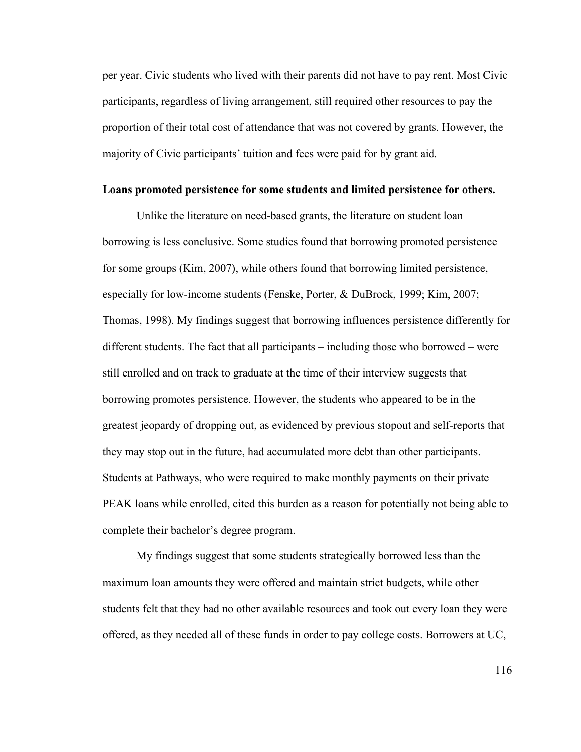per year. Civic students who lived with their parents did not have to pay rent. Most Civic participants, regardless of living arrangement, still required other resources to pay the proportion of their total cost of attendance that was not covered by grants. However, the majority of Civic participants' tuition and fees were paid for by grant aid.

**Loans promoted persistence for some students and limited persistence for others.**

Unlike the literature on need-based grants, the literature on student loan borrowing is less conclusive. Some studies found that borrowing promoted persistence for some groups (Kim, 2007), while others found that borrowing limited persistence, especially for low-income students (Fenske, Porter, & DuBrock, 1999; Kim, 2007; Thomas, 1998). My findings suggest that borrowing influences persistence differently for different students. The fact that all participants – including those who borrowed – were still enrolled and on track to graduate at the time of their interview suggests that borrowing promotes persistence. However, the students who appeared to be in the greatest jeopardy of dropping out, as evidenced by previous stopout and self-reports that they may stop out in the future, had accumulated more debt than other participants. Students at Pathways, who were required to make monthly payments on their private PEAK loans while enrolled, cited this burden as a reason for potentially not being able to complete their bachelor's degree program.

My findings suggest that some students strategically borrowed less than the maximum loan amounts they were offered and maintain strict budgets, while other students felt that they had no other available resources and took out every loan they were offered, as they needed all of these funds in order to pay college costs. Borrowers at UC,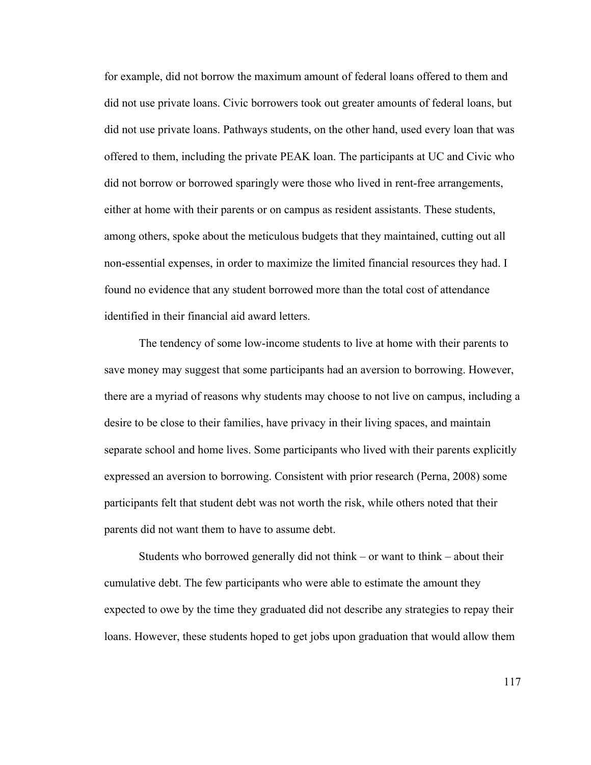for example, did not borrow the maximum amount of federal loans offered to them and did not use private loans. Civic borrowers took out greater amounts of federal loans, but did not use private loans. Pathways students, on the other hand, used every loan that was offered to them, including the private PEAK loan. The participants at UC and Civic who did not borrow or borrowed sparingly were those who lived in rent-free arrangements, either at home with their parents or on campus as resident assistants. These students, among others, spoke about the meticulous budgets that they maintained, cutting out all non-essential expenses, in order to maximize the limited financial resources they had. I found no evidence that any student borrowed more than the total cost of attendance identified in their financial aid award letters.

The tendency of some low-income students to live at home with their parents to save money may suggest that some participants had an aversion to borrowing. However, there are a myriad of reasons why students may choose to not live on campus, including a desire to be close to their families, have privacy in their living spaces, and maintain separate school and home lives. Some participants who lived with their parents explicitly expressed an aversion to borrowing. Consistent with prior research (Perna, 2008) some participants felt that student debt was not worth the risk, while others noted that their parents did not want them to have to assume debt.

Students who borrowed generally did not think – or want to think – about their cumulative debt. The few participants who were able to estimate the amount they expected to owe by the time they graduated did not describe any strategies to repay their loans. However, these students hoped to get jobs upon graduation that would allow them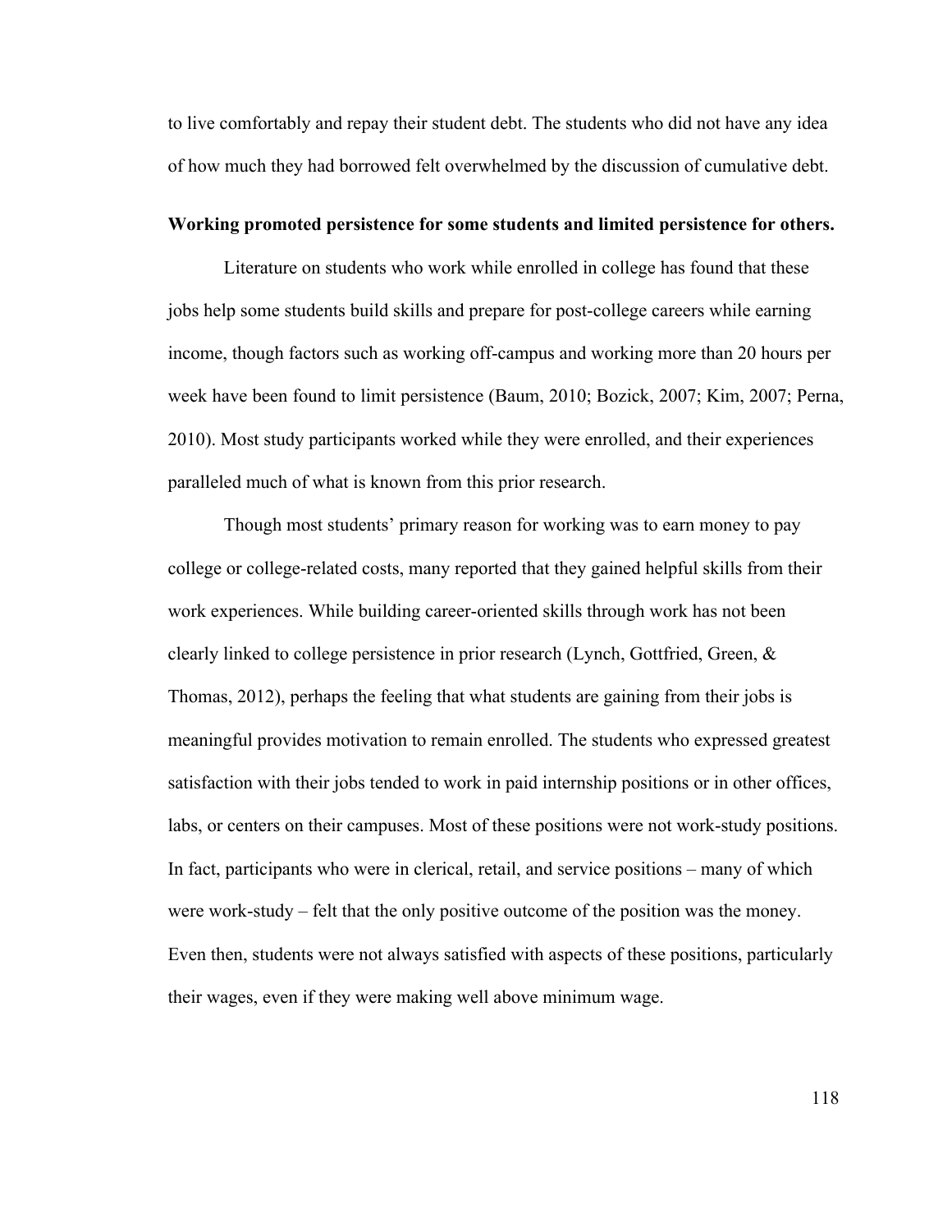to live comfortably and repay their student debt. The students who did not have any idea of how much they had borrowed felt overwhelmed by the discussion of cumulative debt.

**Working promoted persistence for some students and limited persistence for others.**

Literature on students who work while enrolled in college has found that these jobs help some students build skills and prepare for post-college careers while earning income, though factors such as working off-campus and working more than 20 hours per week have been found to limit persistence (Baum, 2010; Bozick, 2007; Kim, 2007; Perna, 2010). Most study participants worked while they were enrolled, and their experiences paralleled much of what is known from this prior research.

Though most students' primary reason for working was to earn money to pay college or college-related costs, many reported that they gained helpful skills from their work experiences. While building career-oriented skills through work has not been clearly linked to college persistence in prior research (Lynch, Gottfried, Green, & Thomas, 2012), perhaps the feeling that what students are gaining from their jobs is meaningful provides motivation to remain enrolled. The students who expressed greatest satisfaction with their jobs tended to work in paid internship positions or in other offices, labs, or centers on their campuses. Most of these positions were not work-study positions. In fact, participants who were in clerical, retail, and service positions – many of which were work-study – felt that the only positive outcome of the position was the money. Even then, students were not always satisfied with aspects of these positions, particularly their wages, even if they were making well above minimum wage.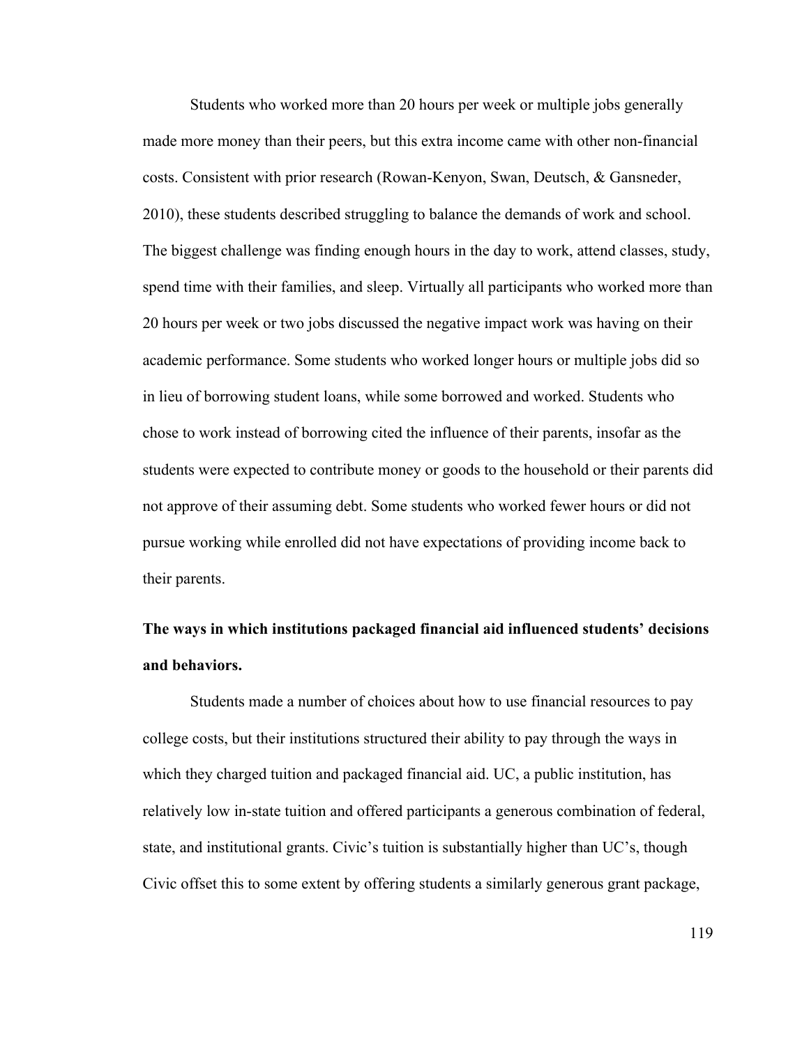Students who worked more than 20 hours per week or multiple jobs generally made more money than their peers, but this extra income came with other non-financial costs. Consistent with prior research (Rowan-Kenyon, Swan, Deutsch, & Gansneder, 2010), these students described struggling to balance the demands of work and school. The biggest challenge was finding enough hours in the day to work, attend classes, study, spend time with their families, and sleep. Virtually all participants who worked more than 20 hours per week or two jobs discussed the negative impact work was having on their academic performance. Some students who worked longer hours or multiple jobs did so in lieu of borrowing student loans, while some borrowed and worked. Students who chose to work instead of borrowing cited the influence of their parents, insofar as the students were expected to contribute money or goods to the household or their parents did not approve of their assuming debt. Some students who worked fewer hours or did not pursue working while enrolled did not have expectations of providing income back to their parents.

**The ways in which institutions packaged financial aid influenced students' decisions and behaviors.**

Students made a number of choices about how to use financial resources to pay college costs, but their institutions structured their ability to pay through the ways in which they charged tuition and packaged financial aid. UC, a public institution, has relatively low in-state tuition and offered participants a generous combination of federal, state, and institutional grants. Civic's tuition is substantially higher than UC's, though Civic offset this to some extent by offering students a similarly generous grant package,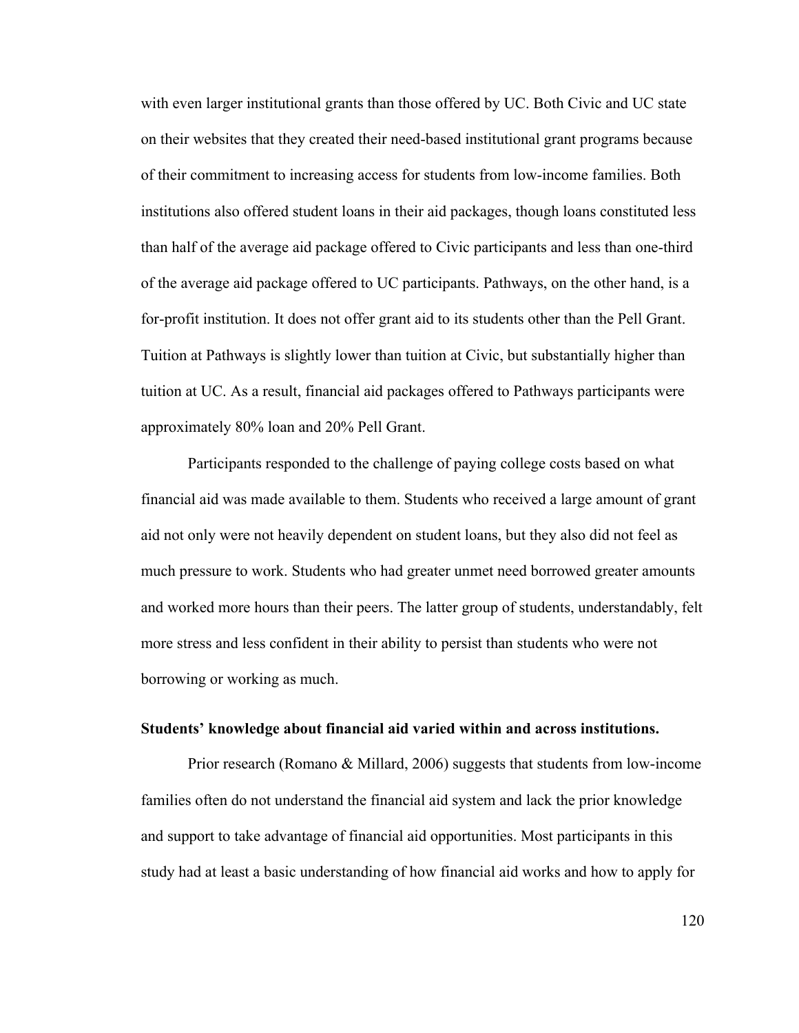with even larger institutional grants than those offered by UC. Both Civic and UC state on their websites that they created their need-based institutional grant programs because of their commitment to increasing access for students from low-income families. Both institutions also offered student loans in their aid packages, though loans constituted less than half of the average aid package offered to Civic participants and less than one-third of the average aid package offered to UC participants. Pathways, on the other hand, is a for-profit institution. It does not offer grant aid to its students other than the Pell Grant. Tuition at Pathways is slightly lower than tuition at Civic, but substantially higher than tuition at UC. As a result, financial aid packages offered to Pathways participants were approximately 80% loan and 20% Pell Grant.

Participants responded to the challenge of paying college costs based on what financial aid was made available to them. Students who received a large amount of grant aid not only were not heavily dependent on student loans, but they also did not feel as much pressure to work. Students who had greater unmet need borrowed greater amounts and worked more hours than their peers. The latter group of students, understandably, felt more stress and less confident in their ability to persist than students who were not borrowing or working as much.

**Students' knowledge about financial aid varied within and across institutions.**

Prior research (Romano & Millard, 2006) suggests that students from low-income families often do not understand the financial aid system and lack the prior knowledge and support to take advantage of financial aid opportunities. Most participants in this study had at least a basic understanding of how financial aid works and how to apply for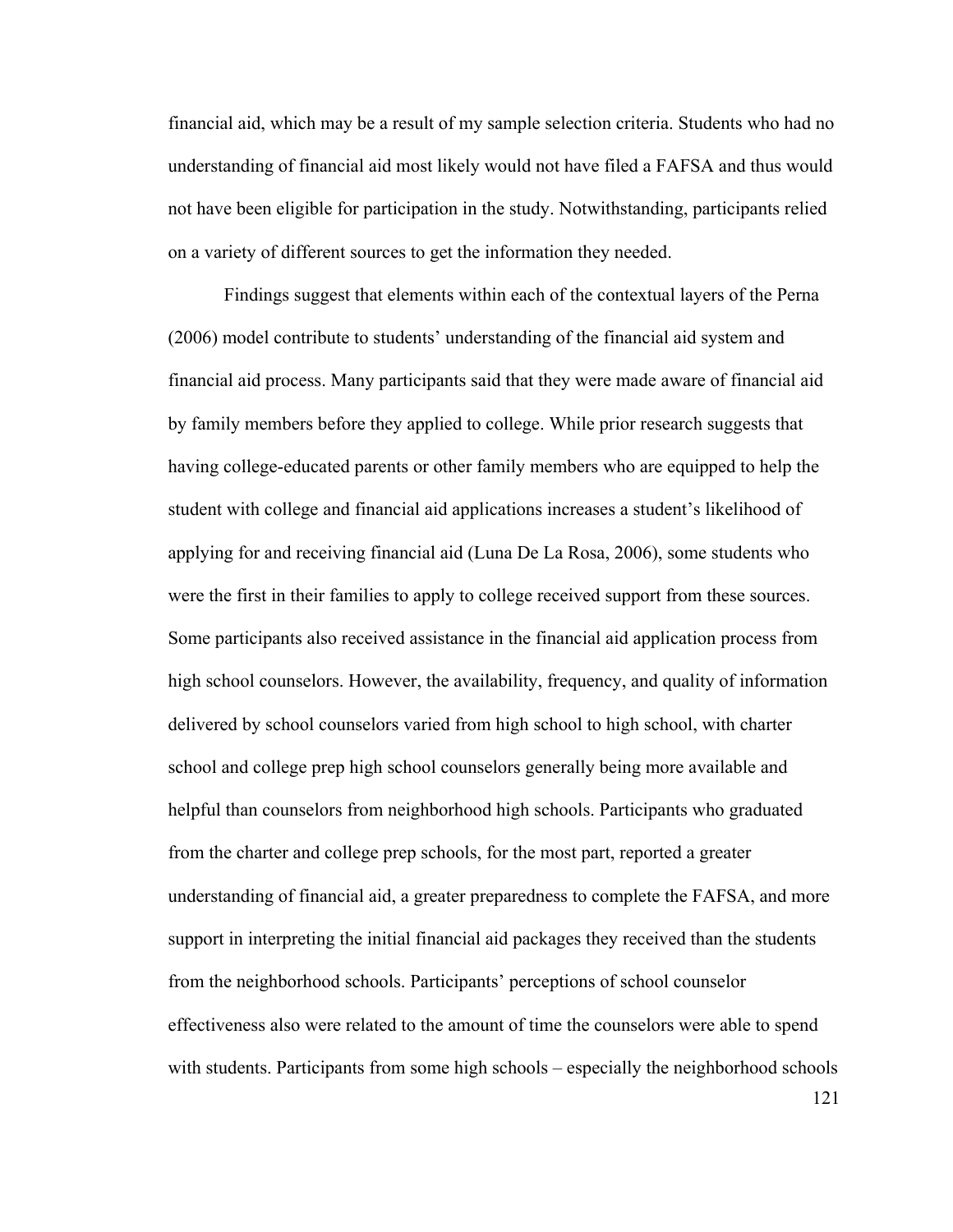financial aid, which may be a result of my sample selection criteria. Students who had no understanding of financial aid most likely would not have filed a FAFSA and thus would not have been eligible for participation in the study. Notwithstanding, participants relied on a variety of different sources to get the information they needed.

Findings suggest that elements within each of the contextual layers of the Perna (2006) model contribute to students' understanding of the financial aid system and financial aid process. Many participants said that they were made aware of financial aid by family members before they applied to college. While prior research suggests that having college-educated parents or other family members who are equipped to help the student with college and financial aid applications increases a student's likelihood of applying for and receiving financial aid (Luna De La Rosa, 2006), some students who were the first in their families to apply to college received support from these sources. Some participants also received assistance in the financial aid application process from high school counselors. However, the availability, frequency, and quality of information delivered by school counselors varied from high school to high school, with charter school and college prep high school counselors generally being more available and helpful than counselors from neighborhood high schools. Participants who graduated from the charter and college prep schools, for the most part, reported a greater understanding of financial aid, a greater preparedness to complete the FAFSA, and more support in interpreting the initial financial aid packages they received than the students from the neighborhood schools. Participants' perceptions of school counselor effectiveness also were related to the amount of time the counselors were able to spend with students. Participants from some high schools – especially the neighborhood schools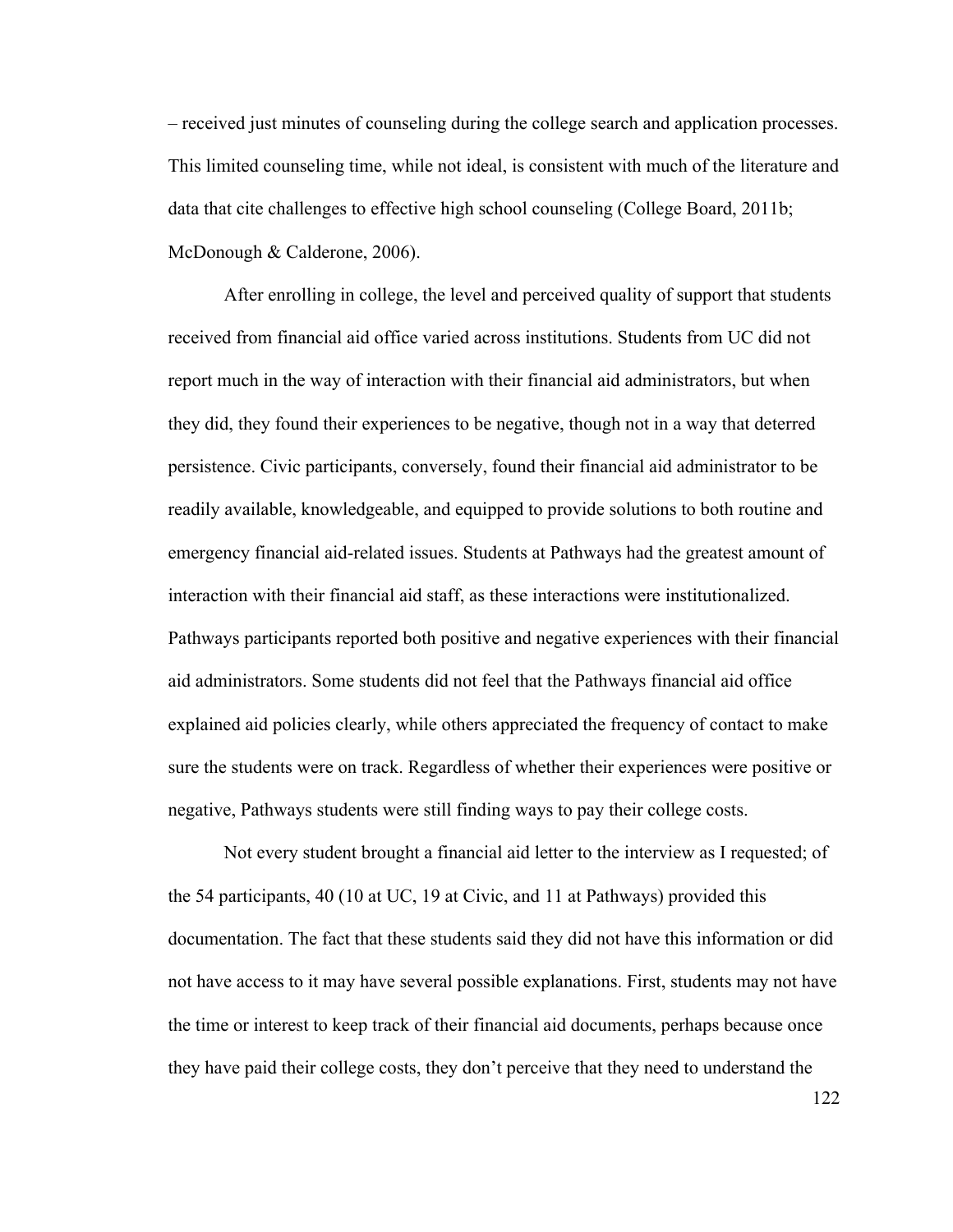– received just minutes of counseling during the college search and application processes. This limited counseling time, while not ideal, is consistent with much of the literature and data that cite challenges to effective high school counseling (College Board, 2011b; McDonough & Calderone, 2006).

After enrolling in college, the level and perceived quality of support that students received from financial aid office varied across institutions. Students from UC did not report much in the way of interaction with their financial aid administrators, but when they did, they found their experiences to be negative, though not in a way that deterred persistence. Civic participants, conversely, found their financial aid administrator to be readily available, knowledgeable, and equipped to provide solutions to both routine and emergency financial aid-related issues. Students at Pathways had the greatest amount of interaction with their financial aid staff, as these interactions were institutionalized. Pathways participants reported both positive and negative experiences with their financial aid administrators. Some students did not feel that the Pathways financial aid office explained aid policies clearly, while others appreciated the frequency of contact to make sure the students were on track. Regardless of whether their experiences were positive or negative, Pathways students were still finding ways to pay their college costs.

Not every student brought a financial aid letter to the interview as I requested; of the 54 participants, 40 (10 at UC, 19 at Civic, and 11 at Pathways) provided this documentation. The fact that these students said they did not have this information or did not have access to it may have several possible explanations. First, students may not have the time or interest to keep track of their financial aid documents, perhaps because once they have paid their college costs, they don't perceive that they need to understand the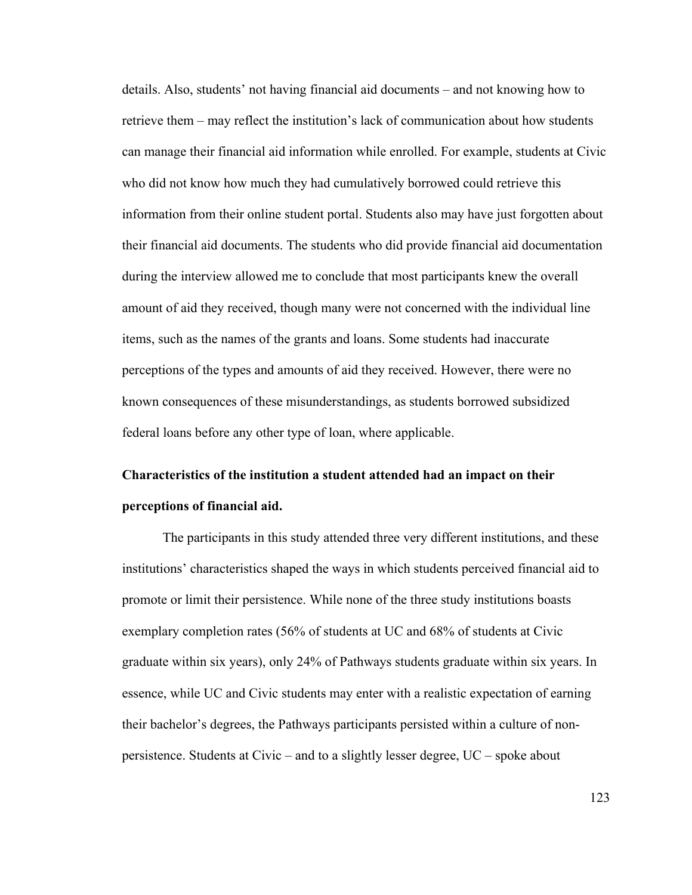details. Also, students' not having financial aid documents – and not knowing how to retrieve them – may reflect the institution's lack of communication about how students can manage their financial aid information while enrolled. For example, students at Civic who did not know how much they had cumulatively borrowed could retrieve this information from their online student portal. Students also may have just forgotten about their financial aid documents. The students who did provide financial aid documentation during the interview allowed me to conclude that most participants knew the overall amount of aid they received, though many were not concerned with the individual line items, such as the names of the grants and loans. Some students had inaccurate perceptions of the types and amounts of aid they received. However, there were no known consequences of these misunderstandings, as students borrowed subsidized federal loans before any other type of loan, where applicable.

**Characteristics of the institution a student attended had an impact on their perceptions of financial aid.**

The participants in this study attended three very different institutions, and these institutions' characteristics shaped the ways in which students perceived financial aid to promote or limit their persistence. While none of the three study institutions boasts exemplary completion rates (56% of students at UC and 68% of students at Civic graduate within six years), only 24% of Pathways students graduate within six years. In essence, while UC and Civic students may enter with a realistic expectation of earning their bachelor's degrees, the Pathways participants persisted within a culture of non-persistence. Students at Civic – and to a slightly lesser degree, UC – spoke about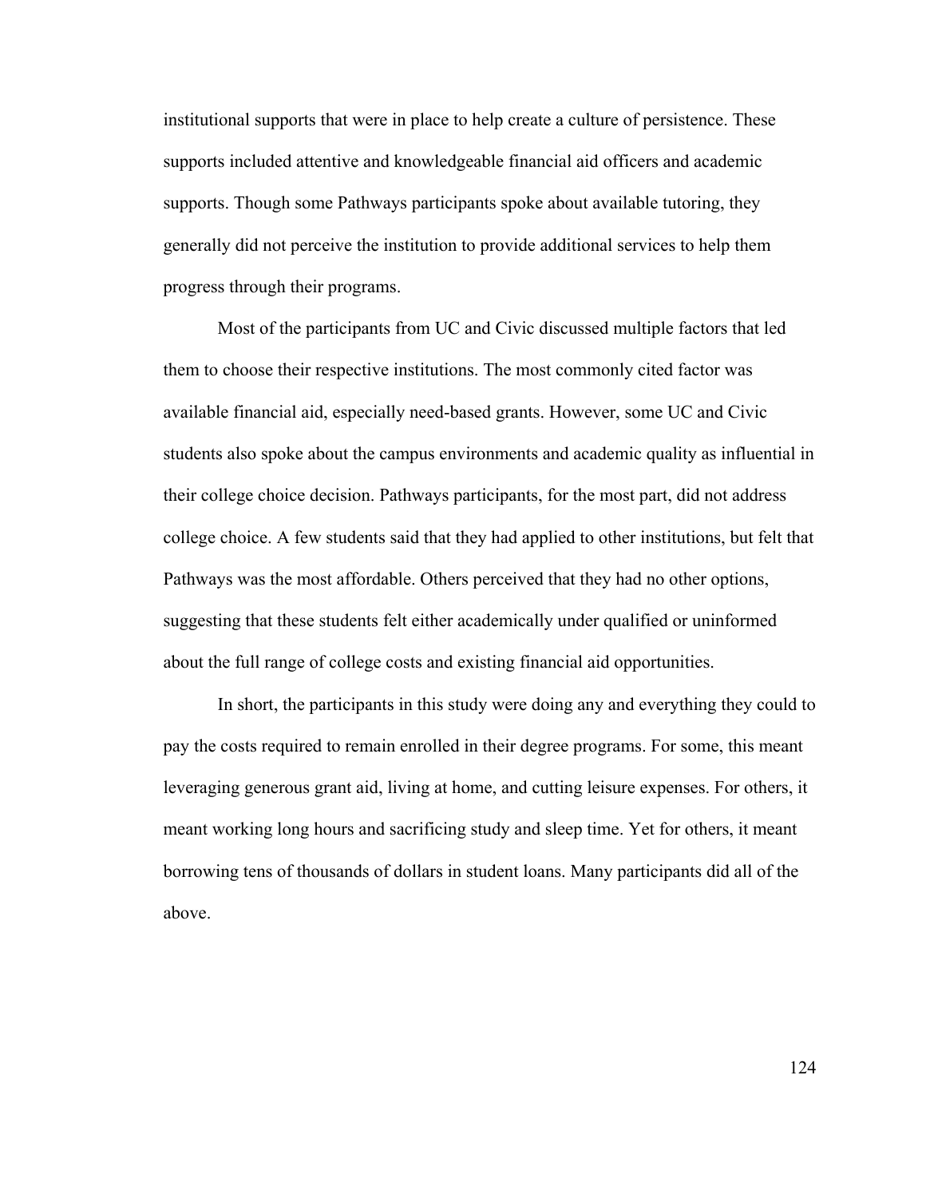institutional supports that were in place to help create a culture of persistence. These supports included attentive and knowledgeable financial aid officers and academic supports. Though some Pathways participants spoke about available tutoring, they generally did not perceive the institution to provide additional services to help them progress through their programs.

Most of the participants from UC and Civic discussed multiple factors that led them to choose their respective institutions. The most commonly cited factor was available financial aid, especially need-based grants. However, some UC and Civic students also spoke about the campus environments and academic quality as influential in their college choice decision. Pathways participants, for the most part, did not address college choice. A few students said that they had applied to other institutions, but felt that Pathways was the most affordable. Others perceived that they had no other options, suggesting that these students felt either academically under qualified or uninformed about the full range of college costs and existing financial aid opportunities.

In short, the participants in this study were doing any and everything they could to pay the costs required to remain enrolled in their degree programs. For some, this meant leveraging generous grant aid, living at home, and cutting leisure expenses. For others, it meant working long hours and sacrificing study and sleep time. Yet for others, it meant borrowing tens of thousands of dollars in student loans. Many participants did all of the above.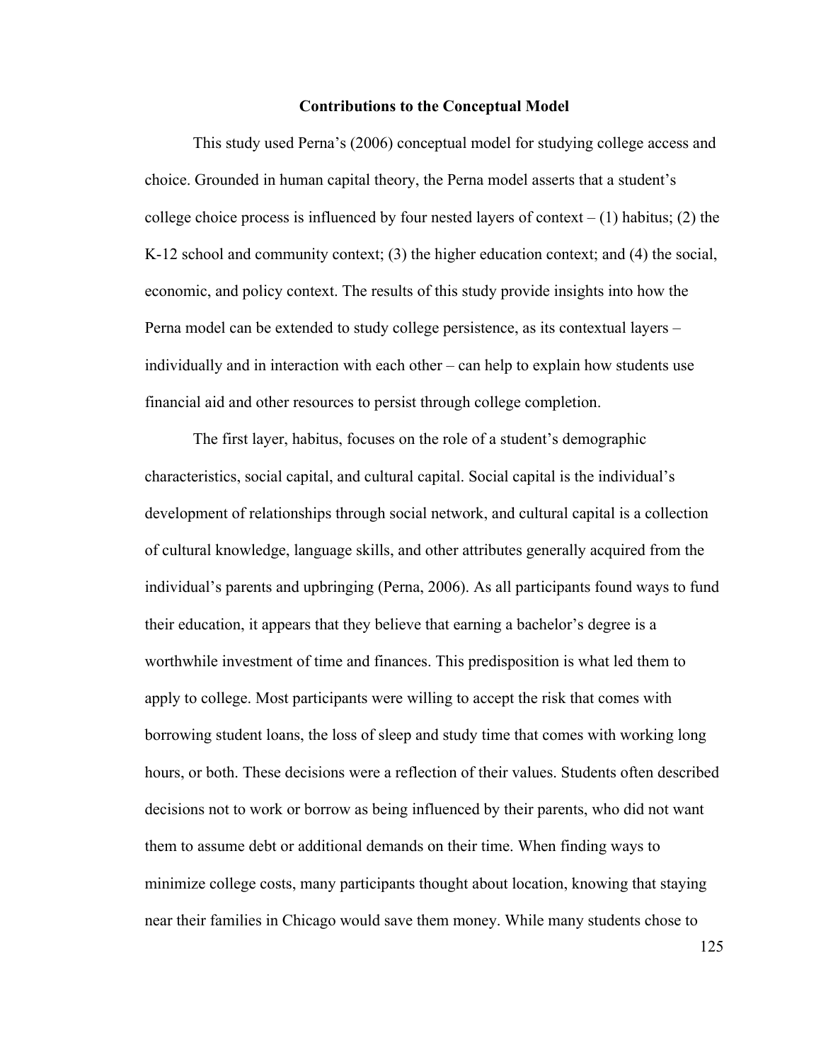## Contributions to the Conceptual Model

This study used Perna's (2006) conceptual model for studying college access and choice. Grounded in human capital theory, the Perna model asserts that a student's college choice process is influenced by four nested layers of context – (1) habitus; (2) the K-12 school and community context; (3) the higher education context; and (4) the social, economic, and policy context. The results of this study provide insights into how the Perna model can be extended to study college persistence, as its contextual layers – individually and in interaction with each other – can help to explain how students use financial aid and other resources to persist through college completion.

The first layer, habitus, focuses on the role of a student's demographic characteristics, social capital, and cultural capital. Social capital is the individual's development of relationships through social network, and cultural capital is a collection of cultural knowledge, language skills, and other attributes generally acquired from the individual's parents and upbringing (Perna, 2006). As all participants found ways to fund their education, it appears that they believe that earning a bachelor's degree is a worthwhile investment of time and finances. This predisposition is what led them to apply to college. Most participants were willing to accept the risk that comes with borrowing student loans, the loss of sleep and study time that comes with working long hours, or both. These decisions were a reflection of their values. Students often described decisions not to work or borrow as being influenced by their parents, who did not want them to assume debt or additional demands on their time. When finding ways to minimize college costs, many participants thought about location, knowing that staying near their families in Chicago would save them money. While many students chose to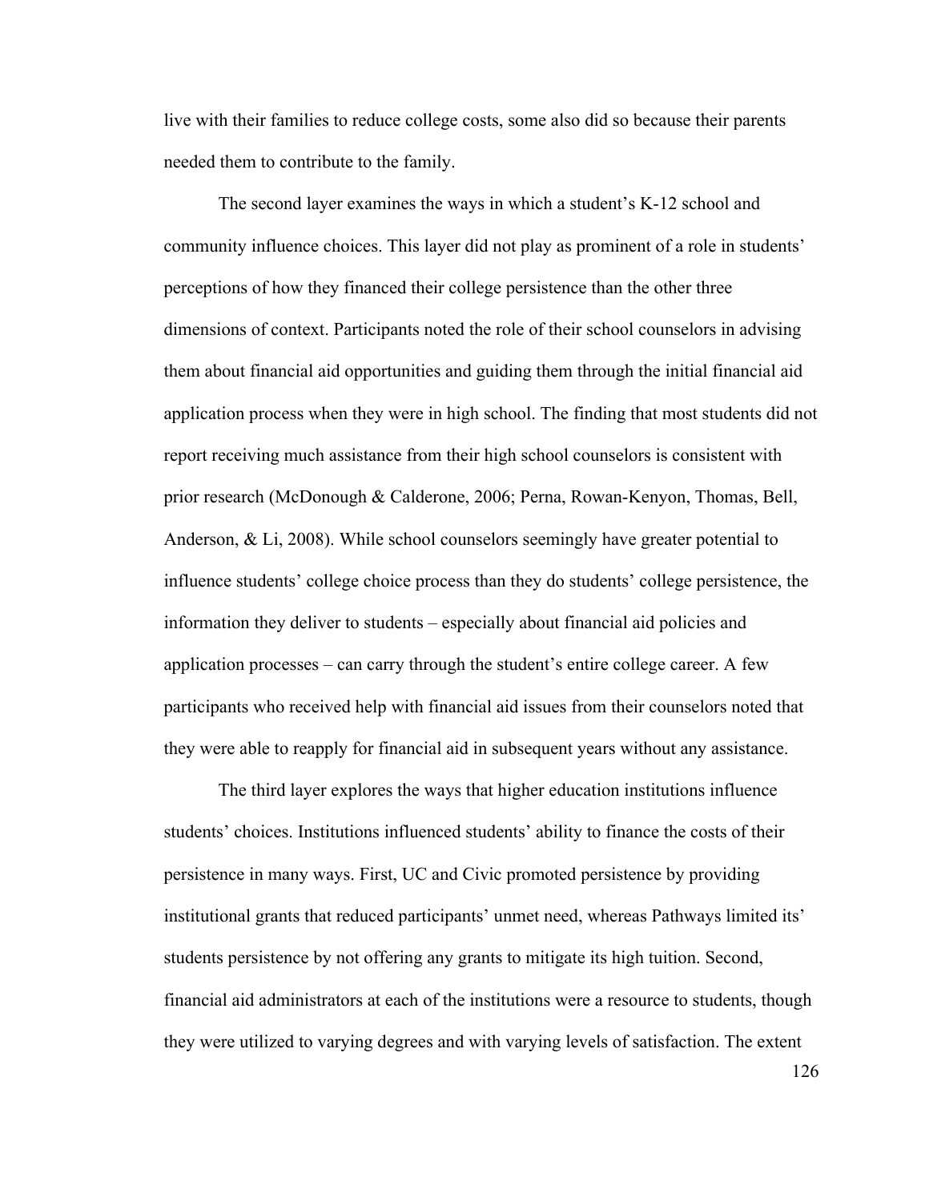live with their families to reduce college costs, some also did so because their parents needed them to contribute to the family.

The second layer examines the ways in which a student's K-12 school and community influence choices. This layer did not play as prominent of a role in students' perceptions of how they financed their college persistence than the other three dimensions of context. Participants noted the role of their school counselors in advising them about financial aid opportunities and guiding them through the initial financial aid application process when they were in high school. The finding that most students did not report receiving much assistance from their high school counselors is consistent with prior research (McDonough & Calderone, 2006; Perna, Rowan-Kenyon, Thomas, Bell, Anderson, & Li, 2008). While school counselors seemingly have greater potential to influence students' college choice process than they do students' college persistence, the information they deliver to students – especially about financial aid policies and application processes – can carry through the student's entire college career. A few participants who received help with financial aid issues from their counselors noted that they were able to reapply for financial aid in subsequent years without any assistance.

The third layer explores the ways that higher education institutions influence students' choices. Institutions influenced students' ability to finance the costs of their persistence in many ways. First, UC and Civic promoted persistence by providing institutional grants that reduced participants' unmet need, whereas Pathways limited its' students persistence by not offering any grants to mitigate its high tuition. Second, financial aid administrators at each of the institutions were a resource to students, though they were utilized to varying degrees and with varying levels of satisfaction. The extent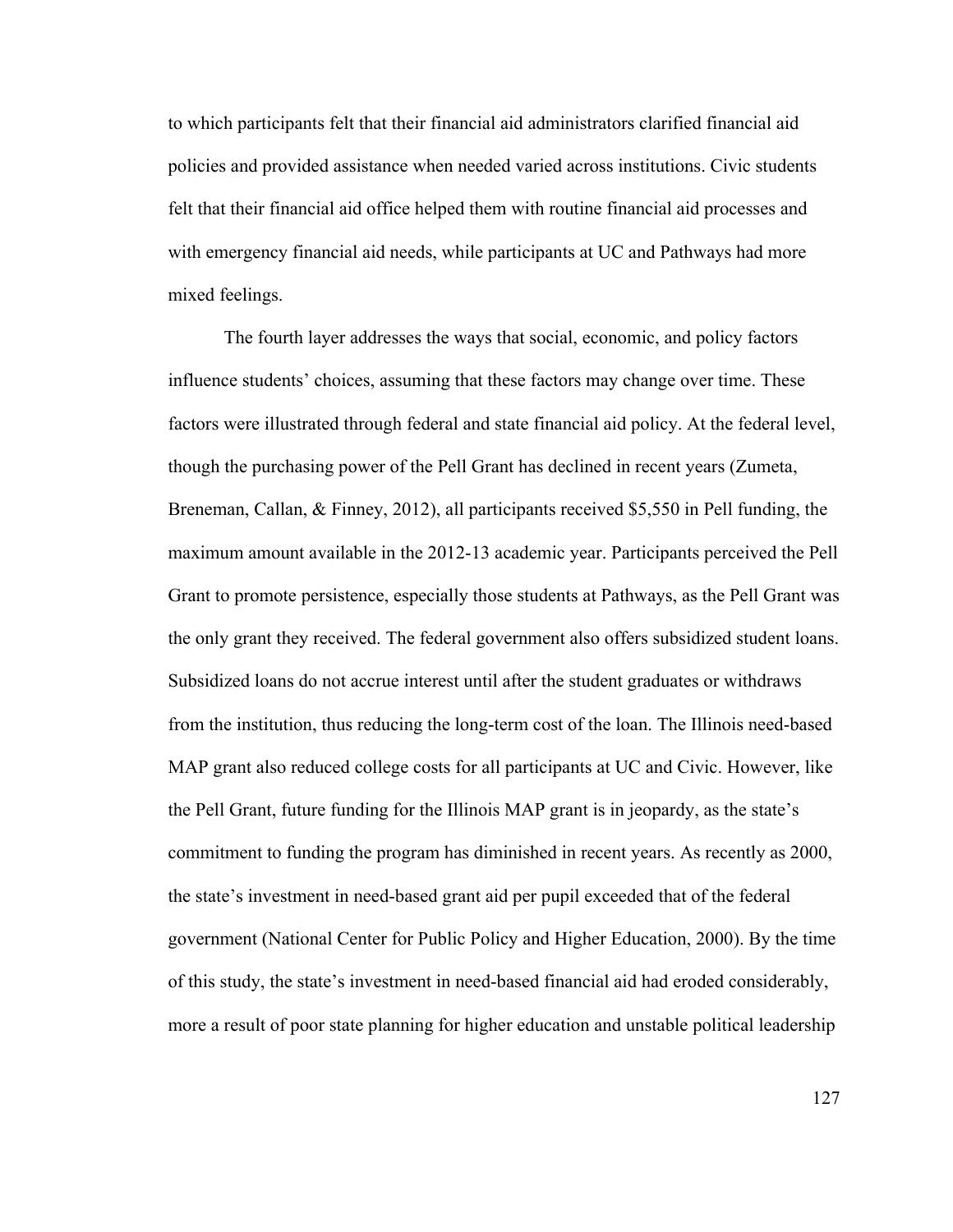to which participants felt that their financial aid administrators clarified financial aid policies and provided assistance when needed varied across institutions. Civic students felt that their financial aid office helped them with routine financial aid processes and with emergency financial aid needs, while participants at UC and Pathways had more mixed feelings.

The fourth layer addresses the ways that social, economic, and policy factors influence students' choices, assuming that these factors may change over time. These factors were illustrated through federal and state financial aid policy. At the federal level, though the purchasing power of the Pell Grant has declined in recent years (Zumeta, Breneman, Callan, & Finney, 2012), all participants received $5,550 in Pell funding, the maximum amount available in the 2012-13 academic year. Participants perceived the Pell Grant to promote persistence, especially those students at Pathways, as the Pell Grant was the only grant they received. The federal government also offers subsidized student loans. Subsidized loans do not accrue interest until after the student graduates or withdraws from the institution, thus reducing the long-term cost of the loan. The Illinois need-based MAP grant also reduced college costs for all participants at UC and Civic. However, like the Pell Grant, future funding for the Illinois MAP grant is in jeopardy, as the state's commitment to funding the program has diminished in recent years. As recently as 2000, the state's investment in need-based grant aid per pupil exceeded that of the federal government (National Center for Public Policy and Higher Education, 2000). By the time of this study, the state's investment in need-based financial aid had eroded considerably, more a result of poor state planning for higher education and unstable political leadership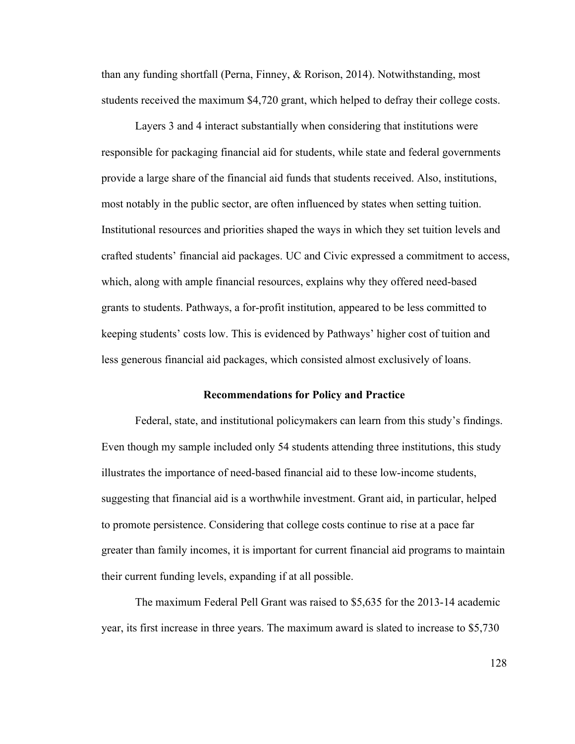than any funding shortfall (Perna, Finney, & Rorison, 2014). Notwithstanding, most students received the maximum $4,720 grant, which helped to defray their college costs.

Layers 3 and 4 interact substantially when considering that institutions were responsible for packaging financial aid for students, while state and federal governments provide a large share of the financial aid funds that students received. Also, institutions, most notably in the public sector, are often influenced by states when setting tuition. Institutional resources and priorities shaped the ways in which they set tuition levels and crafted students' financial aid packages. UC and Civic expressed a commitment to access, which, along with ample financial resources, explains why they offered need-based grants to students. Pathways, a for-profit institution, appeared to be less committed to keeping students' costs low. This is evidenced by Pathways' higher cost of tuition and less generous financial aid packages, which consisted almost exclusively of loans.

## Recommendations for Policy and Practice

Federal, state, and institutional policymakers can learn from this study's findings. Even though my sample included only 54 students attending three institutions, this study illustrates the importance of need-based financial aid to these low-income students, suggesting that financial aid is a worthwhile investment. Grant aid, in particular, helped to promote persistence. Considering that college costs continue to rise at a pace far greater than family incomes, it is important for current financial aid programs to maintain their current funding levels, expanding if at all possible.

The maximum Federal Pell Grant was raised to $5,635 for the 2013-14 academic year, its first increase in three years. The maximum award is slated to increase to $5,730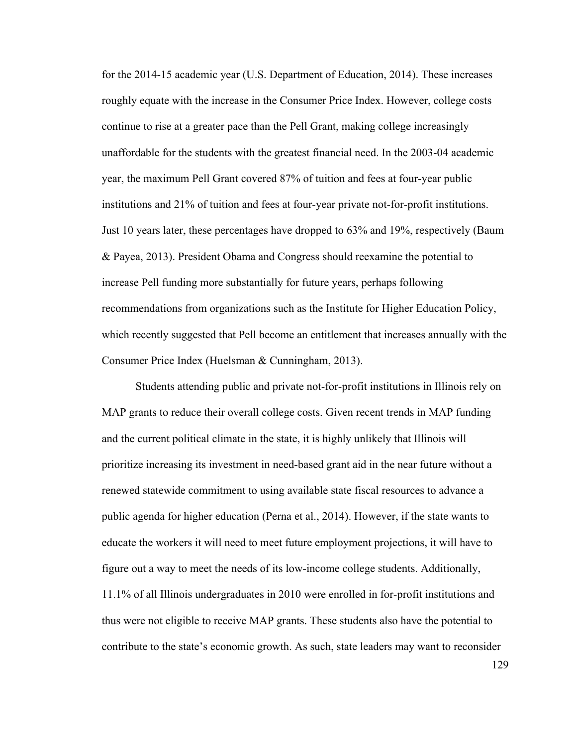for the 2014-15 academic year (U.S. Department of Education, 2014). These increases roughly equate with the increase in the Consumer Price Index. However, college costs continue to rise at a greater pace than the Pell Grant, making college increasingly unaffordable for the students with the greatest financial need. In the 2003-04 academic year, the maximum Pell Grant covered 87% of tuition and fees at four-year public institutions and 21% of tuition and fees at four-year private not-for-profit institutions. Just 10 years later, these percentages have dropped to 63% and 19%, respectively (Baum & Payea, 2013). President Obama and Congress should reexamine the potential to increase Pell funding more substantially for future years, perhaps following recommendations from organizations such as the Institute for Higher Education Policy, which recently suggested that Pell become an entitlement that increases annually with the Consumer Price Index (Huelsman & Cunningham, 2013).

Students attending public and private not-for-profit institutions in Illinois rely on MAP grants to reduce their overall college costs. Given recent trends in MAP funding and the current political climate in the state, it is highly unlikely that Illinois will prioritize increasing its investment in need-based grant aid in the near future without a renewed statewide commitment to using available state fiscal resources to advance a public agenda for higher education (Perna et al., 2014). However, if the state wants to educate the workers it will need to meet future employment projections, it will have to figure out a way to meet the needs of its low-income college students. Additionally, 11.1% of all Illinois undergraduates in 2010 were enrolled in for-profit institutions and thus were not eligible to receive MAP grants. These students also have the potential to contribute to the state's economic growth. As such, state leaders may want to reconsider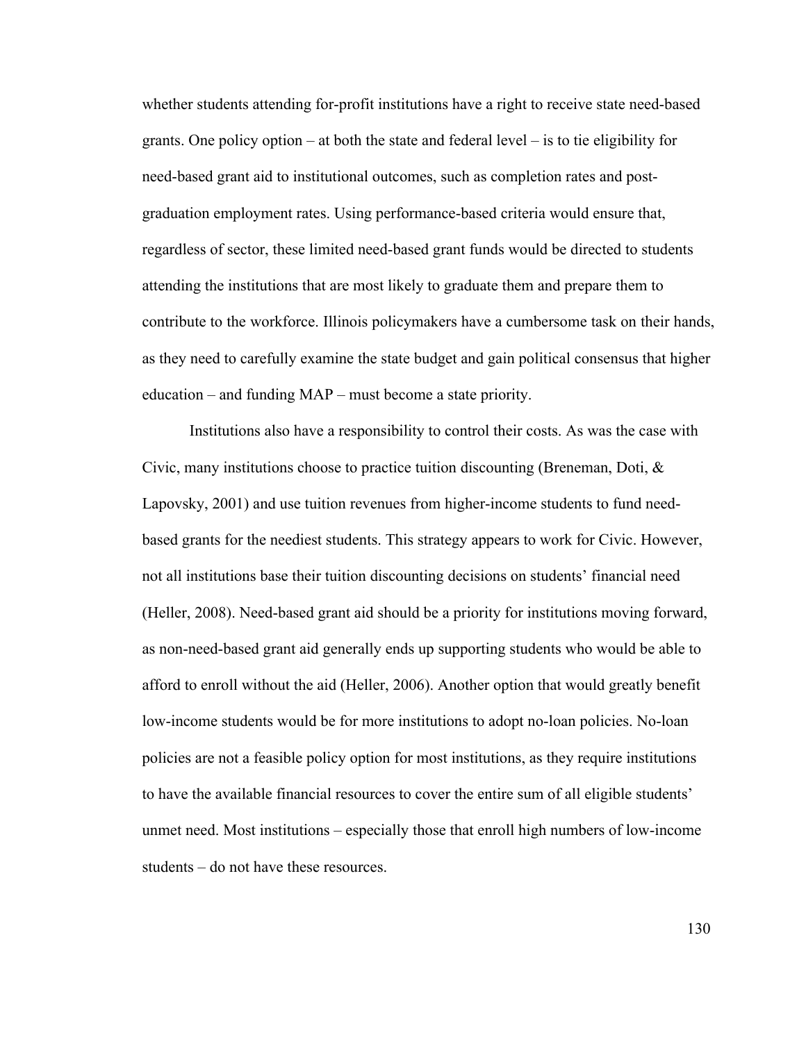whether students attending for-profit institutions have a right to receive state need-based grants. One policy option – at both the state and federal level – is to tie eligibility for need-based grant aid to institutional outcomes, such as completion rates and post-graduation employment rates. Using performance-based criteria would ensure that, regardless of sector, these limited need-based grant funds would be directed to students attending the institutions that are most likely to graduate them and prepare them to contribute to the workforce. Illinois policymakers have a cumbersome task on their hands, as they need to carefully examine the state budget and gain political consensus that higher education – and funding MAP – must become a state priority.

Institutions also have a responsibility to control their costs. As was the case with Civic, many institutions choose to practice tuition discounting (Breneman, Doti, & Lapovsky, 2001) and use tuition revenues from higher-income students to fund need-based grants for the neediest students. This strategy appears to work for Civic. However, not all institutions base their tuition discounting decisions on students' financial need (Heller, 2008). Need-based grant aid should be a priority for institutions moving forward, as non-need-based grant aid generally ends up supporting students who would be able to afford to enroll without the aid (Heller, 2006). Another option that would greatly benefit low-income students would be for more institutions to adopt no-loan policies. No-loan policies are not a feasible policy option for most institutions, as they require institutions to have the available financial resources to cover the entire sum of all eligible students' unmet need. Most institutions – especially those that enroll high numbers of low-income students – do not have these resources.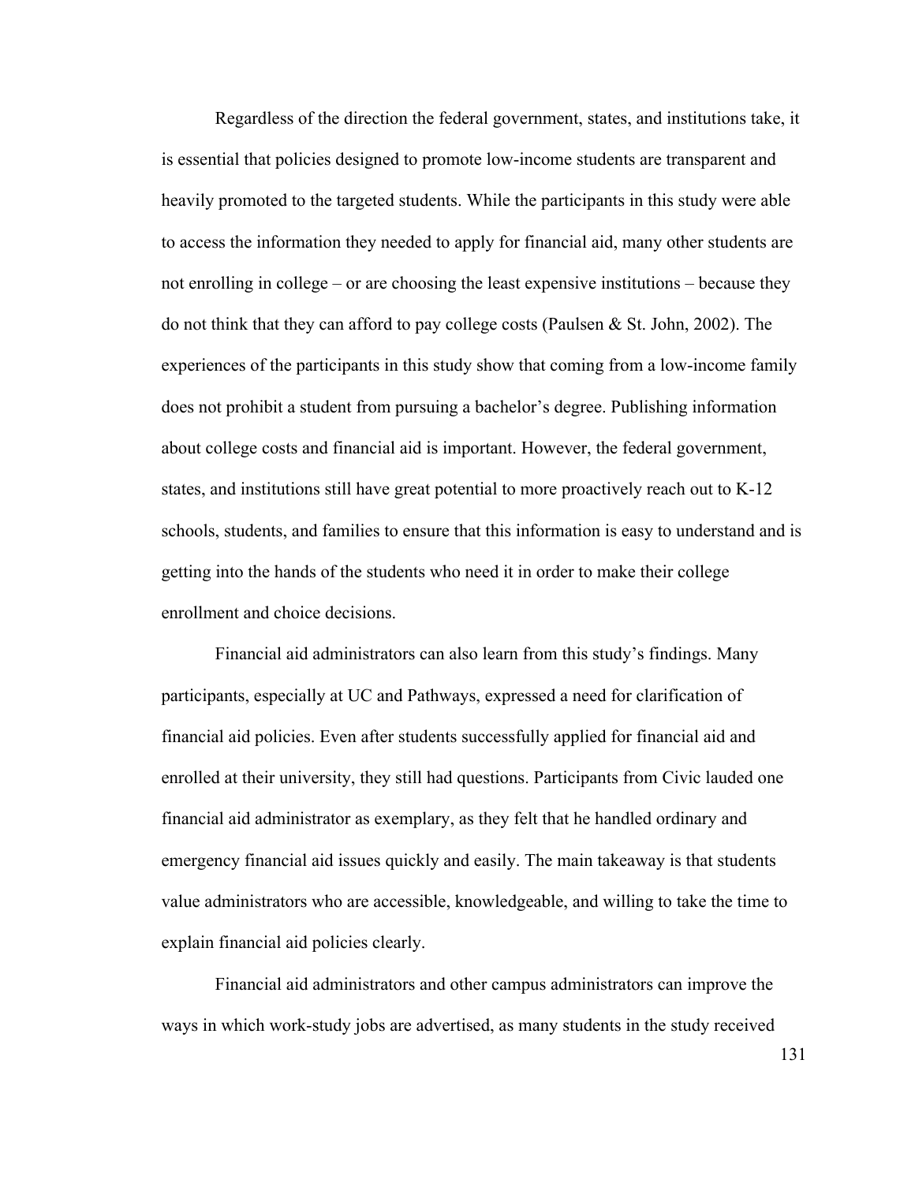Regardless of the direction the federal government, states, and institutions take, it is essential that policies designed to promote low-income students are transparent and heavily promoted to the targeted students. While the participants in this study were able to access the information they needed to apply for financial aid, many other students are not enrolling in college – or are choosing the least expensive institutions – because they do not think that they can afford to pay college costs (Paulsen & St. John, 2002). The experiences of the participants in this study show that coming from a low-income family does not prohibit a student from pursuing a bachelor's degree. Publishing information about college costs and financial aid is important. However, the federal government, states, and institutions still have great potential to more proactively reach out to K-12 schools, students, and families to ensure that this information is easy to understand and is getting into the hands of the students who need it in order to make their college enrollment and choice decisions.

Financial aid administrators can also learn from this study's findings. Many participants, especially at UC and Pathways, expressed a need for clarification of financial aid policies. Even after students successfully applied for financial aid and enrolled at their university, they still had questions. Participants from Civic lauded one financial aid administrator as exemplary, as they felt that he handled ordinary and emergency financial aid issues quickly and easily. The main takeaway is that students value administrators who are accessible, knowledgeable, and willing to take the time to explain financial aid policies clearly.

Financial aid administrators and other campus administrators can improve the ways in which work-study jobs are advertised, as many students in the study received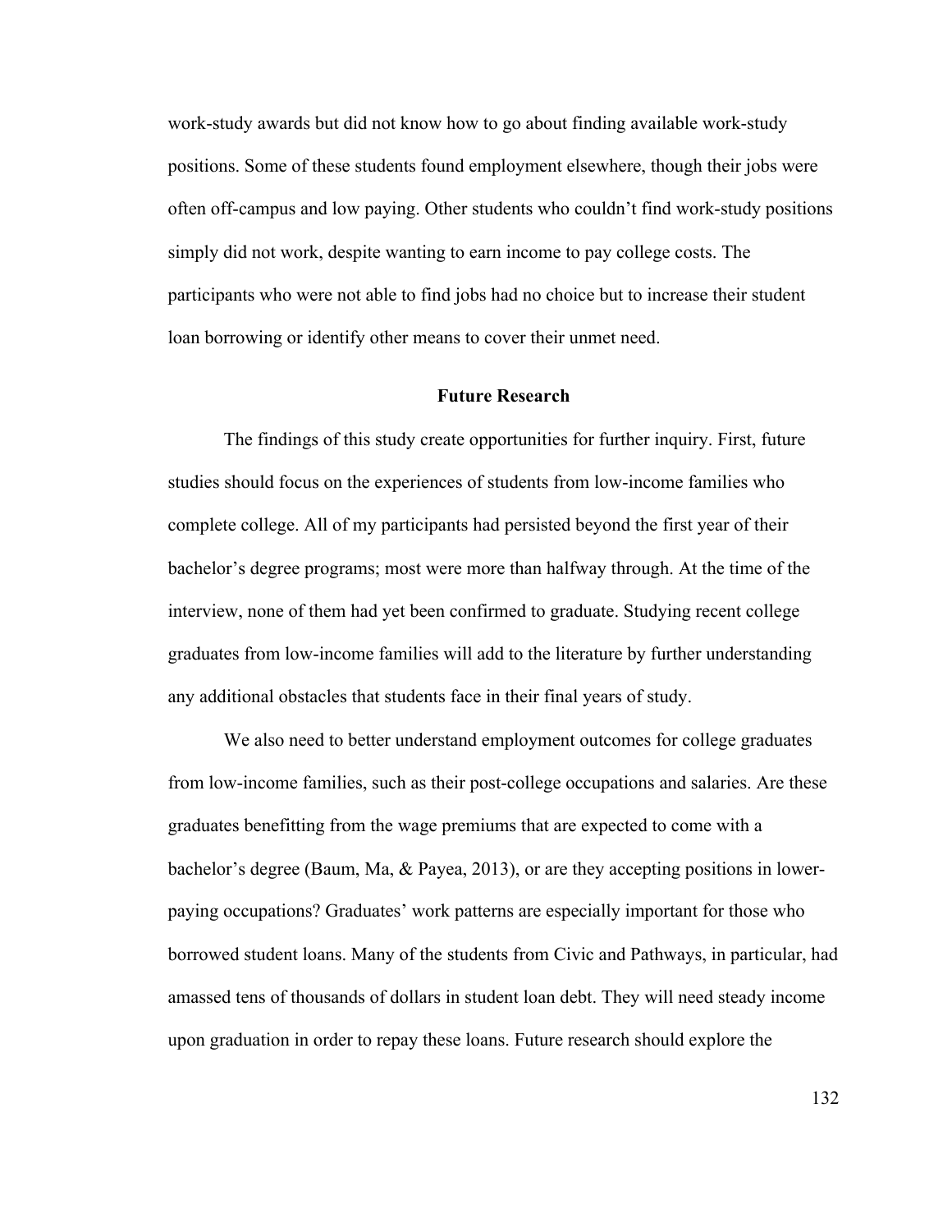work-study awards but did not know how to go about finding available work-study positions. Some of these students found employment elsewhere, though their jobs were often off-campus and low paying. Other students who couldn't find work-study positions simply did not work, despite wanting to earn income to pay college costs. The participants who were not able to find jobs had no choice but to increase their student loan borrowing or identify other means to cover their unmet need.

## Future Research

The findings of this study create opportunities for further inquiry. First, future studies should focus on the experiences of students from low-income families who complete college. All of my participants had persisted beyond the first year of their bachelor's degree programs; most were more than halfway through. At the time of the interview, none of them had yet been confirmed to graduate. Studying recent college graduates from low-income families will add to the literature by further understanding any additional obstacles that students face in their final years of study.

We also need to better understand employment outcomes for college graduates from low-income families, such as their post-college occupations and salaries. Are these graduates benefitting from the wage premiums that are expected to come with a bachelor's degree (Baum, Ma, & Payea, 2013), or are they accepting positions in lower-paying occupations? Graduates' work patterns are especially important for those who borrowed student loans. Many of the students from Civic and Pathways, in particular, had amassed tens of thousands of dollars in student loan debt. They will need steady income upon graduation in order to repay these loans. Future research should explore the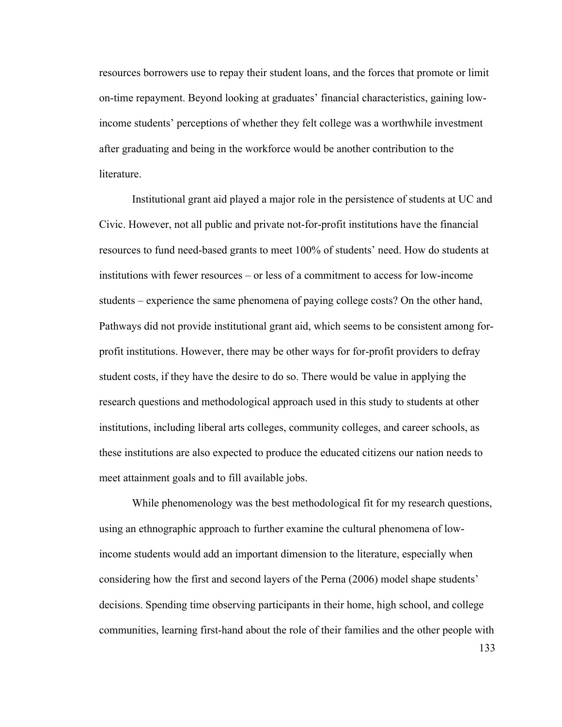resources borrowers use to repay their student loans, and the forces that promote or limit on-time repayment. Beyond looking at graduates' financial characteristics, gaining low-income students' perceptions of whether they felt college was a worthwhile investment after graduating and being in the workforce would be another contribution to the literature.

Institutional grant aid played a major role in the persistence of students at UC and Civic. However, not all public and private not-for-profit institutions have the financial resources to fund need-based grants to meet 100% of students' need. How do students at institutions with fewer resources – or less of a commitment to access for low-income students – experience the same phenomena of paying college costs? On the other hand, Pathways did not provide institutional grant aid, which seems to be consistent among for-profit institutions. However, there may be other ways for for-profit providers to defray student costs, if they have the desire to do so. There would be value in applying the research questions and methodological approach used in this study to students at other institutions, including liberal arts colleges, community colleges, and career schools, as these institutions are also expected to produce the educated citizens our nation needs to meet attainment goals and to fill available jobs.

While phenomenology was the best methodological fit for my research questions, using an ethnographic approach to further examine the cultural phenomena of low-income students would add an important dimension to the literature, especially when considering how the first and second layers of the Perna (2006) model shape students' decisions. Spending time observing participants in their home, high school, and college communities, learning first-hand about the role of their families and the other people with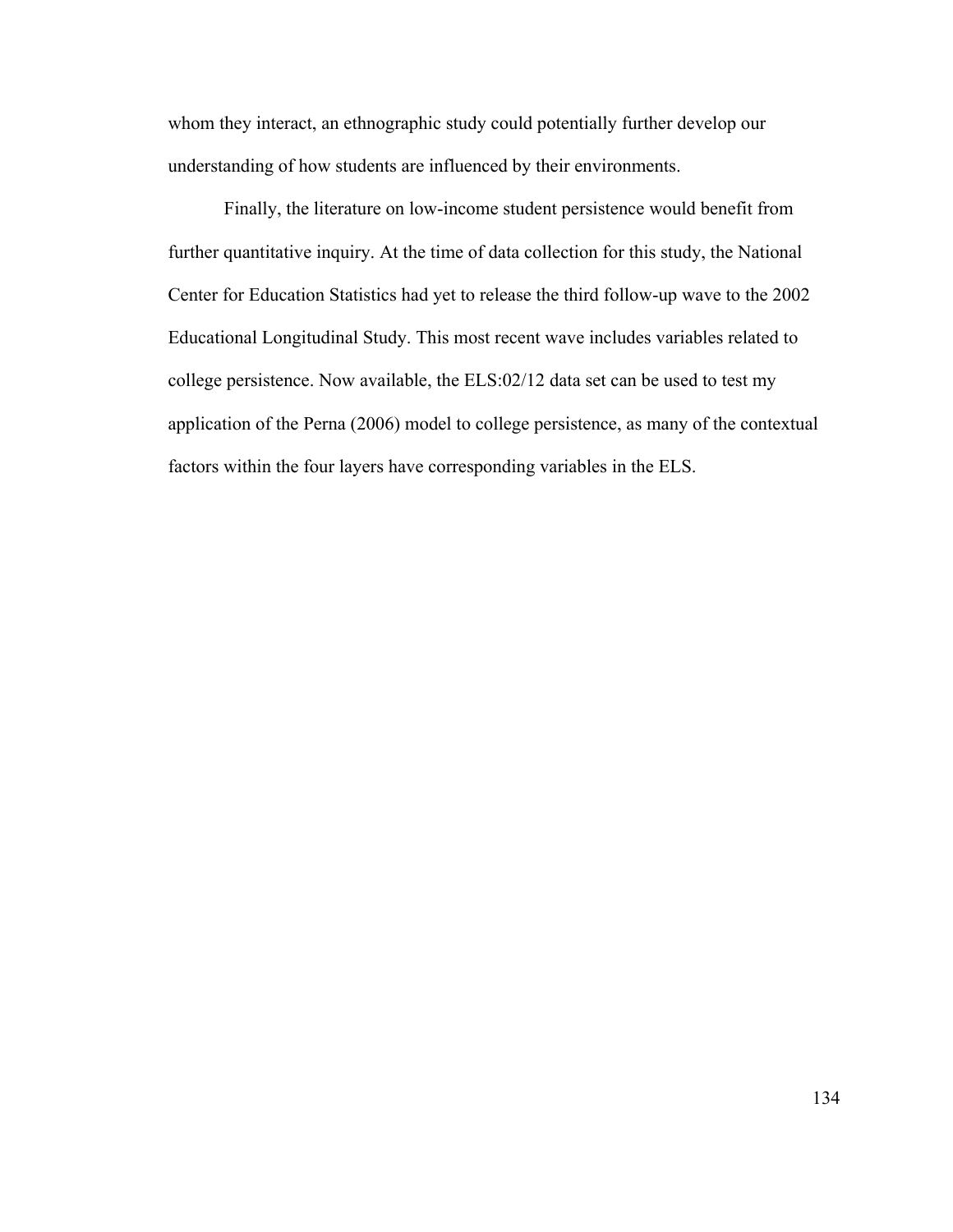whom they interact, an ethnographic study could potentially further develop our understanding of how students are influenced by their environments.

Finally, the literature on low-income student persistence would benefit from further quantitative inquiry. At the time of data collection for this study, the National Center for Education Statistics had yet to release the third follow-up wave to the 2002 Educational Longitudinal Study. This most recent wave includes variables related to college persistence. Now available, the ELS:02/12 data set can be used to test my application of the Perna (2006) model to college persistence, as many of the contextual factors within the four layers have corresponding variables in the ELS.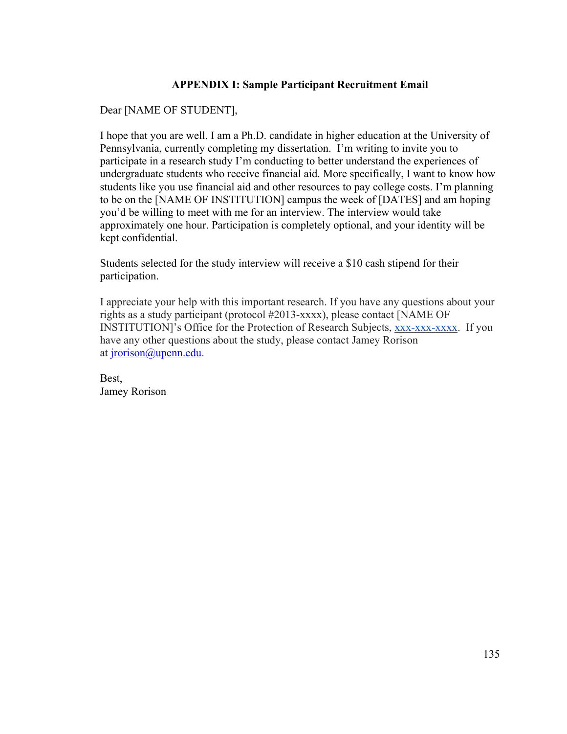## APPENDIX I: Sample Participant Recruitment Email

Dear [NAME OF STUDENT],

I hope that you are well. I am a Ph.D. candidate in higher education at the University of Pennsylvania, currently completing my dissertation. I'm writing to invite you to participate in a research study I'm conducting to better understand the experiences of undergraduate students who receive financial aid. More specifically, I want to know how students like you use financial aid and other resources to pay college costs. I'm planning to be on the [NAME OF INSTITUTION] campus the week of [DATES] and am hoping you'd be willing to meet with me for an interview. The interview would take approximately one hour. Participation is completely optional, and your identity will be kept confidential.

Students selected for the study interview will receive a $10 cash stipend for their participation.

I appreciate your help with this important research. If you have any questions about your rights as a study participant (protocol #2013-xxxx), please contact [NAME OF INSTITUTION]'s Office for the Protection of Research Subjects, xxx-xxx-xxxx. If you have any other questions about the study, please contact Jamey Rorison at jrorison@upenn.edu.

Best,
Jamey Rorison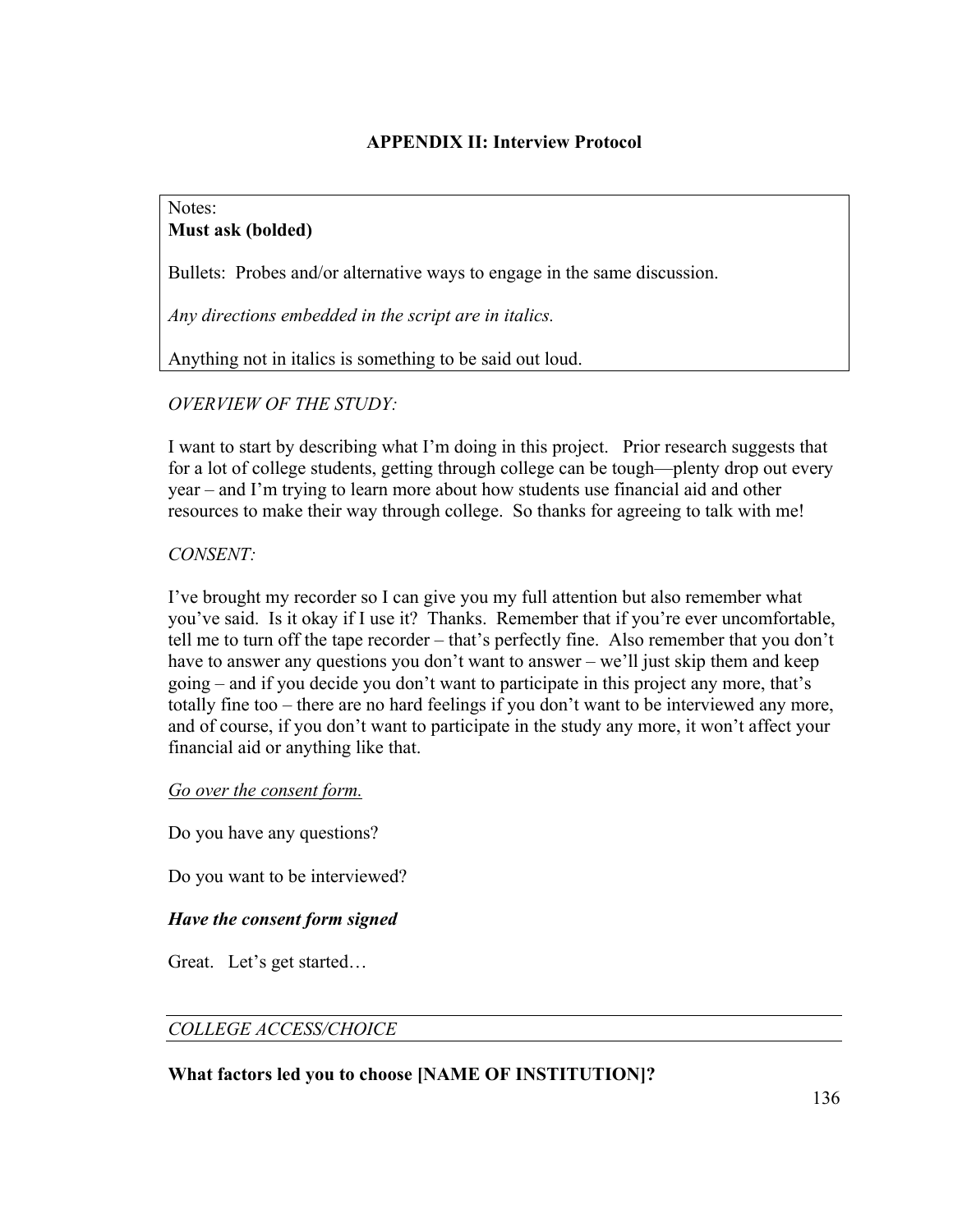## APPENDIX II: Interview Protocol

Notes:
**Must ask (bolded)**

Bullets: Probes and/or alternative ways to engage in the same discussion.

*Any directions embedded in the script are in italics.*

Anything not in italics is something to be said out loud.

*OVERVIEW OF THE STUDY:*

I want to start by describing what I'm doing in this project. Prior research suggests that for a lot of college students, getting through college can be tough—plenty drop out every year – and I'm trying to learn more about how students use financial aid and other resources to make their way through college. So thanks for agreeing to talk with me!

*CONSENT:*

I've brought my recorder so I can give you my full attention but also remember what you've said. Is it okay if I use it? Thanks. Remember that if you're ever uncomfortable, tell me to turn off the tape recorder – that's perfectly fine. Also remember that you don't have to answer any questions you don't want to answer – we'll just skip them and keep going – and if you decide you don't want to participate in this project any more, that's totally fine too – there are no hard feelings if you don't want to be interviewed any more, and of course, if you don't want to participate in the study any more, it won't affect your financial aid or anything like that.

*Go over the consent form.*

Do you have any questions?

Do you want to be interviewed?

***Have the consent form signed***

Great. Let's get started…

*COLLEGE ACCESS/CHOICE*

**What factors led you to choose [NAME OF INSTITUTION]?**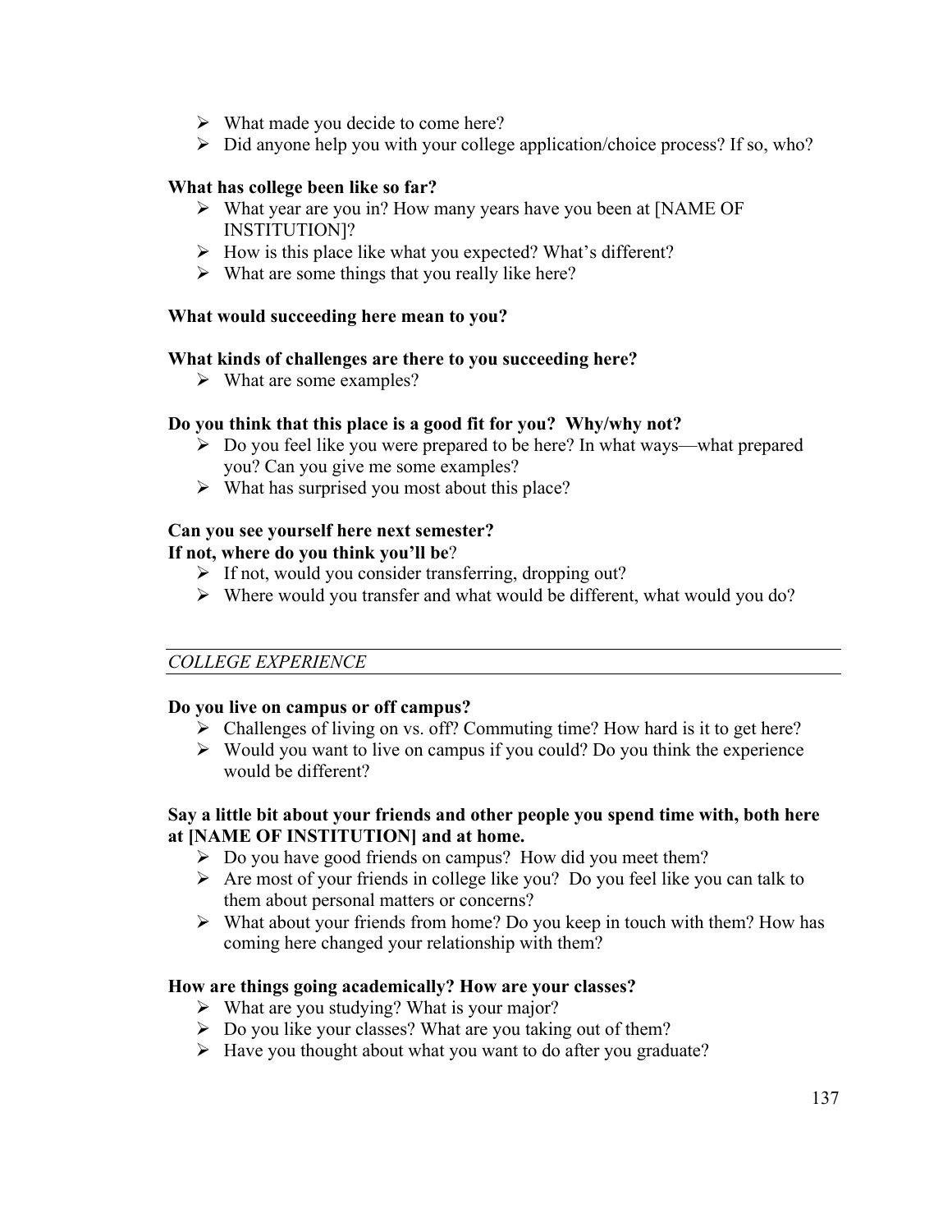- What made you decide to come here?
- Did anyone help you with your college application/choice process? If so, who?

**What has college been like so far?**

- What year are you in? How many years have you been at [NAME OF INSTITUTION]?
- How is this place like what you expected? What's different?
- What are some things that you really like here?

**What would succeeding here mean to you?**

**What kinds of challenges are there to you succeeding here?**

- What are some examples?

**Do you think that this place is a good fit for you? Why/why not?**

- Do you feel like you were prepared to be here? In what ways—what prepared you? Can you give me some examples?
- What has surprised you most about this place?

**Can you see yourself here next semester?**
**If not, where do you think you'll be**?

- If not, would you consider transferring, dropping out?
- Where would you transfer and what would be different, what would you do?

*COLLEGE EXPERIENCE*

**Do you live on campus or off campus?**

- Challenges of living on vs. off? Commuting time? How hard is it to get here?
- Would you want to live on campus if you could? Do you think the experience would be different?

**Say a little bit about your friends and other people you spend time with, both here at [NAME OF INSTITUTION] and at home.**

- Do you have good friends on campus? How did you meet them?
- Are most of your friends in college like you? Do you feel like you can talk to them about personal matters or concerns?
- What about your friends from home? Do you keep in touch with them? How has coming here changed your relationship with them?

**How are things going academically? How are your classes?**

- What are you studying? What is your major?
- Do you like your classes? What are you taking out of them?
- Have you thought about what you want to do after you graduate?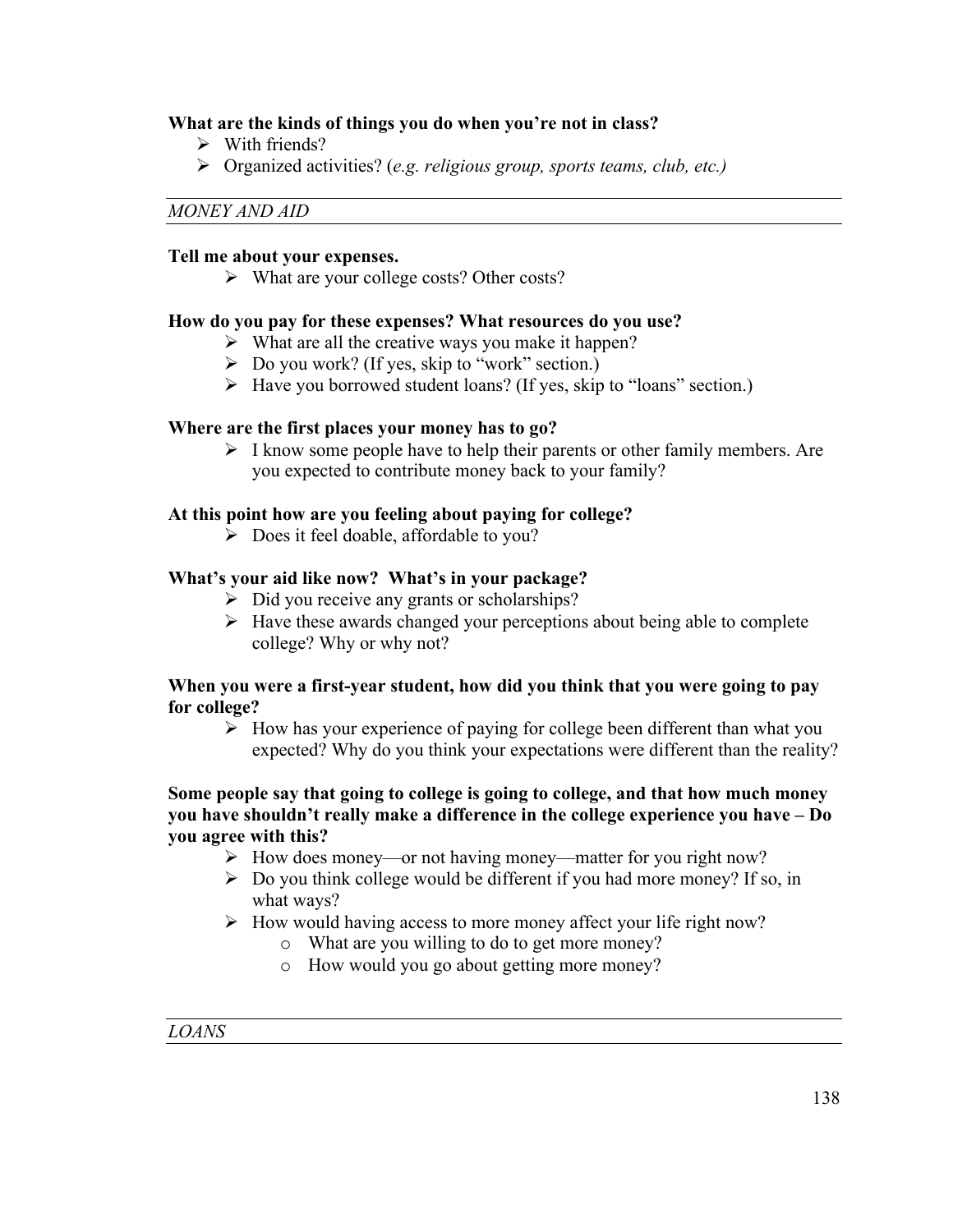**What are the kinds of things you do when you're not in class?**

- With friends?
- Organized activities? (*e.g. religious group, sports teams, club, etc.)*

---

*MONEY AND AID*

---

**Tell me about your expenses.**

- What are your college costs? Other costs?

**How do you pay for these expenses? What resources do you use?**

- What are all the creative ways you make it happen?
- Do you work? (If yes, skip to "work" section.)
- Have you borrowed student loans? (If yes, skip to "loans" section.)

**Where are the first places your money has to go?**

- I know some people have to help their parents or other family members. Are you expected to contribute money back to your family?

**At this point how are you feeling about paying for college?**

- Does it feel doable, affordable to you?

**What's your aid like now? What's in your package?**

- Did you receive any grants or scholarships?
- Have these awards changed your perceptions about being able to complete college? Why or why not?

**When you were a first-year student, how did you think that you were going to pay for college?**

- How has your experience of paying for college been different than what you expected? Why do you think your expectations were different than the reality?

**Some people say that going to college is going to college, and that how much money you have shouldn't really make a difference in the college experience you have – Do you agree with this?**

- How does money—or not having money—matter for you right now?
- Do you think college would be different if you had more money? If so, in what ways?
- How would having access to more money affect your life right now?
    - What are you willing to do to get more money?
    - How would you go about getting more money?

---

*LOANS*

---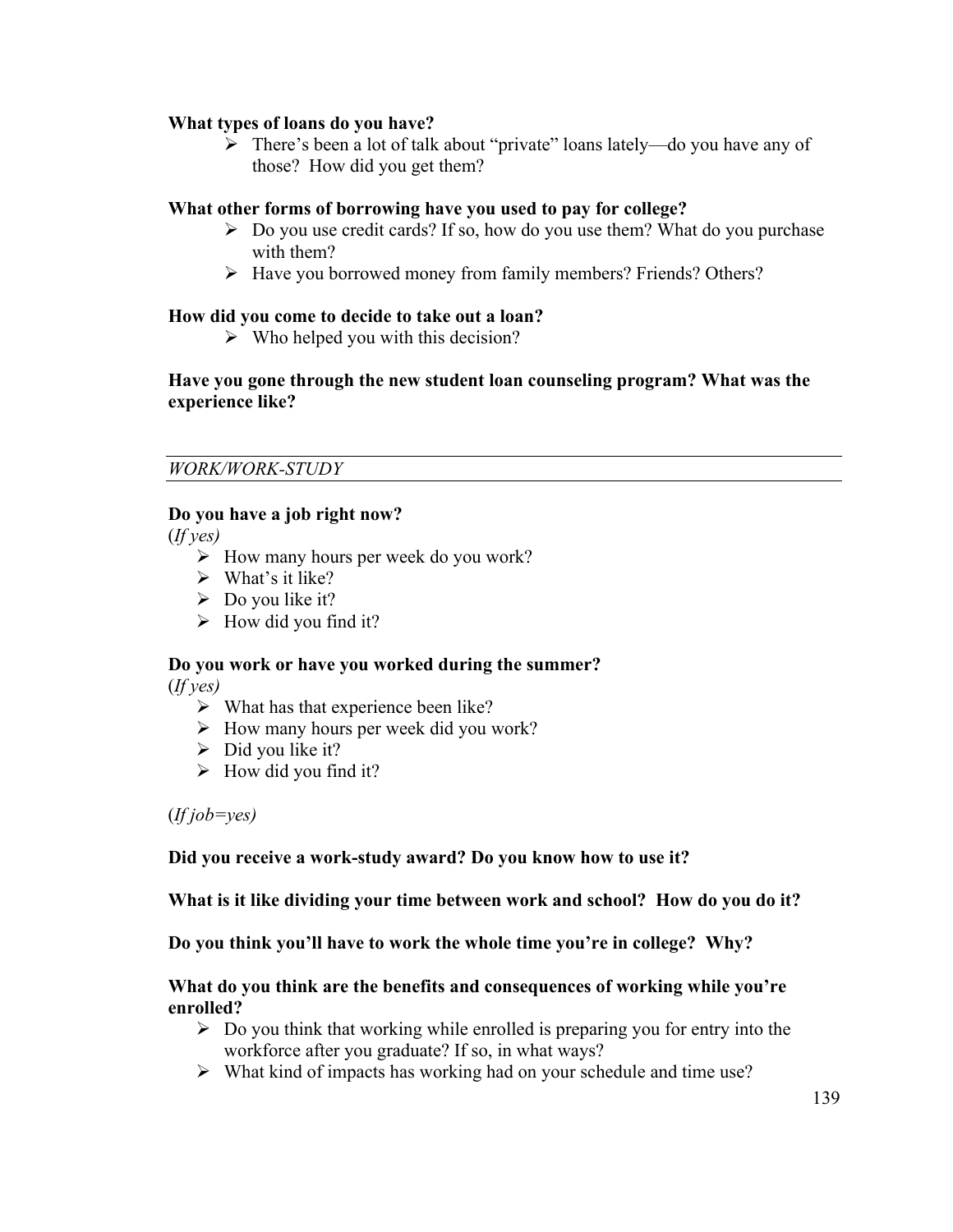**What types of loans do you have?**

- There's been a lot of talk about "private" loans lately—do you have any of those? How did you get them?

**What other forms of borrowing have you used to pay for college?**

- Do you use credit cards? If so, how do you use them? What do you purchase with them?
- Have you borrowed money from family members? Friends? Others?

**How did you come to decide to take out a loan?**

- Who helped you with this decision?

**Have you gone through the new student loan counseling program? What was the experience like?**

---

*WORK/WORK-STUDY*

---

**Do you have a job right now?**

(*If yes)*

- How many hours per week do you work?
- What's it like?
- Do you like it?
- How did you find it?

**Do you work or have you worked during the summer?**

(*If yes)*

- What has that experience been like?
- How many hours per week did you work?
- Did you like it?
- How did you find it?

(*If job=yes)*

**Did you receive a work-study award? Do you know how to use it?**

**What is it like dividing your time between work and school? How do you do it?**

**Do you think you'll have to work the whole time you're in college? Why?**

**What do you think are the benefits and consequences of working while you're enrolled?**

- Do you think that working while enrolled is preparing you for entry into the workforce after you graduate? If so, in what ways?
- What kind of impacts has working had on your schedule and time use?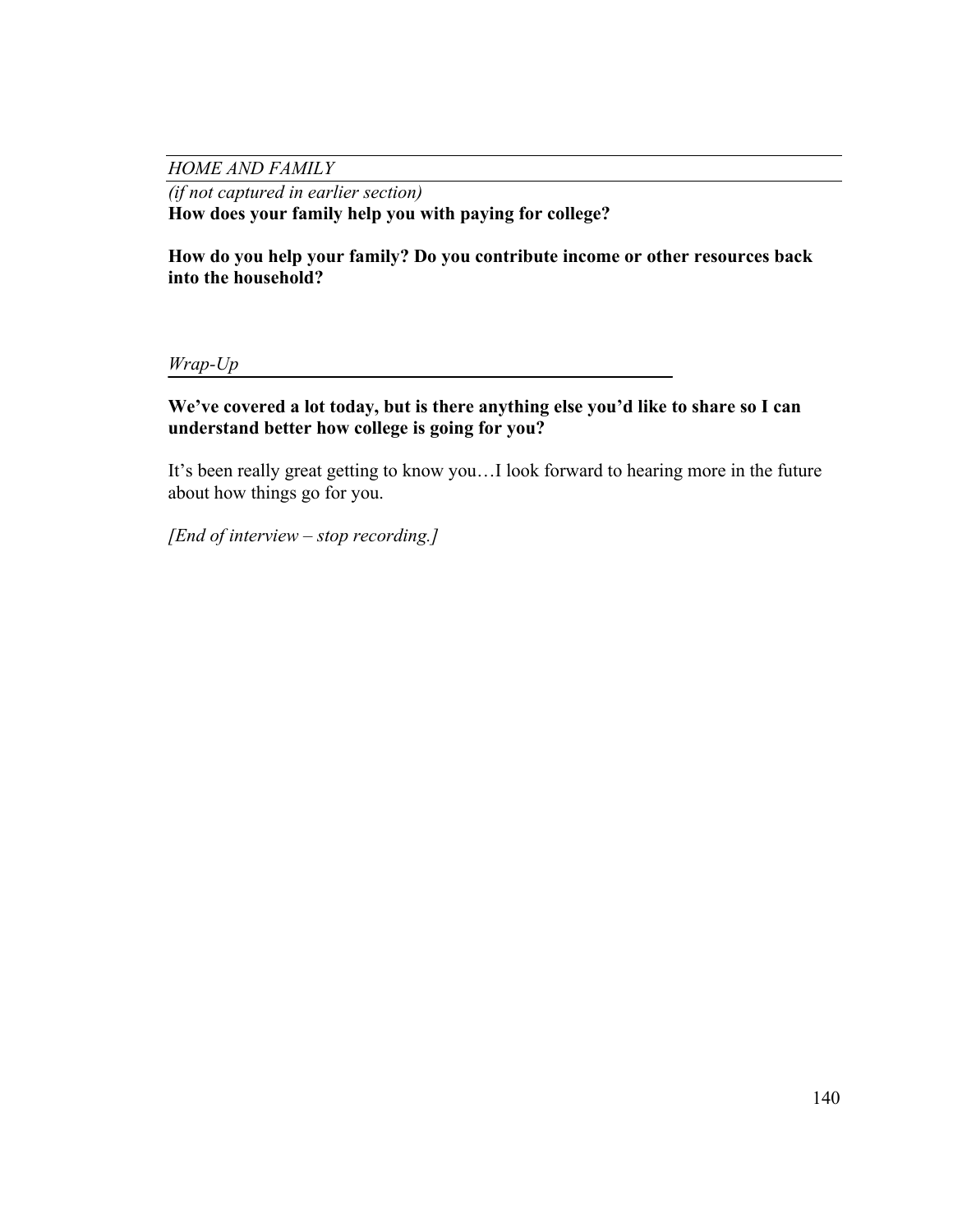*HOME AND FAMILY*

*(if not captured in earlier section)*

**How does your family help you with paying for college?**

**How do you help your family? Do you contribute income or other resources back into the household?**

*Wrap-Up*

**We've covered a lot today, but is there anything else you'd like to share so I can understand better how college is going for you?**

It's been really great getting to know you…I look forward to hearing more in the future about how things go for you.

*[End of interview – stop recording.]*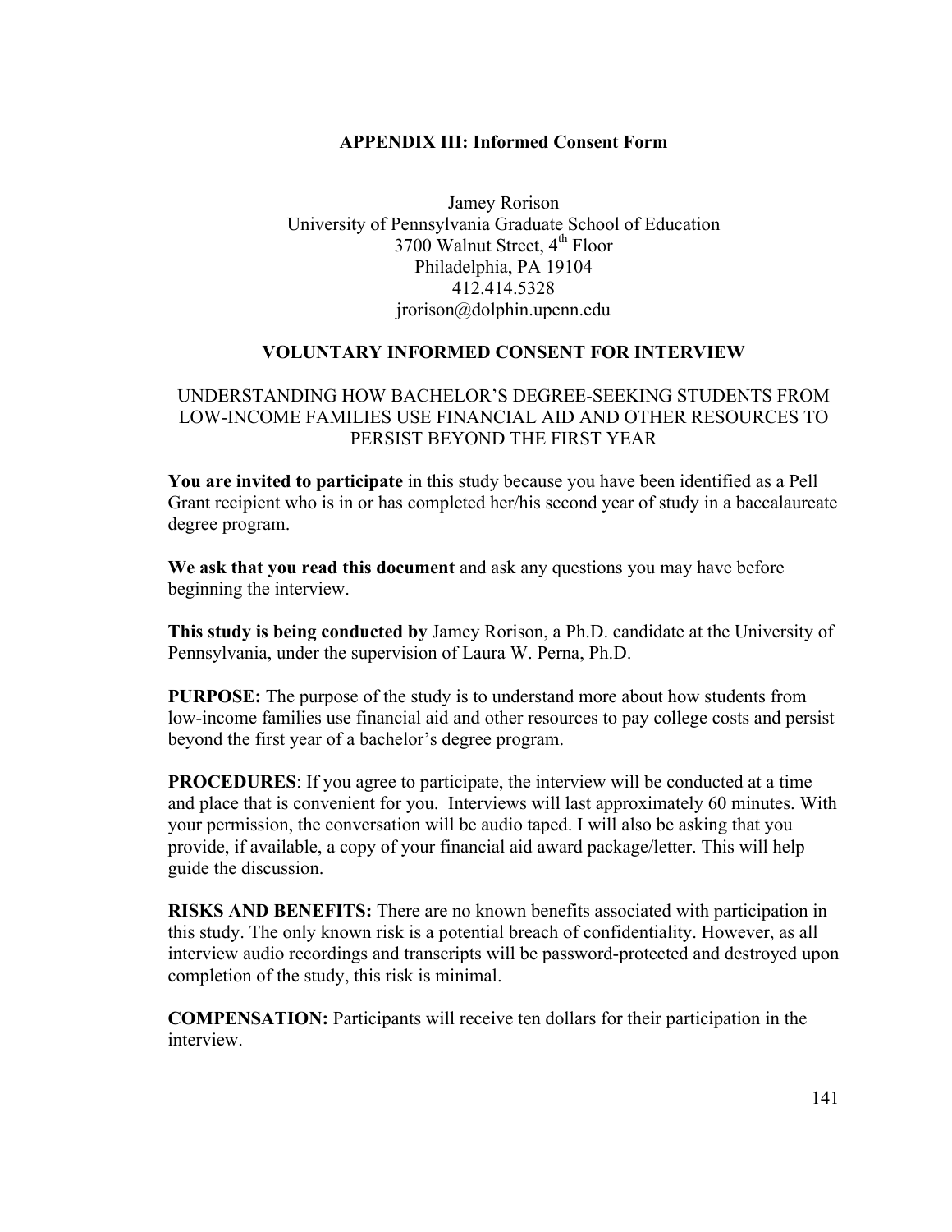## APPENDIX III: Informed Consent Form

Jamey Rorison
University of Pennsylvania Graduate School of Education
3700 Walnut Street, 4th Floor
Philadelphia, PA 19104
412.414.5328
jrorison@dolphin.upenn.edu

### VOLUNTARY INFORMED CONSENT FOR INTERVIEW

UNDERSTANDING HOW BACHELOR'S DEGREE-SEEKING STUDENTS FROM LOW-INCOME FAMILIES USE FINANCIAL AID AND OTHER RESOURCES TO PERSIST BEYOND THE FIRST YEAR

**You are invited to participate** in this study because you have been identified as a Pell Grant recipient who is in or has completed her/his second year of study in a baccalaureate degree program.

**We ask that you read this document** and ask any questions you may have before beginning the interview.

**This study is being conducted by** Jamey Rorison, a Ph.D. candidate at the University of Pennsylvania, under the supervision of Laura W. Perna, Ph.D.

**PURPOSE:** The purpose of the study is to understand more about how students from low-income families use financial aid and other resources to pay college costs and persist beyond the first year of a bachelor's degree program.

**PROCEDURES**: If you agree to participate, the interview will be conducted at a time and place that is convenient for you. Interviews will last approximately 60 minutes. With your permission, the conversation will be audio taped. I will also be asking that you provide, if available, a copy of your financial aid award package/letter. This will help guide the discussion.

**RISKS AND BENEFITS:** There are no known benefits associated with participation in this study. The only known risk is a potential breach of confidentiality. However, as all interview audio recordings and transcripts will be password-protected and destroyed upon completion of the study, this risk is minimal.

**COMPENSATION:** Participants will receive ten dollars for their participation in the interview.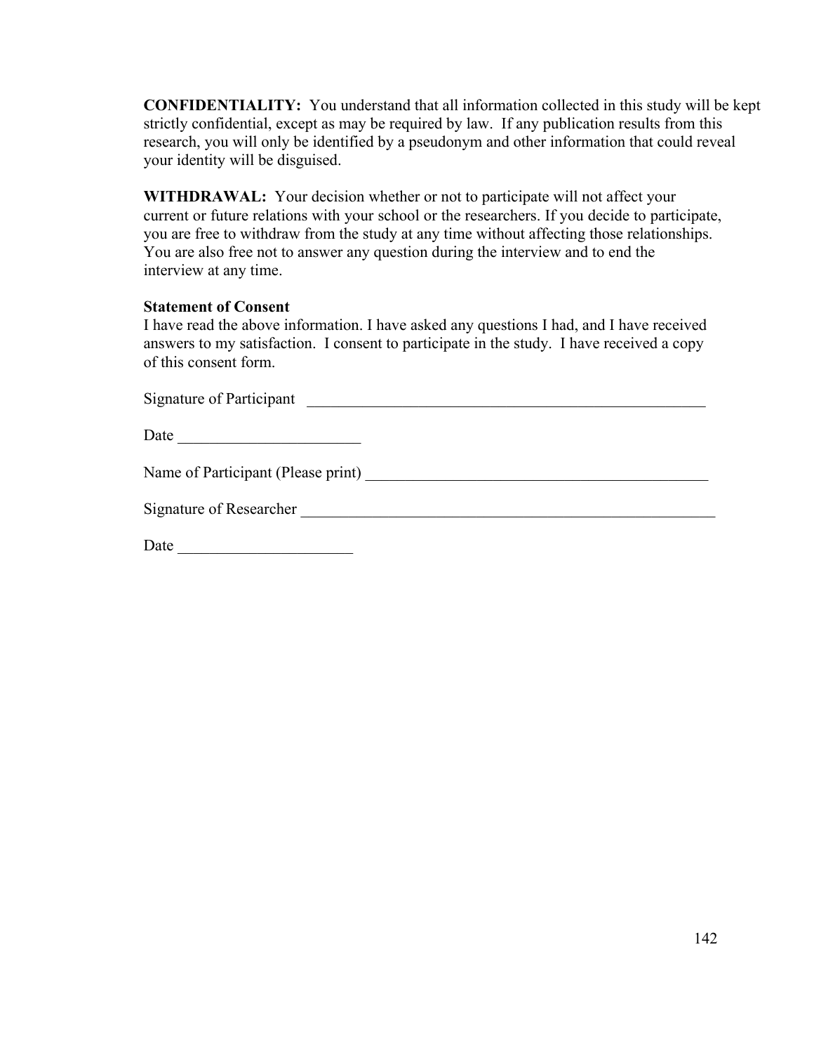**CONFIDENTIALITY:** You understand that all information collected in this study will be kept strictly confidential, except as may be required by law. If any publication results from this research, you will only be identified by a pseudonym and other information that could reveal your identity will be disguised.

**WITHDRAWAL:** Your decision whether or not to participate will not affect your current or future relations with your school or the researchers. If you decide to participate, you are free to withdraw from the study at any time without affecting those relationships. You are also free not to answer any question during the interview and to end the interview at any time.

**Statement of Consent**
I have read the above information. I have asked any questions I had, and I have received answers to my satisfaction. I consent to participate in the study. I have received a copy of this consent form.

Signature of Participant ____________________________________________________

Date ______________________

Name of Participant (Please print) ________________________________________

Signature of Researcher ____________________________________________________

Date ____________________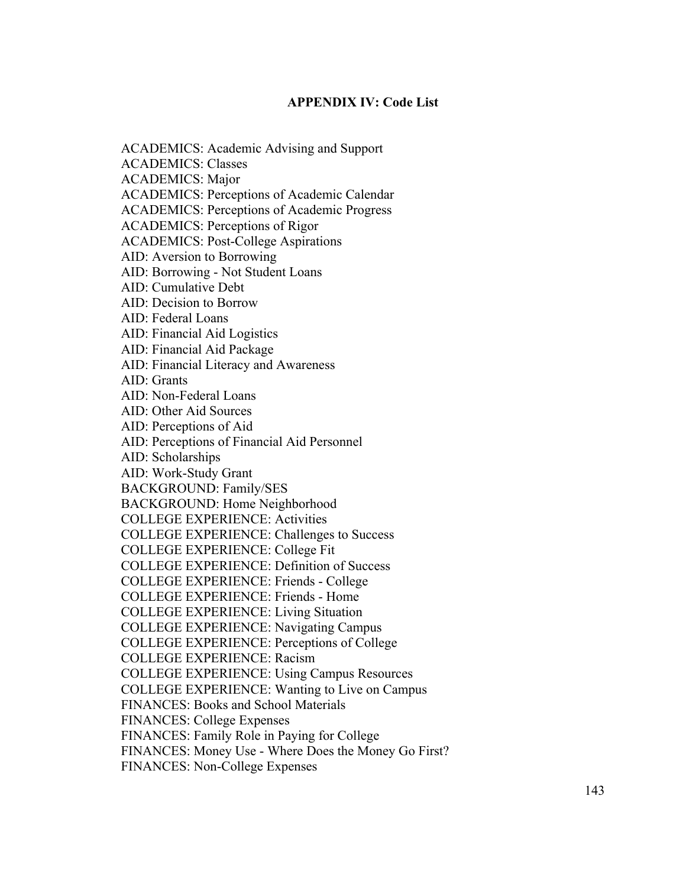## APPENDIX IV: Code List

ACADEMICS: Academic Advising and Support
ACADEMICS: Classes
ACADEMICS: Major
ACADEMICS: Perceptions of Academic Calendar
ACADEMICS: Perceptions of Academic Progress
ACADEMICS: Perceptions of Rigor
ACADEMICS: Post-College Aspirations
AID: Aversion to Borrowing
AID: Borrowing - Not Student Loans
AID: Cumulative Debt
AID: Decision to Borrow
AID: Federal Loans
AID: Financial Aid Logistics
AID: Financial Aid Package
AID: Financial Literacy and Awareness
AID: Grants
AID: Non-Federal Loans
AID: Other Aid Sources
AID: Perceptions of Aid
AID: Perceptions of Financial Aid Personnel
AID: Scholarships
AID: Work-Study Grant
BACKGROUND: Family/SES
BACKGROUND: Home Neighborhood
COLLEGE EXPERIENCE: Activities
COLLEGE EXPERIENCE: Challenges to Success
COLLEGE EXPERIENCE: College Fit
COLLEGE EXPERIENCE: Definition of Success
COLLEGE EXPERIENCE: Friends - College
COLLEGE EXPERIENCE: Friends - Home
COLLEGE EXPERIENCE: Living Situation
COLLEGE EXPERIENCE: Navigating Campus
COLLEGE EXPERIENCE: Perceptions of College
COLLEGE EXPERIENCE: Racism
COLLEGE EXPERIENCE: Using Campus Resources
COLLEGE EXPERIENCE: Wanting to Live on Campus
FINANCES: Books and School Materials
FINANCES: College Expenses
FINANCES: Family Role in Paying for College
FINANCES: Money Use - Where Does the Money Go First?
FINANCES: Non-College Expenses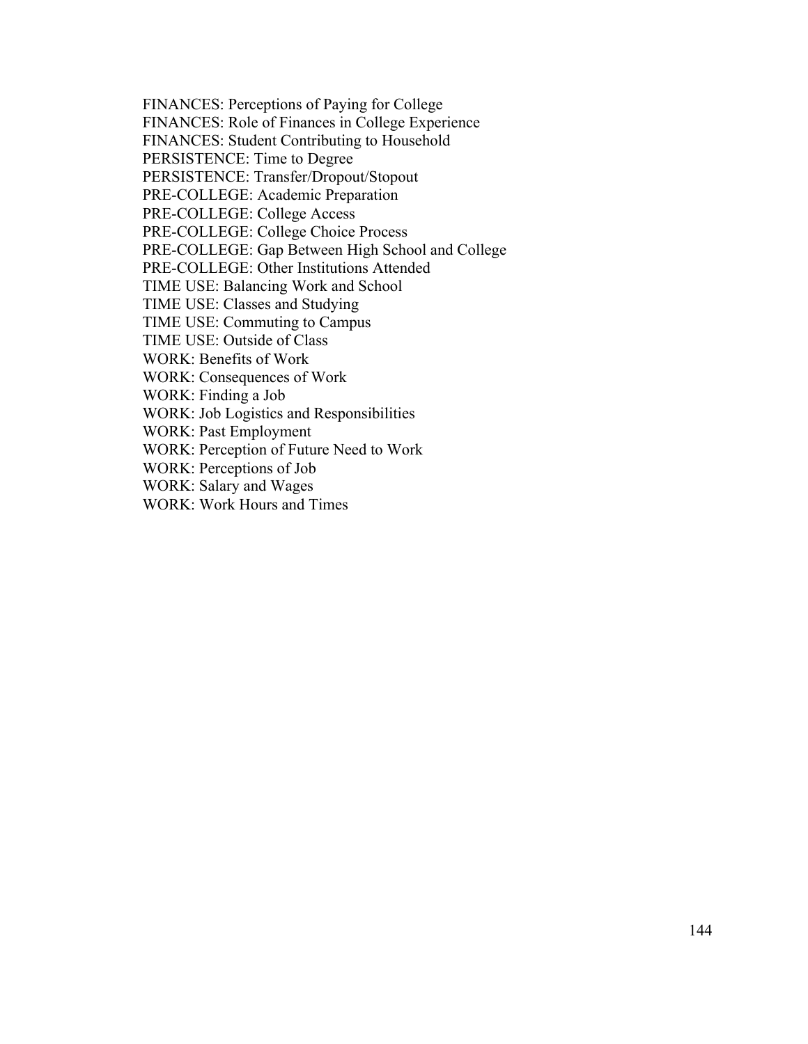FINANCES: Perceptions of Paying for College
FINANCES: Role of Finances in College Experience
FINANCES: Student Contributing to Household
PERSISTENCE: Time to Degree
PERSISTENCE: Transfer/Dropout/Stopout
PRE-COLLEGE: Academic Preparation
PRE-COLLEGE: College Access
PRE-COLLEGE: College Choice Process
PRE-COLLEGE: Gap Between High School and College
PRE-COLLEGE: Other Institutions Attended
TIME USE: Balancing Work and School
TIME USE: Classes and Studying
TIME USE: Commuting to Campus
TIME USE: Outside of Class
WORK: Benefits of Work
WORK: Consequences of Work
WORK: Finding a Job
WORK: Job Logistics and Responsibilities
WORK: Past Employment
WORK: Perception of Future Need to Work
WORK: Perceptions of Job
WORK: Salary and Wages
WORK: Work Hours and Times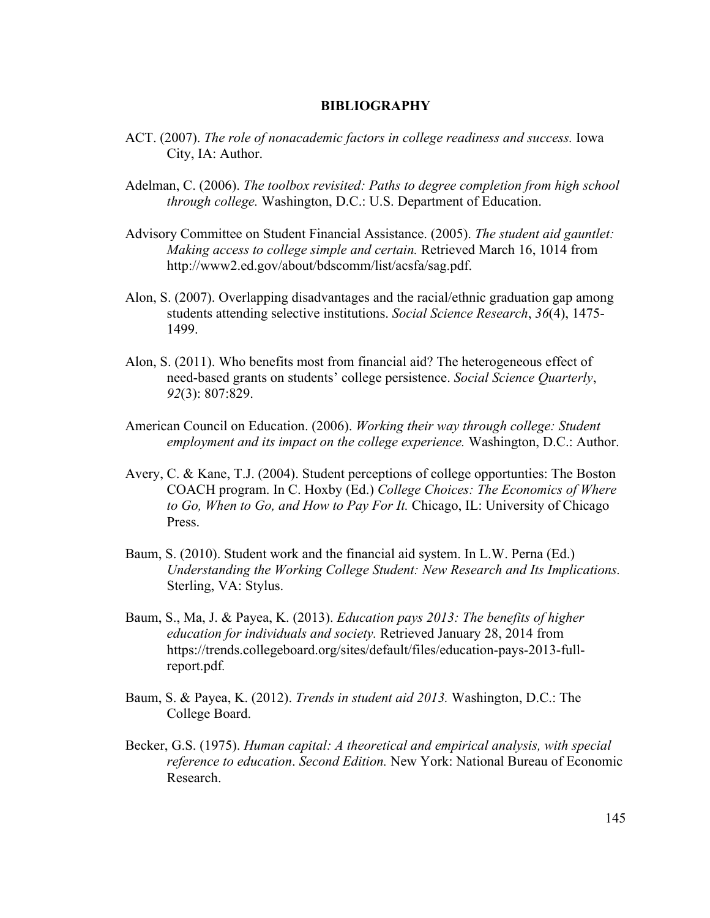# BIBLIOGRAPHY

ACT. (2007). *The role of nonacademic factors in college readiness and success.* Iowa City, IA: Author.

Adelman, C. (2006). *The toolbox revisited: Paths to degree completion from high school through college.* Washington, D.C.: U.S. Department of Education.

Advisory Committee on Student Financial Assistance. (2005). *The student aid gauntlet: Making access to college simple and certain.* Retrieved March 16, 1014 from http://www2.ed.gov/about/bdscomm/list/acsfa/sag.pdf.

Alon, S. (2007). Overlapping disadvantages and the racial/ethnic graduation gap among students attending selective institutions. *Social Science Research*, *36*(4), 1475-1499.

Alon, S. (2011). Who benefits most from financial aid? The heterogeneous effect of need-based grants on students' college persistence. *Social Science Quarterly*, *92*(3): 807:829.

American Council on Education. (2006). *Working their way through college: Student employment and its impact on the college experience.* Washington, D.C.: Author.

Avery, C. & Kane, T.J. (2004). Student perceptions of college opportunties: The Boston COACH program. In C. Hoxby (Ed.) *College Choices: The Economics of Where to Go, When to Go, and How to Pay For It.* Chicago, IL: University of Chicago Press.

Baum, S. (2010). Student work and the financial aid system. In L.W. Perna (Ed.) *Understanding the Working College Student: New Research and Its Implications.* Sterling, VA: Stylus.

Baum, S., Ma, J. & Payea, K. (2013). *Education pays 2013: The benefits of higher education for individuals and society.* Retrieved January 28, 2014 from https://trends.collegeboard.org/sites/default/files/education-pays-2013-full-report.pdf.

Baum, S. & Payea, K. (2012). *Trends in student aid 2013.* Washington, D.C.: The College Board.

Becker, G.S. (1975). *Human capital: A theoretical and empirical analysis, with special reference to education*. *Second Edition.* New York: National Bureau of Economic Research.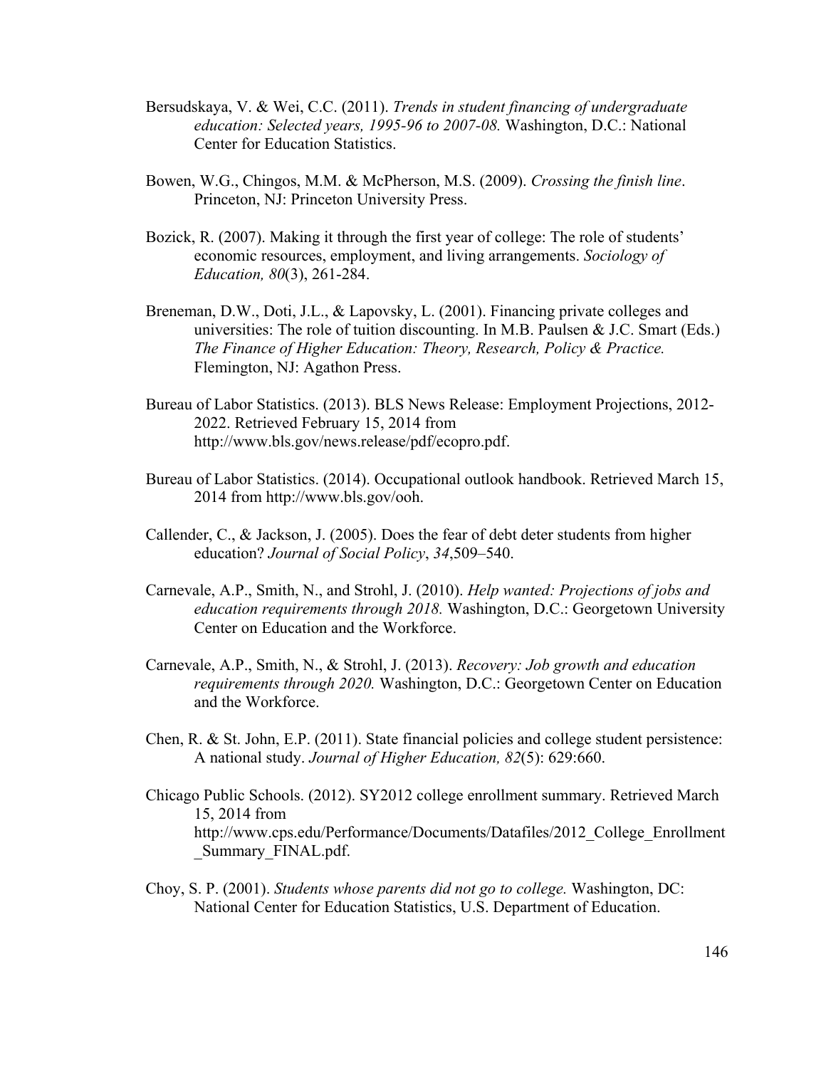Bersudskaya, V. & Wei, C.C. (2011). *Trends in student financing of undergraduate education: Selected years, 1995-96 to 2007-08.* Washington, D.C.: National Center for Education Statistics.

Bowen, W.G., Chingos, M.M. & McPherson, M.S. (2009). *Crossing the finish line*. Princeton, NJ: Princeton University Press.

Bozick, R. (2007). Making it through the first year of college: The role of students' economic resources, employment, and living arrangements. *Sociology of Education, 80*(3), 261-284.

Breneman, D.W., Doti, J.L., & Lapovsky, L. (2001). Financing private colleges and universities: The role of tuition discounting. In M.B. Paulsen & J.C. Smart (Eds.) *The Finance of Higher Education: Theory, Research, Policy & Practice.* Flemington, NJ: Agathon Press.

Bureau of Labor Statistics. (2013). BLS News Release: Employment Projections, 2012-2022. Retrieved February 15, 2014 from http://www.bls.gov/news.release/pdf/ecopro.pdf.

Bureau of Labor Statistics. (2014). Occupational outlook handbook. Retrieved March 15, 2014 from http://www.bls.gov/ooh.

Callender, C., & Jackson, J. (2005). Does the fear of debt deter students from higher education? *Journal of Social Policy*, *34*,509–540.

Carnevale, A.P., Smith, N., and Strohl, J. (2010). *Help wanted: Projections of jobs and education requirements through 2018.* Washington, D.C.: Georgetown University Center on Education and the Workforce.

Carnevale, A.P., Smith, N., & Strohl, J. (2013). *Recovery: Job growth and education requirements through 2020.* Washington, D.C.: Georgetown Center on Education and the Workforce.

Chen, R. & St. John, E.P. (2011). State financial policies and college student persistence: A national study. *Journal of Higher Education, 82*(5): 629:660.

Chicago Public Schools. (2012). SY2012 college enrollment summary. Retrieved March 15, 2014 from http://www.cps.edu/Performance/Documents/Datafiles/2012_College_Enrollment_Summary_FINAL.pdf.

Choy, S. P. (2001). *Students whose parents did not go to college.* Washington, DC: National Center for Education Statistics, U.S. Department of Education.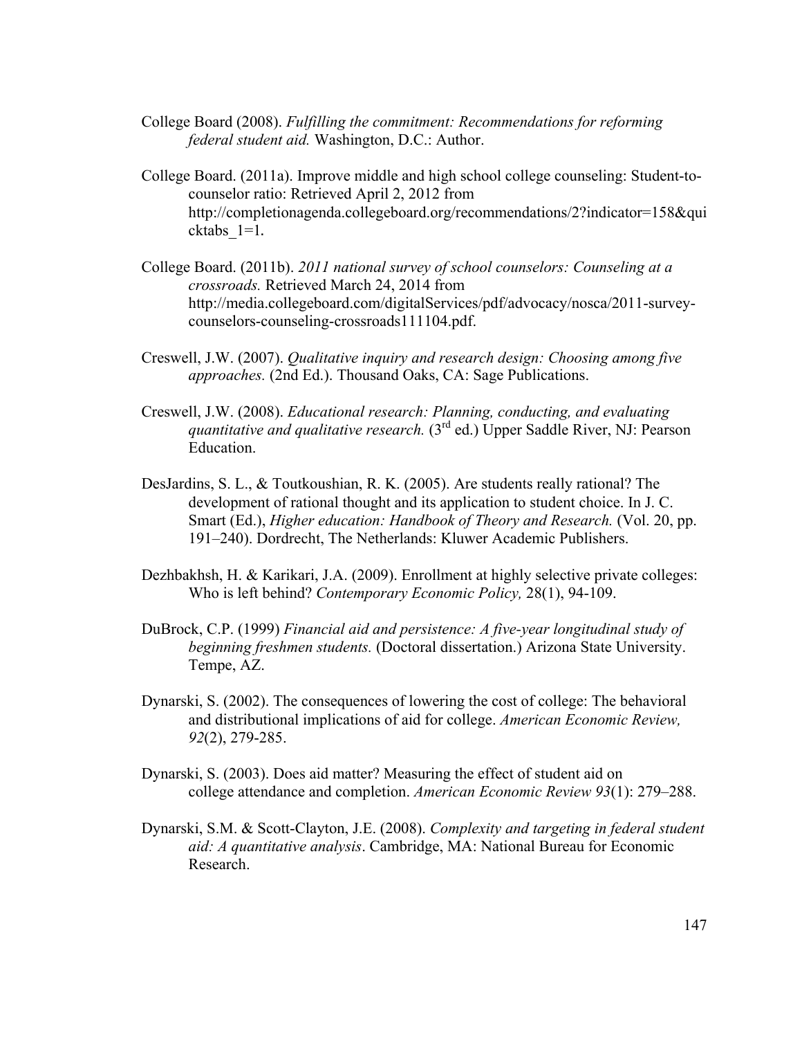College Board (2008). *Fulfilling the commitment: Recommendations for reforming federal student aid.* Washington, D.C.: Author.

College Board. (2011a). Improve middle and high school college counseling: Student-to-counselor ratio: Retrieved April 2, 2012 from http://completionagenda.collegeboard.org/recommendations/2?indicator=158&quicktabs_1=1.

College Board. (2011b). *2011 national survey of school counselors: Counseling at a crossroads.* Retrieved March 24, 2014 from http://media.collegeboard.com/digitalServices/pdf/advocacy/nosca/2011-survey-counselors-counseling-crossroads111104.pdf.

Creswell, J.W. (2007). *Qualitative inquiry and research design: Choosing among five approaches.* (2nd Ed.). Thousand Oaks, CA: Sage Publications.

Creswell, J.W. (2008). *Educational research: Planning, conducting, and evaluating quantitative and qualitative research.* (3rd ed.) Upper Saddle River, NJ: Pearson Education.

DesJardins, S. L., & Toutkoushian, R. K. (2005). Are students really rational? The development of rational thought and its application to student choice. In J. C. Smart (Ed.), *Higher education: Handbook of Theory and Research.* (Vol. 20, pp. 191–240). Dordrecht, The Netherlands: Kluwer Academic Publishers.

Dezhbakhsh, H. & Karikari, J.A. (2009). Enrollment at highly selective private colleges: Who is left behind? *Contemporary Economic Policy,* 28(1), 94-109.

DuBrock, C.P. (1999) *Financial aid and persistence: A five-year longitudinal study of beginning freshmen students.* (Doctoral dissertation.) Arizona State University. Tempe, AZ.

Dynarski, S. (2002). The consequences of lowering the cost of college: The behavioral and distributional implications of aid for college. *American Economic Review, 92*(2), 279-285.

Dynarski, S. (2003). Does aid matter? Measuring the effect of student aid on college attendance and completion. *American Economic Review 93*(1): 279–288.

Dynarski, S.M. & Scott-Clayton, J.E. (2008). *Complexity and targeting in federal student aid: A quantitative analysis*. Cambridge, MA: National Bureau for Economic Research.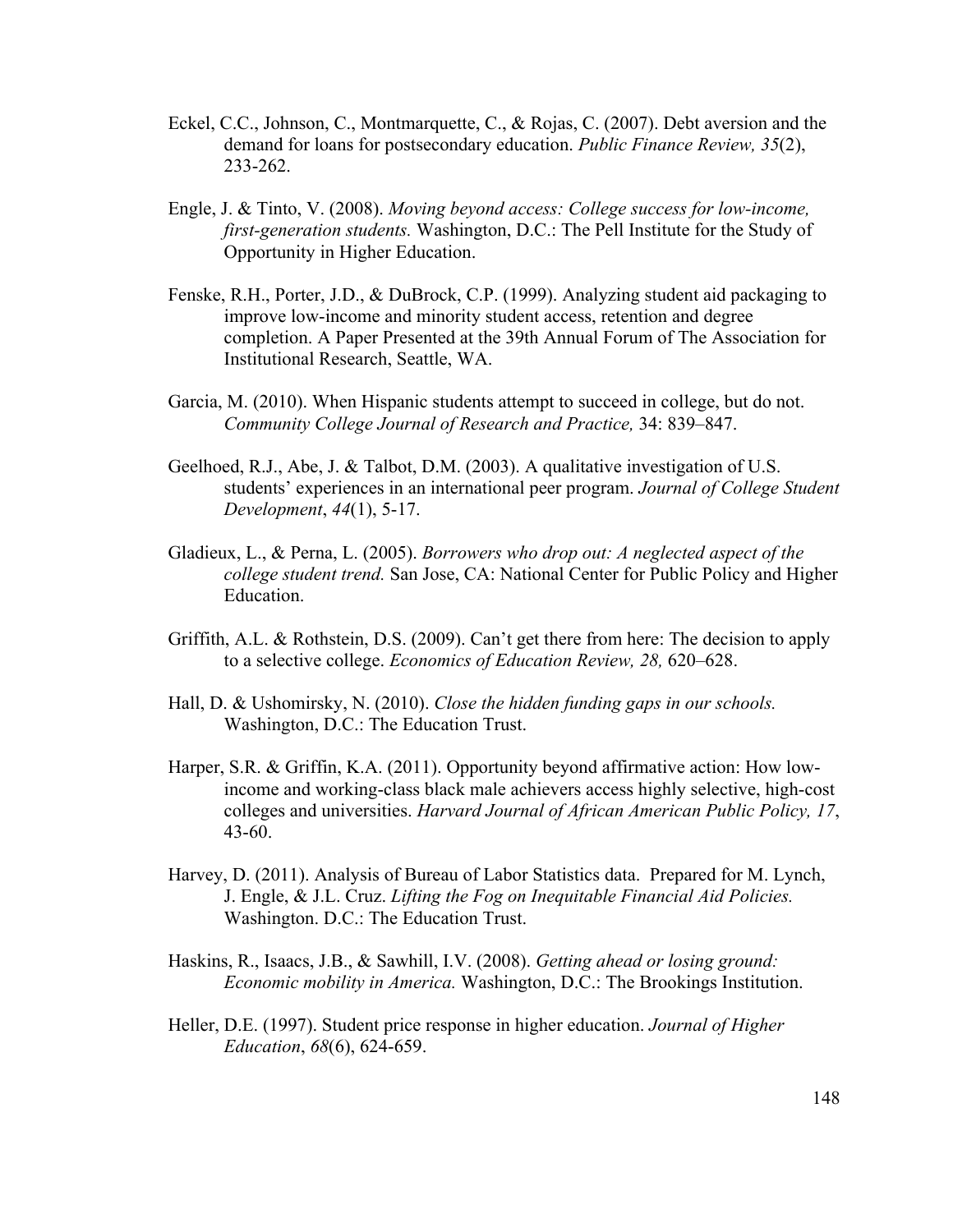Eckel, C.C., Johnson, C., Montmarquette, C., & Rojas, C. (2007). Debt aversion and the demand for loans for postsecondary education. *Public Finance Review, 35*(2), 233-262.

Engle, J. & Tinto, V. (2008). *Moving beyond access: College success for low-income, first-generation students.* Washington, D.C.: The Pell Institute for the Study of Opportunity in Higher Education.

Fenske, R.H., Porter, J.D., & DuBrock, C.P. (1999). Analyzing student aid packaging to improve low-income and minority student access, retention and degree completion. A Paper Presented at the 39th Annual Forum of The Association for Institutional Research, Seattle, WA.

Garcia, M. (2010). When Hispanic students attempt to succeed in college, but do not. *Community College Journal of Research and Practice,* 34: 839–847.

Geelhoed, R.J., Abe, J. & Talbot, D.M. (2003). A qualitative investigation of U.S. students' experiences in an international peer program. *Journal of College Student Development*, *44*(1), 5-17.

Gladieux, L., & Perna, L. (2005). *Borrowers who drop out: A neglected aspect of the college student trend.* San Jose, CA: National Center for Public Policy and Higher Education.

Griffith, A.L. & Rothstein, D.S. (2009). Can't get there from here: The decision to apply to a selective college. *Economics of Education Review, 28,* 620–628.

Hall, D. & Ushomirsky, N. (2010). *Close the hidden funding gaps in our schools.* Washington, D.C.: The Education Trust.

Harper, S.R. & Griffin, K.A. (2011). Opportunity beyond affirmative action: How low-income and working-class black male achievers access highly selective, high-cost colleges and universities. *Harvard Journal of African American Public Policy, 17*, 43-60.

Harvey, D. (2011). Analysis of Bureau of Labor Statistics data. Prepared for M. Lynch, J. Engle, & J.L. Cruz. *Lifting the Fog on Inequitable Financial Aid Policies.* Washington. D.C.: The Education Trust.

Haskins, R., Isaacs, J.B., & Sawhill, I.V. (2008). *Getting ahead or losing ground: Economic mobility in America.* Washington, D.C.: The Brookings Institution.

Heller, D.E. (1997). Student price response in higher education. *Journal of Higher Education*, *68*(6), 624-659.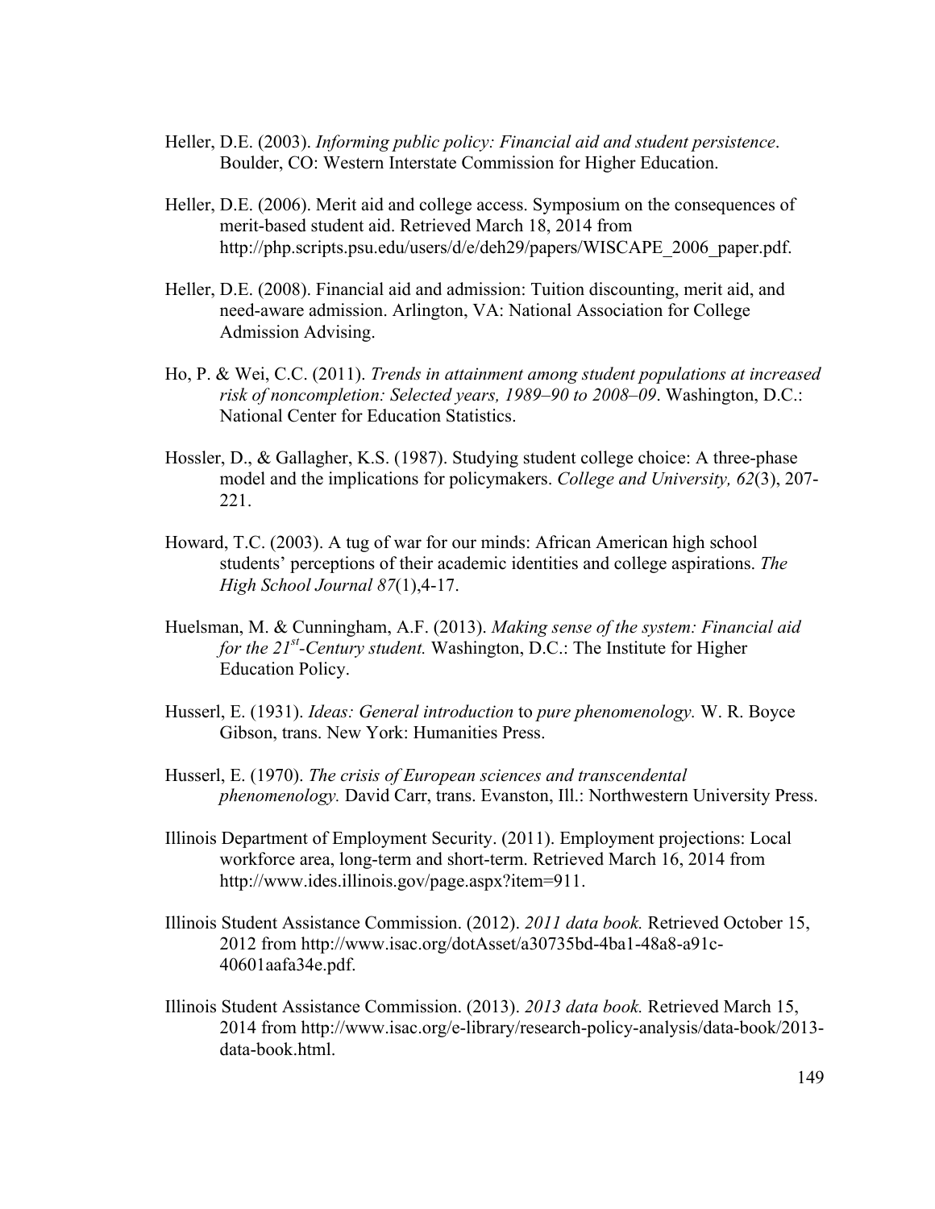Heller, D.E. (2003). *Informing public policy: Financial aid and student persistence*. Boulder, CO: Western Interstate Commission for Higher Education.

Heller, D.E. (2006). Merit aid and college access. Symposium on the consequences of merit-based student aid. Retrieved March 18, 2014 from http://php.scripts.psu.edu/users/d/e/deh29/papers/WISCAPE_2006_paper.pdf.

Heller, D.E. (2008). Financial aid and admission: Tuition discounting, merit aid, and need-aware admission. Arlington, VA: National Association for College Admission Advising.

Ho, P. & Wei, C.C. (2011). *Trends in attainment among student populations at increased risk of noncompletion: Selected years, 1989–90 to 2008–09*. Washington, D.C.: National Center for Education Statistics.

Hossler, D., & Gallagher, K.S. (1987). Studying student college choice: A three-phase model and the implications for policymakers. *College and University, 62*(3), 207-221.

Howard, T.C. (2003). A tug of war for our minds: African American high school students' perceptions of their academic identities and college aspirations. *The High School Journal 87*(1),4-17.

Huelsman, M. & Cunningham, A.F. (2013). *Making sense of the system: Financial aid for the 21st-Century student.* Washington, D.C.: The Institute for Higher Education Policy.

Husserl, E. (1931). *Ideas: General introduction* to *pure phenomenology.* W. R. Boyce Gibson, trans. New York: Humanities Press.

Husserl, E. (1970). *The crisis of European sciences and transcendental phenomenology.* David Carr, trans. Evanston, Ill.: Northwestern University Press.

Illinois Department of Employment Security. (2011). Employment projections: Local workforce area, long-term and short-term. Retrieved March 16, 2014 from http://www.ides.illinois.gov/page.aspx?item=911.

Illinois Student Assistance Commission. (2012). *2011 data book.* Retrieved October 15, 2012 from http://www.isac.org/dotAsset/a30735bd-4ba1-48a8-a91c-40601aafa34e.pdf.

Illinois Student Assistance Commission. (2013). *2013 data book.* Retrieved March 15, 2014 from http://www.isac.org/e-library/research-policy-analysis/data-book/2013-data-book.html.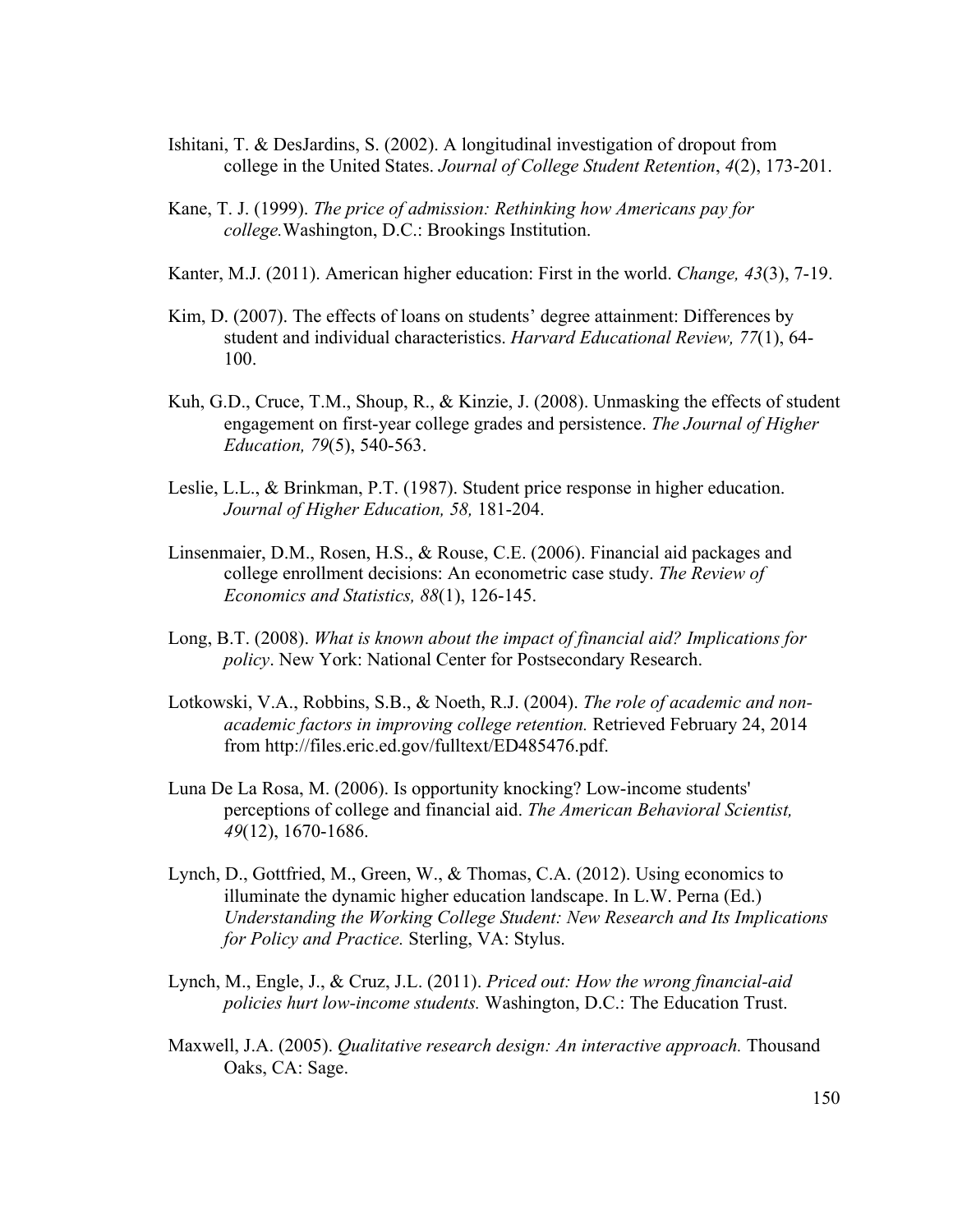Ishitani, T. & DesJardins, S. (2002). A longitudinal investigation of dropout from college in the United States. *Journal of College Student Retention*, *4*(2), 173-201.

Kane, T. J. (1999). *The price of admission: Rethinking how Americans pay for college.*Washington, D.C.: Brookings Institution.

Kanter, M.J. (2011). American higher education: First in the world. *Change, 43*(3), 7-19.

Kim, D. (2007). The effects of loans on students' degree attainment: Differences by student and individual characteristics. *Harvard Educational Review, 77*(1), 64-100.

Kuh, G.D., Cruce, T.M., Shoup, R., & Kinzie, J. (2008). Unmasking the effects of student engagement on first-year college grades and persistence. *The Journal of Higher Education, 79*(5), 540-563.

Leslie, L.L., & Brinkman, P.T. (1987). Student price response in higher education. *Journal of Higher Education, 58,* 181-204.

Linsenmaier, D.M., Rosen, H.S., & Rouse, C.E. (2006). Financial aid packages and college enrollment decisions: An econometric case study. *The Review of Economics and Statistics, 88*(1), 126-145.

Long, B.T. (2008). *What is known about the impact of financial aid? Implications for policy*. New York: National Center for Postsecondary Research.

Lotkowski, V.A., Robbins, S.B., & Noeth, R.J. (2004). *The role of academic and non-academic factors in improving college retention.* Retrieved February 24, 2014 from http://files.eric.ed.gov/fulltext/ED485476.pdf.

Luna De La Rosa, M. (2006). Is opportunity knocking? Low-income students' perceptions of college and financial aid. *The American Behavioral Scientist, 49*(12), 1670-1686.

Lynch, D., Gottfried, M., Green, W., & Thomas, C.A. (2012). Using economics to illuminate the dynamic higher education landscape. In L.W. Perna (Ed.) *Understanding the Working College Student: New Research and Its Implications for Policy and Practice.* Sterling, VA: Stylus.

Lynch, M., Engle, J., & Cruz, J.L. (2011). *Priced out: How the wrong financial-aid policies hurt low-income students.* Washington, D.C.: The Education Trust.

Maxwell, J.A. (2005). *Qualitative research design: An interactive approach.* Thousand Oaks, CA: Sage.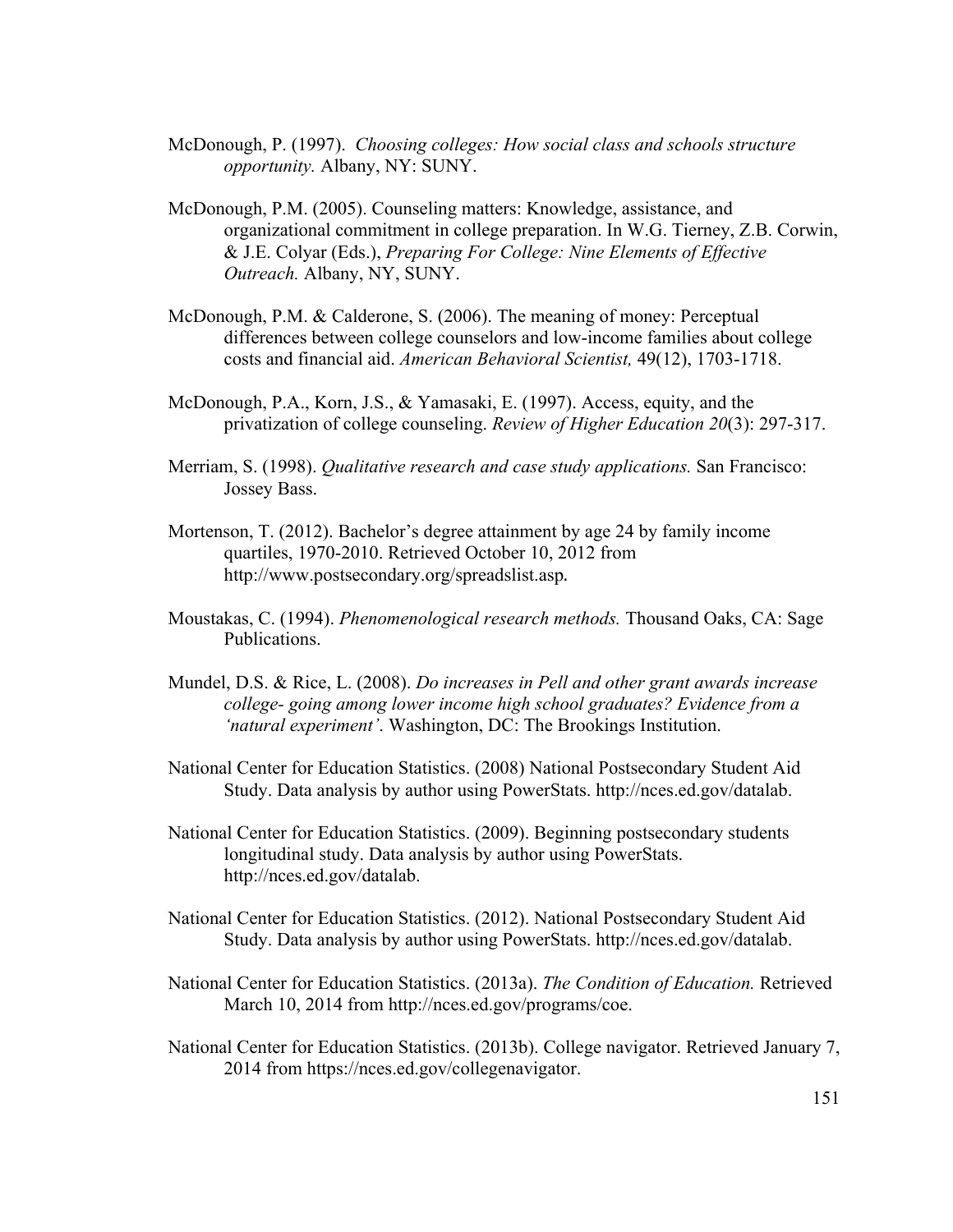McDonough, P. (1997). *Choosing colleges: How social class and schools structure opportunity.* Albany, NY: SUNY.

McDonough, P.M. (2005). Counseling matters: Knowledge, assistance, and organizational commitment in college preparation. In W.G. Tierney, Z.B. Corwin, & J.E. Colyar (Eds.), *Preparing For College: Nine Elements of Effective Outreach.* Albany, NY, SUNY.

McDonough, P.M. & Calderone, S. (2006). The meaning of money: Perceptual differences between college counselors and low-income families about college costs and financial aid. *American Behavioral Scientist,* 49(12), 1703-1718.

McDonough, P.A., Korn, J.S., & Yamasaki, E. (1997). Access, equity, and the privatization of college counseling. *Review of Higher Education 20*(3): 297-317.

Merriam, S. (1998). *Qualitative research and case study applications.* San Francisco: Jossey Bass.

Mortenson, T. (2012). Bachelor's degree attainment by age 24 by family income quartiles, 1970-2010. Retrieved October 10, 2012 from http://www.postsecondary.org/spreadslist.asp.

Moustakas, C. (1994). *Phenomenological research methods.* Thousand Oaks, CA: Sage Publications.

Mundel, D.S. & Rice, L. (2008). *Do increases in Pell and other grant awards increase college- going among lower income high school graduates? Evidence from a 'natural experiment'.* Washington, DC: The Brookings Institution.

National Center for Education Statistics. (2008) National Postsecondary Student Aid Study. Data analysis by author using PowerStats. http://nces.ed.gov/datalab.

National Center for Education Statistics. (2009). Beginning postsecondary students longitudinal study. Data analysis by author using PowerStats. http://nces.ed.gov/datalab.

National Center for Education Statistics. (2012). National Postsecondary Student Aid Study. Data analysis by author using PowerStats. http://nces.ed.gov/datalab.

National Center for Education Statistics. (2013a). *The Condition of Education.* Retrieved March 10, 2014 from http://nces.ed.gov/programs/coe.

National Center for Education Statistics. (2013b). College navigator. Retrieved January 7, 2014 from https://nces.ed.gov/collegenavigator.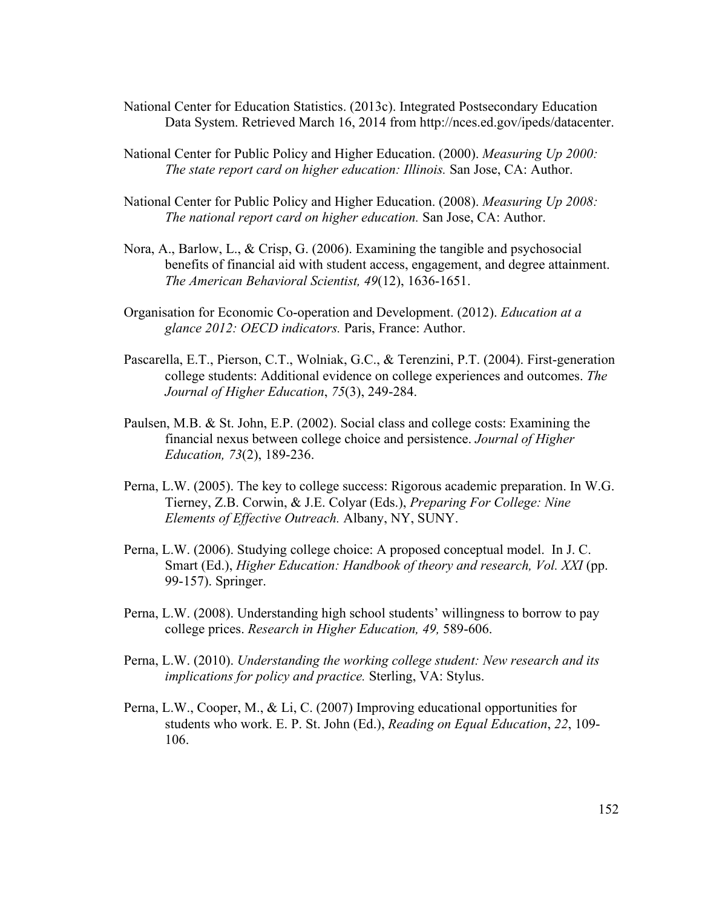National Center for Education Statistics. (2013c). Integrated Postsecondary Education Data System. Retrieved March 16, 2014 from http://nces.ed.gov/ipeds/datacenter.

National Center for Public Policy and Higher Education. (2000). *Measuring Up 2000: The state report card on higher education: Illinois.* San Jose, CA: Author.

National Center for Public Policy and Higher Education. (2008). *Measuring Up 2008: The national report card on higher education.* San Jose, CA: Author.

Nora, A., Barlow, L., & Crisp, G. (2006). Examining the tangible and psychosocial benefits of financial aid with student access, engagement, and degree attainment. *The American Behavioral Scientist, 49*(12), 1636-1651.

Organisation for Economic Co-operation and Development. (2012). *Education at a glance 2012: OECD indicators.* Paris, France: Author.

Pascarella, E.T., Pierson, C.T., Wolniak, G.C., & Terenzini, P.T. (2004). First-generation college students: Additional evidence on college experiences and outcomes. *The Journal of Higher Education*, *75*(3), 249-284.

Paulsen, M.B. & St. John, E.P. (2002). Social class and college costs: Examining the financial nexus between college choice and persistence. *Journal of Higher Education, 73*(2), 189-236.

Perna, L.W. (2005). The key to college success: Rigorous academic preparation. In W.G. Tierney, Z.B. Corwin, & J.E. Colyar (Eds.), *Preparing For College: Nine Elements of Effective Outreach.* Albany, NY, SUNY.

Perna, L.W. (2006). Studying college choice: A proposed conceptual model. In J. C. Smart (Ed.), *Higher Education: Handbook of theory and research, Vol. XXI* (pp. 99-157). Springer.

Perna, L.W. (2008). Understanding high school students' willingness to borrow to pay college prices. *Research in Higher Education, 49,* 589-606.

Perna, L.W. (2010). *Understanding the working college student: New research and its implications for policy and practice.* Sterling, VA: Stylus.

Perna, L.W., Cooper, M., & Li, C. (2007) Improving educational opportunities for students who work. E. P. St. John (Ed.), *Reading on Equal Education*, *22*, 109-106.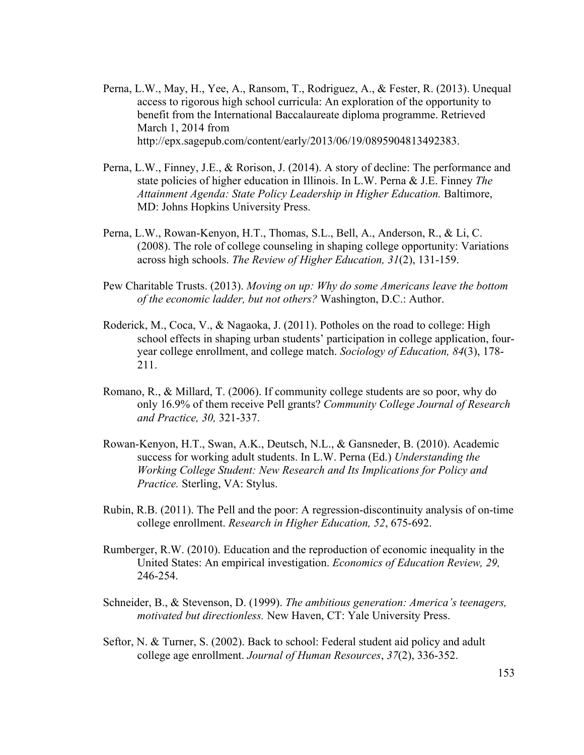Perna, L.W., May, H., Yee, A., Ransom, T., Rodriguez, A., & Fester, R. (2013). Unequal access to rigorous high school curricula: An exploration of the opportunity to benefit from the International Baccalaureate diploma programme. Retrieved March 1, 2014 from http://epx.sagepub.com/content/early/2013/06/19/0895904813492383.

Perna, L.W., Finney, J.E., & Rorison, J. (2014). A story of decline: The performance and state policies of higher education in Illinois. In L.W. Perna & J.E. Finney *The Attainment Agenda: State Policy Leadership in Higher Education.* Baltimore, MD: Johns Hopkins University Press.

Perna, L.W., Rowan-Kenyon, H.T., Thomas, S.L., Bell, A., Anderson, R., & Li, C. (2008). The role of college counseling in shaping college opportunity: Variations across high schools. *The Review of Higher Education, 31*(2), 131-159.

Pew Charitable Trusts. (2013). *Moving on up: Why do some Americans leave the bottom of the economic ladder, but not others?* Washington, D.C.: Author.

Roderick, M., Coca, V., & Nagaoka, J. (2011). Potholes on the road to college: High school effects in shaping urban students' participation in college application, four-year college enrollment, and college match. *Sociology of Education, 84*(3), 178-211.

Romano, R., & Millard, T. (2006). If community college students are so poor, why do only 16.9% of them receive Pell grants? *Community College Journal of Research and Practice, 30,* 321-337.

Rowan-Kenyon, H.T., Swan, A.K., Deutsch, N.L., & Gansneder, B. (2010). Academic success for working adult students. In L.W. Perna (Ed.) *Understanding the Working College Student: New Research and Its Implications for Policy and Practice.* Sterling, VA: Stylus.

Rubin, R.B. (2011). The Pell and the poor: A regression-discontinuity analysis of on-time college enrollment. *Research in Higher Education, 52*, 675-692.

Rumberger, R.W. (2010). Education and the reproduction of economic inequality in the United States: An empirical investigation. *Economics of Education Review, 29,* 246-254.

Schneider, B., & Stevenson, D. (1999). *The ambitious generation: America's teenagers, motivated but directionless.* New Haven, CT: Yale University Press.

Seftor, N. & Turner, S. (2002). Back to school: Federal student aid policy and adult college age enrollment. *Journal of Human Resources*, *37*(2), 336-352.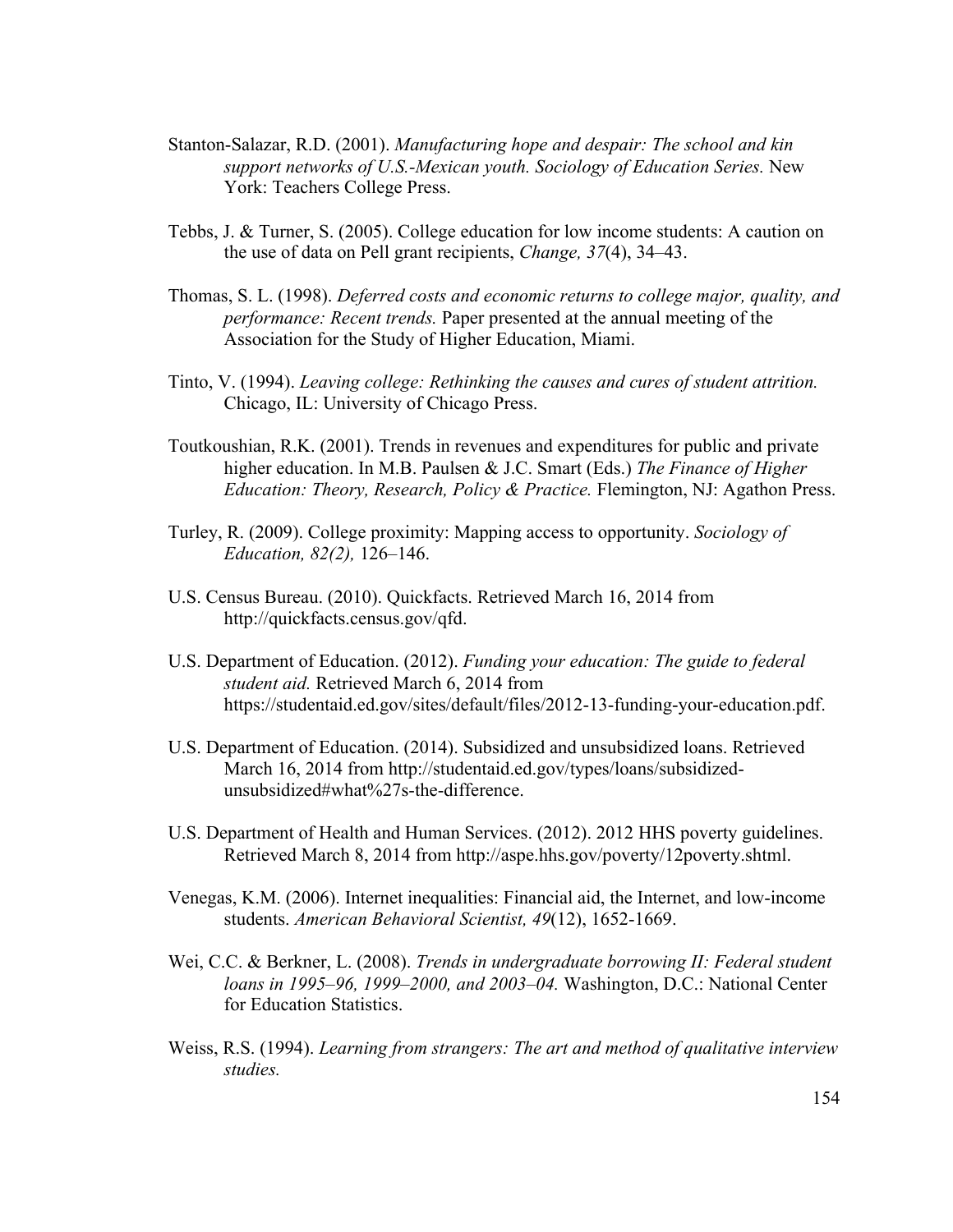Stanton-Salazar, R.D. (2001). *Manufacturing hope and despair: The school and kin support networks of U.S.-Mexican youth. Sociology of Education Series.* New York: Teachers College Press.

Tebbs, J. & Turner, S. (2005). College education for low income students: A caution on the use of data on Pell grant recipients, *Change, 37*(4), 34–43.

Thomas, S. L. (1998). *Deferred costs and economic returns to college major, quality, and performance: Recent trends.* Paper presented at the annual meeting of the Association for the Study of Higher Education, Miami.

Tinto, V. (1994). *Leaving college: Rethinking the causes and cures of student attrition.* Chicago, IL: University of Chicago Press.

Toutkoushian, R.K. (2001). Trends in revenues and expenditures for public and private higher education. In M.B. Paulsen & J.C. Smart (Eds.) *The Finance of Higher Education: Theory, Research, Policy & Practice.* Flemington, NJ: Agathon Press.

Turley, R. (2009). College proximity: Mapping access to opportunity. *Sociology of Education, 82(2),* 126–146.

U.S. Census Bureau. (2010). Quickfacts. Retrieved March 16, 2014 from http://quickfacts.census.gov/qfd.

U.S. Department of Education. (2012). *Funding your education: The guide to federal student aid.* Retrieved March 6, 2014 from https://studentaid.ed.gov/sites/default/files/2012-13-funding-your-education.pdf.

U.S. Department of Education. (2014). Subsidized and unsubsidized loans. Retrieved March 16, 2014 from http://studentaid.ed.gov/types/loans/subsidized-unsubsidized#what%27s-the-difference.

U.S. Department of Health and Human Services. (2012). 2012 HHS poverty guidelines. Retrieved March 8, 2014 from http://aspe.hhs.gov/poverty/12poverty.shtml.

Venegas, K.M. (2006). Internet inequalities: Financial aid, the Internet, and low-income students. *American Behavioral Scientist, 49*(12), 1652-1669.

Wei, C.C. & Berkner, L. (2008). *Trends in undergraduate borrowing II: Federal student loans in 1995–96, 1999–2000, and 2003–04.* Washington, D.C.: National Center for Education Statistics.

Weiss, R.S. (1994). *Learning from strangers: The art and method of qualitative interview studies.*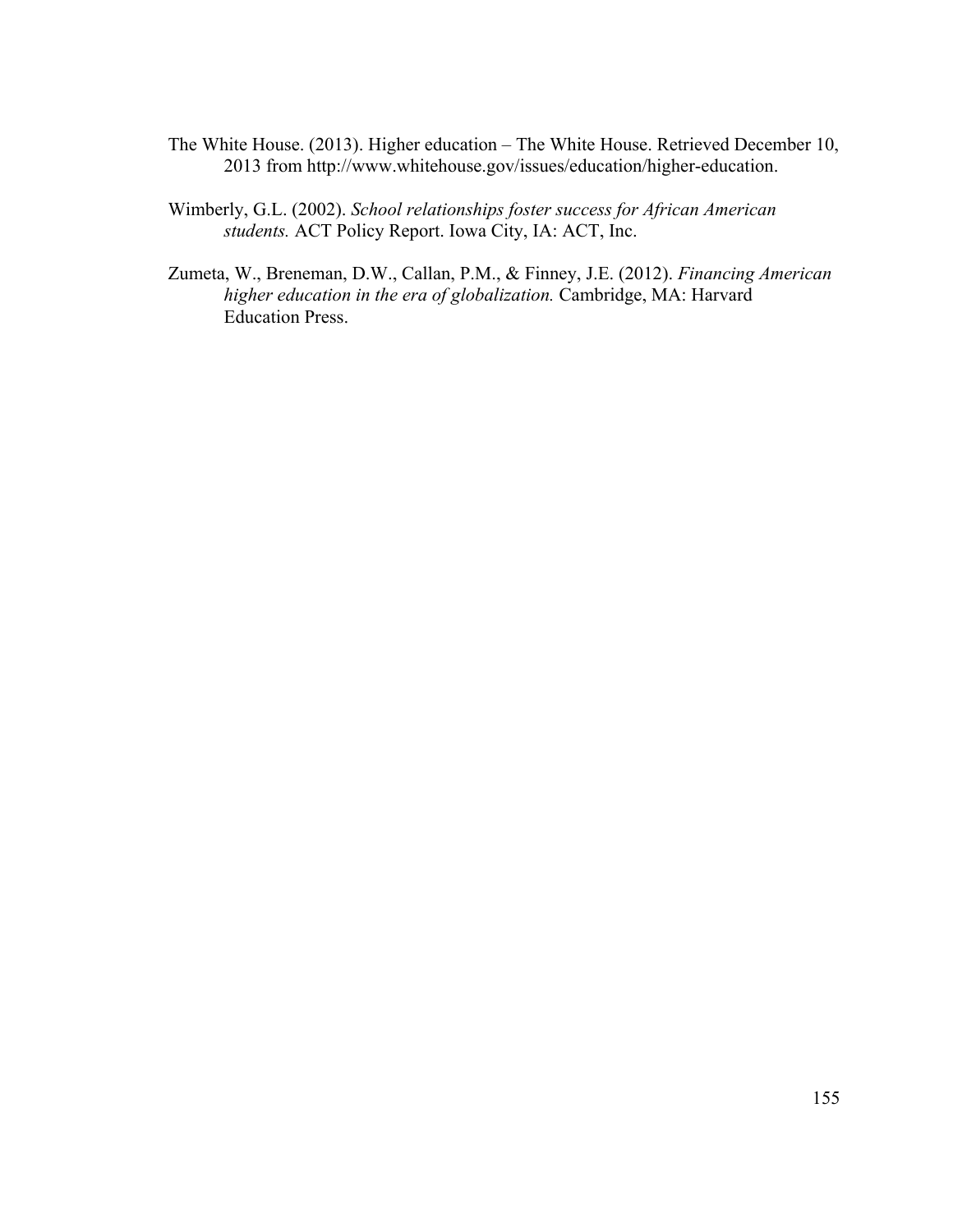The White House. (2013). Higher education – The White House. Retrieved December 10, 2013 from http://www.whitehouse.gov/issues/education/higher-education.

Wimberly, G.L. (2002). *School relationships foster success for African American students.* ACT Policy Report. Iowa City, IA: ACT, Inc.

Zumeta, W., Breneman, D.W., Callan, P.M., & Finney, J.E. (2012). *Financing American higher education in the era of globalization.* Cambridge, MA: Harvard Education Press.